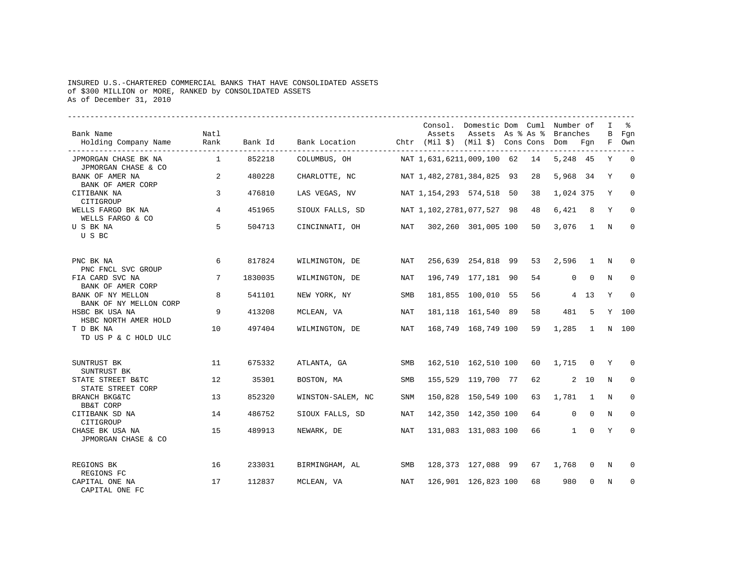INSURED U.S.-CHARTERED COMMERCIAL BANKS THAT HAVE CONSOLIDATED ASSETS
of $300 MILLION or MORE, RANKED by CONSOLIDATED ASSETS
As of December 31, 2010

| Bank Name / Holding Company Name | Natl Rank | Bank Id | Bank Location | Chtr | Consol. Assets (Mil $) | Domestic Assets (Mil $) | Dom As % Cons | Cuml As % Cons | Number of Branches Dom | Number of Branches Fgn | IBF | % Fgn Own |
|---|---|---|---|---|---|---|---|---|---|---|---|---|
| JPMORGAN CHASE BK NA / JPMORGAN CHASE & CO | 1 | 852218 | COLUMBUS, OH | NAT | 1,631,621 | 1,009,100 | 62 | 14 | 5,248 | 45 | Y | 0 |
| BANK OF AMER NA / BANK OF AMER CORP | 2 | 480228 | CHARLOTTE, NC | NAT | 1,482,278 | 1,384,825 | 93 | 28 | 5,968 | 34 | Y | 0 |
| CITIBANK NA / CITIGROUP | 3 | 476810 | LAS VEGAS, NV | NAT | 1,154,293 | 574,518 | 50 | 38 | 1,024 | 375 | Y | 0 |
| WELLS FARGO BK NA / WELLS FARGO & CO | 4 | 451965 | SIOUX FALLS, SD | NAT | 1,102,278 | 1,077,527 | 98 | 48 | 6,421 | 8 | Y | 0 |
| U S BK NA / U S BC | 5 | 504713 | CINCINNATI, OH | NAT | 302,260 | 301,005 | 100 | 50 | 3,076 | 1 | N | 0 |
| PNC BK NA / PNC FNCL SVC GROUP | 6 | 817824 | WILMINGTON, DE | NAT | 256,639 | 254,818 | 99 | 53 | 2,596 | 1 | N | 0 |
| FIA CARD SVC NA / BANK OF AMER CORP | 7 | 1830035 | WILMINGTON, DE | NAT | 196,749 | 177,181 | 90 | 54 | 0 | 0 | N | 0 |
| BANK OF NY MELLON / BANK OF NY MELLON CORP | 8 | 541101 | NEW YORK, NY | SMB | 181,855 | 100,010 | 55 | 56 | 4 | 13 | Y | 0 |
| HSBC BK USA NA / HSBC NORTH AMER HOLD | 9 | 413208 | MCLEAN, VA | NAT | 181,118 | 161,540 | 89 | 58 | 481 | 5 | Y | 100 |
| T D BK NA / TD US P & C HOLD ULC | 10 | 497404 | WILMINGTON, DE | NAT | 168,749 | 168,749 | 100 | 59 | 1,285 | 1 | N | 100 |
| SUNTRUST BK / SUNTRUST BK | 11 | 675332 | ATLANTA, GA | SMB | 162,510 | 162,510 | 100 | 60 | 1,715 | 0 | Y | 0 |
| STATE STREET B&TC / STATE STREET CORP | 12 | 35301 | BOSTON, MA | SMB | 155,529 | 119,700 | 77 | 62 | 2 | 10 | N | 0 |
| BRANCH BKG&TC / BB&T CORP | 13 | 852320 | WINSTON-SALEM, NC | SNM | 150,828 | 150,549 | 100 | 63 | 1,781 | 1 | N | 0 |
| CITIBANK SD NA / CITIGROUP | 14 | 486752 | SIOUX FALLS, SD | NAT | 142,350 | 142,350 | 100 | 64 | 0 | 0 | N | 0 |
| CHASE BK USA NA / JPMORGAN CHASE & CO | 15 | 489913 | NEWARK, DE | NAT | 131,083 | 131,083 | 100 | 66 | 1 | 0 | Y | 0 |
| REGIONS BK / REGIONS FC | 16 | 233031 | BIRMINGHAM, AL | SMB | 128,373 | 127,088 | 99 | 67 | 1,768 | 0 | N | 0 |
| CAPITAL ONE NA / CAPITAL ONE FC | 17 | 112837 | MCLEAN, VA | NAT | 126,901 | 126,823 | 100 | 68 | 980 | 0 | N | 0 |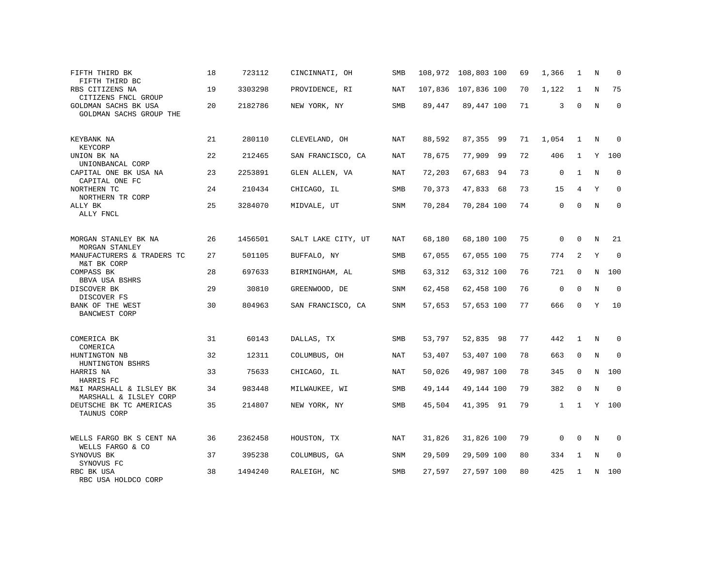| Bank / Holding Company | Rank | ID | Location | Type | | | | | | | | |
|---|---|---|---|---|---|---|---|---|---|---|---|---|
| FIFTH THIRD BK<br>FIFTH THIRD BC | 18 | 723112 | CINCINNATI, OH | SMB | 108,972 | 108,803 | 100 | 69 | 1,366 | 1 | N | 0 |
| RBS CITIZENS NA<br>CITIZENS FNCL GROUP | 19 | 3303298 | PROVIDENCE, RI | NAT | 107,836 | 107,836 | 100 | 70 | 1,122 | 1 | N | 75 |
| GOLDMAN SACHS BK USA<br>GOLDMAN SACHS GROUP THE | 20 | 2182786 | NEW YORK, NY | SMB | 89,447 | 89,447 | 100 | 71 | 3 | 0 | N | 0 |
| KEYBANK NA<br>KEYCORP | 21 | 280110 | CLEVELAND, OH | NAT | 88,592 | 87,355 | 99 | 71 | 1,054 | 1 | N | 0 |
| UNION BK NA<br>UNIONBANCAL CORP | 22 | 212465 | SAN FRANCISCO, CA | NAT | 78,675 | 77,909 | 99 | 72 | 406 | 1 | Y | 100 |
| CAPITAL ONE BK USA NA<br>CAPITAL ONE FC | 23 | 2253891 | GLEN ALLEN, VA | NAT | 72,203 | 67,683 | 94 | 73 | 0 | 1 | N | 0 |
| NORTHERN TC<br>NORTHERN TR CORP | 24 | 210434 | CHICAGO, IL | SMB | 70,373 | 47,833 | 68 | 73 | 15 | 4 | Y | 0 |
| ALLY BK<br>ALLY FNCL | 25 | 3284070 | MIDVALE, UT | SNM | 70,284 | 70,284 | 100 | 74 | 0 | 0 | N | 0 |
| MORGAN STANLEY BK NA<br>MORGAN STANLEY | 26 | 1456501 | SALT LAKE CITY, UT | NAT | 68,180 | 68,180 | 100 | 75 | 0 | 0 | N | 21 |
| MANUFACTURERS & TRADERS TC<br>M&T BK CORP | 27 | 501105 | BUFFALO, NY | SMB | 67,055 | 67,055 | 100 | 75 | 774 | 2 | Y | 0 |
| COMPASS BK<br>BBVA USA BSHRS | 28 | 697633 | BIRMINGHAM, AL | SMB | 63,312 | 63,312 | 100 | 76 | 721 | 0 | N | 100 |
| DISCOVER BK<br>DISCOVER FS | 29 | 30810 | GREENWOOD, DE | SNM | 62,458 | 62,458 | 100 | 76 | 0 | 0 | N | 0 |
| BANK OF THE WEST<br>BANCWEST CORP | 30 | 804963 | SAN FRANCISCO, CA | SNM | 57,653 | 57,653 | 100 | 77 | 666 | 0 | Y | 10 |
| COMERICA BK<br>COMERICA | 31 | 60143 | DALLAS, TX | SMB | 53,797 | 52,835 | 98 | 77 | 442 | 1 | N | 0 |
| HUNTINGTON NB<br>HUNTINGTON BSHRS | 32 | 12311 | COLUMBUS, OH | NAT | 53,407 | 53,407 | 100 | 78 | 663 | 0 | N | 0 |
| HARRIS NA<br>HARRIS FC | 33 | 75633 | CHICAGO, IL | NAT | 50,026 | 49,987 | 100 | 78 | 345 | 0 | N | 100 |
| M&I MARSHALL & ILSLEY BK<br>MARSHALL & ILSLEY CORP | 34 | 983448 | MILWAUKEE, WI | SMB | 49,144 | 49,144 | 100 | 79 | 382 | 0 | N | 0 |
| DEUTSCHE BK TC AMERICAS<br>TAUNUS CORP | 35 | 214807 | NEW YORK, NY | SMB | 45,504 | 41,395 | 91 | 79 | 1 | 1 | Y | 100 |
| WELLS FARGO BK S CENT NA<br>WELLS FARGO & CO | 36 | 2362458 | HOUSTON, TX | NAT | 31,826 | 31,826 | 100 | 79 | 0 | 0 | N | 0 |
| SYNOVUS BK<br>SYNOVUS FC | 37 | 395238 | COLUMBUS, GA | SNM | 29,509 | 29,509 | 100 | 80 | 334 | 1 | N | 0 |
| RBC BK USA<br>RBC USA HOLDCO CORP | 38 | 1494240 | RALEIGH, NC | SMB | 27,597 | 27,597 | 100 | 80 | 425 | 1 | N | 100 |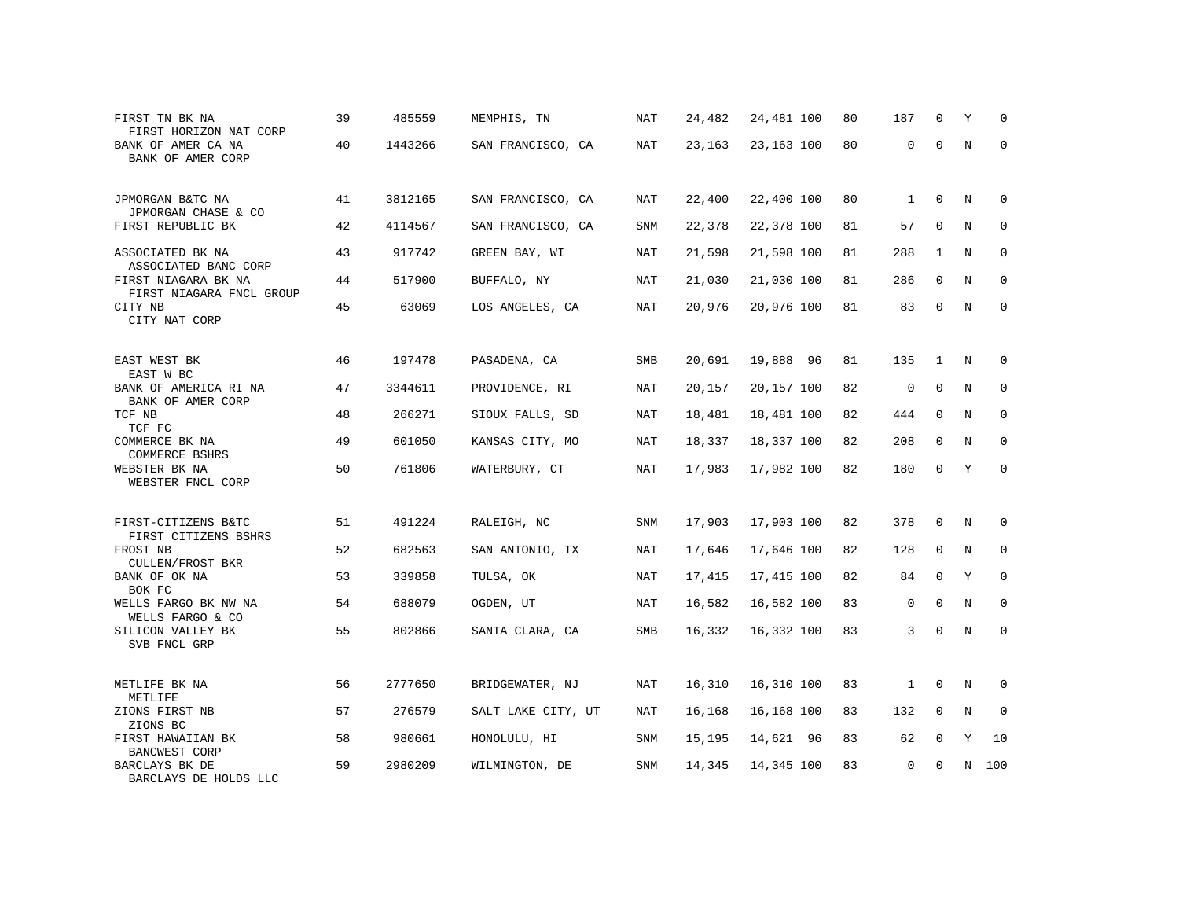| Bank / Holding Company | Rank | ID | Location | Charter | Assets | Domestic Assets | % | Cum % | Branches | | | |
|---|---|---|---|---|---|---|---|---|---|---|---|---|
| FIRST TN BK NA<br>FIRST HORIZON NAT CORP | 39 | 485559 | MEMPHIS, TN | NAT | 24,482 | 24,481 | 100 | 80 | 187 | 0 | Y | 0 |
| BANK OF AMER CA NA<br>BANK OF AMER CORP | 40 | 1443266 | SAN FRANCISCO, CA | NAT | 23,163 | 23,163 | 100 | 80 | 0 | 0 | N | 0 |
| JPMORGAN B&TC NA<br>JPMORGAN CHASE & CO | 41 | 3812165 | SAN FRANCISCO, CA | NAT | 22,400 | 22,400 | 100 | 80 | 1 | 0 | N | 0 |
| FIRST REPUBLIC BK | 42 | 4114567 | SAN FRANCISCO, CA | SNM | 22,378 | 22,378 | 100 | 81 | 57 | 0 | N | 0 |
| ASSOCIATED BK NA<br>ASSOCIATED BANC CORP | 43 | 917742 | GREEN BAY, WI | NAT | 21,598 | 21,598 | 100 | 81 | 288 | 1 | N | 0 |
| FIRST NIAGARA BK NA<br>FIRST NIAGARA FNCL GROUP | 44 | 517900 | BUFFALO, NY | NAT | 21,030 | 21,030 | 100 | 81 | 286 | 0 | N | 0 |
| CITY NB<br>CITY NAT CORP | 45 | 63069 | LOS ANGELES, CA | NAT | 20,976 | 20,976 | 100 | 81 | 83 | 0 | N | 0 |
| EAST WEST BK<br>EAST W BC | 46 | 197478 | PASADENA, CA | SMB | 20,691 | 19,888 | 96 | 81 | 135 | 1 | N | 0 |
| BANK OF AMERICA RI NA<br>BANK OF AMER CORP | 47 | 3344611 | PROVIDENCE, RI | NAT | 20,157 | 20,157 | 100 | 82 | 0 | 0 | N | 0 |
| TCF NB<br>TCF FC | 48 | 266271 | SIOUX FALLS, SD | NAT | 18,481 | 18,481 | 100 | 82 | 444 | 0 | N | 0 |
| COMMERCE BK NA<br>COMMERCE BSHRS | 49 | 601050 | KANSAS CITY, MO | NAT | 18,337 | 18,337 | 100 | 82 | 208 | 0 | N | 0 |
| WEBSTER BK NA<br>WEBSTER FNCL CORP | 50 | 761806 | WATERBURY, CT | NAT | 17,983 | 17,982 | 100 | 82 | 180 | 0 | Y | 0 |
| FIRST-CITIZENS B&TC<br>FIRST CITIZENS BSHRS | 51 | 491224 | RALEIGH, NC | SNM | 17,903 | 17,903 | 100 | 82 | 378 | 0 | N | 0 |
| FROST NB<br>CULLEN/FROST BKR | 52 | 682563 | SAN ANTONIO, TX | NAT | 17,646 | 17,646 | 100 | 82 | 128 | 0 | N | 0 |
| BANK OF OK NA<br>BOK FC | 53 | 339858 | TULSA, OK | NAT | 17,415 | 17,415 | 100 | 82 | 84 | 0 | Y | 0 |
| WELLS FARGO BK NW NA<br>WELLS FARGO & CO | 54 | 688079 | OGDEN, UT | NAT | 16,582 | 16,582 | 100 | 83 | 0 | 0 | N | 0 |
| SILICON VALLEY BK<br>SVB FNCL GRP | 55 | 802866 | SANTA CLARA, CA | SMB | 16,332 | 16,332 | 100 | 83 | 3 | 0 | N | 0 |
| METLIFE BK NA<br>METLIFE | 56 | 2777650 | BRIDGEWATER, NJ | NAT | 16,310 | 16,310 | 100 | 83 | 1 | 0 | N | 0 |
| ZIONS FIRST NB<br>ZIONS BC | 57 | 276579 | SALT LAKE CITY, UT | NAT | 16,168 | 16,168 | 100 | 83 | 132 | 0 | N | 0 |
| FIRST HAWAIIAN BK<br>BANCWEST CORP | 58 | 980661 | HONOLULU, HI | SNM | 15,195 | 14,621 | 96 | 83 | 62 | 0 | Y | 10 |
| BARCLAYS BK DE<br>BARCLAYS DE HOLDS LLC | 59 | 2980209 | WILMINGTON, DE | SNM | 14,345 | 14,345 | 100 | 83 | 0 | 0 | N | 100 |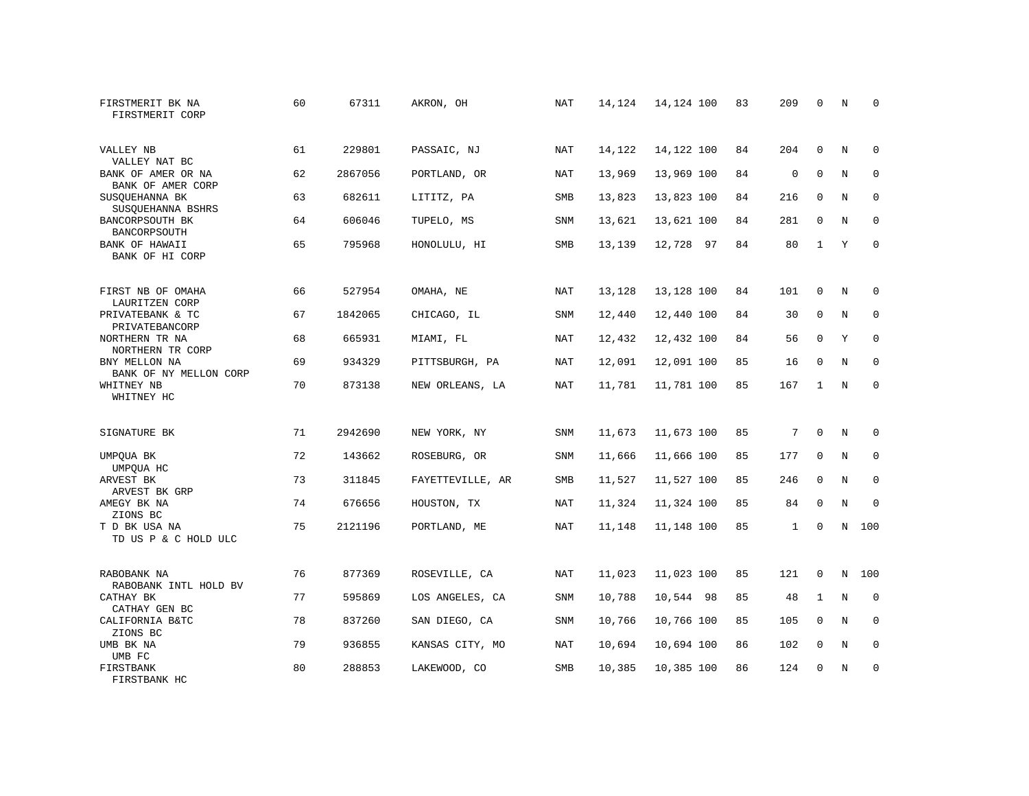| | | | | | | | | | | | |
|---|---|---|---|---|---|---|---|---|---|---|---|
| FIRSTMERIT BK NA<br>FIRSTMERIT CORP | 60 | 67311 | AKRON, OH | NAT | 14,124 | 14,124 100 | 83 | 209 | 0 | N | 0 |
| VALLEY NB<br>VALLEY NAT BC | 61 | 229801 | PASSAIC, NJ | NAT | 14,122 | 14,122 100 | 84 | 204 | 0 | N | 0 |
| BANK OF AMER OR NA<br>BANK OF AMER CORP | 62 | 2867056 | PORTLAND, OR | NAT | 13,969 | 13,969 100 | 84 | 0 | 0 | N | 0 |
| SUSQUEHANNA BK<br>SUSQUEHANNA BSHRS | 63 | 682611 | LITITZ, PA | SMB | 13,823 | 13,823 100 | 84 | 216 | 0 | N | 0 |
| BANCORPSOUTH BK<br>BANCORPSOUTH | 64 | 606046 | TUPELO, MS | SNM | 13,621 | 13,621 100 | 84 | 281 | 0 | N | 0 |
| BANK OF HAWAII<br>BANK OF HI CORP | 65 | 795968 | HONOLULU, HI | SMB | 13,139 | 12,728 97 | 84 | 80 | 1 | Y | 0 |
| FIRST NB OF OMAHA<br>LAURITZEN CORP | 66 | 527954 | OMAHA, NE | NAT | 13,128 | 13,128 100 | 84 | 101 | 0 | N | 0 |
| PRIVATEBANK & TC<br>PRIVATEBANCORP | 67 | 1842065 | CHICAGO, IL | SNM | 12,440 | 12,440 100 | 84 | 30 | 0 | N | 0 |
| NORTHERN TR NA<br>NORTHERN TR CORP | 68 | 665931 | MIAMI, FL | NAT | 12,432 | 12,432 100 | 84 | 56 | 0 | Y | 0 |
| BNY MELLON NA<br>BANK OF NY MELLON CORP | 69 | 934329 | PITTSBURGH, PA | NAT | 12,091 | 12,091 100 | 85 | 16 | 0 | N | 0 |
| WHITNEY NB<br>WHITNEY HC | 70 | 873138 | NEW ORLEANS, LA | NAT | 11,781 | 11,781 100 | 85 | 167 | 1 | N | 0 |
| SIGNATURE BK | 71 | 2942690 | NEW YORK, NY | SNM | 11,673 | 11,673 100 | 85 | 7 | 0 | N | 0 |
| UMPQUA BK<br>UMPQUA HC | 72 | 143662 | ROSEBURG, OR | SNM | 11,666 | 11,666 100 | 85 | 177 | 0 | N | 0 |
| ARVEST BK<br>ARVEST BK GRP | 73 | 311845 | FAYETTEVILLE, AR | SMB | 11,527 | 11,527 100 | 85 | 246 | 0 | N | 0 |
| AMEGY BK NA<br>ZIONS BC | 74 | 676656 | HOUSTON, TX | NAT | 11,324 | 11,324 100 | 85 | 84 | 0 | N | 0 |
| T D BK USA NA<br>TD US P & C HOLD ULC | 75 | 2121196 | PORTLAND, ME | NAT | 11,148 | 11,148 100 | 85 | 1 | 0 | N | 100 |
| RABOBANK NA<br>RABOBANK INTL HOLD BV | 76 | 877369 | ROSEVILLE, CA | NAT | 11,023 | 11,023 100 | 85 | 121 | 0 | N | 100 |
| CATHAY BK<br>CATHAY GEN BC | 77 | 595869 | LOS ANGELES, CA | SNM | 10,788 | 10,544 98 | 85 | 48 | 1 | N | 0 |
| CALIFORNIA B&TC<br>ZIONS BC | 78 | 837260 | SAN DIEGO, CA | SNM | 10,766 | 10,766 100 | 85 | 105 | 0 | N | 0 |
| UMB BK NA<br>UMB FC | 79 | 936855 | KANSAS CITY, MO | NAT | 10,694 | 10,694 100 | 86 | 102 | 0 | N | 0 |
| FIRSTBANK<br>FIRSTBANK HC | 80 | 288853 | LAKEWOOD, CO | SMB | 10,385 | 10,385 100 | 86 | 124 | 0 | N | 0 |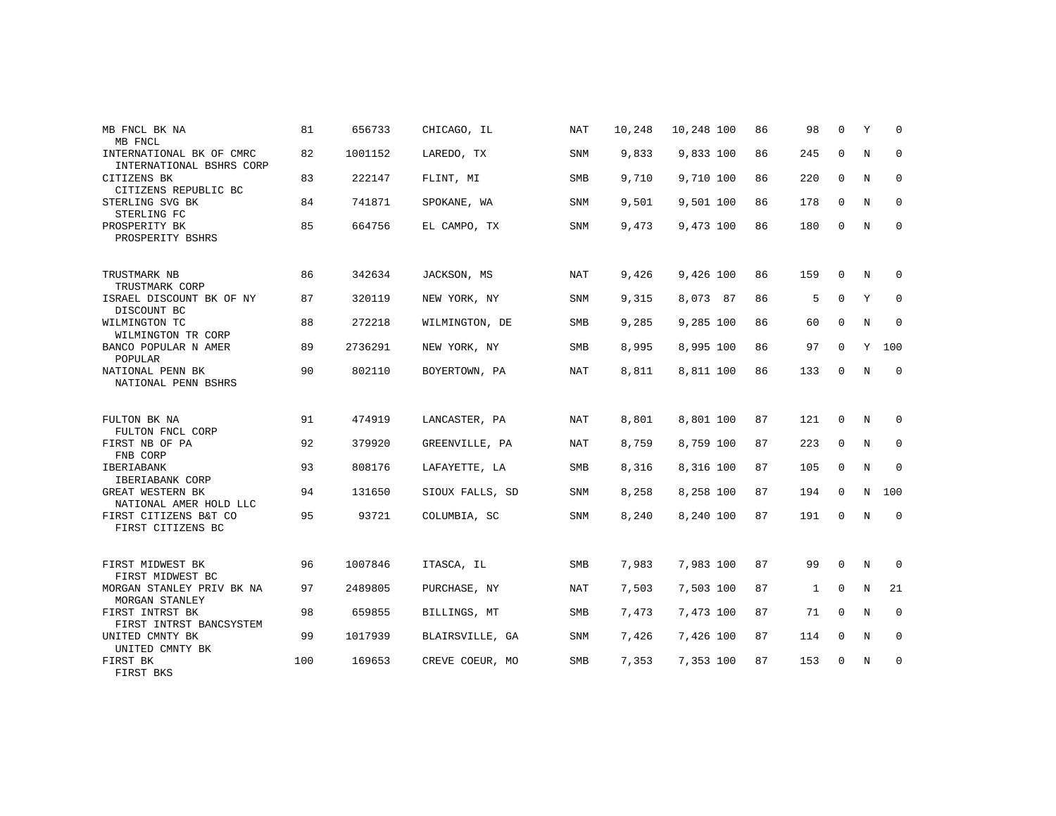| | | | | | | | | | | | | |
|---|---|---|---|---|---|---|---|---|---|---|---|---|
| MB FNCL BK NA<br>MB FNCL | 81 | 656733 | CHICAGO, IL | NAT | 10,248 | 10,248 | 100 | 86 | 98 | 0 | Y | 0 |
| INTERNATIONAL BK OF CMRC<br>INTERNATIONAL BSHRS CORP | 82 | 1001152 | LAREDO, TX | SNM | 9,833 | 9,833 | 100 | 86 | 245 | 0 | N | 0 |
| CITIZENS BK<br>CITIZENS REPUBLIC BC | 83 | 222147 | FLINT, MI | SMB | 9,710 | 9,710 | 100 | 86 | 220 | 0 | N | 0 |
| STERLING SVG BK<br>STERLING FC | 84 | 741871 | SPOKANE, WA | SNM | 9,501 | 9,501 | 100 | 86 | 178 | 0 | N | 0 |
| PROSPERITY BK<br>PROSPERITY BSHRS | 85 | 664756 | EL CAMPO, TX | SNM | 9,473 | 9,473 | 100 | 86 | 180 | 0 | N | 0 |
| TRUSTMARK NB<br>TRUSTMARK CORP | 86 | 342634 | JACKSON, MS | NAT | 9,426 | 9,426 | 100 | 86 | 159 | 0 | N | 0 |
| ISRAEL DISCOUNT BK OF NY<br>DISCOUNT BC | 87 | 320119 | NEW YORK, NY | SNM | 9,315 | 8,073 | 87 | 86 | 5 | 0 | Y | 0 |
| WILMINGTON TC<br>WILMINGTON TR CORP | 88 | 272218 | WILMINGTON, DE | SMB | 9,285 | 9,285 | 100 | 86 | 60 | 0 | N | 0 |
| BANCO POPULAR N AMER<br>POPULAR | 89 | 2736291 | NEW YORK, NY | SMB | 8,995 | 8,995 | 100 | 86 | 97 | 0 | Y | 100 |
| NATIONAL PENN BK<br>NATIONAL PENN BSHRS | 90 | 802110 | BOYERTOWN, PA | NAT | 8,811 | 8,811 | 100 | 86 | 133 | 0 | N | 0 |
| FULTON BK NA<br>FULTON FNCL CORP | 91 | 474919 | LANCASTER, PA | NAT | 8,801 | 8,801 | 100 | 87 | 121 | 0 | N | 0 |
| FIRST NB OF PA<br>FNB CORP | 92 | 379920 | GREENVILLE, PA | NAT | 8,759 | 8,759 | 100 | 87 | 223 | 0 | N | 0 |
| IBERIABANK<br>IBERIABANK CORP | 93 | 808176 | LAFAYETTE, LA | SMB | 8,316 | 8,316 | 100 | 87 | 105 | 0 | N | 0 |
| GREAT WESTERN BK<br>NATIONAL AMER HOLD LLC | 94 | 131650 | SIOUX FALLS, SD | SNM | 8,258 | 8,258 | 100 | 87 | 194 | 0 | N | 100 |
| FIRST CITIZENS B&T CO<br>FIRST CITIZENS BC | 95 | 93721 | COLUMBIA, SC | SNM | 8,240 | 8,240 | 100 | 87 | 191 | 0 | N | 0 |
| FIRST MIDWEST BK<br>FIRST MIDWEST BC | 96 | 1007846 | ITASCA, IL | SMB | 7,983 | 7,983 | 100 | 87 | 99 | 0 | N | 0 |
| MORGAN STANLEY PRIV BK NA<br>MORGAN STANLEY | 97 | 2489805 | PURCHASE, NY | NAT | 7,503 | 7,503 | 100 | 87 | 1 | 0 | N | 21 |
| FIRST INTRST BK<br>FIRST INTRST BANCSYSTEM | 98 | 659855 | BILLINGS, MT | SMB | 7,473 | 7,473 | 100 | 87 | 71 | 0 | N | 0 |
| UNITED CMNTY BK<br>UNITED CMNTY BK | 99 | 1017939 | BLAIRSVILLE, GA | SNM | 7,426 | 7,426 | 100 | 87 | 114 | 0 | N | 0 |
| FIRST BK<br>FIRST BKS | 100 | 169653 | CREVE COEUR, MO | SMB | 7,353 | 7,353 | 100 | 87 | 153 | 0 | N | 0 |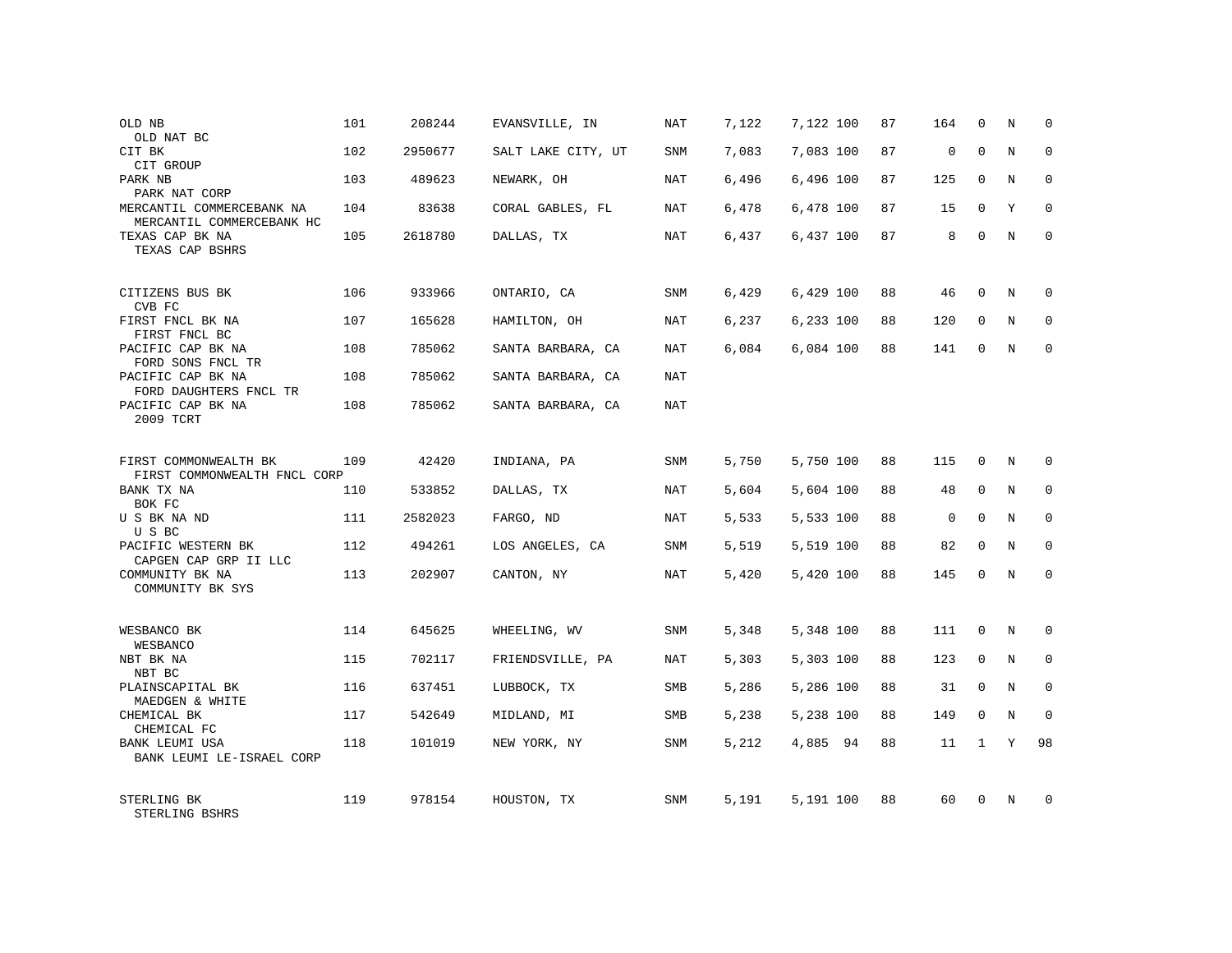| | | | | | | | | | | | | |
|---|---|---|---|---|---|---|---|---|---|---|---|---|
| OLD NB<br>OLD NAT BC | 101 | 208244 | EVANSVILLE, IN | NAT | 7,122 | 7,122 | 100 | 87 | 164 | 0 | N | 0 |
| CIT BK<br>CIT GROUP | 102 | 2950677 | SALT LAKE CITY, UT | SNM | 7,083 | 7,083 | 100 | 87 | 0 | 0 | N | 0 |
| PARK NB<br>PARK NAT CORP | 103 | 489623 | NEWARK, OH | NAT | 6,496 | 6,496 | 100 | 87 | 125 | 0 | N | 0 |
| MERCANTIL COMMERCEBANK NA<br>MERCANTIL COMMERCEBANK HC | 104 | 83638 | CORAL GABLES, FL | NAT | 6,478 | 6,478 | 100 | 87 | 15 | 0 | Y | 0 |
| TEXAS CAP BK NA<br>TEXAS CAP BSHRS | 105 | 2618780 | DALLAS, TX | NAT | 6,437 | 6,437 | 100 | 87 | 8 | 0 | N | 0 |
| CITIZENS BUS BK<br>CVB FC | 106 | 933966 | ONTARIO, CA | SNM | 6,429 | 6,429 | 100 | 88 | 46 | 0 | N | 0 |
| FIRST FNCL BK NA<br>FIRST FNCL BC | 107 | 165628 | HAMILTON, OH | NAT | 6,237 | 6,233 | 100 | 88 | 120 | 0 | N | 0 |
| PACIFIC CAP BK NA<br>FORD SONS FNCL TR | 108 | 785062 | SANTA BARBARA, CA | NAT | 6,084 | 6,084 | 100 | 88 | 141 | 0 | N | 0 |
| PACIFIC CAP BK NA<br>FORD DAUGHTERS FNCL TR | 108 | 785062 | SANTA BARBARA, CA | NAT | | | | | | | | |
| PACIFIC CAP BK NA<br>2009 TCRT | 108 | 785062 | SANTA BARBARA, CA | NAT | | | | | | | | |
| FIRST COMMONWEALTH BK<br>FIRST COMMONWEALTH FNCL CORP | 109 | 42420 | INDIANA, PA | SNM | 5,750 | 5,750 | 100 | 88 | 115 | 0 | N | 0 |
| BANK TX NA<br>BOK FC | 110 | 533852 | DALLAS, TX | NAT | 5,604 | 5,604 | 100 | 88 | 48 | 0 | N | 0 |
| U S BK NA ND<br>U S BC | 111 | 2582023 | FARGO, ND | NAT | 5,533 | 5,533 | 100 | 88 | 0 | 0 | N | 0 |
| PACIFIC WESTERN BK<br>CAPGEN CAP GRP II LLC | 112 | 494261 | LOS ANGELES, CA | SNM | 5,519 | 5,519 | 100 | 88 | 82 | 0 | N | 0 |
| COMMUNITY BK NA<br>COMMUNITY BK SYS | 113 | 202907 | CANTON, NY | NAT | 5,420 | 5,420 | 100 | 88 | 145 | 0 | N | 0 |
| WESBANCO BK<br>WESBANCO | 114 | 645625 | WHEELING, WV | SNM | 5,348 | 5,348 | 100 | 88 | 111 | 0 | N | 0 |
| NBT BK NA<br>NBT BC | 115 | 702117 | FRIENDSVILLE, PA | NAT | 5,303 | 5,303 | 100 | 88 | 123 | 0 | N | 0 |
| PLAINSCAPITAL BK<br>MAEDGEN & WHITE | 116 | 637451 | LUBBOCK, TX | SMB | 5,286 | 5,286 | 100 | 88 | 31 | 0 | N | 0 |
| CHEMICAL BK<br>CHEMICAL FC | 117 | 542649 | MIDLAND, MI | SMB | 5,238 | 5,238 | 100 | 88 | 149 | 0 | N | 0 |
| BANK LEUMI USA<br>BANK LEUMI LE-ISRAEL CORP | 118 | 101019 | NEW YORK, NY | SNM | 5,212 | 4,885 | 94 | 88 | 11 | 1 | Y | 98 |
| STERLING BK<br>STERLING BSHRS | 119 | 978154 | HOUSTON, TX | SNM | 5,191 | 5,191 | 100 | 88 | 60 | 0 | N | 0 |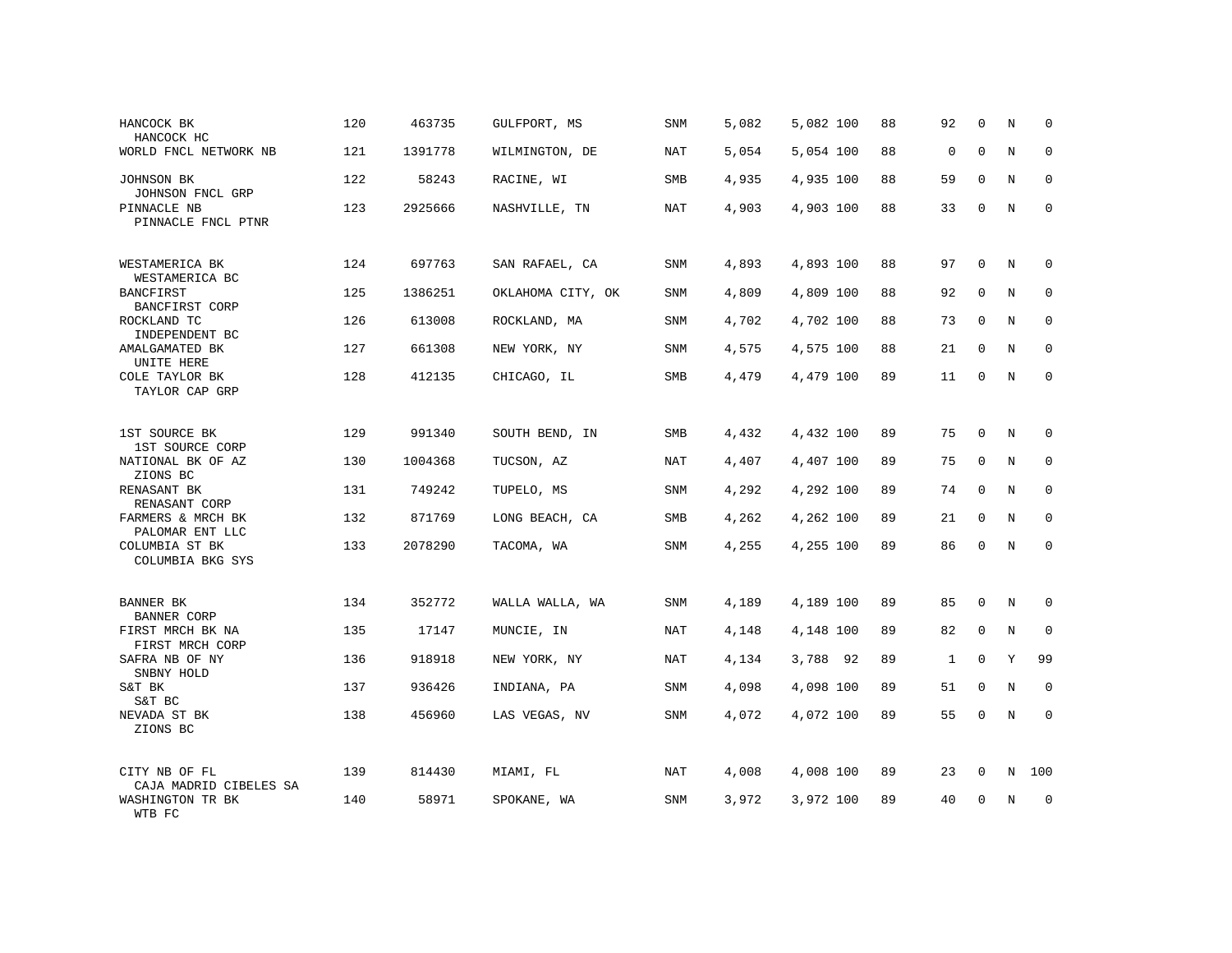| | | | | | | | | | | | | |
|---|---|---|---|---|---|---|---|---|---|---|---|---|
| HANCOCK BK<br>HANCOCK HC | 120 | 463735 | GULFPORT, MS | SNM | 5,082 | 5,082 | 100 | 88 | 92 | 0 | N | 0 |
| WORLD FNCL NETWORK NB | 121 | 1391778 | WILMINGTON, DE | NAT | 5,054 | 5,054 | 100 | 88 | 0 | 0 | N | 0 |
| JOHNSON BK<br>JOHNSON FNCL GRP | 122 | 58243 | RACINE, WI | SMB | 4,935 | 4,935 | 100 | 88 | 59 | 0 | N | 0 |
| PINNACLE NB<br>PINNACLE FNCL PTNR | 123 | 2925666 | NASHVILLE, TN | NAT | 4,903 | 4,903 | 100 | 88 | 33 | 0 | N | 0 |
| WESTAMERICA BK<br>WESTAMERICA BC | 124 | 697763 | SAN RAFAEL, CA | SNM | 4,893 | 4,893 | 100 | 88 | 97 | 0 | N | 0 |
| BANCFIRST<br>BANCFIRST CORP | 125 | 1386251 | OKLAHOMA CITY, OK | SNM | 4,809 | 4,809 | 100 | 88 | 92 | 0 | N | 0 |
| ROCKLAND TC<br>INDEPENDENT BC | 126 | 613008 | ROCKLAND, MA | SNM | 4,702 | 4,702 | 100 | 88 | 73 | 0 | N | 0 |
| AMALGAMATED BK<br>UNITE HERE | 127 | 661308 | NEW YORK, NY | SNM | 4,575 | 4,575 | 100 | 88 | 21 | 0 | N | 0 |
| COLE TAYLOR BK<br>TAYLOR CAP GRP | 128 | 412135 | CHICAGO, IL | SMB | 4,479 | 4,479 | 100 | 89 | 11 | 0 | N | 0 |
| 1ST SOURCE BK<br>1ST SOURCE CORP | 129 | 991340 | SOUTH BEND, IN | SMB | 4,432 | 4,432 | 100 | 89 | 75 | 0 | N | 0 |
| NATIONAL BK OF AZ<br>ZIONS BC | 130 | 1004368 | TUCSON, AZ | NAT | 4,407 | 4,407 | 100 | 89 | 75 | 0 | N | 0 |
| RENASANT BK<br>RENASANT CORP | 131 | 749242 | TUPELO, MS | SNM | 4,292 | 4,292 | 100 | 89 | 74 | 0 | N | 0 |
| FARMERS & MRCH BK<br>PALOMAR ENT LLC | 132 | 871769 | LONG BEACH, CA | SMB | 4,262 | 4,262 | 100 | 89 | 21 | 0 | N | 0 |
| COLUMBIA ST BK<br>COLUMBIA BKG SYS | 133 | 2078290 | TACOMA, WA | SNM | 4,255 | 4,255 | 100 | 89 | 86 | 0 | N | 0 |
| BANNER BK<br>BANNER CORP | 134 | 352772 | WALLA WALLA, WA | SNM | 4,189 | 4,189 | 100 | 89 | 85 | 0 | N | 0 |
| FIRST MRCH BK NA<br>FIRST MRCH CORP | 135 | 17147 | MUNCIE, IN | NAT | 4,148 | 4,148 | 100 | 89 | 82 | 0 | N | 0 |
| SAFRA NB OF NY<br>SNBNY HOLD | 136 | 918918 | NEW YORK, NY | NAT | 4,134 | 3,788 | 92 | 89 | 1 | 0 | Y | 99 |
| S&T BK<br>S&T BC | 137 | 936426 | INDIANA, PA | SNM | 4,098 | 4,098 | 100 | 89 | 51 | 0 | N | 0 |
| NEVADA ST BK<br>ZIONS BC | 138 | 456960 | LAS VEGAS, NV | SNM | 4,072 | 4,072 | 100 | 89 | 55 | 0 | N | 0 |
| CITY NB OF FL<br>CAJA MADRID CIBELES SA | 139 | 814430 | MIAMI, FL | NAT | 4,008 | 4,008 | 100 | 89 | 23 | 0 | N | 100 |
| WASHINGTON TR BK<br>WTB FC | 140 | 58971 | SPOKANE, WA | SNM | 3,972 | 3,972 | 100 | 89 | 40 | 0 | N | 0 |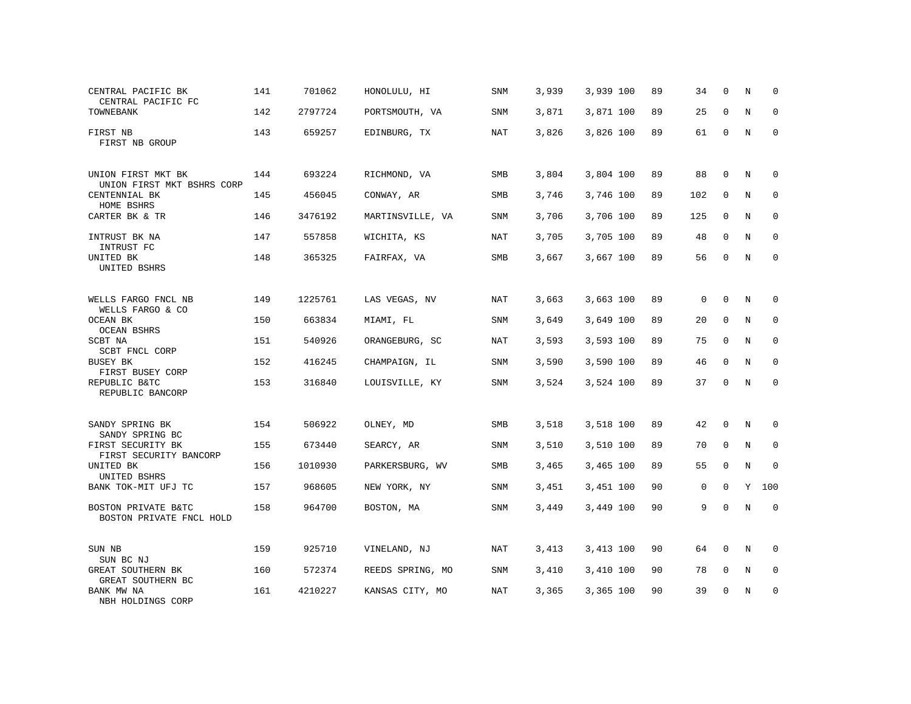| | | | | | | | | | | | | |
|---|---|---|---|---|---|---|---|---|---|---|---|---|
| CENTRAL PACIFIC BK<br>CENTRAL PACIFIC FC | 141 | 701062 | HONOLULU, HI | SNM | 3,939 | 3,939 | 100 | 89 | 34 | 0 | N | 0 |
| TOWNEBANK | 142 | 2797724 | PORTSMOUTH, VA | SNM | 3,871 | 3,871 | 100 | 89 | 25 | 0 | N | 0 |
| FIRST NB<br>FIRST NB GROUP | 143 | 659257 | EDINBURG, TX | NAT | 3,826 | 3,826 | 100 | 89 | 61 | 0 | N | 0 |
| UNION FIRST MKT BK<br>UNION FIRST MKT BSHRS CORP | 144 | 693224 | RICHMOND, VA | SMB | 3,804 | 3,804 | 100 | 89 | 88 | 0 | N | 0 |
| CENTENNIAL BK<br>HOME BSHRS | 145 | 456045 | CONWAY, AR | SMB | 3,746 | 3,746 | 100 | 89 | 102 | 0 | N | 0 |
| CARTER BK & TR | 146 | 3476192 | MARTINSVILLE, VA | SNM | 3,706 | 3,706 | 100 | 89 | 125 | 0 | N | 0 |
| INTRUST BK NA<br>INTRUST FC | 147 | 557858 | WICHITA, KS | NAT | 3,705 | 3,705 | 100 | 89 | 48 | 0 | N | 0 |
| UNITED BK<br>UNITED BSHRS | 148 | 365325 | FAIRFAX, VA | SMB | 3,667 | 3,667 | 100 | 89 | 56 | 0 | N | 0 |
| WELLS FARGO FNCL NB<br>WELLS FARGO & CO | 149 | 1225761 | LAS VEGAS, NV | NAT | 3,663 | 3,663 | 100 | 89 | 0 | 0 | N | 0 |
| OCEAN BK<br>OCEAN BSHRS | 150 | 663834 | MIAMI, FL | SNM | 3,649 | 3,649 | 100 | 89 | 20 | 0 | N | 0 |
| SCBT NA<br>SCBT FNCL CORP | 151 | 540926 | ORANGEBURG, SC | NAT | 3,593 | 3,593 | 100 | 89 | 75 | 0 | N | 0 |
| BUSEY BK<br>FIRST BUSEY CORP | 152 | 416245 | CHAMPAIGN, IL | SNM | 3,590 | 3,590 | 100 | 89 | 46 | 0 | N | 0 |
| REPUBLIC B&TC<br>REPUBLIC BANCORP | 153 | 316840 | LOUISVILLE, KY | SNM | 3,524 | 3,524 | 100 | 89 | 37 | 0 | N | 0 |
| SANDY SPRING BK<br>SANDY SPRING BC | 154 | 506922 | OLNEY, MD | SMB | 3,518 | 3,518 | 100 | 89 | 42 | 0 | N | 0 |
| FIRST SECURITY BK<br>FIRST SECURITY BANCORP | 155 | 673440 | SEARCY, AR | SNM | 3,510 | 3,510 | 100 | 89 | 70 | 0 | N | 0 |
| UNITED BK<br>UNITED BSHRS | 156 | 1010930 | PARKERSBURG, WV | SMB | 3,465 | 3,465 | 100 | 89 | 55 | 0 | N | 0 |
| BANK TOK-MIT UFJ TC | 157 | 968605 | NEW YORK, NY | SNM | 3,451 | 3,451 | 100 | 90 | 0 | 0 | Y | 100 |
| BOSTON PRIVATE B&TC<br>BOSTON PRIVATE FNCL HOLD | 158 | 964700 | BOSTON, MA | SNM | 3,449 | 3,449 | 100 | 90 | 9 | 0 | N | 0 |
| SUN NB<br>SUN BC NJ | 159 | 925710 | VINELAND, NJ | NAT | 3,413 | 3,413 | 100 | 90 | 64 | 0 | N | 0 |
| GREAT SOUTHERN BK<br>GREAT SOUTHERN BC | 160 | 572374 | REEDS SPRING, MO | SNM | 3,410 | 3,410 | 100 | 90 | 78 | 0 | N | 0 |
| BANK MW NA<br>NBH HOLDINGS CORP | 161 | 4210227 | KANSAS CITY, MO | NAT | 3,365 | 3,365 | 100 | 90 | 39 | 0 | N | 0 |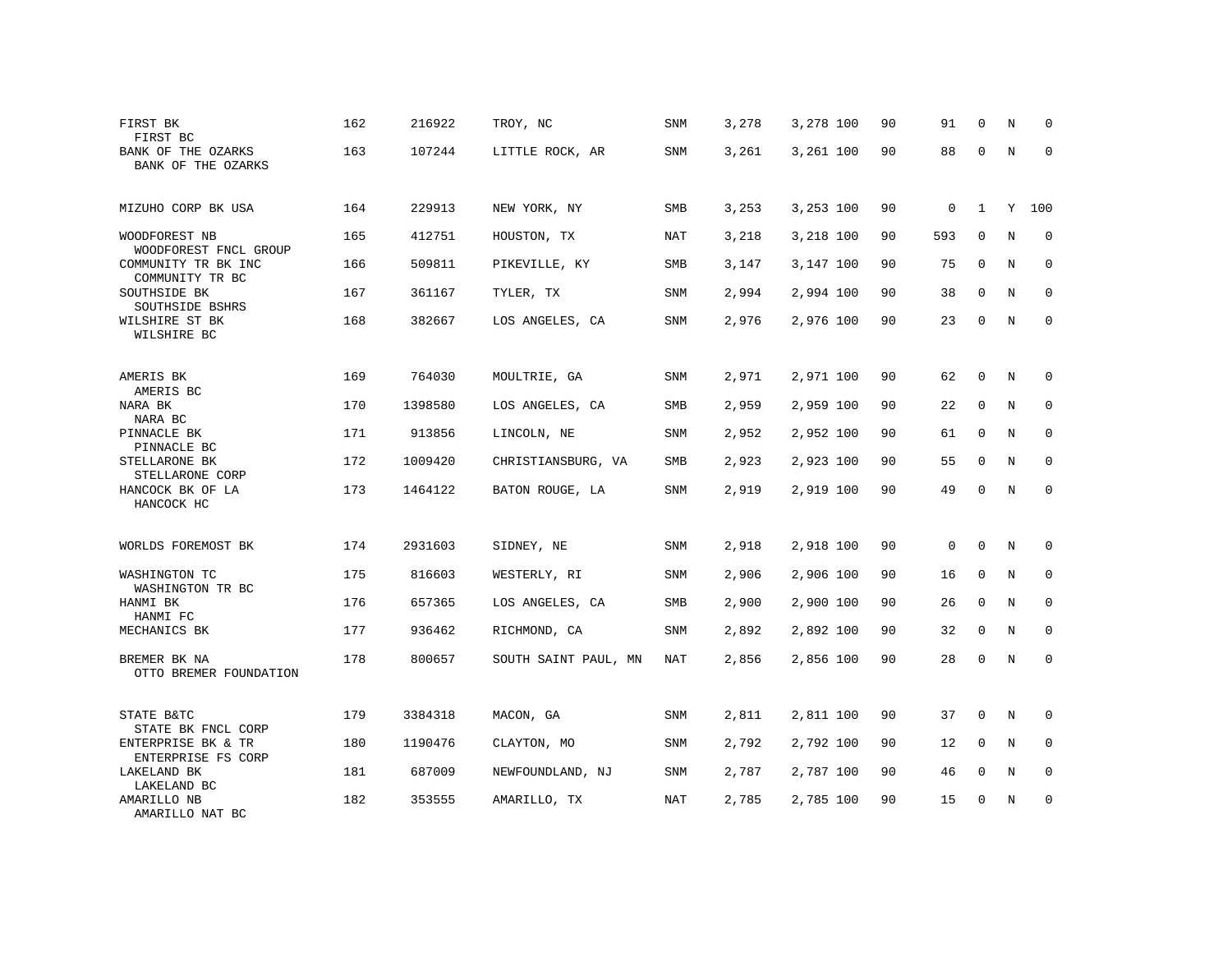| Bank / Holding Company | Rank | ID | Location | Type | Col1 | Col2 | Col3 | Col4 | Col5 | Col6 | Col7 | Col8 |
|---|---|---|---|---|---|---|---|---|---|---|---|---|
| FIRST BK<br>FIRST BC | 162 | 216922 | TROY, NC | SNM | 3,278 | 3,278 | 100 | 90 | 91 | 0 | N | 0 |
| BANK OF THE OZARKS<br>BANK OF THE OZARKS | 163 | 107244 | LITTLE ROCK, AR | SNM | 3,261 | 3,261 | 100 | 90 | 88 | 0 | N | 0 |
| MIZUHO CORP BK USA | 164 | 229913 | NEW YORK, NY | SMB | 3,253 | 3,253 | 100 | 90 | 0 | 1 | Y | 100 |
| WOODFOREST NB<br>WOODFOREST FNCL GROUP | 165 | 412751 | HOUSTON, TX | NAT | 3,218 | 3,218 | 100 | 90 | 593 | 0 | N | 0 |
| COMMUNITY TR BK INC<br>COMMUNITY TR BC | 166 | 509811 | PIKEVILLE, KY | SMB | 3,147 | 3,147 | 100 | 90 | 75 | 0 | N | 0 |
| SOUTHSIDE BK<br>SOUTHSIDE BSHRS | 167 | 361167 | TYLER, TX | SNM | 2,994 | 2,994 | 100 | 90 | 38 | 0 | N | 0 |
| WILSHIRE ST BK<br>WILSHIRE BC | 168 | 382667 | LOS ANGELES, CA | SNM | 2,976 | 2,976 | 100 | 90 | 23 | 0 | N | 0 |
| AMERIS BK<br>AMERIS BC | 169 | 764030 | MOULTRIE, GA | SNM | 2,971 | 2,971 | 100 | 90 | 62 | 0 | N | 0 |
| NARA BK<br>NARA BC | 170 | 1398580 | LOS ANGELES, CA | SMB | 2,959 | 2,959 | 100 | 90 | 22 | 0 | N | 0 |
| PINNACLE BK<br>PINNACLE BC | 171 | 913856 | LINCOLN, NE | SNM | 2,952 | 2,952 | 100 | 90 | 61 | 0 | N | 0 |
| STELLARONE BK<br>STELLARONE CORP | 172 | 1009420 | CHRISTIANSBURG, VA | SMB | 2,923 | 2,923 | 100 | 90 | 55 | 0 | N | 0 |
| HANCOCK BK OF LA<br>HANCOCK HC | 173 | 1464122 | BATON ROUGE, LA | SNM | 2,919 | 2,919 | 100 | 90 | 49 | 0 | N | 0 |
| WORLDS FOREMOST BK | 174 | 2931603 | SIDNEY, NE | SNM | 2,918 | 2,918 | 100 | 90 | 0 | 0 | N | 0 |
| WASHINGTON TC<br>WASHINGTON TR BC | 175 | 816603 | WESTERLY, RI | SNM | 2,906 | 2,906 | 100 | 90 | 16 | 0 | N | 0 |
| HANMI BK<br>HANMI FC | 176 | 657365 | LOS ANGELES, CA | SMB | 2,900 | 2,900 | 100 | 90 | 26 | 0 | N | 0 |
| MECHANICS BK | 177 | 936462 | RICHMOND, CA | SNM | 2,892 | 2,892 | 100 | 90 | 32 | 0 | N | 0 |
| BREMER BK NA<br>OTTO BREMER FOUNDATION | 178 | 800657 | SOUTH SAINT PAUL, MN | NAT | 2,856 | 2,856 | 100 | 90 | 28 | 0 | N | 0 |
| STATE B&TC<br>STATE BK FNCL CORP | 179 | 3384318 | MACON, GA | SNM | 2,811 | 2,811 | 100 | 90 | 37 | 0 | N | 0 |
| ENTERPRISE BK & TR<br>ENTERPRISE FS CORP | 180 | 1190476 | CLAYTON, MO | SNM | 2,792 | 2,792 | 100 | 90 | 12 | 0 | N | 0 |
| LAKELAND BK<br>LAKELAND BC | 181 | 687009 | NEWFOUNDLAND, NJ | SNM | 2,787 | 2,787 | 100 | 90 | 46 | 0 | N | 0 |
| AMARILLO NB<br>AMARILLO NAT BC | 182 | 353555 | AMARILLO, TX | NAT | 2,785 | 2,785 | 100 | 90 | 15 | 0 | N | 0 |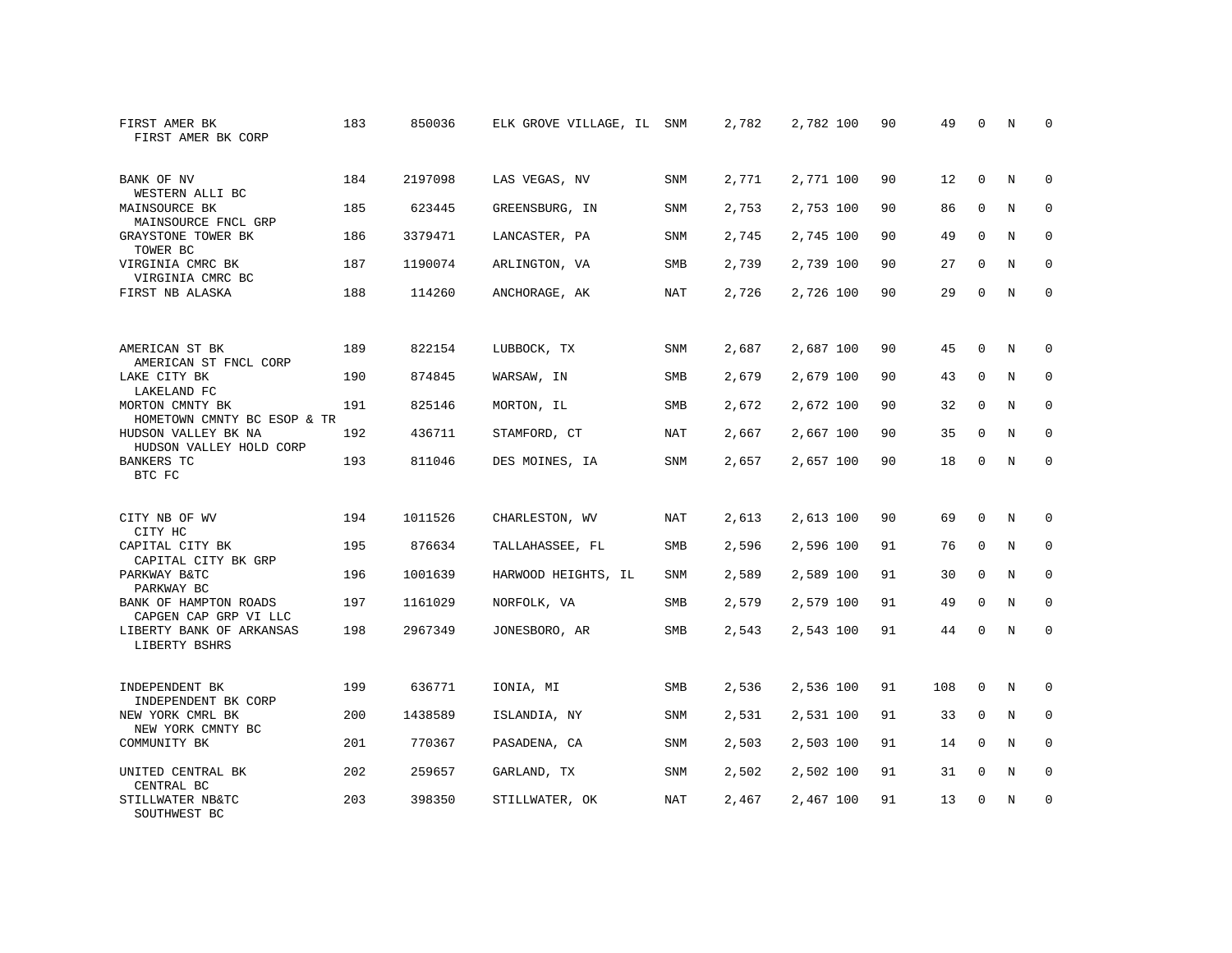| | | | | | | | | | | | | |
|---|---|---|---|---|---|---|---|---|---|---|---|---|
| FIRST AMER BK<br>FIRST AMER BK CORP | 183 | 850036 | ELK GROVE VILLAGE, IL | SNM | 2,782 | 2,782 | 100 | 90 | 49 | 0 | N | 0 |
| BANK OF NV<br>WESTERN ALLI BC | 184 | 2197098 | LAS VEGAS, NV | SNM | 2,771 | 2,771 | 100 | 90 | 12 | 0 | N | 0 |
| MAINSOURCE BK<br>MAINSOURCE FNCL GRP | 185 | 623445 | GREENSBURG, IN | SNM | 2,753 | 2,753 | 100 | 90 | 86 | 0 | N | 0 |
| GRAYSTONE TOWER BK<br>TOWER BC | 186 | 3379471 | LANCASTER, PA | SNM | 2,745 | 2,745 | 100 | 90 | 49 | 0 | N | 0 |
| VIRGINIA CMRC BK<br>VIRGINIA CMRC BC | 187 | 1190074 | ARLINGTON, VA | SMB | 2,739 | 2,739 | 100 | 90 | 27 | 0 | N | 0 |
| FIRST NB ALASKA | 188 | 114260 | ANCHORAGE, AK | NAT | 2,726 | 2,726 | 100 | 90 | 29 | 0 | N | 0 |
| AMERICAN ST BK<br>AMERICAN ST FNCL CORP | 189 | 822154 | LUBBOCK, TX | SNM | 2,687 | 2,687 | 100 | 90 | 45 | 0 | N | 0 |
| LAKE CITY BK<br>LAKELAND FC | 190 | 874845 | WARSAW, IN | SMB | 2,679 | 2,679 | 100 | 90 | 43 | 0 | N | 0 |
| MORTON CMNTY BK<br>HOMETOWN CMNTY BC ESOP & TR | 191 | 825146 | MORTON, IL | SMB | 2,672 | 2,672 | 100 | 90 | 32 | 0 | N | 0 |
| HUDSON VALLEY BK NA<br>HUDSON VALLEY HOLD CORP | 192 | 436711 | STAMFORD, CT | NAT | 2,667 | 2,667 | 100 | 90 | 35 | 0 | N | 0 |
| BANKERS TC<br>BTC FC | 193 | 811046 | DES MOINES, IA | SNM | 2,657 | 2,657 | 100 | 90 | 18 | 0 | N | 0 |
| CITY NB OF WV<br>CITY HC | 194 | 1011526 | CHARLESTON, WV | NAT | 2,613 | 2,613 | 100 | 90 | 69 | 0 | N | 0 |
| CAPITAL CITY BK<br>CAPITAL CITY BK GRP | 195 | 876634 | TALLAHASSEE, FL | SMB | 2,596 | 2,596 | 100 | 91 | 76 | 0 | N | 0 |
| PARKWAY B&TC<br>PARKWAY BC | 196 | 1001639 | HARWOOD HEIGHTS, IL | SNM | 2,589 | 2,589 | 100 | 91 | 30 | 0 | N | 0 |
| BANK OF HAMPTON ROADS<br>CAPGEN CAP GRP VI LLC | 197 | 1161029 | NORFOLK, VA | SMB | 2,579 | 2,579 | 100 | 91 | 49 | 0 | N | 0 |
| LIBERTY BANK OF ARKANSAS<br>LIBERTY BSHRS | 198 | 2967349 | JONESBORO, AR | SMB | 2,543 | 2,543 | 100 | 91 | 44 | 0 | N | 0 |
| INDEPENDENT BK<br>INDEPENDENT BK CORP | 199 | 636771 | IONIA, MI | SMB | 2,536 | 2,536 | 100 | 91 | 108 | 0 | N | 0 |
| NEW YORK CMRL BK<br>NEW YORK CMNTY BC | 200 | 1438589 | ISLANDIA, NY | SNM | 2,531 | 2,531 | 100 | 91 | 33 | 0 | N | 0 |
| COMMUNITY BK | 201 | 770367 | PASADENA, CA | SNM | 2,503 | 2,503 | 100 | 91 | 14 | 0 | N | 0 |
| UNITED CENTRAL BK<br>CENTRAL BC | 202 | 259657 | GARLAND, TX | SNM | 2,502 | 2,502 | 100 | 91 | 31 | 0 | N | 0 |
| STILLWATER NB&TC<br>SOUTHWEST BC | 203 | 398350 | STILLWATER, OK | NAT | 2,467 | 2,467 | 100 | 91 | 13 | 0 | N | 0 |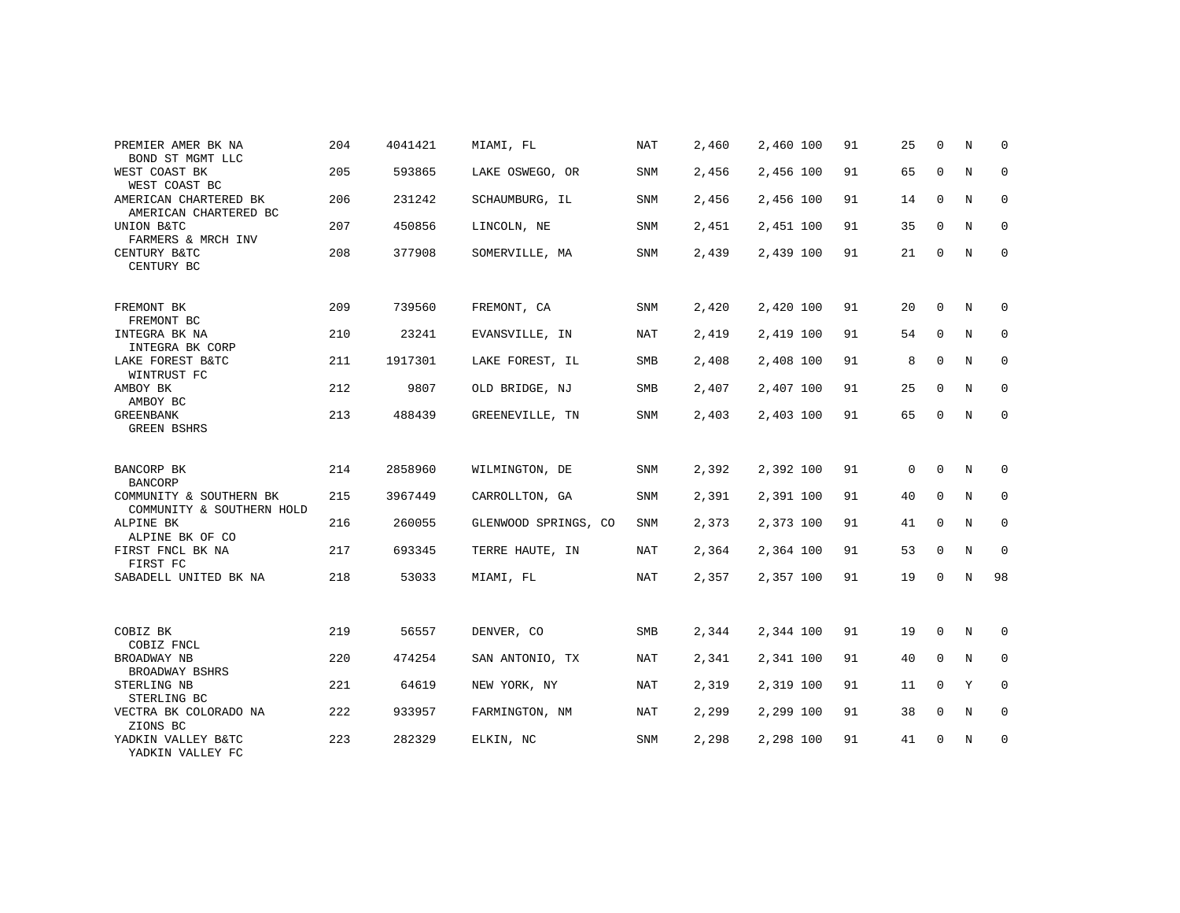| | | | | | | | | | | | | |
|---|---|---|---|---|---|---|---|---|---|---|---|---|
| PREMIER AMER BK NA<br>BOND ST MGMT LLC | 204 | 4041421 | MIAMI, FL | NAT | 2,460 | 2,460 | 100 | 91 | 25 | 0 | N | 0 |
| WEST COAST BK<br>WEST COAST BC | 205 | 593865 | LAKE OSWEGO, OR | SNM | 2,456 | 2,456 | 100 | 91 | 65 | 0 | N | 0 |
| AMERICAN CHARTERED BK<br>AMERICAN CHARTERED BC | 206 | 231242 | SCHAUMBURG, IL | SNM | 2,456 | 2,456 | 100 | 91 | 14 | 0 | N | 0 |
| UNION B&TC<br>FARMERS & MRCH INV | 207 | 450856 | LINCOLN, NE | SNM | 2,451 | 2,451 | 100 | 91 | 35 | 0 | N | 0 |
| CENTURY B&TC<br>CENTURY BC | 208 | 377908 | SOMERVILLE, MA | SNM | 2,439 | 2,439 | 100 | 91 | 21 | 0 | N | 0 |
| FREMONT BK<br>FREMONT BC | 209 | 739560 | FREMONT, CA | SNM | 2,420 | 2,420 | 100 | 91 | 20 | 0 | N | 0 |
| INTEGRA BK NA<br>INTEGRA BK CORP | 210 | 23241 | EVANSVILLE, IN | NAT | 2,419 | 2,419 | 100 | 91 | 54 | 0 | N | 0 |
| LAKE FOREST B&TC<br>WINTRUST FC | 211 | 1917301 | LAKE FOREST, IL | SMB | 2,408 | 2,408 | 100 | 91 | 8 | 0 | N | 0 |
| AMBOY BK<br>AMBOY BC | 212 | 9807 | OLD BRIDGE, NJ | SMB | 2,407 | 2,407 | 100 | 91 | 25 | 0 | N | 0 |
| GREENBANK<br>GREEN BSHRS | 213 | 488439 | GREENEVILLE, TN | SNM | 2,403 | 2,403 | 100 | 91 | 65 | 0 | N | 0 |
| BANCORP BK<br>BANCORP | 214 | 2858960 | WILMINGTON, DE | SNM | 2,392 | 2,392 | 100 | 91 | 0 | 0 | N | 0 |
| COMMUNITY & SOUTHERN BK<br>COMMUNITY & SOUTHERN HOLD | 215 | 3967449 | CARROLLTON, GA | SNM | 2,391 | 2,391 | 100 | 91 | 40 | 0 | N | 0 |
| ALPINE BK<br>ALPINE BK OF CO | 216 | 260055 | GLENWOOD SPRINGS, CO | SNM | 2,373 | 2,373 | 100 | 91 | 41 | 0 | N | 0 |
| FIRST FNCL BK NA<br>FIRST FC | 217 | 693345 | TERRE HAUTE, IN | NAT | 2,364 | 2,364 | 100 | 91 | 53 | 0 | N | 0 |
| SABADELL UNITED BK NA | 218 | 53033 | MIAMI, FL | NAT | 2,357 | 2,357 | 100 | 91 | 19 | 0 | N | 98 |
| COBIZ BK<br>COBIZ FNCL | 219 | 56557 | DENVER, CO | SMB | 2,344 | 2,344 | 100 | 91 | 19 | 0 | N | 0 |
| BROADWAY NB<br>BROADWAY BSHRS | 220 | 474254 | SAN ANTONIO, TX | NAT | 2,341 | 2,341 | 100 | 91 | 40 | 0 | N | 0 |
| STERLING NB<br>STERLING BC | 221 | 64619 | NEW YORK, NY | NAT | 2,319 | 2,319 | 100 | 91 | 11 | 0 | Y | 0 |
| VECTRA BK COLORADO NA<br>ZIONS BC | 222 | 933957 | FARMINGTON, NM | NAT | 2,299 | 2,299 | 100 | 91 | 38 | 0 | N | 0 |
| YADKIN VALLEY B&TC<br>YADKIN VALLEY FC | 223 | 282329 | ELKIN, NC | SNM | 2,298 | 2,298 | 100 | 91 | 41 | 0 | N | 0 |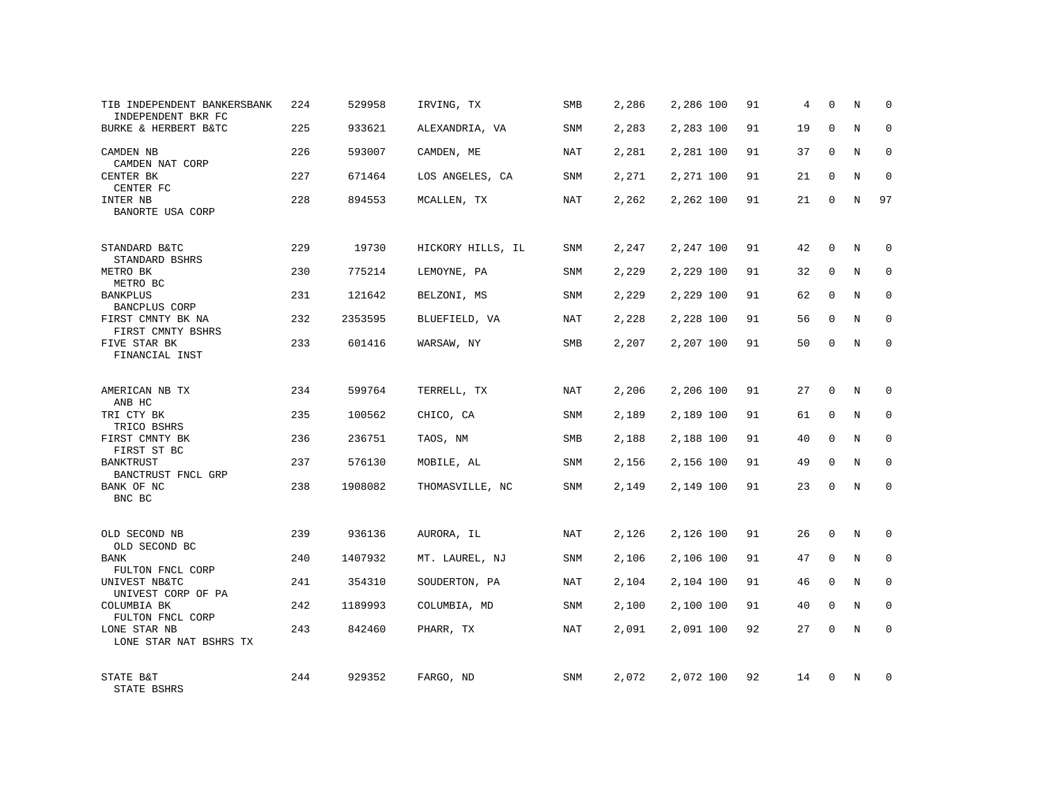| | | | | | | | | | | | | |
|---|---|---|---|---|---|---|---|---|---|---|---|---|
| TIB INDEPENDENT BANKERSBANK<br>INDEPENDENT BKR FC | 224 | 529958 | IRVING, TX | SMB | 2,286 | 2,286 | 100 | 91 | 4 | 0 | N | 0 |
| BURKE & HERBERT B&TC | 225 | 933621 | ALEXANDRIA, VA | SNM | 2,283 | 2,283 | 100 | 91 | 19 | 0 | N | 0 |
| CAMDEN NB<br>CAMDEN NAT CORP | 226 | 593007 | CAMDEN, ME | NAT | 2,281 | 2,281 | 100 | 91 | 37 | 0 | N | 0 |
| CENTER BK<br>CENTER FC | 227 | 671464 | LOS ANGELES, CA | SNM | 2,271 | 2,271 | 100 | 91 | 21 | 0 | N | 0 |
| INTER NB<br>BANORTE USA CORP | 228 | 894553 | MCALLEN, TX | NAT | 2,262 | 2,262 | 100 | 91 | 21 | 0 | N | 97 |
| STANDARD B&TC<br>STANDARD BSHRS | 229 | 19730 | HICKORY HILLS, IL | SNM | 2,247 | 2,247 | 100 | 91 | 42 | 0 | N | 0 |
| METRO BK<br>METRO BC | 230 | 775214 | LEMOYNE, PA | SNM | 2,229 | 2,229 | 100 | 91 | 32 | 0 | N | 0 |
| BANKPLUS<br>BANCPLUS CORP | 231 | 121642 | BELZONI, MS | SNM | 2,229 | 2,229 | 100 | 91 | 62 | 0 | N | 0 |
| FIRST CMNTY BK NA<br>FIRST CMNTY BSHRS | 232 | 2353595 | BLUEFIELD, VA | NAT | 2,228 | 2,228 | 100 | 91 | 56 | 0 | N | 0 |
| FIVE STAR BK<br>FINANCIAL INST | 233 | 601416 | WARSAW, NY | SMB | 2,207 | 2,207 | 100 | 91 | 50 | 0 | N | 0 |
| AMERICAN NB TX<br>ANB HC | 234 | 599764 | TERRELL, TX | NAT | 2,206 | 2,206 | 100 | 91 | 27 | 0 | N | 0 |
| TRI CTY BK<br>TRICO BSHRS | 235 | 100562 | CHICO, CA | SNM | 2,189 | 2,189 | 100 | 91 | 61 | 0 | N | 0 |
| FIRST CMNTY BK<br>FIRST ST BC | 236 | 236751 | TAOS, NM | SMB | 2,188 | 2,188 | 100 | 91 | 40 | 0 | N | 0 |
| BANKTRUST<br>BANCTRUST FNCL GRP | 237 | 576130 | MOBILE, AL | SNM | 2,156 | 2,156 | 100 | 91 | 49 | 0 | N | 0 |
| BANK OF NC<br>BNC BC | 238 | 1908082 | THOMASVILLE, NC | SNM | 2,149 | 2,149 | 100 | 91 | 23 | 0 | N | 0 |
| OLD SECOND NB<br>OLD SECOND BC | 239 | 936136 | AURORA, IL | NAT | 2,126 | 2,126 | 100 | 91 | 26 | 0 | N | 0 |
| BANK<br>FULTON FNCL CORP | 240 | 1407932 | MT. LAUREL, NJ | SNM | 2,106 | 2,106 | 100 | 91 | 47 | 0 | N | 0 |
| UNIVEST NB&TC<br>UNIVEST CORP OF PA | 241 | 354310 | SOUDERTON, PA | NAT | 2,104 | 2,104 | 100 | 91 | 46 | 0 | N | 0 |
| COLUMBIA BK<br>FULTON FNCL CORP | 242 | 1189993 | COLUMBIA, MD | SNM | 2,100 | 2,100 | 100 | 91 | 40 | 0 | N | 0 |
| LONE STAR NB<br>LONE STAR NAT BSHRS TX | 243 | 842460 | PHARR, TX | NAT | 2,091 | 2,091 | 100 | 92 | 27 | 0 | N | 0 |
| STATE B&T<br>STATE BSHRS | 244 | 929352 | FARGO, ND | SNM | 2,072 | 2,072 | 100 | 92 | 14 | 0 | N | 0 |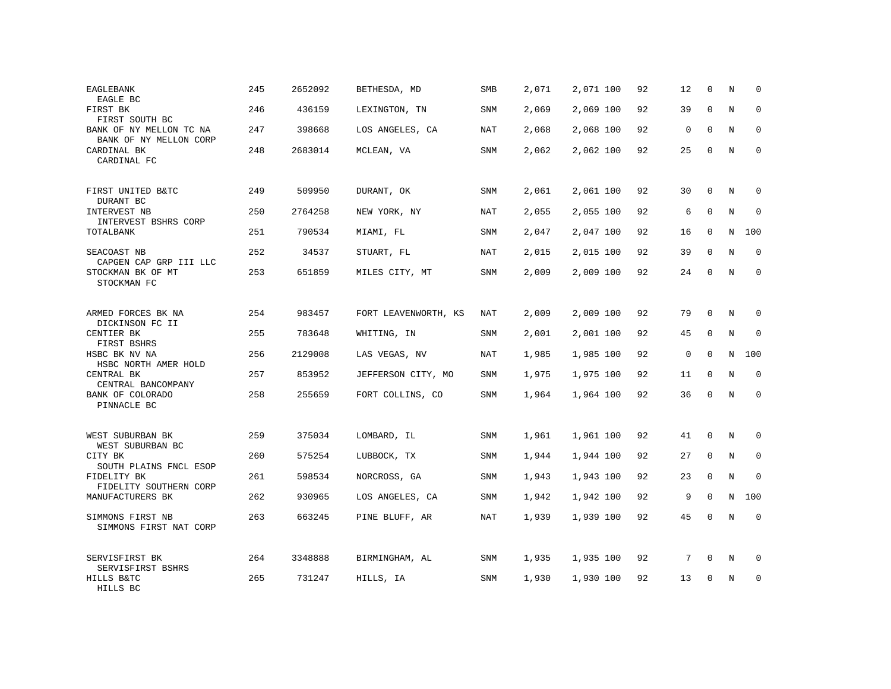| | | | | | | | | | | | | |
|---|---|---|---|---|---|---|---|---|---|---|---|---|
| EAGLEBANK<br>EAGLE BC | 245 | 2652092 | BETHESDA, MD | SMB | 2,071 | 2,071 | 100 | 92 | 12 | 0 | N | 0 |
| FIRST BK<br>FIRST SOUTH BC | 246 | 436159 | LEXINGTON, TN | SNM | 2,069 | 2,069 | 100 | 92 | 39 | 0 | N | 0 |
| BANK OF NY MELLON TC NA<br>BANK OF NY MELLON CORP | 247 | 398668 | LOS ANGELES, CA | NAT | 2,068 | 2,068 | 100 | 92 | 0 | 0 | N | 0 |
| CARDINAL BK<br>CARDINAL FC | 248 | 2683014 | MCLEAN, VA | SNM | 2,062 | 2,062 | 100 | 92 | 25 | 0 | N | 0 |
| FIRST UNITED B&TC<br>DURANT BC | 249 | 509950 | DURANT, OK | SNM | 2,061 | 2,061 | 100 | 92 | 30 | 0 | N | 0 |
| INTERVEST NB<br>INTERVEST BSHRS CORP | 250 | 2764258 | NEW YORK, NY | NAT | 2,055 | 2,055 | 100 | 92 | 6 | 0 | N | 0 |
| TOTALBANK | 251 | 790534 | MIAMI, FL | SNM | 2,047 | 2,047 | 100 | 92 | 16 | 0 | N | 100 |
| SEACOAST NB<br>CAPGEN CAP GRP III LLC | 252 | 34537 | STUART, FL | NAT | 2,015 | 2,015 | 100 | 92 | 39 | 0 | N | 0 |
| STOCKMAN BK OF MT<br>STOCKMAN FC | 253 | 651859 | MILES CITY, MT | SNM | 2,009 | 2,009 | 100 | 92 | 24 | 0 | N | 0 |
| ARMED FORCES BK NA<br>DICKINSON FC II | 254 | 983457 | FORT LEAVENWORTH, KS | NAT | 2,009 | 2,009 | 100 | 92 | 79 | 0 | N | 0 |
| CENTIER BK<br>FIRST BSHRS | 255 | 783648 | WHITING, IN | SNM | 2,001 | 2,001 | 100 | 92 | 45 | 0 | N | 0 |
| HSBC BK NV NA<br>HSBC NORTH AMER HOLD | 256 | 2129008 | LAS VEGAS, NV | NAT | 1,985 | 1,985 | 100 | 92 | 0 | 0 | N | 100 |
| CENTRAL BK<br>CENTRAL BANCOMPANY | 257 | 853952 | JEFFERSON CITY, MO | SNM | 1,975 | 1,975 | 100 | 92 | 11 | 0 | N | 0 |
| BANK OF COLORADO<br>PINNACLE BC | 258 | 255659 | FORT COLLINS, CO | SNM | 1,964 | 1,964 | 100 | 92 | 36 | 0 | N | 0 |
| WEST SUBURBAN BK<br>WEST SUBURBAN BC | 259 | 375034 | LOMBARD, IL | SNM | 1,961 | 1,961 | 100 | 92 | 41 | 0 | N | 0 |
| CITY BK<br>SOUTH PLAINS FNCL ESOP | 260 | 575254 | LUBBOCK, TX | SNM | 1,944 | 1,944 | 100 | 92 | 27 | 0 | N | 0 |
| FIDELITY BK<br>FIDELITY SOUTHERN CORP | 261 | 598534 | NORCROSS, GA | SNM | 1,943 | 1,943 | 100 | 92 | 23 | 0 | N | 0 |
| MANUFACTURERS BK | 262 | 930965 | LOS ANGELES, CA | SNM | 1,942 | 1,942 | 100 | 92 | 9 | 0 | N | 100 |
| SIMMONS FIRST NB<br>SIMMONS FIRST NAT CORP | 263 | 663245 | PINE BLUFF, AR | NAT | 1,939 | 1,939 | 100 | 92 | 45 | 0 | N | 0 |
| SERVISFIRST BK<br>SERVISFIRST BSHRS | 264 | 3348888 | BIRMINGHAM, AL | SNM | 1,935 | 1,935 | 100 | 92 | 7 | 0 | N | 0 |
| HILLS B&TC<br>HILLS BC | 265 | 731247 | HILLS, IA | SNM | 1,930 | 1,930 | 100 | 92 | 13 | 0 | N | 0 |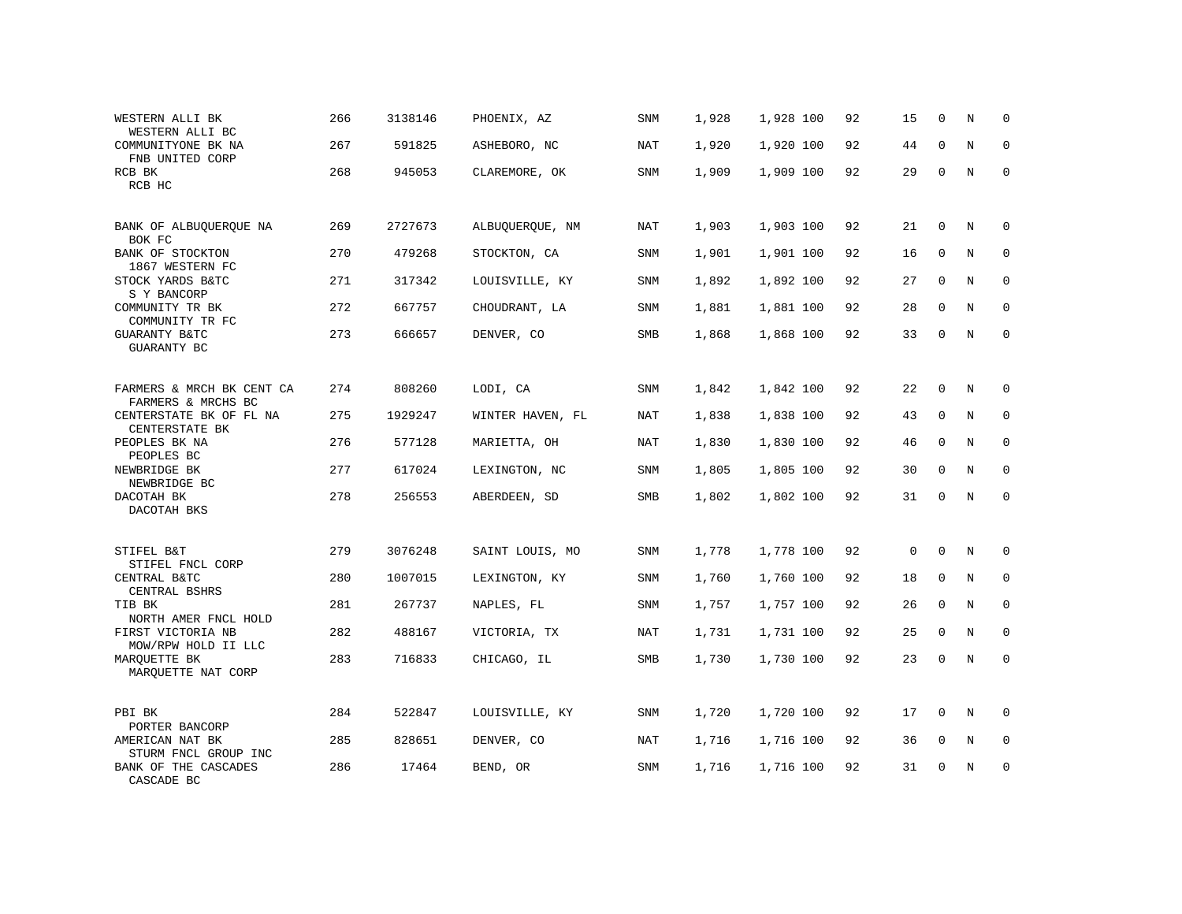| | | | | | | | | | | | | |
|---|---|---|---|---|---|---|---|---|---|---|---|---|
| WESTERN ALLI BK<br>WESTERN ALLI BC | 266 | 3138146 | PHOENIX, AZ | SNM | 1,928 | 1,928 | 100 | 92 | 15 | 0 | N | 0 |
| COMMUNITYONE BK NA<br>FNB UNITED CORP | 267 | 591825 | ASHEBORO, NC | NAT | 1,920 | 1,920 | 100 | 92 | 44 | 0 | N | 0 |
| RCB BK<br>RCB HC | 268 | 945053 | CLAREMORE, OK | SNM | 1,909 | 1,909 | 100 | 92 | 29 | 0 | N | 0 |
| BANK OF ALBUQUERQUE NA<br>BOK FC | 269 | 2727673 | ALBUQUERQUE, NM | NAT | 1,903 | 1,903 | 100 | 92 | 21 | 0 | N | 0 |
| BANK OF STOCKTON<br>1867 WESTERN FC | 270 | 479268 | STOCKTON, CA | SNM | 1,901 | 1,901 | 100 | 92 | 16 | 0 | N | 0 |
| STOCK YARDS B&TC<br>S Y BANCORP | 271 | 317342 | LOUISVILLE, KY | SNM | 1,892 | 1,892 | 100 | 92 | 27 | 0 | N | 0 |
| COMMUNITY TR BK<br>COMMUNITY TR FC | 272 | 667757 | CHOUDRANT, LA | SNM | 1,881 | 1,881 | 100 | 92 | 28 | 0 | N | 0 |
| GUARANTY B&TC<br>GUARANTY BC | 273 | 666657 | DENVER, CO | SMB | 1,868 | 1,868 | 100 | 92 | 33 | 0 | N | 0 |
| FARMERS & MRCH BK CENT CA<br>FARMERS & MRCHS BC | 274 | 808260 | LODI, CA | SNM | 1,842 | 1,842 | 100 | 92 | 22 | 0 | N | 0 |
| CENTERSTATE BK OF FL NA<br>CENTERSTATE BK | 275 | 1929247 | WINTER HAVEN, FL | NAT | 1,838 | 1,838 | 100 | 92 | 43 | 0 | N | 0 |
| PEOPLES BK NA<br>PEOPLES BC | 276 | 577128 | MARIETTA, OH | NAT | 1,830 | 1,830 | 100 | 92 | 46 | 0 | N | 0 |
| NEWBRIDGE BK<br>NEWBRIDGE BC | 277 | 617024 | LEXINGTON, NC | SNM | 1,805 | 1,805 | 100 | 92 | 30 | 0 | N | 0 |
| DACOTAH BK<br>DACOTAH BKS | 278 | 256553 | ABERDEEN, SD | SMB | 1,802 | 1,802 | 100 | 92 | 31 | 0 | N | 0 |
| STIFEL B&T<br>STIFEL FNCL CORP | 279 | 3076248 | SAINT LOUIS, MO | SNM | 1,778 | 1,778 | 100 | 92 | 0 | 0 | N | 0 |
| CENTRAL B&TC<br>CENTRAL BSHRS | 280 | 1007015 | LEXINGTON, KY | SNM | 1,760 | 1,760 | 100 | 92 | 18 | 0 | N | 0 |
| TIB BK<br>NORTH AMER FNCL HOLD | 281 | 267737 | NAPLES, FL | SNM | 1,757 | 1,757 | 100 | 92 | 26 | 0 | N | 0 |
| FIRST VICTORIA NB<br>MOW/RPW HOLD II LLC | 282 | 488167 | VICTORIA, TX | NAT | 1,731 | 1,731 | 100 | 92 | 25 | 0 | N | 0 |
| MARQUETTE BK<br>MARQUETTE NAT CORP | 283 | 716833 | CHICAGO, IL | SMB | 1,730 | 1,730 | 100 | 92 | 23 | 0 | N | 0 |
| PBI BK<br>PORTER BANCORP | 284 | 522847 | LOUISVILLE, KY | SNM | 1,720 | 1,720 | 100 | 92 | 17 | 0 | N | 0 |
| AMERICAN NAT BK<br>STURM FNCL GROUP INC | 285 | 828651 | DENVER, CO | NAT | 1,716 | 1,716 | 100 | 92 | 36 | 0 | N | 0 |
| BANK OF THE CASCADES<br>CASCADE BC | 286 | 17464 | BEND, OR | SNM | 1,716 | 1,716 | 100 | 92 | 31 | 0 | N | 0 |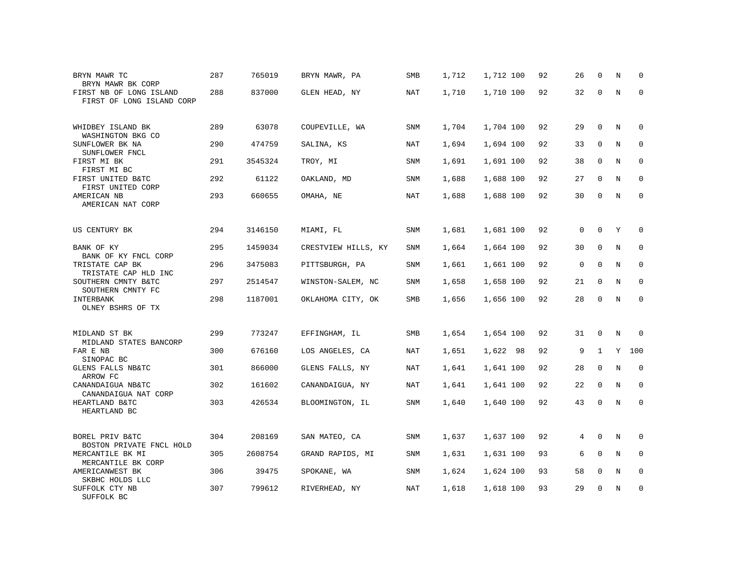| | | | | | | | | | | | | |
|---|---|---|---|---|---|---|---|---|---|---|---|---|
| BRYN MAWR TC<br>BRYN MAWR BK CORP | 287 | 765019 | BRYN MAWR, PA | SMB | 1,712 | 1,712 | 100 | 92 | 26 | 0 | N | 0 |
| FIRST NB OF LONG ISLAND<br>FIRST OF LONG ISLAND CORP | 288 | 837000 | GLEN HEAD, NY | NAT | 1,710 | 1,710 | 100 | 92 | 32 | 0 | N | 0 |
| WHIDBEY ISLAND BK<br>WASHINGTON BKG CO | 289 | 63078 | COUPEVILLE, WA | SNM | 1,704 | 1,704 | 100 | 92 | 29 | 0 | N | 0 |
| SUNFLOWER BK NA<br>SUNFLOWER FNCL | 290 | 474759 | SALINA, KS | NAT | 1,694 | 1,694 | 100 | 92 | 33 | 0 | N | 0 |
| FIRST MI BK<br>FIRST MI BC | 291 | 3545324 | TROY, MI | SNM | 1,691 | 1,691 | 100 | 92 | 38 | 0 | N | 0 |
| FIRST UNITED B&TC<br>FIRST UNITED CORP | 292 | 61122 | OAKLAND, MD | SNM | 1,688 | 1,688 | 100 | 92 | 27 | 0 | N | 0 |
| AMERICAN NB<br>AMERICAN NAT CORP | 293 | 660655 | OMAHA, NE | NAT | 1,688 | 1,688 | 100 | 92 | 30 | 0 | N | 0 |
| US CENTURY BK | 294 | 3146150 | MIAMI, FL | SNM | 1,681 | 1,681 | 100 | 92 | 0 | 0 | Y | 0 |
| BANK OF KY<br>BANK OF KY FNCL CORP | 295 | 1459034 | CRESTVIEW HILLS, KY | SNM | 1,664 | 1,664 | 100 | 92 | 30 | 0 | N | 0 |
| TRISTATE CAP BK<br>TRISTATE CAP HLD INC | 296 | 3475083 | PITTSBURGH, PA | SNM | 1,661 | 1,661 | 100 | 92 | 0 | 0 | N | 0 |
| SOUTHERN CMNTY B&TC<br>SOUTHERN CMNTY FC | 297 | 2514547 | WINSTON-SALEM, NC | SNM | 1,658 | 1,658 | 100 | 92 | 21 | 0 | N | 0 |
| INTERBANK<br>OLNEY BSHRS OF TX | 298 | 1187001 | OKLAHOMA CITY, OK | SMB | 1,656 | 1,656 | 100 | 92 | 28 | 0 | N | 0 |
| MIDLAND ST BK<br>MIDLAND STATES BANCORP | 299 | 773247 | EFFINGHAM, IL | SMB | 1,654 | 1,654 | 100 | 92 | 31 | 0 | N | 0 |
| FAR E NB<br>SINOPAC BC | 300 | 676160 | LOS ANGELES, CA | NAT | 1,651 | 1,622 | 98 | 92 | 9 | 1 | Y | 100 |
| GLENS FALLS NB&TC<br>ARROW FC | 301 | 866000 | GLENS FALLS, NY | NAT | 1,641 | 1,641 | 100 | 92 | 28 | 0 | N | 0 |
| CANANDAIGUA NB&TC<br>CANANDAIGUA NAT CORP | 302 | 161602 | CANANDAIGUA, NY | NAT | 1,641 | 1,641 | 100 | 92 | 22 | 0 | N | 0 |
| HEARTLAND B&TC<br>HEARTLAND BC | 303 | 426534 | BLOOMINGTON, IL | SNM | 1,640 | 1,640 | 100 | 92 | 43 | 0 | N | 0 |
| BOREL PRIV B&TC<br>BOSTON PRIVATE FNCL HOLD | 304 | 208169 | SAN MATEO, CA | SNM | 1,637 | 1,637 | 100 | 92 | 4 | 0 | N | 0 |
| MERCANTILE BK MI<br>MERCANTILE BK CORP | 305 | 2608754 | GRAND RAPIDS, MI | SNM | 1,631 | 1,631 | 100 | 93 | 6 | 0 | N | 0 |
| AMERICANWEST BK<br>SKBHC HOLDS LLC | 306 | 39475 | SPOKANE, WA | SNM | 1,624 | 1,624 | 100 | 93 | 58 | 0 | N | 0 |
| SUFFOLK CTY NB<br>SUFFOLK BC | 307 | 799612 | RIVERHEAD, NY | NAT | 1,618 | 1,618 | 100 | 93 | 29 | 0 | N | 0 |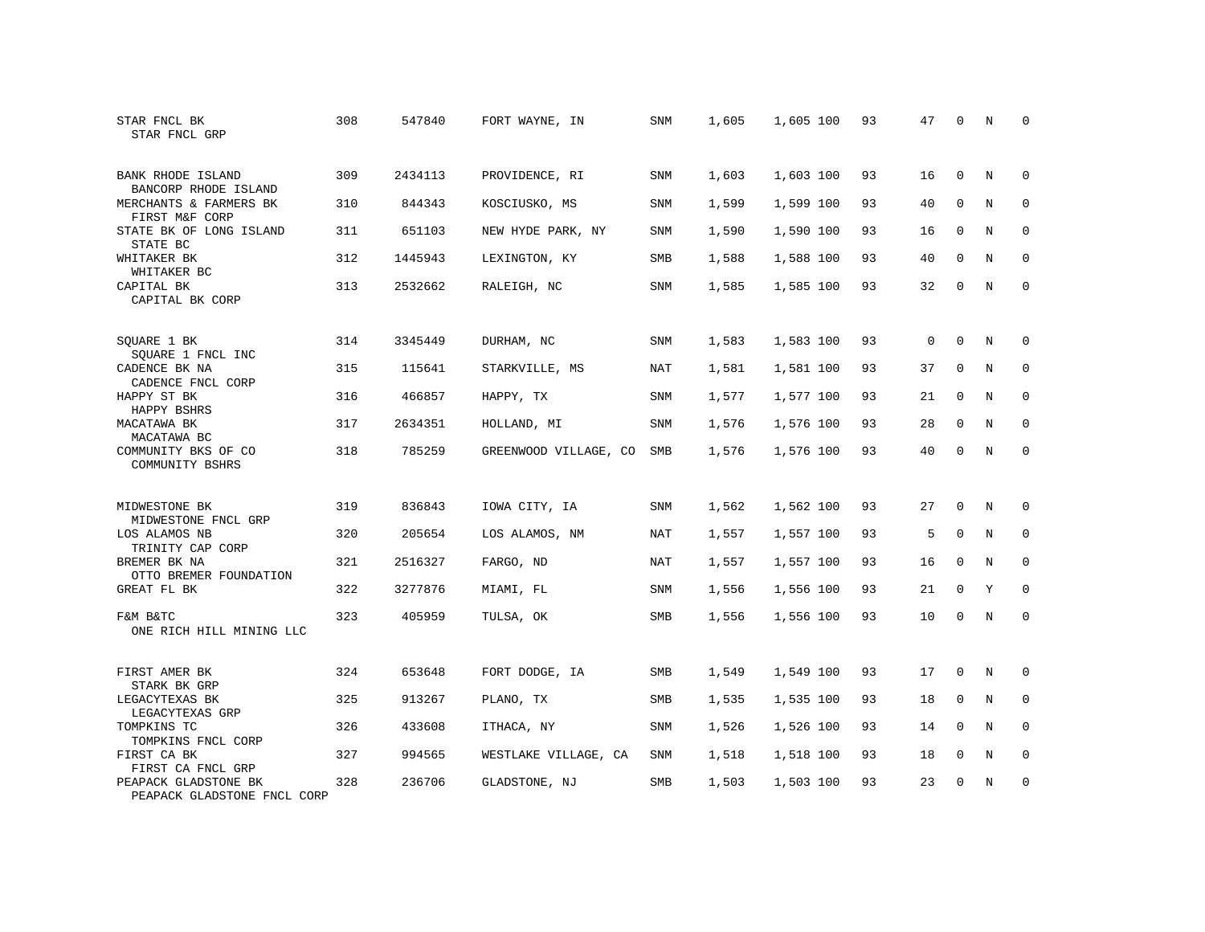| | | | | | | | | | | | |
|---|---|---|---|---|---|---|---|---|---|---|---|
| STAR FNCL BK<br>STAR FNCL GRP | 308 | 547840 | FORT WAYNE, IN | SNM | 1,605 | 1,605 100 | 93 | 47 | 0 | N | 0 |
| BANK RHODE ISLAND<br>BANCORP RHODE ISLAND | 309 | 2434113 | PROVIDENCE, RI | SNM | 1,603 | 1,603 100 | 93 | 16 | 0 | N | 0 |
| MERCHANTS & FARMERS BK<br>FIRST M&F CORP | 310 | 844343 | KOSCIUSKO, MS | SNM | 1,599 | 1,599 100 | 93 | 40 | 0 | N | 0 |
| STATE BK OF LONG ISLAND<br>STATE BC | 311 | 651103 | NEW HYDE PARK, NY | SNM | 1,590 | 1,590 100 | 93 | 16 | 0 | N | 0 |
| WHITAKER BK<br>WHITAKER BC | 312 | 1445943 | LEXINGTON, KY | SMB | 1,588 | 1,588 100 | 93 | 40 | 0 | N | 0 |
| CAPITAL BK<br>CAPITAL BK CORP | 313 | 2532662 | RALEIGH, NC | SNM | 1,585 | 1,585 100 | 93 | 32 | 0 | N | 0 |
| SQUARE 1 BK<br>SQUARE 1 FNCL INC | 314 | 3345449 | DURHAM, NC | SNM | 1,583 | 1,583 100 | 93 | 0 | 0 | N | 0 |
| CADENCE BK NA<br>CADENCE FNCL CORP | 315 | 115641 | STARKVILLE, MS | NAT | 1,581 | 1,581 100 | 93 | 37 | 0 | N | 0 |
| HAPPY ST BK<br>HAPPY BSHRS | 316 | 466857 | HAPPY, TX | SNM | 1,577 | 1,577 100 | 93 | 21 | 0 | N | 0 |
| MACATAWA BK<br>MACATAWA BC | 317 | 2634351 | HOLLAND, MI | SNM | 1,576 | 1,576 100 | 93 | 28 | 0 | N | 0 |
| COMMUNITY BKS OF CO<br>COMMUNITY BSHRS | 318 | 785259 | GREENWOOD VILLAGE, CO | SMB | 1,576 | 1,576 100 | 93 | 40 | 0 | N | 0 |
| MIDWESTONE BK<br>MIDWESTONE FNCL GRP | 319 | 836843 | IOWA CITY, IA | SNM | 1,562 | 1,562 100 | 93 | 27 | 0 | N | 0 |
| LOS ALAMOS NB<br>TRINITY CAP CORP | 320 | 205654 | LOS ALAMOS, NM | NAT | 1,557 | 1,557 100 | 93 | 5 | 0 | N | 0 |
| BREMER BK NA<br>OTTO BREMER FOUNDATION | 321 | 2516327 | FARGO, ND | NAT | 1,557 | 1,557 100 | 93 | 16 | 0 | N | 0 |
| GREAT FL BK | 322 | 3277876 | MIAMI, FL | SNM | 1,556 | 1,556 100 | 93 | 21 | 0 | Y | 0 |
| F&M B&TC<br>ONE RICH HILL MINING LLC | 323 | 405959 | TULSA, OK | SMB | 1,556 | 1,556 100 | 93 | 10 | 0 | N | 0 |
| FIRST AMER BK<br>STARK BK GRP | 324 | 653648 | FORT DODGE, IA | SMB | 1,549 | 1,549 100 | 93 | 17 | 0 | N | 0 |
| LEGACYTEXAS BK<br>LEGACYTEXAS GRP | 325 | 913267 | PLANO, TX | SMB | 1,535 | 1,535 100 | 93 | 18 | 0 | N | 0 |
| TOMPKINS TC<br>TOMPKINS FNCL CORP | 326 | 433608 | ITHACA, NY | SNM | 1,526 | 1,526 100 | 93 | 14 | 0 | N | 0 |
| FIRST CA BK<br>FIRST CA FNCL GRP | 327 | 994565 | WESTLAKE VILLAGE, CA | SNM | 1,518 | 1,518 100 | 93 | 18 | 0 | N | 0 |
| PEAPACK GLADSTONE BK<br>PEAPACK GLADSTONE FNCL CORP | 328 | 236706 | GLADSTONE, NJ | SMB | 1,503 | 1,503 100 | 93 | 23 | 0 | N | 0 |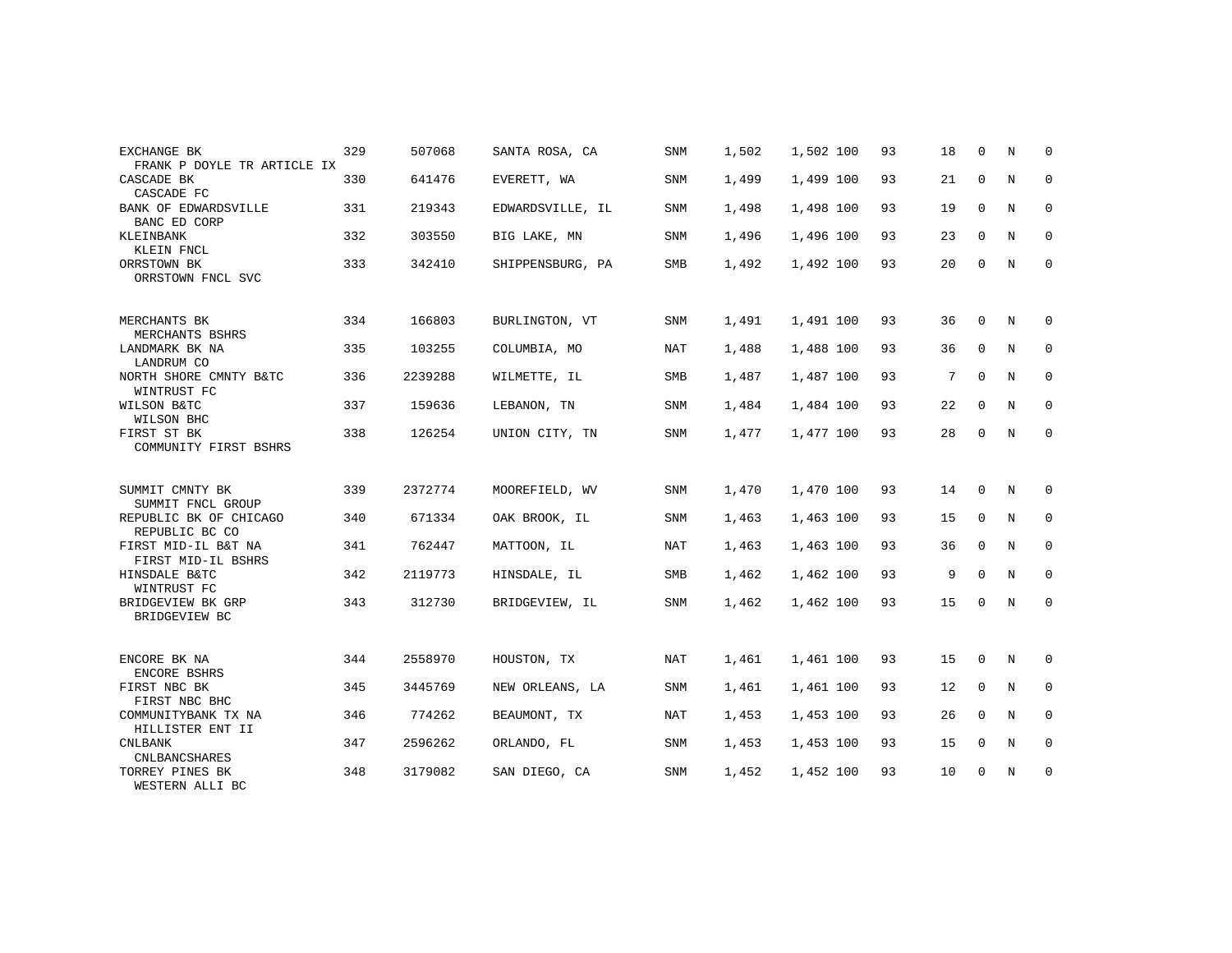| | | | | | | | | | | | | |
|---|---|---|---|---|---|---|---|---|---|---|---|---|
| EXCHANGE BK<br>FRANK P DOYLE TR ARTICLE IX | 329 | 507068 | SANTA ROSA, CA | SNM | 1,502 | 1,502 | 100 | 93 | 18 | 0 | N | 0 |
| CASCADE BK<br>CASCADE FC | 330 | 641476 | EVERETT, WA | SNM | 1,499 | 1,499 | 100 | 93 | 21 | 0 | N | 0 |
| BANK OF EDWARDSVILLE<br>BANC ED CORP | 331 | 219343 | EDWARDSVILLE, IL | SNM | 1,498 | 1,498 | 100 | 93 | 19 | 0 | N | 0 |
| KLEINBANK<br>KLEIN FNCL | 332 | 303550 | BIG LAKE, MN | SNM | 1,496 | 1,496 | 100 | 93 | 23 | 0 | N | 0 |
| ORRSTOWN BK<br>ORRSTOWN FNCL SVC | 333 | 342410 | SHIPPENSBURG, PA | SMB | 1,492 | 1,492 | 100 | 93 | 20 | 0 | N | 0 |
| MERCHANTS BK<br>MERCHANTS BSHRS | 334 | 166803 | BURLINGTON, VT | SNM | 1,491 | 1,491 | 100 | 93 | 36 | 0 | N | 0 |
| LANDMARK BK NA<br>LANDRUM CO | 335 | 103255 | COLUMBIA, MO | NAT | 1,488 | 1,488 | 100 | 93 | 36 | 0 | N | 0 |
| NORTH SHORE CMNTY B&TC<br>WINTRUST FC | 336 | 2239288 | WILMETTE, IL | SMB | 1,487 | 1,487 | 100 | 93 | 7 | 0 | N | 0 |
| WILSON B&TC<br>WILSON BHC | 337 | 159636 | LEBANON, TN | SNM | 1,484 | 1,484 | 100 | 93 | 22 | 0 | N | 0 |
| FIRST ST BK<br>COMMUNITY FIRST BSHRS | 338 | 126254 | UNION CITY, TN | SNM | 1,477 | 1,477 | 100 | 93 | 28 | 0 | N | 0 |
| SUMMIT CMNTY BK<br>SUMMIT FNCL GROUP | 339 | 2372774 | MOOREFIELD, WV | SNM | 1,470 | 1,470 | 100 | 93 | 14 | 0 | N | 0 |
| REPUBLIC BK OF CHICAGO<br>REPUBLIC BC CO | 340 | 671334 | OAK BROOK, IL | SNM | 1,463 | 1,463 | 100 | 93 | 15 | 0 | N | 0 |
| FIRST MID-IL B&T NA<br>FIRST MID-IL BSHRS | 341 | 762447 | MATTOON, IL | NAT | 1,463 | 1,463 | 100 | 93 | 36 | 0 | N | 0 |
| HINSDALE B&TC<br>WINTRUST FC | 342 | 2119773 | HINSDALE, IL | SMB | 1,462 | 1,462 | 100 | 93 | 9 | 0 | N | 0 |
| BRIDGEVIEW BK GRP<br>BRIDGEVIEW BC | 343 | 312730 | BRIDGEVIEW, IL | SNM | 1,462 | 1,462 | 100 | 93 | 15 | 0 | N | 0 |
| ENCORE BK NA<br>ENCORE BSHRS | 344 | 2558970 | HOUSTON, TX | NAT | 1,461 | 1,461 | 100 | 93 | 15 | 0 | N | 0 |
| FIRST NBC BK<br>FIRST NBC BHC | 345 | 3445769 | NEW ORLEANS, LA | SNM | 1,461 | 1,461 | 100 | 93 | 12 | 0 | N | 0 |
| COMMUNITYBANK TX NA<br>HILLISTER ENT II | 346 | 774262 | BEAUMONT, TX | NAT | 1,453 | 1,453 | 100 | 93 | 26 | 0 | N | 0 |
| CNLBANK<br>CNLBANCSHARES | 347 | 2596262 | ORLANDO, FL | SNM | 1,453 | 1,453 | 100 | 93 | 15 | 0 | N | 0 |
| TORREY PINES BK<br>WESTERN ALLI BC | 348 | 3179082 | SAN DIEGO, CA | SNM | 1,452 | 1,452 | 100 | 93 | 10 | 0 | N | 0 |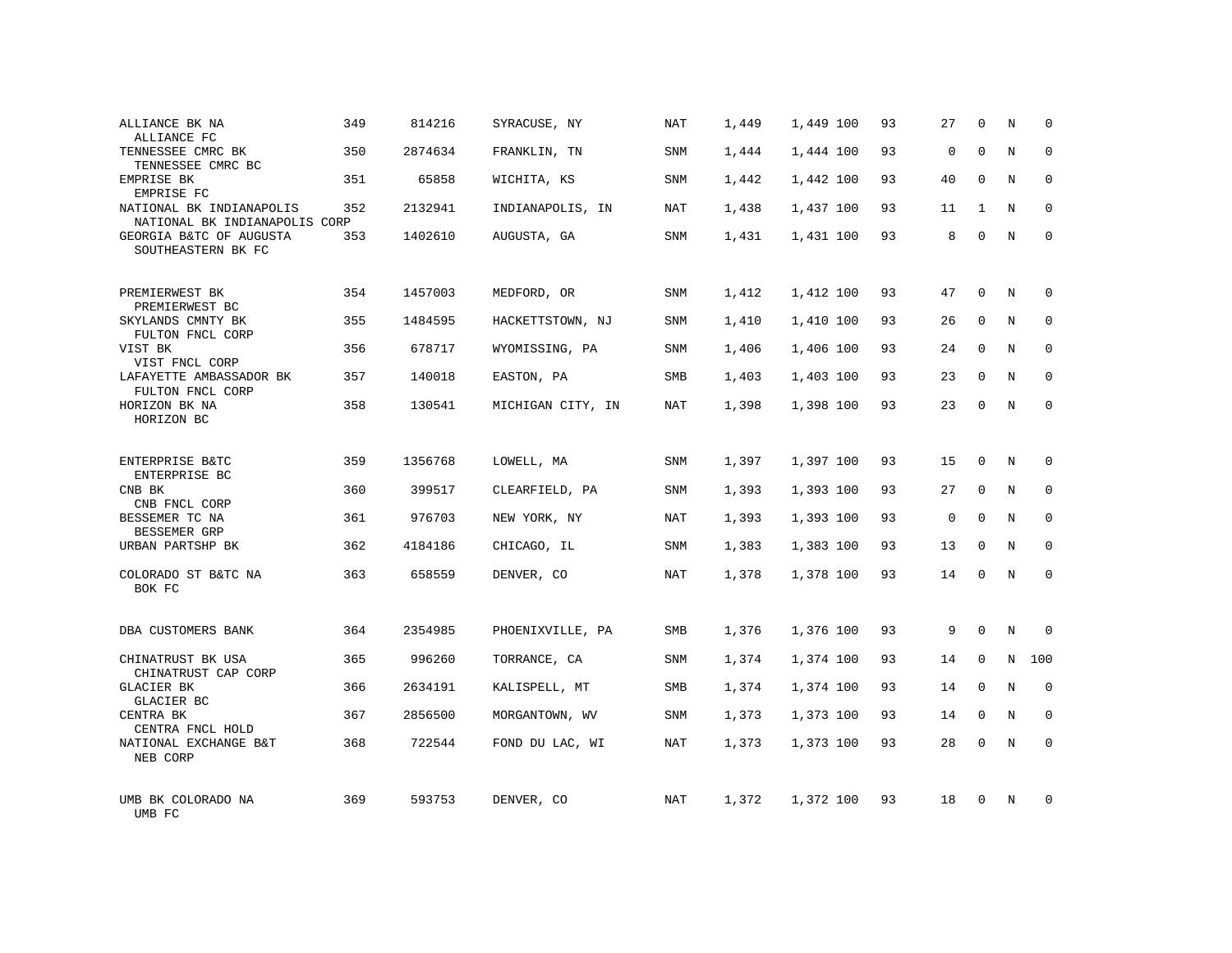| | | | | | | | | | | | | |
|---|---|---|---|---|---|---|---|---|---|---|---|---|
| ALLIANCE BK NA<br>ALLIANCE FC | 349 | 814216 | SYRACUSE, NY | NAT | 1,449 | 1,449 | 100 | 93 | 27 | 0 | N | 0 |
| TENNESSEE CMRC BK<br>TENNESSEE CMRC BC | 350 | 2874634 | FRANKLIN, TN | SNM | 1,444 | 1,444 | 100 | 93 | 0 | 0 | N | 0 |
| EMPRISE BK<br>EMPRISE FC | 351 | 65858 | WICHITA, KS | SNM | 1,442 | 1,442 | 100 | 93 | 40 | 0 | N | 0 |
| NATIONAL BK INDIANAPOLIS<br>NATIONAL BK INDIANAPOLIS CORP | 352 | 2132941 | INDIANAPOLIS, IN | NAT | 1,438 | 1,437 | 100 | 93 | 11 | 1 | N | 0 |
| GEORGIA B&TC OF AUGUSTA<br>SOUTHEASTERN BK FC | 353 | 1402610 | AUGUSTA, GA | SNM | 1,431 | 1,431 | 100 | 93 | 8 | 0 | N | 0 |
| PREMIERWEST BK<br>PREMIERWEST BC | 354 | 1457003 | MEDFORD, OR | SNM | 1,412 | 1,412 | 100 | 93 | 47 | 0 | N | 0 |
| SKYLANDS CMNTY BK<br>FULTON FNCL CORP | 355 | 1484595 | HACKETTSTOWN, NJ | SNM | 1,410 | 1,410 | 100 | 93 | 26 | 0 | N | 0 |
| VIST BK<br>VIST FNCL CORP | 356 | 678717 | WYOMISSING, PA | SNM | 1,406 | 1,406 | 100 | 93 | 24 | 0 | N | 0 |
| LAFAYETTE AMBASSADOR BK<br>FULTON FNCL CORP | 357 | 140018 | EASTON, PA | SMB | 1,403 | 1,403 | 100 | 93 | 23 | 0 | N | 0 |
| HORIZON BK NA<br>HORIZON BC | 358 | 130541 | MICHIGAN CITY, IN | NAT | 1,398 | 1,398 | 100 | 93 | 23 | 0 | N | 0 |
| ENTERPRISE B&TC<br>ENTERPRISE BC | 359 | 1356768 | LOWELL, MA | SNM | 1,397 | 1,397 | 100 | 93 | 15 | 0 | N | 0 |
| CNB BK<br>CNB FNCL CORP | 360 | 399517 | CLEARFIELD, PA | SNM | 1,393 | 1,393 | 100 | 93 | 27 | 0 | N | 0 |
| BESSEMER TC NA<br>BESSEMER GRP | 361 | 976703 | NEW YORK, NY | NAT | 1,393 | 1,393 | 100 | 93 | 0 | 0 | N | 0 |
| URBAN PARTSHP BK | 362 | 4184186 | CHICAGO, IL | SNM | 1,383 | 1,383 | 100 | 93 | 13 | 0 | N | 0 |
| COLORADO ST B&TC NA<br>BOK FC | 363 | 658559 | DENVER, CO | NAT | 1,378 | 1,378 | 100 | 93 | 14 | 0 | N | 0 |
| DBA CUSTOMERS BANK | 364 | 2354985 | PHOENIXVILLE, PA | SMB | 1,376 | 1,376 | 100 | 93 | 9 | 0 | N | 0 |
| CHINATRUST BK USA<br>CHINATRUST CAP CORP | 365 | 996260 | TORRANCE, CA | SNM | 1,374 | 1,374 | 100 | 93 | 14 | 0 | N | 100 |
| GLACIER BK<br>GLACIER BC | 366 | 2634191 | KALISPELL, MT | SMB | 1,374 | 1,374 | 100 | 93 | 14 | 0 | N | 0 |
| CENTRA BK<br>CENTRA FNCL HOLD | 367 | 2856500 | MORGANTOWN, WV | SNM | 1,373 | 1,373 | 100 | 93 | 14 | 0 | N | 0 |
| NATIONAL EXCHANGE B&T<br>NEB CORP | 368 | 722544 | FOND DU LAC, WI | NAT | 1,373 | 1,373 | 100 | 93 | 28 | 0 | N | 0 |
| UMB BK COLORADO NA<br>UMB FC | 369 | 593753 | DENVER, CO | NAT | 1,372 | 1,372 | 100 | 93 | 18 | 0 | N | 0 |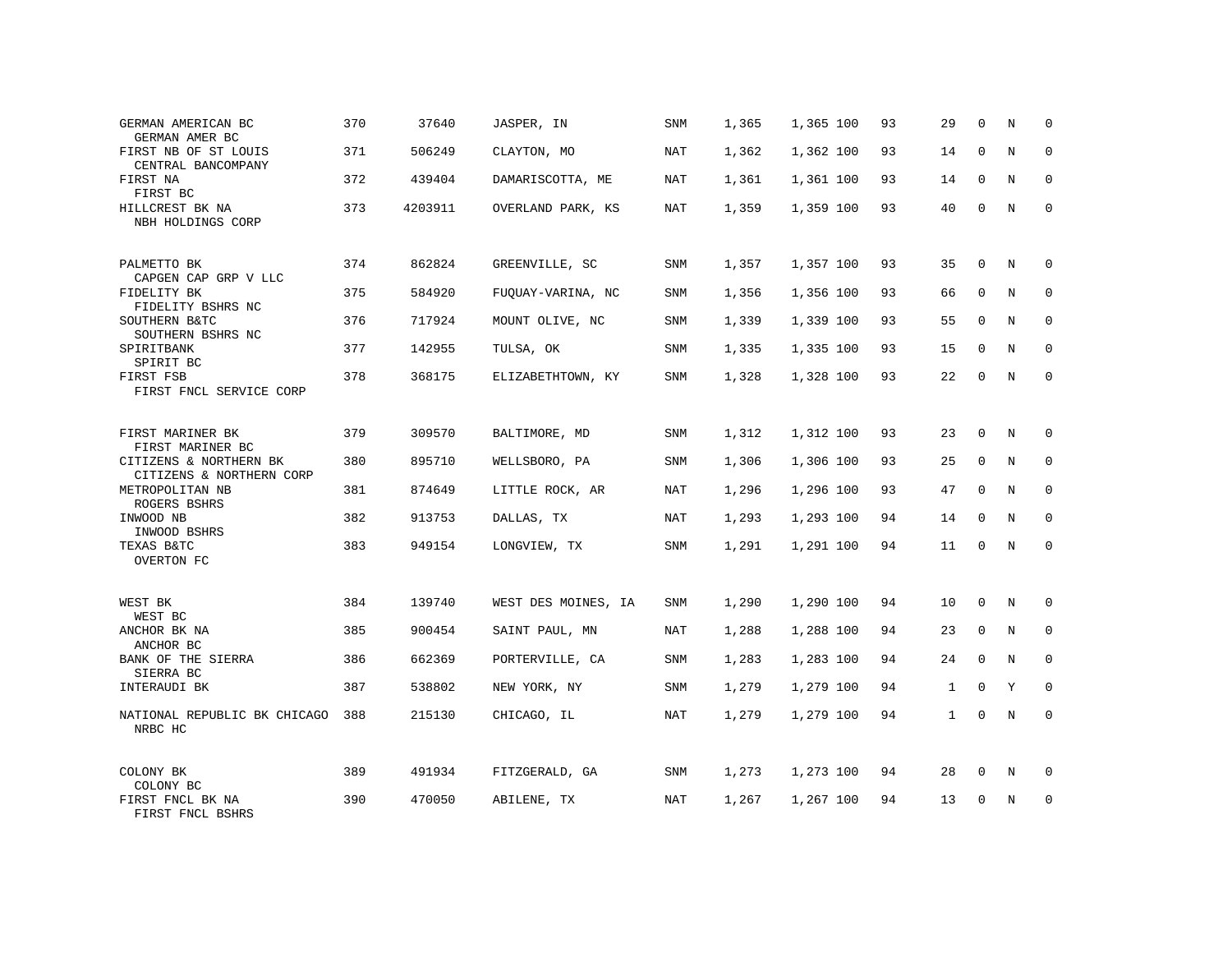| | | | | | | | | | | | | |
|---|---|---|---|---|---|---|---|---|---|---|---|---|
| GERMAN AMERICAN BC<br>GERMAN AMER BC | 370 | 37640 | JASPER, IN | SNM | 1,365 | 1,365 | 100 | 93 | 29 | 0 | N | 0 |
| FIRST NB OF ST LOUIS<br>CENTRAL BANCOMPANY | 371 | 506249 | CLAYTON, MO | NAT | 1,362 | 1,362 | 100 | 93 | 14 | 0 | N | 0 |
| FIRST NA<br>FIRST BC | 372 | 439404 | DAMARISCOTTA, ME | NAT | 1,361 | 1,361 | 100 | 93 | 14 | 0 | N | 0 |
| HILLCREST BK NA<br>NBH HOLDINGS CORP | 373 | 4203911 | OVERLAND PARK, KS | NAT | 1,359 | 1,359 | 100 | 93 | 40 | 0 | N | 0 |
| PALMETTO BK<br>CAPGEN CAP GRP V LLC | 374 | 862824 | GREENVILLE, SC | SNM | 1,357 | 1,357 | 100 | 93 | 35 | 0 | N | 0 |
| FIDELITY BK<br>FIDELITY BSHRS NC | 375 | 584920 | FUQUAY-VARINA, NC | SNM | 1,356 | 1,356 | 100 | 93 | 66 | 0 | N | 0 |
| SOUTHERN B&TC<br>SOUTHERN BSHRS NC | 376 | 717924 | MOUNT OLIVE, NC | SNM | 1,339 | 1,339 | 100 | 93 | 55 | 0 | N | 0 |
| SPIRITBANK<br>SPIRIT BC | 377 | 142955 | TULSA, OK | SNM | 1,335 | 1,335 | 100 | 93 | 15 | 0 | N | 0 |
| FIRST FSB<br>FIRST FNCL SERVICE CORP | 378 | 368175 | ELIZABETHTOWN, KY | SNM | 1,328 | 1,328 | 100 | 93 | 22 | 0 | N | 0 |
| FIRST MARINER BK<br>FIRST MARINER BC | 379 | 309570 | BALTIMORE, MD | SNM | 1,312 | 1,312 | 100 | 93 | 23 | 0 | N | 0 |
| CITIZENS & NORTHERN BK<br>CITIZENS & NORTHERN CORP | 380 | 895710 | WELLSBORO, PA | SNM | 1,306 | 1,306 | 100 | 93 | 25 | 0 | N | 0 |
| METROPOLITAN NB<br>ROGERS BSHRS | 381 | 874649 | LITTLE ROCK, AR | NAT | 1,296 | 1,296 | 100 | 93 | 47 | 0 | N | 0 |
| INWOOD NB<br>INWOOD BSHRS | 382 | 913753 | DALLAS, TX | NAT | 1,293 | 1,293 | 100 | 94 | 14 | 0 | N | 0 |
| TEXAS B&TC<br>OVERTON FC | 383 | 949154 | LONGVIEW, TX | SNM | 1,291 | 1,291 | 100 | 94 | 11 | 0 | N | 0 |
| WEST BK<br>WEST BC | 384 | 139740 | WEST DES MOINES, IA | SNM | 1,290 | 1,290 | 100 | 94 | 10 | 0 | N | 0 |
| ANCHOR BK NA<br>ANCHOR BC | 385 | 900454 | SAINT PAUL, MN | NAT | 1,288 | 1,288 | 100 | 94 | 23 | 0 | N | 0 |
| BANK OF THE SIERRA<br>SIERRA BC | 386 | 662369 | PORTERVILLE, CA | SNM | 1,283 | 1,283 | 100 | 94 | 24 | 0 | N | 0 |
| INTERAUDI BK | 387 | 538802 | NEW YORK, NY | SNM | 1,279 | 1,279 | 100 | 94 | 1 | 0 | Y | 0 |
| NATIONAL REPUBLIC BK CHICAGO<br>NRBC HC | 388 | 215130 | CHICAGO, IL | NAT | 1,279 | 1,279 | 100 | 94 | 1 | 0 | N | 0 |
| COLONY BK<br>COLONY BC | 389 | 491934 | FITZGERALD, GA | SNM | 1,273 | 1,273 | 100 | 94 | 28 | 0 | N | 0 |
| FIRST FNCL BK NA<br>FIRST FNCL BSHRS | 390 | 470050 | ABILENE, TX | NAT | 1,267 | 1,267 | 100 | 94 | 13 | 0 | N | 0 |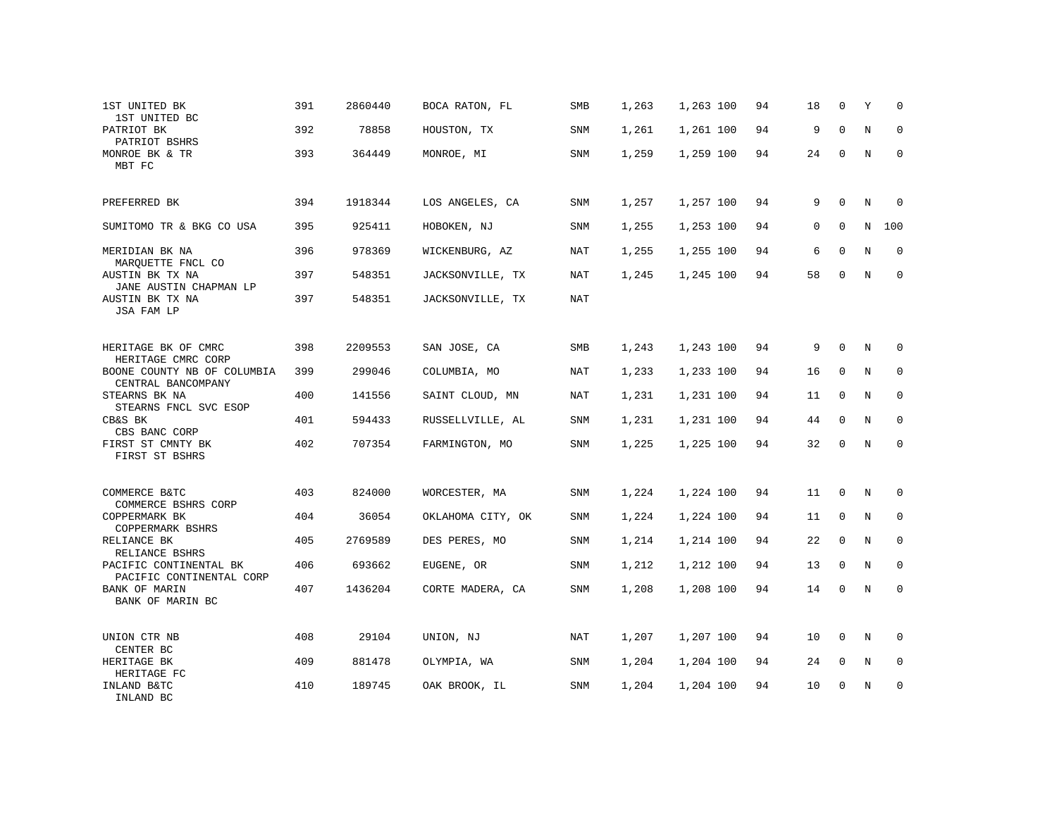| | | | | | | | | | | | | |
|---|---|---|---|---|---|---|---|---|---|---|---|---|
| 1ST UNITED BK<br>1ST UNITED BC | 391 | 2860440 | BOCA RATON, FL | SMB | 1,263 | 1,263 | 100 | 94 | 18 | 0 | Y | 0 |
| PATRIOT BK<br>PATRIOT BSHRS | 392 | 78858 | HOUSTON, TX | SNM | 1,261 | 1,261 | 100 | 94 | 9 | 0 | N | 0 |
| MONROE BK & TR<br>MBT FC | 393 | 364449 | MONROE, MI | SNM | 1,259 | 1,259 | 100 | 94 | 24 | 0 | N | 0 |
| PREFERRED BK | 394 | 1918344 | LOS ANGELES, CA | SNM | 1,257 | 1,257 | 100 | 94 | 9 | 0 | N | 0 |
| SUMITOMO TR & BKG CO USA | 395 | 925411 | HOBOKEN, NJ | SNM | 1,255 | 1,253 | 100 | 94 | 0 | 0 | N | 100 |
| MERIDIAN BK NA<br>MARQUETTE FNCL CO | 396 | 978369 | WICKENBURG, AZ | NAT | 1,255 | 1,255 | 100 | 94 | 6 | 0 | N | 0 |
| AUSTIN BK TX NA<br>JANE AUSTIN CHAPMAN LP | 397 | 548351 | JACKSONVILLE, TX | NAT | 1,245 | 1,245 | 100 | 94 | 58 | 0 | N | 0 |
| AUSTIN BK TX NA<br>JSA FAM LP | 397 | 548351 | JACKSONVILLE, TX | NAT | | | | | | | | |
| HERITAGE BK OF CMRC<br>HERITAGE CMRC CORP | 398 | 2209553 | SAN JOSE, CA | SMB | 1,243 | 1,243 | 100 | 94 | 9 | 0 | N | 0 |
| BOONE COUNTY NB OF COLUMBIA<br>CENTRAL BANCOMPANY | 399 | 299046 | COLUMBIA, MO | NAT | 1,233 | 1,233 | 100 | 94 | 16 | 0 | N | 0 |
| STEARNS BK NA<br>STEARNS FNCL SVC ESOP | 400 | 141556 | SAINT CLOUD, MN | NAT | 1,231 | 1,231 | 100 | 94 | 11 | 0 | N | 0 |
| CB&S BK<br>CBS BANC CORP | 401 | 594433 | RUSSELLVILLE, AL | SNM | 1,231 | 1,231 | 100 | 94 | 44 | 0 | N | 0 |
| FIRST ST CMNTY BK<br>FIRST ST BSHRS | 402 | 707354 | FARMINGTON, MO | SNM | 1,225 | 1,225 | 100 | 94 | 32 | 0 | N | 0 |
| COMMERCE B&TC<br>COMMERCE BSHRS CORP | 403 | 824000 | WORCESTER, MA | SNM | 1,224 | 1,224 | 100 | 94 | 11 | 0 | N | 0 |
| COPPERMARK BK<br>COPPERMARK BSHRS | 404 | 36054 | OKLAHOMA CITY, OK | SNM | 1,224 | 1,224 | 100 | 94 | 11 | 0 | N | 0 |
| RELIANCE BK<br>RELIANCE BSHRS | 405 | 2769589 | DES PERES, MO | SNM | 1,214 | 1,214 | 100 | 94 | 22 | 0 | N | 0 |
| PACIFIC CONTINENTAL BK<br>PACIFIC CONTINENTAL CORP | 406 | 693662 | EUGENE, OR | SNM | 1,212 | 1,212 | 100 | 94 | 13 | 0 | N | 0 |
| BANK OF MARIN<br>BANK OF MARIN BC | 407 | 1436204 | CORTE MADERA, CA | SNM | 1,208 | 1,208 | 100 | 94 | 14 | 0 | N | 0 |
| UNION CTR NB<br>CENTER BC | 408 | 29104 | UNION, NJ | NAT | 1,207 | 1,207 | 100 | 94 | 10 | 0 | N | 0 |
| HERITAGE BK<br>HERITAGE FC | 409 | 881478 | OLYMPIA, WA | SNM | 1,204 | 1,204 | 100 | 94 | 24 | 0 | N | 0 |
| INLAND B&TC<br>INLAND BC | 410 | 189745 | OAK BROOK, IL | SNM | 1,204 | 1,204 | 100 | 94 | 10 | 0 | N | 0 |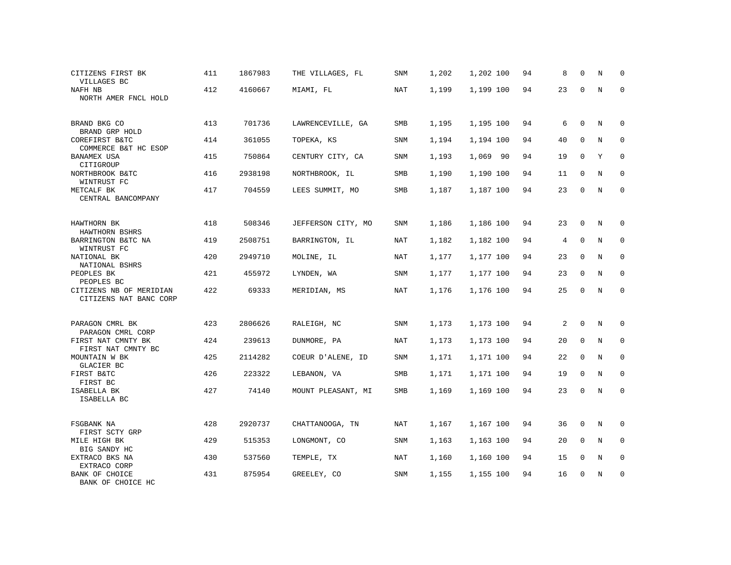| | | | | | | | | | | | | |
|---|---|---|---|---|---|---|---|---|---|---|---|---|
| CITIZENS FIRST BK<br>VILLAGES BC | 411 | 1867983 | THE VILLAGES, FL | SNM | 1,202 | 1,202 | 100 | 94 | 8 | 0 | N | 0 |
| NAFH NB<br>NORTH AMER FNCL HOLD | 412 | 4160667 | MIAMI, FL | NAT | 1,199 | 1,199 | 100 | 94 | 23 | 0 | N | 0 |
| BRAND BKG CO<br>BRAND GRP HOLD | 413 | 701736 | LAWRENCEVILLE, GA | SMB | 1,195 | 1,195 | 100 | 94 | 6 | 0 | N | 0 |
| COREFIRST B&TC<br>COMMERCE B&T HC ESOP | 414 | 361055 | TOPEKA, KS | SNM | 1,194 | 1,194 | 100 | 94 | 40 | 0 | N | 0 |
| BANAMEX USA<br>CITIGROUP | 415 | 750864 | CENTURY CITY, CA | SNM | 1,193 | 1,069 | 90 | 94 | 19 | 0 | Y | 0 |
| NORTHBROOK B&TC<br>WINTRUST FC | 416 | 2938198 | NORTHBROOK, IL | SMB | 1,190 | 1,190 | 100 | 94 | 11 | 0 | N | 0 |
| METCALF BK<br>CENTRAL BANCOMPANY | 417 | 704559 | LEES SUMMIT, MO | SMB | 1,187 | 1,187 | 100 | 94 | 23 | 0 | N | 0 |
| HAWTHORN BK<br>HAWTHORN BSHRS | 418 | 508346 | JEFFERSON CITY, MO | SNM | 1,186 | 1,186 | 100 | 94 | 23 | 0 | N | 0 |
| BARRINGTON B&TC NA<br>WINTRUST FC | 419 | 2508751 | BARRINGTON, IL | NAT | 1,182 | 1,182 | 100 | 94 | 4 | 0 | N | 0 |
| NATIONAL BK<br>NATIONAL BSHRS | 420 | 2949710 | MOLINE, IL | NAT | 1,177 | 1,177 | 100 | 94 | 23 | 0 | N | 0 |
| PEOPLES BK<br>PEOPLES BC | 421 | 455972 | LYNDEN, WA | SNM | 1,177 | 1,177 | 100 | 94 | 23 | 0 | N | 0 |
| CITIZENS NB OF MERIDIAN<br>CITIZENS NAT BANC CORP | 422 | 69333 | MERIDIAN, MS | NAT | 1,176 | 1,176 | 100 | 94 | 25 | 0 | N | 0 |
| PARAGON CMRL BK<br>PARAGON CMRL CORP | 423 | 2806626 | RALEIGH, NC | SNM | 1,173 | 1,173 | 100 | 94 | 2 | 0 | N | 0 |
| FIRST NAT CMNTY BK<br>FIRST NAT CMNTY BC | 424 | 239613 | DUNMORE, PA | NAT | 1,173 | 1,173 | 100 | 94 | 20 | 0 | N | 0 |
| MOUNTAIN W BK<br>GLACIER BC | 425 | 2114282 | COEUR D'ALENE, ID | SNM | 1,171 | 1,171 | 100 | 94 | 22 | 0 | N | 0 |
| FIRST B&TC<br>FIRST BC | 426 | 223322 | LEBANON, VA | SMB | 1,171 | 1,171 | 100 | 94 | 19 | 0 | N | 0 |
| ISABELLA BK<br>ISABELLA BC | 427 | 74140 | MOUNT PLEASANT, MI | SMB | 1,169 | 1,169 | 100 | 94 | 23 | 0 | N | 0 |
| FSGBANK NA<br>FIRST SCTY GRP | 428 | 2920737 | CHATTANOOGA, TN | NAT | 1,167 | 1,167 | 100 | 94 | 36 | 0 | N | 0 |
| MILE HIGH BK<br>BIG SANDY HC | 429 | 515353 | LONGMONT, CO | SNM | 1,163 | 1,163 | 100 | 94 | 20 | 0 | N | 0 |
| EXTRACO BKS NA<br>EXTRACO CORP | 430 | 537560 | TEMPLE, TX | NAT | 1,160 | 1,160 | 100 | 94 | 15 | 0 | N | 0 |
| BANK OF CHOICE<br>BANK OF CHOICE HC | 431 | 875954 | GREELEY, CO | SNM | 1,155 | 1,155 | 100 | 94 | 16 | 0 | N | 0 |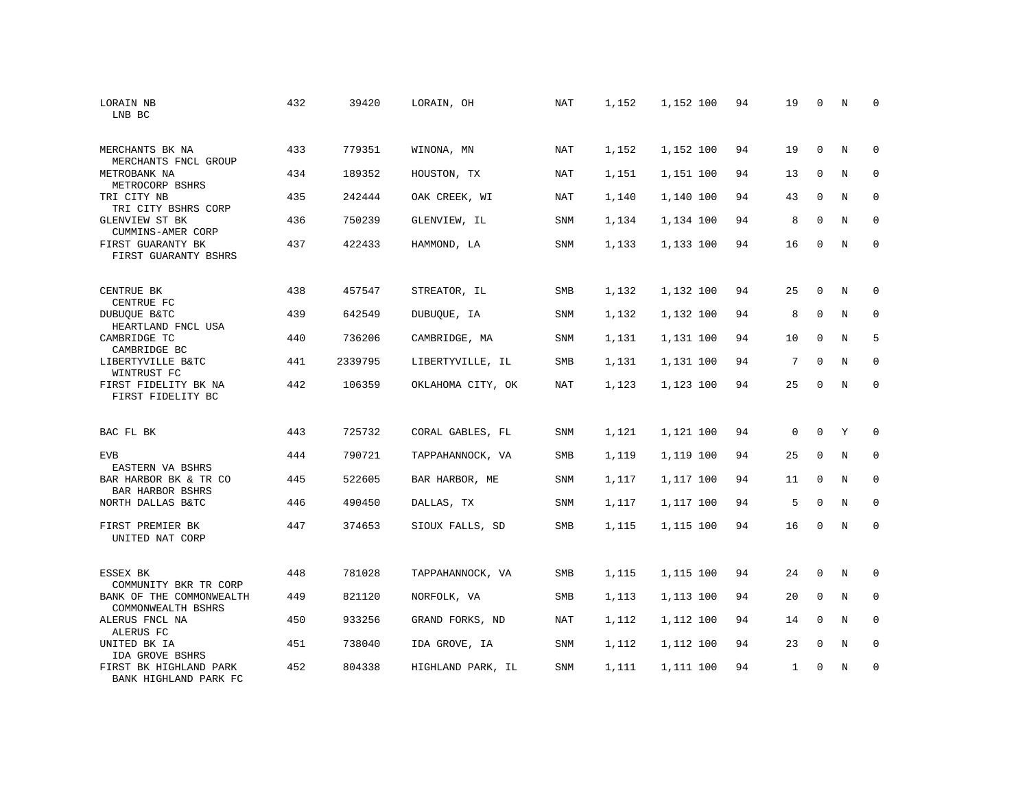| | | | | | | | | | | | | |
|---|---|---|---|---|---|---|---|---|---|---|---|---|
| LORAIN NB<br>LNB BC | 432 | 39420 | LORAIN, OH | NAT | 1,152 | 1,152 | 100 | 94 | 19 | 0 | N | 0 |
| MERCHANTS BK NA<br>MERCHANTS FNCL GROUP | 433 | 779351 | WINONA, MN | NAT | 1,152 | 1,152 | 100 | 94 | 19 | 0 | N | 0 |
| METROBANK NA<br>METROCORP BSHRS | 434 | 189352 | HOUSTON, TX | NAT | 1,151 | 1,151 | 100 | 94 | 13 | 0 | N | 0 |
| TRI CITY NB<br>TRI CITY BSHRS CORP | 435 | 242444 | OAK CREEK, WI | NAT | 1,140 | 1,140 | 100 | 94 | 43 | 0 | N | 0 |
| GLENVIEW ST BK<br>CUMMINS-AMER CORP | 436 | 750239 | GLENVIEW, IL | SNM | 1,134 | 1,134 | 100 | 94 | 8 | 0 | N | 0 |
| FIRST GUARANTY BK<br>FIRST GUARANTY BSHRS | 437 | 422433 | HAMMOND, LA | SNM | 1,133 | 1,133 | 100 | 94 | 16 | 0 | N | 0 |
| CENTRUE BK<br>CENTRUE FC | 438 | 457547 | STREATOR, IL | SMB | 1,132 | 1,132 | 100 | 94 | 25 | 0 | N | 0 |
| DUBUQUE B&TC<br>HEARTLAND FNCL USA | 439 | 642549 | DUBUQUE, IA | SNM | 1,132 | 1,132 | 100 | 94 | 8 | 0 | N | 0 |
| CAMBRIDGE TC<br>CAMBRIDGE BC | 440 | 736206 | CAMBRIDGE, MA | SNM | 1,131 | 1,131 | 100 | 94 | 10 | 0 | N | 5 |
| LIBERTYVILLE B&TC<br>WINTRUST FC | 441 | 2339795 | LIBERTYVILLE, IL | SMB | 1,131 | 1,131 | 100 | 94 | 7 | 0 | N | 0 |
| FIRST FIDELITY BK NA<br>FIRST FIDELITY BC | 442 | 106359 | OKLAHOMA CITY, OK | NAT | 1,123 | 1,123 | 100 | 94 | 25 | 0 | N | 0 |
| BAC FL BK | 443 | 725732 | CORAL GABLES, FL | SNM | 1,121 | 1,121 | 100 | 94 | 0 | 0 | Y | 0 |
| EVB<br>EASTERN VA BSHRS | 444 | 790721 | TAPPAHANNOCK, VA | SMB | 1,119 | 1,119 | 100 | 94 | 25 | 0 | N | 0 |
| BAR HARBOR BK & TR CO<br>BAR HARBOR BSHRS | 445 | 522605 | BAR HARBOR, ME | SNM | 1,117 | 1,117 | 100 | 94 | 11 | 0 | N | 0 |
| NORTH DALLAS B&TC | 446 | 490450 | DALLAS, TX | SNM | 1,117 | 1,117 | 100 | 94 | 5 | 0 | N | 0 |
| FIRST PREMIER BK<br>UNITED NAT CORP | 447 | 374653 | SIOUX FALLS, SD | SMB | 1,115 | 1,115 | 100 | 94 | 16 | 0 | N | 0 |
| ESSEX BK<br>COMMUNITY BKR TR CORP | 448 | 781028 | TAPPAHANNOCK, VA | SMB | 1,115 | 1,115 | 100 | 94 | 24 | 0 | N | 0 |
| BANK OF THE COMMONWEALTH<br>COMMONWEALTH BSHRS | 449 | 821120 | NORFOLK, VA | SMB | 1,113 | 1,113 | 100 | 94 | 20 | 0 | N | 0 |
| ALERUS FNCL NA<br>ALERUS FC | 450 | 933256 | GRAND FORKS, ND | NAT | 1,112 | 1,112 | 100 | 94 | 14 | 0 | N | 0 |
| UNITED BK IA<br>IDA GROVE BSHRS | 451 | 738040 | IDA GROVE, IA | SNM | 1,112 | 1,112 | 100 | 94 | 23 | 0 | N | 0 |
| FIRST BK HIGHLAND PARK<br>BANK HIGHLAND PARK FC | 452 | 804338 | HIGHLAND PARK, IL | SNM | 1,111 | 1,111 | 100 | 94 | 1 | 0 | N | 0 |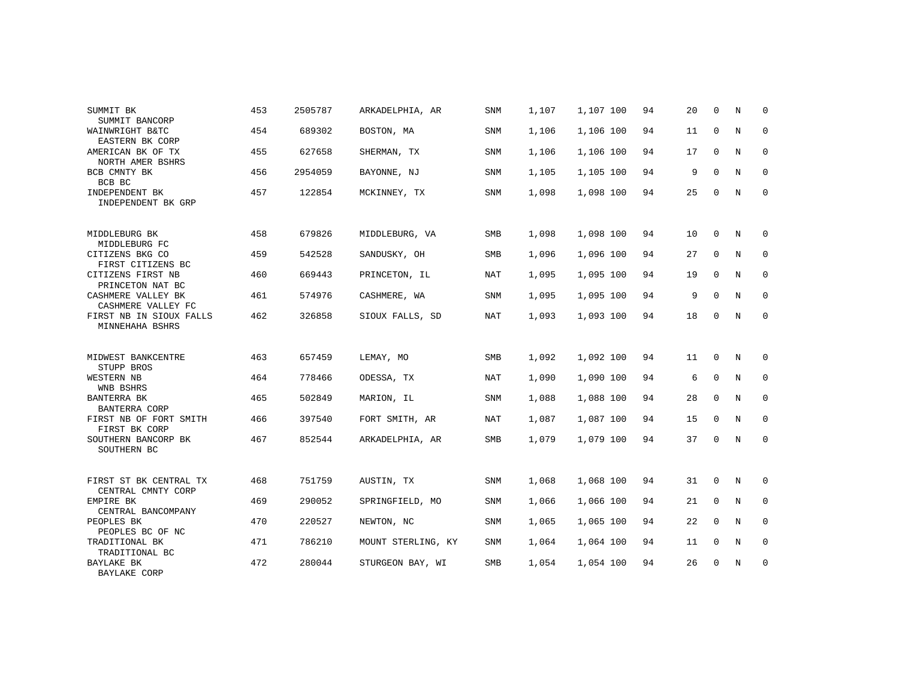| | | | | | | | | | | | | |
|---|---|---|---|---|---|---|---|---|---|---|---|---|
| SUMMIT BK<br>SUMMIT BANCORP | 453 | 2505787 | ARKADELPHIA, AR | SNM | 1,107 | 1,107 | 100 | 94 | 20 | 0 | N | 0 |
| WAINWRIGHT B&TC<br>EASTERN BK CORP | 454 | 689302 | BOSTON, MA | SNM | 1,106 | 1,106 | 100 | 94 | 11 | 0 | N | 0 |
| AMERICAN BK OF TX<br>NORTH AMER BSHRS | 455 | 627658 | SHERMAN, TX | SNM | 1,106 | 1,106 | 100 | 94 | 17 | 0 | N | 0 |
| BCB CMNTY BK<br>BCB BC | 456 | 2954059 | BAYONNE, NJ | SNM | 1,105 | 1,105 | 100 | 94 | 9 | 0 | N | 0 |
| INDEPENDENT BK<br>INDEPENDENT BK GRP | 457 | 122854 | MCKINNEY, TX | SNM | 1,098 | 1,098 | 100 | 94 | 25 | 0 | N | 0 |
| MIDDLEBURG BK<br>MIDDLEBURG FC | 458 | 679826 | MIDDLEBURG, VA | SMB | 1,098 | 1,098 | 100 | 94 | 10 | 0 | N | 0 |
| CITIZENS BKG CO<br>FIRST CITIZENS BC | 459 | 542528 | SANDUSKY, OH | SMB | 1,096 | 1,096 | 100 | 94 | 27 | 0 | N | 0 |
| CITIZENS FIRST NB<br>PRINCETON NAT BC | 460 | 669443 | PRINCETON, IL | NAT | 1,095 | 1,095 | 100 | 94 | 19 | 0 | N | 0 |
| CASHMERE VALLEY BK<br>CASHMERE VALLEY FC | 461 | 574976 | CASHMERE, WA | SNM | 1,095 | 1,095 | 100 | 94 | 9 | 0 | N | 0 |
| FIRST NB IN SIOUX FALLS<br>MINNEHAHA BSHRS | 462 | 326858 | SIOUX FALLS, SD | NAT | 1,093 | 1,093 | 100 | 94 | 18 | 0 | N | 0 |
| MIDWEST BANKCENTRE<br>STUPP BROS | 463 | 657459 | LEMAY, MO | SMB | 1,092 | 1,092 | 100 | 94 | 11 | 0 | N | 0 |
| WESTERN NB<br>WNB BSHRS | 464 | 778466 | ODESSA, TX | NAT | 1,090 | 1,090 | 100 | 94 | 6 | 0 | N | 0 |
| BANTERRA BK<br>BANTERRA CORP | 465 | 502849 | MARION, IL | SNM | 1,088 | 1,088 | 100 | 94 | 28 | 0 | N | 0 |
| FIRST NB OF FORT SMITH<br>FIRST BK CORP | 466 | 397540 | FORT SMITH, AR | NAT | 1,087 | 1,087 | 100 | 94 | 15 | 0 | N | 0 |
| SOUTHERN BANCORP BK<br>SOUTHERN BC | 467 | 852544 | ARKADELPHIA, AR | SMB | 1,079 | 1,079 | 100 | 94 | 37 | 0 | N | 0 |
| FIRST ST BK CENTRAL TX<br>CENTRAL CMNTY CORP | 468 | 751759 | AUSTIN, TX | SNM | 1,068 | 1,068 | 100 | 94 | 31 | 0 | N | 0 |
| EMPIRE BK<br>CENTRAL BANCOMPANY | 469 | 290052 | SPRINGFIELD, MO | SNM | 1,066 | 1,066 | 100 | 94 | 21 | 0 | N | 0 |
| PEOPLES BK<br>PEOPLES BC OF NC | 470 | 220527 | NEWTON, NC | SNM | 1,065 | 1,065 | 100 | 94 | 22 | 0 | N | 0 |
| TRADITIONAL BK<br>TRADITIONAL BC | 471 | 786210 | MOUNT STERLING, KY | SNM | 1,064 | 1,064 | 100 | 94 | 11 | 0 | N | 0 |
| BAYLAKE BK<br>BAYLAKE CORP | 472 | 280044 | STURGEON BAY, WI | SMB | 1,054 | 1,054 | 100 | 94 | 26 | 0 | N | 0 |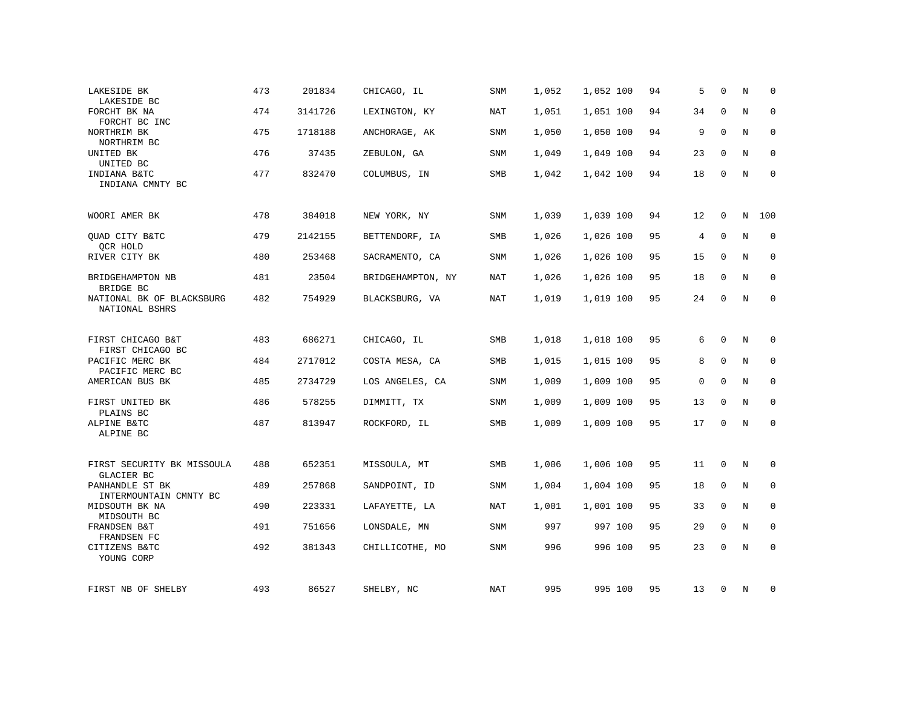| | | | | | | | | | | | | |
|---|---|---|---|---|---|---|---|---|---|---|---|---|
| LAKESIDE BK<br>LAKESIDE BC | 473 | 201834 | CHICAGO, IL | SNM | 1,052 | 1,052 | 100 | 94 | 5 | 0 | N | 0 |
| FORCHT BK NA<br>FORCHT BC INC | 474 | 3141726 | LEXINGTON, KY | NAT | 1,051 | 1,051 | 100 | 94 | 34 | 0 | N | 0 |
| NORTHRIM BK<br>NORTHRIM BC | 475 | 1718188 | ANCHORAGE, AK | SNM | 1,050 | 1,050 | 100 | 94 | 9 | 0 | N | 0 |
| UNITED BK<br>UNITED BC | 476 | 37435 | ZEBULON, GA | SNM | 1,049 | 1,049 | 100 | 94 | 23 | 0 | N | 0 |
| INDIANA B&TC<br>INDIANA CMNTY BC | 477 | 832470 | COLUMBUS, IN | SMB | 1,042 | 1,042 | 100 | 94 | 18 | 0 | N | 0 |
| WOORI AMER BK | 478 | 384018 | NEW YORK, NY | SNM | 1,039 | 1,039 | 100 | 94 | 12 | 0 | N | 100 |
| QUAD CITY B&TC<br>QCR HOLD | 479 | 2142155 | BETTENDORF, IA | SMB | 1,026 | 1,026 | 100 | 95 | 4 | 0 | N | 0 |
| RIVER CITY BK | 480 | 253468 | SACRAMENTO, CA | SNM | 1,026 | 1,026 | 100 | 95 | 15 | 0 | N | 0 |
| BRIDGEHAMPTON NB<br>BRIDGE BC | 481 | 23504 | BRIDGEHAMPTON, NY | NAT | 1,026 | 1,026 | 100 | 95 | 18 | 0 | N | 0 |
| NATIONAL BK OF BLACKSBURG<br>NATIONAL BSHRS | 482 | 754929 | BLACKSBURG, VA | NAT | 1,019 | 1,019 | 100 | 95 | 24 | 0 | N | 0 |
| FIRST CHICAGO B&T<br>FIRST CHICAGO BC | 483 | 686271 | CHICAGO, IL | SMB | 1,018 | 1,018 | 100 | 95 | 6 | 0 | N | 0 |
| PACIFIC MERC BK<br>PACIFIC MERC BC | 484 | 2717012 | COSTA MESA, CA | SMB | 1,015 | 1,015 | 100 | 95 | 8 | 0 | N | 0 |
| AMERICAN BUS BK | 485 | 2734729 | LOS ANGELES, CA | SNM | 1,009 | 1,009 | 100 | 95 | 0 | 0 | N | 0 |
| FIRST UNITED BK<br>PLAINS BC | 486 | 578255 | DIMMITT, TX | SNM | 1,009 | 1,009 | 100 | 95 | 13 | 0 | N | 0 |
| ALPINE B&TC<br>ALPINE BC | 487 | 813947 | ROCKFORD, IL | SMB | 1,009 | 1,009 | 100 | 95 | 17 | 0 | N | 0 |
| FIRST SECURITY BK MISSOULA<br>GLACIER BC | 488 | 652351 | MISSOULA, MT | SMB | 1,006 | 1,006 | 100 | 95 | 11 | 0 | N | 0 |
| PANHANDLE ST BK<br>INTERMOUNTAIN CMNTY BC | 489 | 257868 | SANDPOINT, ID | SNM | 1,004 | 1,004 | 100 | 95 | 18 | 0 | N | 0 |
| MIDSOUTH BK NA<br>MIDSOUTH BC | 490 | 223331 | LAFAYETTE, LA | NAT | 1,001 | 1,001 | 100 | 95 | 33 | 0 | N | 0 |
| FRANDSEN B&T<br>FRANDSEN FC | 491 | 751656 | LONSDALE, MN | SNM | 997 | 997 | 100 | 95 | 29 | 0 | N | 0 |
| CITIZENS B&TC<br>YOUNG CORP | 492 | 381343 | CHILLICOTHE, MO | SNM | 996 | 996 | 100 | 95 | 23 | 0 | N | 0 |
| FIRST NB OF SHELBY | 493 | 86527 | SHELBY, NC | NAT | 995 | 995 | 100 | 95 | 13 | 0 | N | 0 |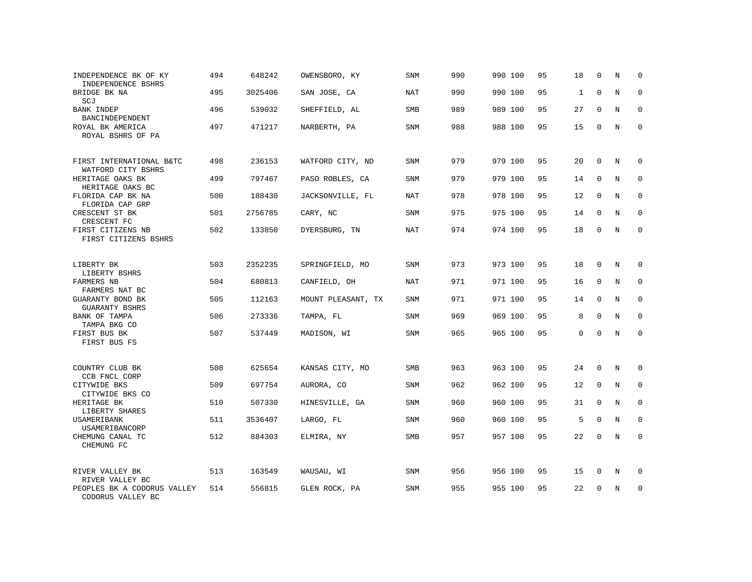| | | | | | | | | | | | |
|---|---|---|---|---|---|---|---|---|---|---|---|
| INDEPENDENCE BK OF KY<br>INDEPENDENCE BSHRS | 494 | 648242 | OWENSBORO, KY | SNM | 990 | 990 100 | 95 | 18 | 0 | N | 0 |
| BRIDGE BK NA<br>SCJ | 495 | 3025406 | SAN JOSE, CA | NAT | 990 | 990 100 | 95 | 1 | 0 | N | 0 |
| BANK INDEP<br>BANCINDEPENDENT | 496 | 539032 | SHEFFIELD, AL | SMB | 989 | 989 100 | 95 | 27 | 0 | N | 0 |
| ROYAL BK AMERICA<br>ROYAL BSHRS OF PA | 497 | 471217 | NARBERTH, PA | SNM | 988 | 988 100 | 95 | 15 | 0 | N | 0 |
| FIRST INTERNATIONAL B&TC<br>WATFORD CITY BSHRS | 498 | 236153 | WATFORD CITY, ND | SNM | 979 | 979 100 | 95 | 20 | 0 | N | 0 |
| HERITAGE OAKS BK<br>HERITAGE OAKS BC | 499 | 797467 | PASO ROBLES, CA | SNM | 979 | 979 100 | 95 | 14 | 0 | N | 0 |
| FLORIDA CAP BK NA<br>FLORIDA CAP GRP | 500 | 188430 | JACKSONVILLE, FL | NAT | 978 | 978 100 | 95 | 12 | 0 | N | 0 |
| CRESCENT ST BK<br>CRESCENT FC | 501 | 2756785 | CARY, NC | SNM | 975 | 975 100 | 95 | 14 | 0 | N | 0 |
| FIRST CITIZENS NB<br>FIRST CITIZENS BSHRS | 502 | 133850 | DYERSBURG, TN | NAT | 974 | 974 100 | 95 | 18 | 0 | N | 0 |
| LIBERTY BK<br>LIBERTY BSHRS | 503 | 2352235 | SPRINGFIELD, MO | SNM | 973 | 973 100 | 95 | 18 | 0 | N | 0 |
| FARMERS NB<br>FARMERS NAT BC | 504 | 680813 | CANFIELD, OH | NAT | 971 | 971 100 | 95 | 16 | 0 | N | 0 |
| GUARANTY BOND BK<br>GUARANTY BSHRS | 505 | 112163 | MOUNT PLEASANT, TX | SNM | 971 | 971 100 | 95 | 14 | 0 | N | 0 |
| BANK OF TAMPA<br>TAMPA BKG CO | 506 | 273336 | TAMPA, FL | SNM | 969 | 969 100 | 95 | 8 | 0 | N | 0 |
| FIRST BUS BK<br>FIRST BUS FS | 507 | 537449 | MADISON, WI | SNM | 965 | 965 100 | 95 | 0 | 0 | N | 0 |
| COUNTRY CLUB BK<br>CCB FNCL CORP | 508 | 625654 | KANSAS CITY, MO | SMB | 963 | 963 100 | 95 | 24 | 0 | N | 0 |
| CITYWIDE BKS<br>CITYWIDE BKS CO | 509 | 697754 | AURORA, CO | SNM | 962 | 962 100 | 95 | 12 | 0 | N | 0 |
| HERITAGE BK<br>LIBERTY SHARES | 510 | 507330 | HINESVILLE, GA | SNM | 960 | 960 100 | 95 | 31 | 0 | N | 0 |
| USAMERIBANK<br>USAMERIBANCORP | 511 | 3536407 | LARGO, FL | SNM | 960 | 960 100 | 95 | 5 | 0 | N | 0 |
| CHEMUNG CANAL TC<br>CHEMUNG FC | 512 | 884303 | ELMIRA, NY | SMB | 957 | 957 100 | 95 | 22 | 0 | N | 0 |
| RIVER VALLEY BK<br>RIVER VALLEY BC | 513 | 163549 | WAUSAU, WI | SNM | 956 | 956 100 | 95 | 15 | 0 | N | 0 |
| PEOPLES BK A CODORUS VALLEY<br>CODORUS VALLEY BC | 514 | 556815 | GLEN ROCK, PA | SNM | 955 | 955 100 | 95 | 22 | 0 | N | 0 |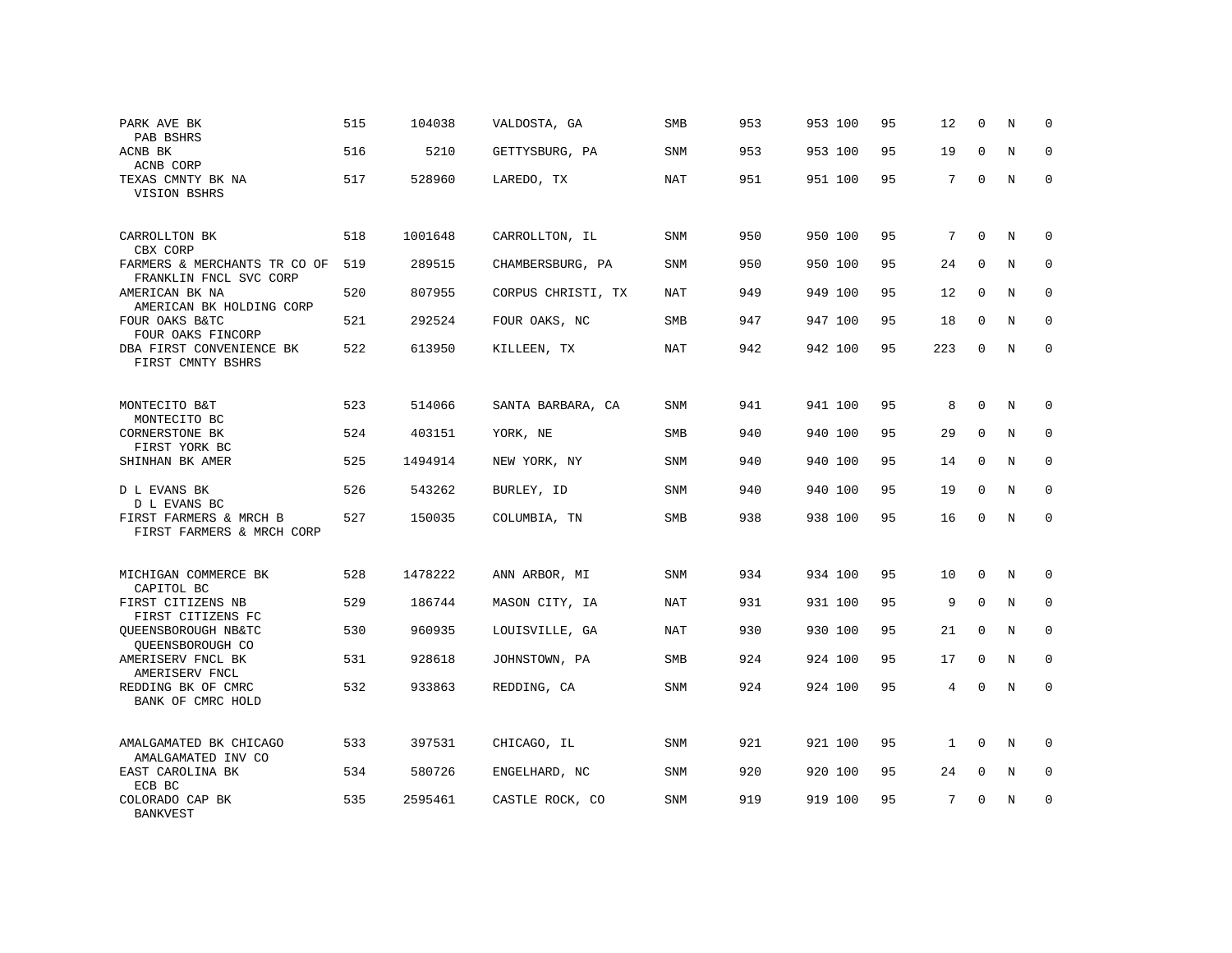| | | | | | | | | | | | | |
|---|---|---|---|---|---|---|---|---|---|---|---|---|
| PARK AVE BK<br>PAB BSHRS | 515 | 104038 | VALDOSTA, GA | SMB | 953 | 953 | 100 | 95 | 12 | 0 | N | 0 |
| ACNB BK<br>ACNB CORP | 516 | 5210 | GETTYSBURG, PA | SNM | 953 | 953 | 100 | 95 | 19 | 0 | N | 0 |
| TEXAS CMNTY BK NA<br>VISION BSHRS | 517 | 528960 | LAREDO, TX | NAT | 951 | 951 | 100 | 95 | 7 | 0 | N | 0 |
| CARROLLTON BK<br>CBX CORP | 518 | 1001648 | CARROLLTON, IL | SNM | 950 | 950 | 100 | 95 | 7 | 0 | N | 0 |
| FARMERS & MERCHANTS TR CO OF<br>FRANKLIN FNCL SVC CORP | 519 | 289515 | CHAMBERSBURG, PA | SNM | 950 | 950 | 100 | 95 | 24 | 0 | N | 0 |
| AMERICAN BK NA<br>AMERICAN BK HOLDING CORP | 520 | 807955 | CORPUS CHRISTI, TX | NAT | 949 | 949 | 100 | 95 | 12 | 0 | N | 0 |
| FOUR OAKS B&TC<br>FOUR OAKS FINCORP | 521 | 292524 | FOUR OAKS, NC | SMB | 947 | 947 | 100 | 95 | 18 | 0 | N | 0 |
| DBA FIRST CONVENIENCE BK<br>FIRST CMNTY BSHRS | 522 | 613950 | KILLEEN, TX | NAT | 942 | 942 | 100 | 95 | 223 | 0 | N | 0 |
| MONTECITO B&T<br>MONTECITO BC | 523 | 514066 | SANTA BARBARA, CA | SNM | 941 | 941 | 100 | 95 | 8 | 0 | N | 0 |
| CORNERSTONE BK<br>FIRST YORK BC | 524 | 403151 | YORK, NE | SMB | 940 | 940 | 100 | 95 | 29 | 0 | N | 0 |
| SHINHAN BK AMER | 525 | 1494914 | NEW YORK, NY | SNM | 940 | 940 | 100 | 95 | 14 | 0 | N | 0 |
| D L EVANS BK<br>D L EVANS BC | 526 | 543262 | BURLEY, ID | SNM | 940 | 940 | 100 | 95 | 19 | 0 | N | 0 |
| FIRST FARMERS & MRCH B<br>FIRST FARMERS & MRCH CORP | 527 | 150035 | COLUMBIA, TN | SMB | 938 | 938 | 100 | 95 | 16 | 0 | N | 0 |
| MICHIGAN COMMERCE BK<br>CAPITOL BC | 528 | 1478222 | ANN ARBOR, MI | SNM | 934 | 934 | 100 | 95 | 10 | 0 | N | 0 |
| FIRST CITIZENS NB<br>FIRST CITIZENS FC | 529 | 186744 | MASON CITY, IA | NAT | 931 | 931 | 100 | 95 | 9 | 0 | N | 0 |
| QUEENSBOROUGH NB&TC<br>QUEENSBOROUGH CO | 530 | 960935 | LOUISVILLE, GA | NAT | 930 | 930 | 100 | 95 | 21 | 0 | N | 0 |
| AMERISERV FNCL BK<br>AMERISERV FNCL | 531 | 928618 | JOHNSTOWN, PA | SMB | 924 | 924 | 100 | 95 | 17 | 0 | N | 0 |
| REDDING BK OF CMRC<br>BANK OF CMRC HOLD | 532 | 933863 | REDDING, CA | SNM | 924 | 924 | 100 | 95 | 4 | 0 | N | 0 |
| AMALGAMATED BK CHICAGO<br>AMALGAMATED INV CO | 533 | 397531 | CHICAGO, IL | SNM | 921 | 921 | 100 | 95 | 1 | 0 | N | 0 |
| EAST CAROLINA BK<br>ECB BC | 534 | 580726 | ENGELHARD, NC | SNM | 920 | 920 | 100 | 95 | 24 | 0 | N | 0 |
| COLORADO CAP BK<br>BANKVEST | 535 | 2595461 | CASTLE ROCK, CO | SNM | 919 | 919 | 100 | 95 | 7 | 0 | N | 0 |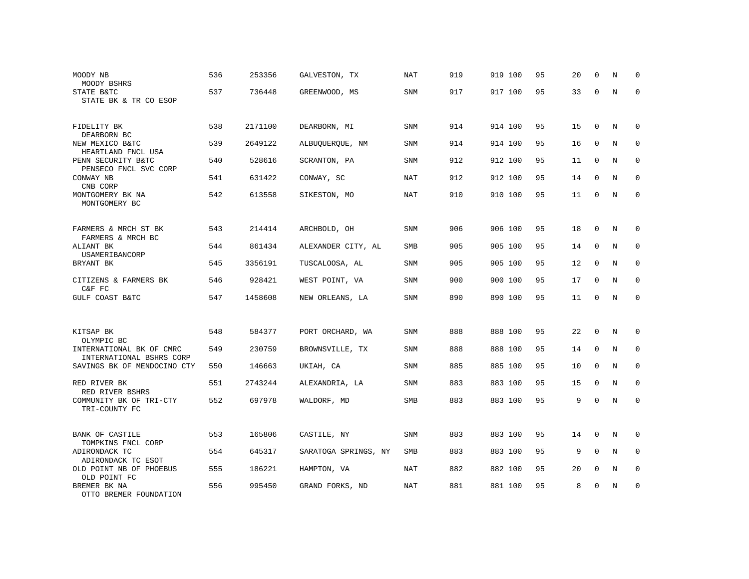| | | | | | | | | | | | | |
|---|---|---|---|---|---|---|---|---|---|---|---|---|
| MOODY NB<br>MOODY BSHRS | 536 | 253356 | GALVESTON, TX | NAT | 919 | 919 | 100 | 95 | 20 | 0 | N | 0 |
| STATE B&TC<br>STATE BK & TR CO ESOP | 537 | 736448 | GREENWOOD, MS | SNM | 917 | 917 | 100 | 95 | 33 | 0 | N | 0 |
| FIDELITY BK<br>DEARBORN BC | 538 | 2171100 | DEARBORN, MI | SNM | 914 | 914 | 100 | 95 | 15 | 0 | N | 0 |
| NEW MEXICO B&TC<br>HEARTLAND FNCL USA | 539 | 2649122 | ALBUQUERQUE, NM | SNM | 914 | 914 | 100 | 95 | 16 | 0 | N | 0 |
| PENN SECURITY B&TC<br>PENSECO FNCL SVC CORP | 540 | 528616 | SCRANTON, PA | SNM | 912 | 912 | 100 | 95 | 11 | 0 | N | 0 |
| CONWAY NB<br>CNB CORP | 541 | 631422 | CONWAY, SC | NAT | 912 | 912 | 100 | 95 | 14 | 0 | N | 0 |
| MONTGOMERY BK NA<br>MONTGOMERY BC | 542 | 613558 | SIKESTON, MO | NAT | 910 | 910 | 100 | 95 | 11 | 0 | N | 0 |
| FARMERS & MRCH ST BK<br>FARMERS & MRCH BC | 543 | 214414 | ARCHBOLD, OH | SNM | 906 | 906 | 100 | 95 | 18 | 0 | N | 0 |
| ALIANT BK<br>USAMERIBANCORP | 544 | 861434 | ALEXANDER CITY, AL | SMB | 905 | 905 | 100 | 95 | 14 | 0 | N | 0 |
| BRYANT BK | 545 | 3356191 | TUSCALOOSA, AL | SNM | 905 | 905 | 100 | 95 | 12 | 0 | N | 0 |
| CITIZENS & FARMERS BK<br>C&F FC | 546 | 928421 | WEST POINT, VA | SNM | 900 | 900 | 100 | 95 | 17 | 0 | N | 0 |
| GULF COAST B&TC | 547 | 1458608 | NEW ORLEANS, LA | SNM | 890 | 890 | 100 | 95 | 11 | 0 | N | 0 |
| KITSAP BK<br>OLYMPIC BC | 548 | 584377 | PORT ORCHARD, WA | SNM | 888 | 888 | 100 | 95 | 22 | 0 | N | 0 |
| INTERNATIONAL BK OF CMRC<br>INTERNATIONAL BSHRS CORP | 549 | 230759 | BROWNSVILLE, TX | SNM | 888 | 888 | 100 | 95 | 14 | 0 | N | 0 |
| SAVINGS BK OF MENDOCINO CTY | 550 | 146663 | UKIAH, CA | SNM | 885 | 885 | 100 | 95 | 10 | 0 | N | 0 |
| RED RIVER BK<br>RED RIVER BSHRS | 551 | 2743244 | ALEXANDRIA, LA | SNM | 883 | 883 | 100 | 95 | 15 | 0 | N | 0 |
| COMMUNITY BK OF TRI-CTY<br>TRI-COUNTY FC | 552 | 697978 | WALDORF, MD | SMB | 883 | 883 | 100 | 95 | 9 | 0 | N | 0 |
| BANK OF CASTILE<br>TOMPKINS FNCL CORP | 553 | 165806 | CASTILE, NY | SNM | 883 | 883 | 100 | 95 | 14 | 0 | N | 0 |
| ADIRONDACK TC<br>ADIRONDACK TC ESOT | 554 | 645317 | SARATOGA SPRINGS, NY | SMB | 883 | 883 | 100 | 95 | 9 | 0 | N | 0 |
| OLD POINT NB OF PHOEBUS<br>OLD POINT FC | 555 | 186221 | HAMPTON, VA | NAT | 882 | 882 | 100 | 95 | 20 | 0 | N | 0 |
| BREMER BK NA<br>OTTO BREMER FOUNDATION | 556 | 995450 | GRAND FORKS, ND | NAT | 881 | 881 | 100 | 95 | 8 | 0 | N | 0 |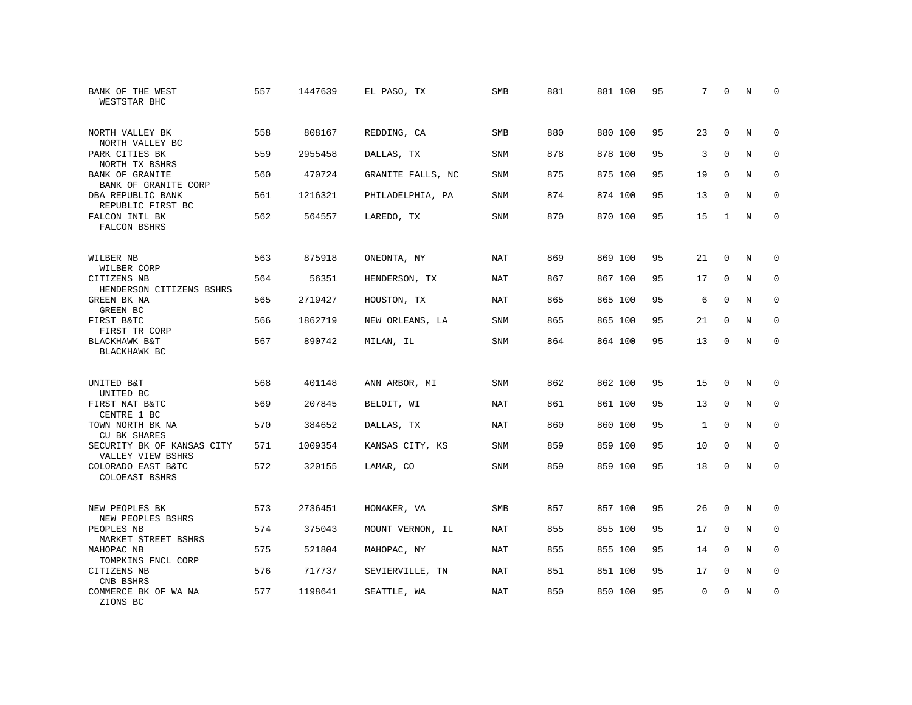| | | | | | | | | | | | | |
|---|---|---|---|---|---|---|---|---|---|---|---|---|
| BANK OF THE WEST<br>WESTSTAR BHC | 557 | 1447639 | EL PASO, TX | SMB | 881 | 881 | 100 | 95 | 7 | 0 | N | 0 |
| NORTH VALLEY BK<br>NORTH VALLEY BC | 558 | 808167 | REDDING, CA | SMB | 880 | 880 | 100 | 95 | 23 | 0 | N | 0 |
| PARK CITIES BK<br>NORTH TX BSHRS | 559 | 2955458 | DALLAS, TX | SNM | 878 | 878 | 100 | 95 | 3 | 0 | N | 0 |
| BANK OF GRANITE<br>BANK OF GRANITE CORP | 560 | 470724 | GRANITE FALLS, NC | SNM | 875 | 875 | 100 | 95 | 19 | 0 | N | 0 |
| DBA REPUBLIC BANK<br>REPUBLIC FIRST BC | 561 | 1216321 | PHILADELPHIA, PA | SNM | 874 | 874 | 100 | 95 | 13 | 0 | N | 0 |
| FALCON INTL BK<br>FALCON BSHRS | 562 | 564557 | LAREDO, TX | SNM | 870 | 870 | 100 | 95 | 15 | 1 | N | 0 |
| WILBER NB<br>WILBER CORP | 563 | 875918 | ONEONTA, NY | NAT | 869 | 869 | 100 | 95 | 21 | 0 | N | 0 |
| CITIZENS NB<br>HENDERSON CITIZENS BSHRS | 564 | 56351 | HENDERSON, TX | NAT | 867 | 867 | 100 | 95 | 17 | 0 | N | 0 |
| GREEN BK NA<br>GREEN BC | 565 | 2719427 | HOUSTON, TX | NAT | 865 | 865 | 100 | 95 | 6 | 0 | N | 0 |
| FIRST B&TC<br>FIRST TR CORP | 566 | 1862719 | NEW ORLEANS, LA | SNM | 865 | 865 | 100 | 95 | 21 | 0 | N | 0 |
| BLACKHAWK B&T<br>BLACKHAWK BC | 567 | 890742 | MILAN, IL | SNM | 864 | 864 | 100 | 95 | 13 | 0 | N | 0 |
| UNITED B&T<br>UNITED BC | 568 | 401148 | ANN ARBOR, MI | SNM | 862 | 862 | 100 | 95 | 15 | 0 | N | 0 |
| FIRST NAT B&TC<br>CENTRE 1 BC | 569 | 207845 | BELOIT, WI | NAT | 861 | 861 | 100 | 95 | 13 | 0 | N | 0 |
| TOWN NORTH BK NA<br>CU BK SHARES | 570 | 384652 | DALLAS, TX | NAT | 860 | 860 | 100 | 95 | 1 | 0 | N | 0 |
| SECURITY BK OF KANSAS CITY<br>VALLEY VIEW BSHRS | 571 | 1009354 | KANSAS CITY, KS | SNM | 859 | 859 | 100 | 95 | 10 | 0 | N | 0 |
| COLORADO EAST B&TC<br>COLOEAST BSHRS | 572 | 320155 | LAMAR, CO | SNM | 859 | 859 | 100 | 95 | 18 | 0 | N | 0 |
| NEW PEOPLES BK<br>NEW PEOPLES BSHRS | 573 | 2736451 | HONAKER, VA | SMB | 857 | 857 | 100 | 95 | 26 | 0 | N | 0 |
| PEOPLES NB<br>MARKET STREET BSHRS | 574 | 375043 | MOUNT VERNON, IL | NAT | 855 | 855 | 100 | 95 | 17 | 0 | N | 0 |
| MAHOPAC NB<br>TOMPKINS FNCL CORP | 575 | 521804 | MAHOPAC, NY | NAT | 855 | 855 | 100 | 95 | 14 | 0 | N | 0 |
| CITIZENS NB<br>CNB BSHRS | 576 | 717737 | SEVIERVILLE, TN | NAT | 851 | 851 | 100 | 95 | 17 | 0 | N | 0 |
| COMMERCE BK OF WA NA<br>ZIONS BC | 577 | 1198641 | SEATTLE, WA | NAT | 850 | 850 | 100 | 95 | 0 | 0 | N | 0 |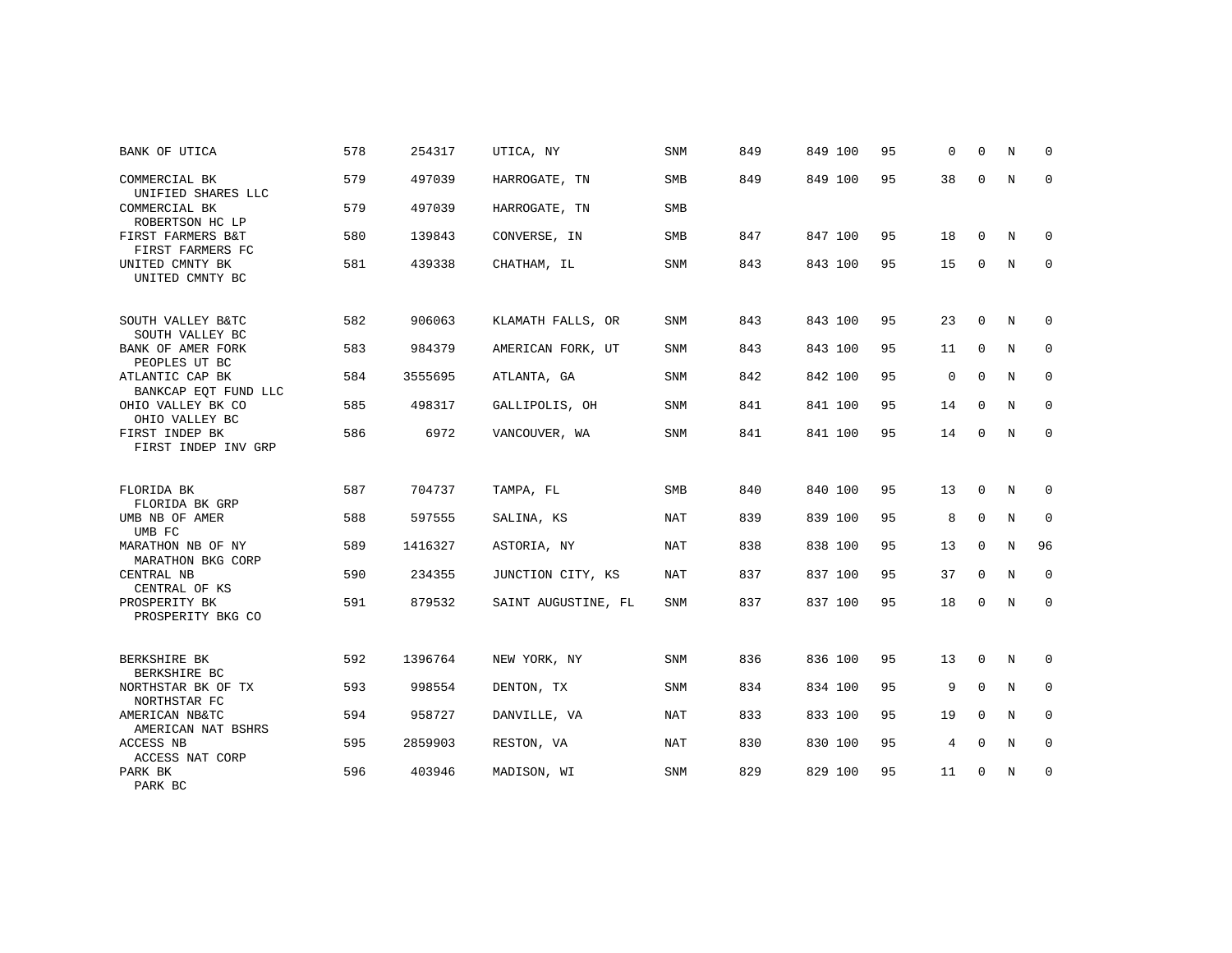| | | | | | | | | | | | | |
|---|---|---|---|---|---|---|---|---|---|---|---|---|
| BANK OF UTICA | 578 | 254317 | UTICA, NY | SNM | 849 | 849 | 100 | 95 | 0 | 0 | N | 0 |
| COMMERCIAL BK<br>UNIFIED SHARES LLC | 579 | 497039 | HARROGATE, TN | SMB | 849 | 849 | 100 | 95 | 38 | 0 | N | 0 |
| COMMERCIAL BK<br>ROBERTSON HC LP | 579 | 497039 | HARROGATE, TN | SMB | | | | | | | | |
| FIRST FARMERS B&T<br>FIRST FARMERS FC | 580 | 139843 | CONVERSE, IN | SMB | 847 | 847 | 100 | 95 | 18 | 0 | N | 0 |
| UNITED CMNTY BK<br>UNITED CMNTY BC | 581 | 439338 | CHATHAM, IL | SNM | 843 | 843 | 100 | 95 | 15 | 0 | N | 0 |
| SOUTH VALLEY B&TC<br>SOUTH VALLEY BC | 582 | 906063 | KLAMATH FALLS, OR | SNM | 843 | 843 | 100 | 95 | 23 | 0 | N | 0 |
| BANK OF AMER FORK<br>PEOPLES UT BC | 583 | 984379 | AMERICAN FORK, UT | SNM | 843 | 843 | 100 | 95 | 11 | 0 | N | 0 |
| ATLANTIC CAP BK<br>BANKCAP EQT FUND LLC | 584 | 3555695 | ATLANTA, GA | SNM | 842 | 842 | 100 | 95 | 0 | 0 | N | 0 |
| OHIO VALLEY BK CO<br>OHIO VALLEY BC | 585 | 498317 | GALLIPOLIS, OH | SNM | 841 | 841 | 100 | 95 | 14 | 0 | N | 0 |
| FIRST INDEP BK<br>FIRST INDEP INV GRP | 586 | 6972 | VANCOUVER, WA | SNM | 841 | 841 | 100 | 95 | 14 | 0 | N | 0 |
| FLORIDA BK<br>FLORIDA BK GRP | 587 | 704737 | TAMPA, FL | SMB | 840 | 840 | 100 | 95 | 13 | 0 | N | 0 |
| UMB NB OF AMER<br>UMB FC | 588 | 597555 | SALINA, KS | NAT | 839 | 839 | 100 | 95 | 8 | 0 | N | 0 |
| MARATHON NB OF NY<br>MARATHON BKG CORP | 589 | 1416327 | ASTORIA, NY | NAT | 838 | 838 | 100 | 95 | 13 | 0 | N | 96 |
| CENTRAL NB<br>CENTRAL OF KS | 590 | 234355 | JUNCTION CITY, KS | NAT | 837 | 837 | 100 | 95 | 37 | 0 | N | 0 |
| PROSPERITY BK<br>PROSPERITY BKG CO | 591 | 879532 | SAINT AUGUSTINE, FL | SNM | 837 | 837 | 100 | 95 | 18 | 0 | N | 0 |
| BERKSHIRE BK<br>BERKSHIRE BC | 592 | 1396764 | NEW YORK, NY | SNM | 836 | 836 | 100 | 95 | 13 | 0 | N | 0 |
| NORTHSTAR BK OF TX<br>NORTHSTAR FC | 593 | 998554 | DENTON, TX | SNM | 834 | 834 | 100 | 95 | 9 | 0 | N | 0 |
| AMERICAN NB&TC<br>AMERICAN NAT BSHRS | 594 | 958727 | DANVILLE, VA | NAT | 833 | 833 | 100 | 95 | 19 | 0 | N | 0 |
| ACCESS NB<br>ACCESS NAT CORP | 595 | 2859903 | RESTON, VA | NAT | 830 | 830 | 100 | 95 | 4 | 0 | N | 0 |
| PARK BK<br>PARK BC | 596 | 403946 | MADISON, WI | SNM | 829 | 829 | 100 | 95 | 11 | 0 | N | 0 |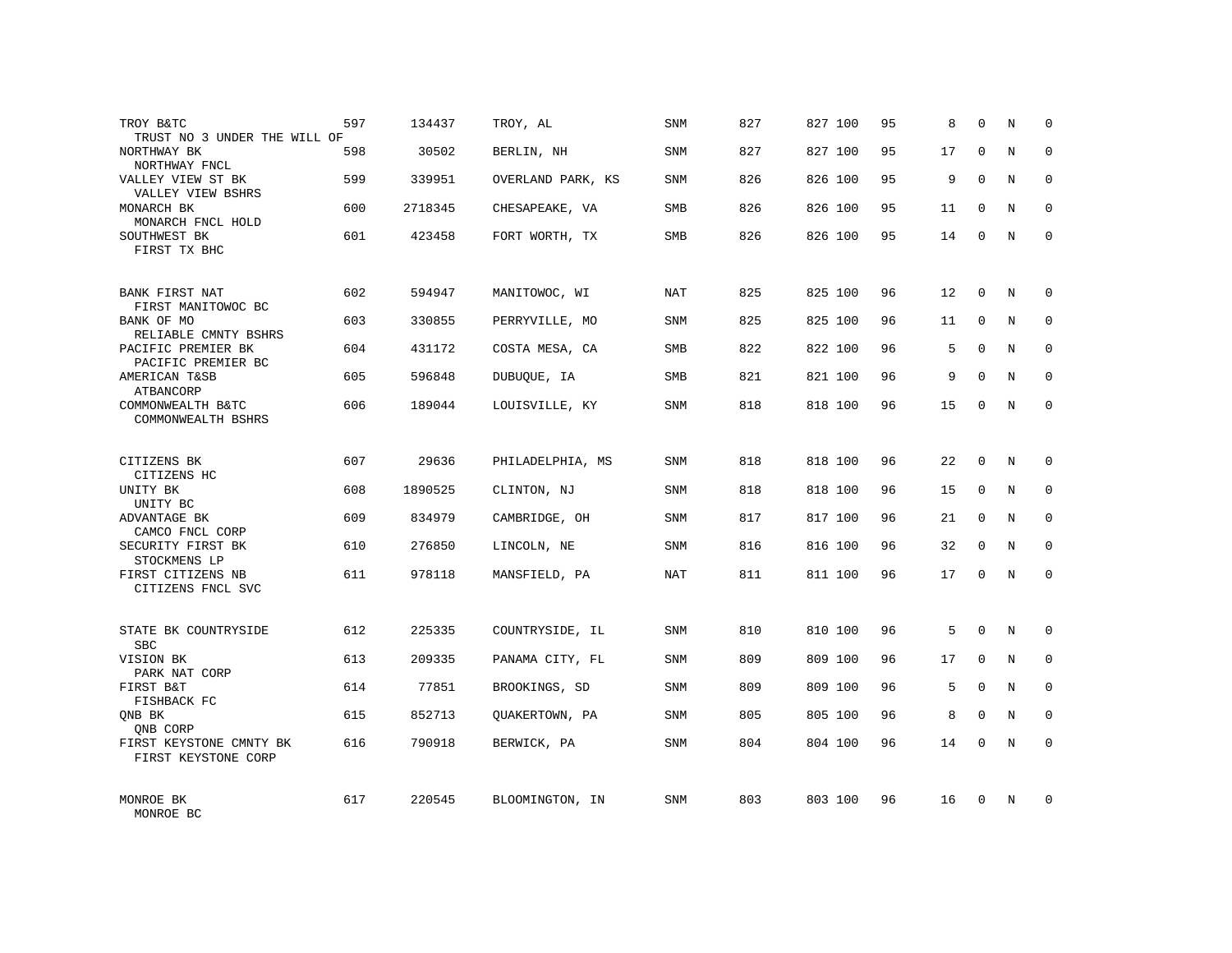| | | | | | | | | | | | | |
|---|---|---|---|---|---|---|---|---|---|---|---|---|
| TROY B&TC<br>TRUST NO 3 UNDER THE WILL OF | 597 | 134437 | TROY, AL | SNM | 827 | 827 | 100 | 95 | 8 | 0 | N | 0 |
| NORTHWAY BK<br>NORTHWAY FNCL | 598 | 30502 | BERLIN, NH | SNM | 827 | 827 | 100 | 95 | 17 | 0 | N | 0 |
| VALLEY VIEW ST BK<br>VALLEY VIEW BSHRS | 599 | 339951 | OVERLAND PARK, KS | SNM | 826 | 826 | 100 | 95 | 9 | 0 | N | 0 |
| MONARCH BK<br>MONARCH FNCL HOLD | 600 | 2718345 | CHESAPEAKE, VA | SMB | 826 | 826 | 100 | 95 | 11 | 0 | N | 0 |
| SOUTHWEST BK<br>FIRST TX BHC | 601 | 423458 | FORT WORTH, TX | SMB | 826 | 826 | 100 | 95 | 14 | 0 | N | 0 |
| BANK FIRST NAT<br>FIRST MANITOWOC BC | 602 | 594947 | MANITOWOC, WI | NAT | 825 | 825 | 100 | 96 | 12 | 0 | N | 0 |
| BANK OF MO<br>RELIABLE CMNTY BSHRS | 603 | 330855 | PERRYVILLE, MO | SNM | 825 | 825 | 100 | 96 | 11 | 0 | N | 0 |
| PACIFIC PREMIER BK<br>PACIFIC PREMIER BC | 604 | 431172 | COSTA MESA, CA | SMB | 822 | 822 | 100 | 96 | 5 | 0 | N | 0 |
| AMERICAN T&SB<br>ATBANCORP | 605 | 596848 | DUBUQUE, IA | SMB | 821 | 821 | 100 | 96 | 9 | 0 | N | 0 |
| COMMONWEALTH B&TC<br>COMMONWEALTH BSHRS | 606 | 189044 | LOUISVILLE, KY | SNM | 818 | 818 | 100 | 96 | 15 | 0 | N | 0 |
| CITIZENS BK<br>CITIZENS HC | 607 | 29636 | PHILADELPHIA, MS | SNM | 818 | 818 | 100 | 96 | 22 | 0 | N | 0 |
| UNITY BK<br>UNITY BC | 608 | 1890525 | CLINTON, NJ | SNM | 818 | 818 | 100 | 96 | 15 | 0 | N | 0 |
| ADVANTAGE BK<br>CAMCO FNCL CORP | 609 | 834979 | CAMBRIDGE, OH | SNM | 817 | 817 | 100 | 96 | 21 | 0 | N | 0 |
| SECURITY FIRST BK<br>STOCKMENS LP | 610 | 276850 | LINCOLN, NE | SNM | 816 | 816 | 100 | 96 | 32 | 0 | N | 0 |
| FIRST CITIZENS NB<br>CITIZENS FNCL SVC | 611 | 978118 | MANSFIELD, PA | NAT | 811 | 811 | 100 | 96 | 17 | 0 | N | 0 |
| STATE BK COUNTRYSIDE<br>SBC | 612 | 225335 | COUNTRYSIDE, IL | SNM | 810 | 810 | 100 | 96 | 5 | 0 | N | 0 |
| VISION BK<br>PARK NAT CORP | 613 | 209335 | PANAMA CITY, FL | SNM | 809 | 809 | 100 | 96 | 17 | 0 | N | 0 |
| FIRST B&T<br>FISHBACK FC | 614 | 77851 | BROOKINGS, SD | SNM | 809 | 809 | 100 | 96 | 5 | 0 | N | 0 |
| QNB BK<br>QNB CORP | 615 | 852713 | QUAKERTOWN, PA | SNM | 805 | 805 | 100 | 96 | 8 | 0 | N | 0 |
| FIRST KEYSTONE CMNTY BK<br>FIRST KEYSTONE CORP | 616 | 790918 | BERWICK, PA | SNM | 804 | 804 | 100 | 96 | 14 | 0 | N | 0 |
| MONROE BK<br>MONROE BC | 617 | 220545 | BLOOMINGTON, IN | SNM | 803 | 803 | 100 | 96 | 16 | 0 | N | 0 |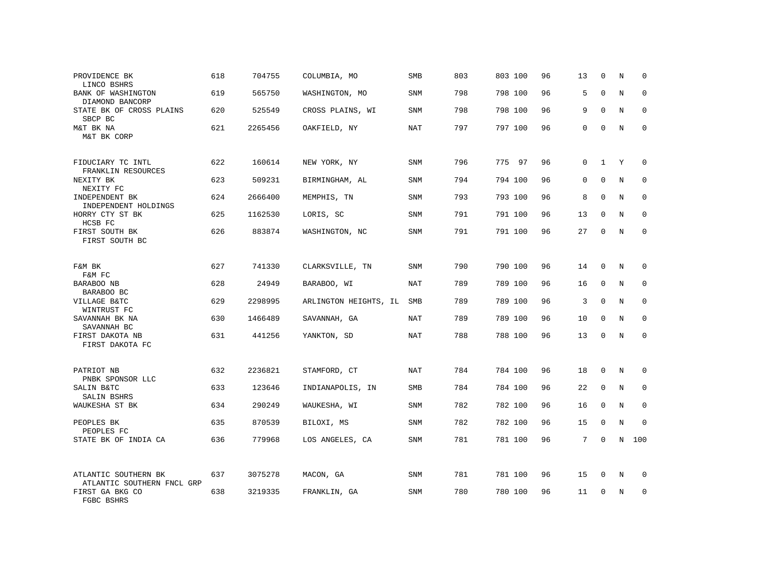| | | | | | | | | | | | | |
|---|---|---|---|---|---|---|---|---|---|---|---|---|
| PROVIDENCE BK<br>LINCO BSHRS | 618 | 704755 | COLUMBIA, MO | SMB | 803 | 803 | 100 | 96 | 13 | 0 | N | 0 |
| BANK OF WASHINGTON<br>DIAMOND BANCORP | 619 | 565750 | WASHINGTON, MO | SNM | 798 | 798 | 100 | 96 | 5 | 0 | N | 0 |
| STATE BK OF CROSS PLAINS<br>SBCP BC | 620 | 525549 | CROSS PLAINS, WI | SNM | 798 | 798 | 100 | 96 | 9 | 0 | N | 0 |
| M&T BK NA<br>M&T BK CORP | 621 | 2265456 | OAKFIELD, NY | NAT | 797 | 797 | 100 | 96 | 0 | 0 | N | 0 |
| FIDUCIARY TC INTL<br>FRANKLIN RESOURCES | 622 | 160614 | NEW YORK, NY | SNM | 796 | 775 | 97 | 96 | 0 | 1 | Y | 0 |
| NEXITY BK<br>NEXITY FC | 623 | 509231 | BIRMINGHAM, AL | SNM | 794 | 794 | 100 | 96 | 0 | 0 | N | 0 |
| INDEPENDENT BK<br>INDEPENDENT HOLDINGS | 624 | 2666400 | MEMPHIS, TN | SNM | 793 | 793 | 100 | 96 | 8 | 0 | N | 0 |
| HORRY CTY ST BK<br>HCSB FC | 625 | 1162530 | LORIS, SC | SNM | 791 | 791 | 100 | 96 | 13 | 0 | N | 0 |
| FIRST SOUTH BK<br>FIRST SOUTH BC | 626 | 883874 | WASHINGTON, NC | SNM | 791 | 791 | 100 | 96 | 27 | 0 | N | 0 |
| F&M BK<br>F&M FC | 627 | 741330 | CLARKSVILLE, TN | SNM | 790 | 790 | 100 | 96 | 14 | 0 | N | 0 |
| BARABOO NB<br>BARABOO BC | 628 | 24949 | BARABOO, WI | NAT | 789 | 789 | 100 | 96 | 16 | 0 | N | 0 |
| VILLAGE B&TC<br>WINTRUST FC | 629 | 2298995 | ARLINGTON HEIGHTS, IL | SMB | 789 | 789 | 100 | 96 | 3 | 0 | N | 0 |
| SAVANNAH BK NA<br>SAVANNAH BC | 630 | 1466489 | SAVANNAH, GA | NAT | 789 | 789 | 100 | 96 | 10 | 0 | N | 0 |
| FIRST DAKOTA NB<br>FIRST DAKOTA FC | 631 | 441256 | YANKTON, SD | NAT | 788 | 788 | 100 | 96 | 13 | 0 | N | 0 |
| PATRIOT NB<br>PNBK SPONSOR LLC | 632 | 2236821 | STAMFORD, CT | NAT | 784 | 784 | 100 | 96 | 18 | 0 | N | 0 |
| SALIN B&TC<br>SALIN BSHRS | 633 | 123646 | INDIANAPOLIS, IN | SMB | 784 | 784 | 100 | 96 | 22 | 0 | N | 0 |
| WAUKESHA ST BK | 634 | 290249 | WAUKESHA, WI | SNM | 782 | 782 | 100 | 96 | 16 | 0 | N | 0 |
| PEOPLES BK<br>PEOPLES FC | 635 | 870539 | BILOXI, MS | SNM | 782 | 782 | 100 | 96 | 15 | 0 | N | 0 |
| STATE BK OF INDIA CA | 636 | 779968 | LOS ANGELES, CA | SNM | 781 | 781 | 100 | 96 | 7 | 0 | N | 100 |
| ATLANTIC SOUTHERN BK<br>ATLANTIC SOUTHERN FNCL GRP | 637 | 3075278 | MACON, GA | SNM | 781 | 781 | 100 | 96 | 15 | 0 | N | 0 |
| FIRST GA BKG CO<br>FGBC BSHRS | 638 | 3219335 | FRANKLIN, GA | SNM | 780 | 780 | 100 | 96 | 11 | 0 | N | 0 |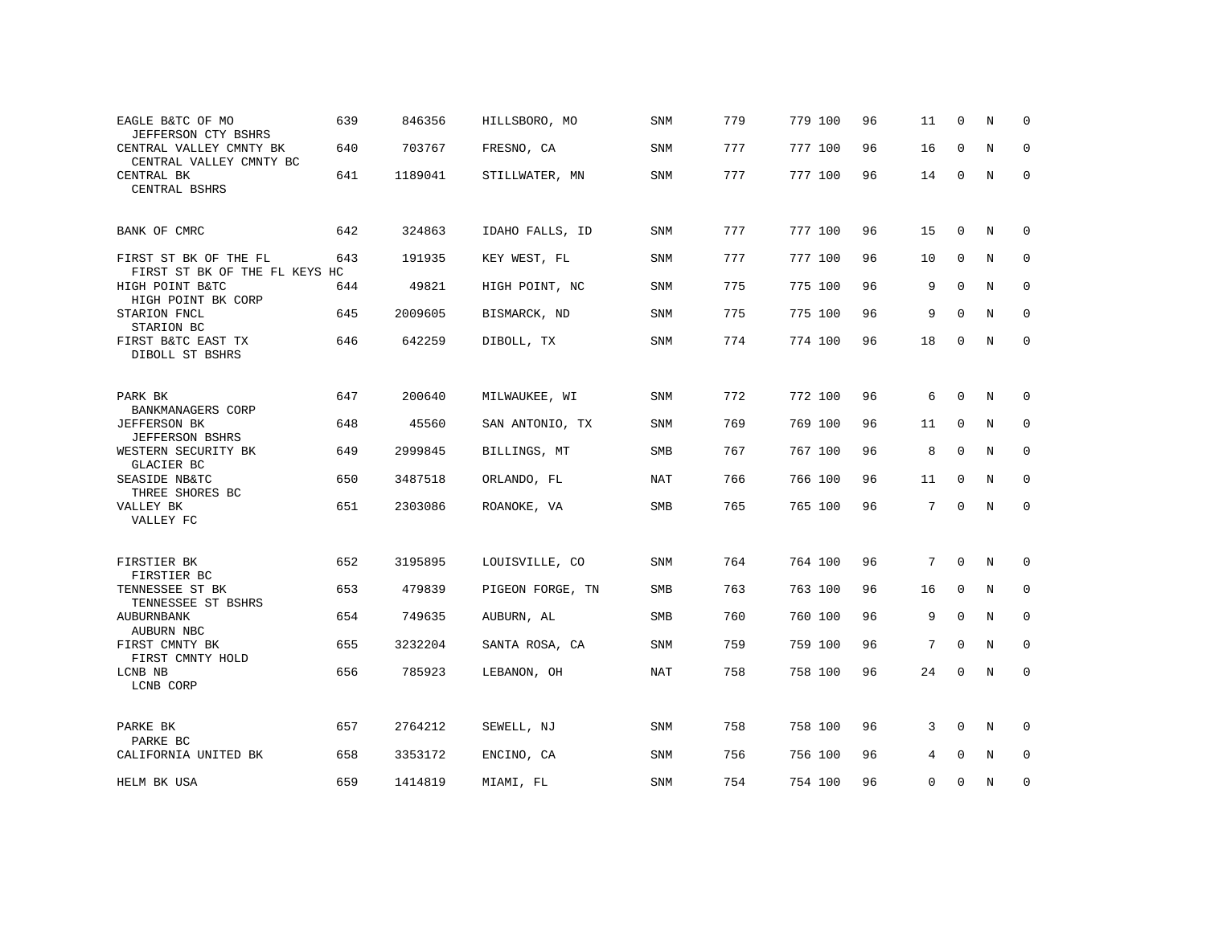| | | | | | | | | | | | | |
|---|---|---|---|---|---|---|---|---|---|---|---|---|
| EAGLE B&TC OF MO<br>JEFFERSON CTY BSHRS | 639 | 846356 | HILLSBORO, MO | SNM | 779 | 779 | 100 | 96 | 11 | 0 | N | 0 |
| CENTRAL VALLEY CMNTY BK<br>CENTRAL VALLEY CMNTY BC | 640 | 703767 | FRESNO, CA | SNM | 777 | 777 | 100 | 96 | 16 | 0 | N | 0 |
| CENTRAL BK<br>CENTRAL BSHRS | 641 | 1189041 | STILLWATER, MN | SNM | 777 | 777 | 100 | 96 | 14 | 0 | N | 0 |
| BANK OF CMRC | 642 | 324863 | IDAHO FALLS, ID | SNM | 777 | 777 | 100 | 96 | 15 | 0 | N | 0 |
| FIRST ST BK OF THE FL<br>FIRST ST BK OF THE FL KEYS HC | 643 | 191935 | KEY WEST, FL | SNM | 777 | 777 | 100 | 96 | 10 | 0 | N | 0 |
| HIGH POINT B&TC<br>HIGH POINT BK CORP | 644 | 49821 | HIGH POINT, NC | SNM | 775 | 775 | 100 | 96 | 9 | 0 | N | 0 |
| STARION FNCL<br>STARION BC | 645 | 2009605 | BISMARCK, ND | SNM | 775 | 775 | 100 | 96 | 9 | 0 | N | 0 |
| FIRST B&TC EAST TX<br>DIBOLL ST BSHRS | 646 | 642259 | DIBOLL, TX | SNM | 774 | 774 | 100 | 96 | 18 | 0 | N | 0 |
| PARK BK<br>BANKMANAGERS CORP | 647 | 200640 | MILWAUKEE, WI | SNM | 772 | 772 | 100 | 96 | 6 | 0 | N | 0 |
| JEFFERSON BK<br>JEFFERSON BSHRS | 648 | 45560 | SAN ANTONIO, TX | SNM | 769 | 769 | 100 | 96 | 11 | 0 | N | 0 |
| WESTERN SECURITY BK<br>GLACIER BC | 649 | 2999845 | BILLINGS, MT | SMB | 767 | 767 | 100 | 96 | 8 | 0 | N | 0 |
| SEASIDE NB&TC<br>THREE SHORES BC | 650 | 3487518 | ORLANDO, FL | NAT | 766 | 766 | 100 | 96 | 11 | 0 | N | 0 |
| VALLEY BK<br>VALLEY FC | 651 | 2303086 | ROANOKE, VA | SMB | 765 | 765 | 100 | 96 | 7 | 0 | N | 0 |
| FIRSTIER BK<br>FIRSTIER BC | 652 | 3195895 | LOUISVILLE, CO | SNM | 764 | 764 | 100 | 96 | 7 | 0 | N | 0 |
| TENNESSEE ST BK<br>TENNESSEE ST BSHRS | 653 | 479839 | PIGEON FORGE, TN | SMB | 763 | 763 | 100 | 96 | 16 | 0 | N | 0 |
| AUBURNBANK<br>AUBURN NBC | 654 | 749635 | AUBURN, AL | SMB | 760 | 760 | 100 | 96 | 9 | 0 | N | 0 |
| FIRST CMNTY BK<br>FIRST CMNTY HOLD | 655 | 3232204 | SANTA ROSA, CA | SNM | 759 | 759 | 100 | 96 | 7 | 0 | N | 0 |
| LCNB NB<br>LCNB CORP | 656 | 785923 | LEBANON, OH | NAT | 758 | 758 | 100 | 96 | 24 | 0 | N | 0 |
| PARKE BK<br>PARKE BC | 657 | 2764212 | SEWELL, NJ | SNM | 758 | 758 | 100 | 96 | 3 | 0 | N | 0 |
| CALIFORNIA UNITED BK | 658 | 3353172 | ENCINO, CA | SNM | 756 | 756 | 100 | 96 | 4 | 0 | N | 0 |
| HELM BK USA | 659 | 1414819 | MIAMI, FL | SNM | 754 | 754 | 100 | 96 | 0 | 0 | N | 0 |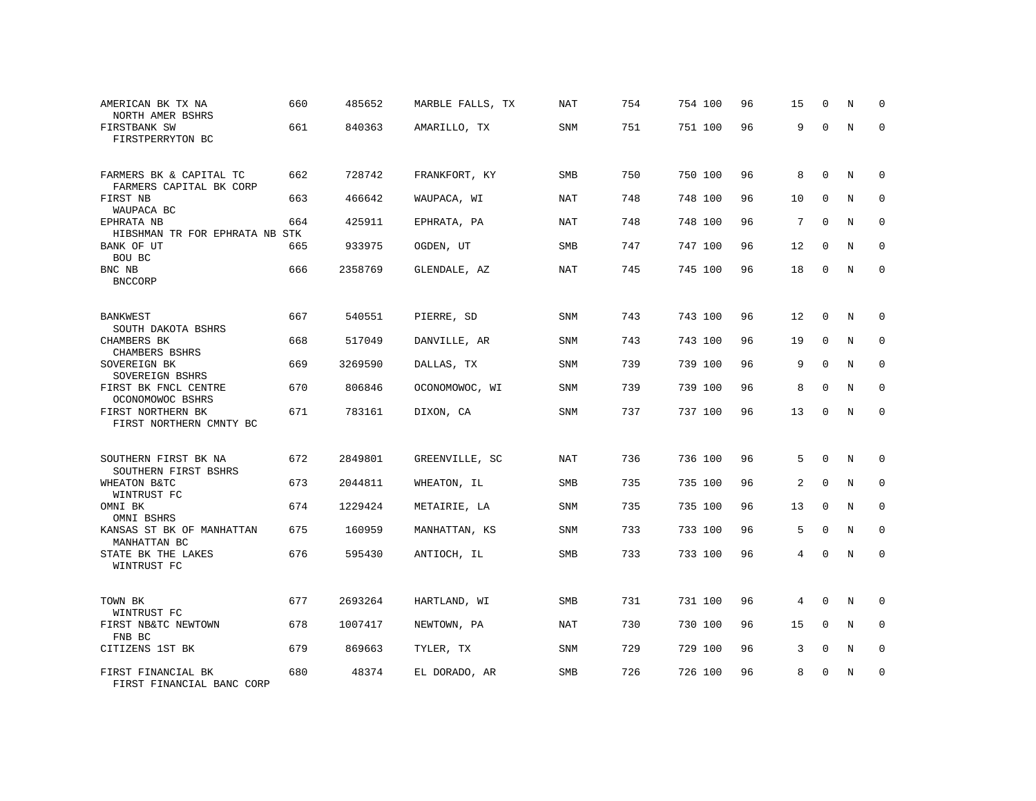| | | | | | | | | | | | | |
|---|---|---|---|---|---|---|---|---|---|---|---|---|
| AMERICAN BK TX NA<br>NORTH AMER BSHRS | 660 | 485652 | MARBLE FALLS, TX | NAT | 754 | 754 | 100 | 96 | 15 | 0 | N | 0 |
| FIRSTBANK SW<br>FIRSTPERRYTON BC | 661 | 840363 | AMARILLO, TX | SNM | 751 | 751 | 100 | 96 | 9 | 0 | N | 0 |
| FARMERS BK & CAPITAL TC<br>FARMERS CAPITAL BK CORP | 662 | 728742 | FRANKFORT, KY | SMB | 750 | 750 | 100 | 96 | 8 | 0 | N | 0 |
| FIRST NB<br>WAUPACA BC | 663 | 466642 | WAUPACA, WI | NAT | 748 | 748 | 100 | 96 | 10 | 0 | N | 0 |
| EPHRATA NB<br>HIBSHMAN TR FOR EPHRATA NB STK | 664 | 425911 | EPHRATA, PA | NAT | 748 | 748 | 100 | 96 | 7 | 0 | N | 0 |
| BANK OF UT<br>BOU BC | 665 | 933975 | OGDEN, UT | SMB | 747 | 747 | 100 | 96 | 12 | 0 | N | 0 |
| BNC NB<br>BNCCORP | 666 | 2358769 | GLENDALE, AZ | NAT | 745 | 745 | 100 | 96 | 18 | 0 | N | 0 |
| BANKWEST<br>SOUTH DAKOTA BSHRS | 667 | 540551 | PIERRE, SD | SNM | 743 | 743 | 100 | 96 | 12 | 0 | N | 0 |
| CHAMBERS BK<br>CHAMBERS BSHRS | 668 | 517049 | DANVILLE, AR | SNM | 743 | 743 | 100 | 96 | 19 | 0 | N | 0 |
| SOVEREIGN BK<br>SOVEREIGN BSHRS | 669 | 3269590 | DALLAS, TX | SNM | 739 | 739 | 100 | 96 | 9 | 0 | N | 0 |
| FIRST BK FNCL CENTRE<br>OCONOMOWOC BSHRS | 670 | 806846 | OCONOMOWOC, WI | SNM | 739 | 739 | 100 | 96 | 8 | 0 | N | 0 |
| FIRST NORTHERN BK<br>FIRST NORTHERN CMNTY BC | 671 | 783161 | DIXON, CA | SNM | 737 | 737 | 100 | 96 | 13 | 0 | N | 0 |
| SOUTHERN FIRST BK NA<br>SOUTHERN FIRST BSHRS | 672 | 2849801 | GREENVILLE, SC | NAT | 736 | 736 | 100 | 96 | 5 | 0 | N | 0 |
| WHEATON B&TC<br>WINTRUST FC | 673 | 2044811 | WHEATON, IL | SMB | 735 | 735 | 100 | 96 | 2 | 0 | N | 0 |
| OMNI BK<br>OMNI BSHRS | 674 | 1229424 | METAIRIE, LA | SNM | 735 | 735 | 100 | 96 | 13 | 0 | N | 0 |
| KANSAS ST BK OF MANHATTAN<br>MANHATTAN BC | 675 | 160959 | MANHATTAN, KS | SNM | 733 | 733 | 100 | 96 | 5 | 0 | N | 0 |
| STATE BK THE LAKES<br>WINTRUST FC | 676 | 595430 | ANTIOCH, IL | SMB | 733 | 733 | 100 | 96 | 4 | 0 | N | 0 |
| TOWN BK<br>WINTRUST FC | 677 | 2693264 | HARTLAND, WI | SMB | 731 | 731 | 100 | 96 | 4 | 0 | N | 0 |
| FIRST NB&TC NEWTOWN<br>FNB BC | 678 | 1007417 | NEWTOWN, PA | NAT | 730 | 730 | 100 | 96 | 15 | 0 | N | 0 |
| CITIZENS 1ST BK | 679 | 869663 | TYLER, TX | SNM | 729 | 729 | 100 | 96 | 3 | 0 | N | 0 |
| FIRST FINANCIAL BK<br>FIRST FINANCIAL BANC CORP | 680 | 48374 | EL DORADO, AR | SMB | 726 | 726 | 100 | 96 | 8 | 0 | N | 0 |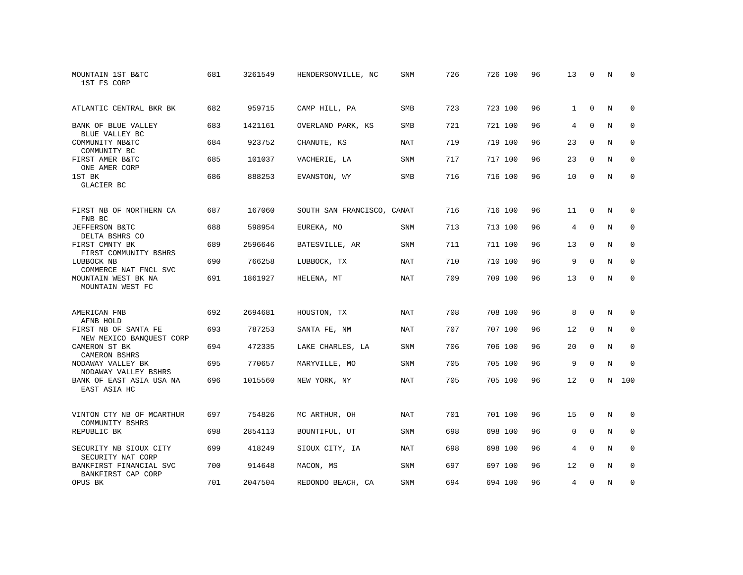| | | | | | | | | | | | |
|---|---|---|---|---|---|---|---|---|---|---|---|
| MOUNTAIN 1ST B&TC<br>1ST FS CORP | 681 | 3261549 | HENDERSONVILLE, NC | SNM | 726 | 726 100 | 96 | 13 | 0 | N | 0 |
| ATLANTIC CENTRAL BKR BK | 682 | 959715 | CAMP HILL, PA | SMB | 723 | 723 100 | 96 | 1 | 0 | N | 0 |
| BANK OF BLUE VALLEY<br>BLUE VALLEY BC | 683 | 1421161 | OVERLAND PARK, KS | SMB | 721 | 721 100 | 96 | 4 | 0 | N | 0 |
| COMMUNITY NB&TC<br>COMMUNITY BC | 684 | 923752 | CHANUTE, KS | NAT | 719 | 719 100 | 96 | 23 | 0 | N | 0 |
| FIRST AMER B&TC<br>ONE AMER CORP | 685 | 101037 | VACHERIE, LA | SNM | 717 | 717 100 | 96 | 23 | 0 | N | 0 |
| 1ST BK<br>GLACIER BC | 686 | 888253 | EVANSTON, WY | SMB | 716 | 716 100 | 96 | 10 | 0 | N | 0 |
| FIRST NB OF NORTHERN CA<br>FNB BC | 687 | 167060 | SOUTH SAN FRANCISCO, CA | NAT | 716 | 716 100 | 96 | 11 | 0 | N | 0 |
| JEFFERSON B&TC<br>DELTA BSHRS CO | 688 | 598954 | EUREKA, MO | SNM | 713 | 713 100 | 96 | 4 | 0 | N | 0 |
| FIRST CMNTY BK<br>FIRST COMMUNITY BSHRS | 689 | 2596646 | BATESVILLE, AR | SNM | 711 | 711 100 | 96 | 13 | 0 | N | 0 |
| LUBBOCK NB<br>COMMERCE NAT FNCL SVC | 690 | 766258 | LUBBOCK, TX | NAT | 710 | 710 100 | 96 | 9 | 0 | N | 0 |
| MOUNTAIN WEST BK NA<br>MOUNTAIN WEST FC | 691 | 1861927 | HELENA, MT | NAT | 709 | 709 100 | 96 | 13 | 0 | N | 0 |
| AMERICAN FNB<br>AFNB HOLD | 692 | 2694681 | HOUSTON, TX | NAT | 708 | 708 100 | 96 | 8 | 0 | N | 0 |
| FIRST NB OF SANTA FE<br>NEW MEXICO BANQUEST CORP | 693 | 787253 | SANTA FE, NM | NAT | 707 | 707 100 | 96 | 12 | 0 | N | 0 |
| CAMERON ST BK<br>CAMERON BSHRS | 694 | 472335 | LAKE CHARLES, LA | SNM | 706 | 706 100 | 96 | 20 | 0 | N | 0 |
| NODAWAY VALLEY BK<br>NODAWAY VALLEY BSHRS | 695 | 770657 | MARYVILLE, MO | SNM | 705 | 705 100 | 96 | 9 | 0 | N | 0 |
| BANK OF EAST ASIA USA NA<br>EAST ASIA HC | 696 | 1015560 | NEW YORK, NY | NAT | 705 | 705 100 | 96 | 12 | 0 | N | 100 |
| VINTON CTY NB OF MCARTHUR<br>COMMUNITY BSHRS | 697 | 754826 | MC ARTHUR, OH | NAT | 701 | 701 100 | 96 | 15 | 0 | N | 0 |
| REPUBLIC BK | 698 | 2854113 | BOUNTIFUL, UT | SNM | 698 | 698 100 | 96 | 0 | 0 | N | 0 |
| SECURITY NB SIOUX CITY<br>SECURITY NAT CORP | 699 | 418249 | SIOUX CITY, IA | NAT | 698 | 698 100 | 96 | 4 | 0 | N | 0 |
| BANKFIRST FINANCIAL SVC<br>BANKFIRST CAP CORP | 700 | 914648 | MACON, MS | SNM | 697 | 697 100 | 96 | 12 | 0 | N | 0 |
| OPUS BK | 701 | 2047504 | REDONDO BEACH, CA | SNM | 694 | 694 100 | 96 | 4 | 0 | N | 0 |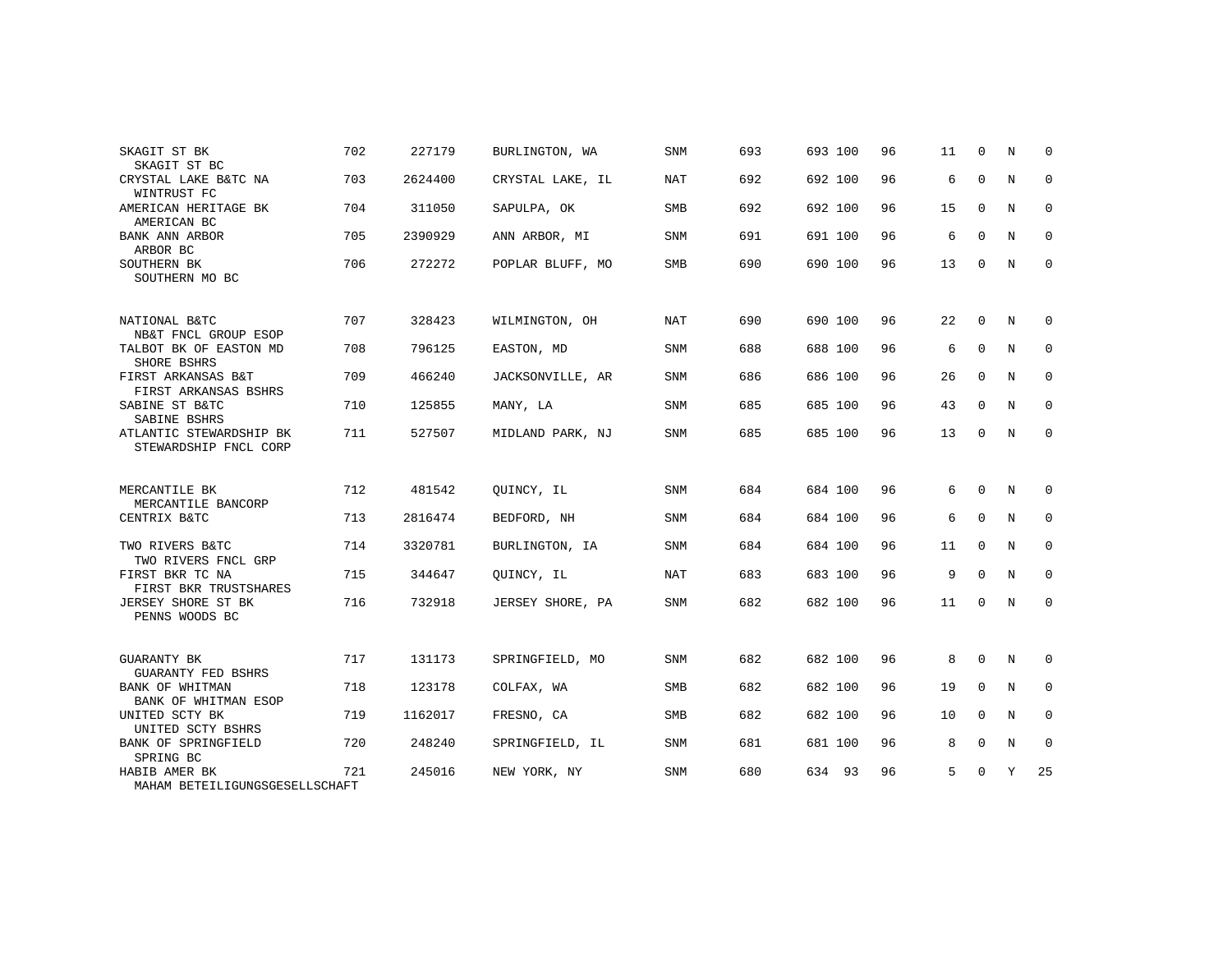| | | | | | | | | | | | | |
|---|---|---|---|---|---|---|---|---|---|---|---|---|
| SKAGIT ST BK<br>SKAGIT ST BC | 702 | 227179 | BURLINGTON, WA | SNM | 693 | 693 | 100 | 96 | 11 | 0 | N | 0 |
| CRYSTAL LAKE B&TC NA<br>WINTRUST FC | 703 | 2624400 | CRYSTAL LAKE, IL | NAT | 692 | 692 | 100 | 96 | 6 | 0 | N | 0 |
| AMERICAN HERITAGE BK<br>AMERICAN BC | 704 | 311050 | SAPULPA, OK | SMB | 692 | 692 | 100 | 96 | 15 | 0 | N | 0 |
| BANK ANN ARBOR<br>ARBOR BC | 705 | 2390929 | ANN ARBOR, MI | SNM | 691 | 691 | 100 | 96 | 6 | 0 | N | 0 |
| SOUTHERN BK<br>SOUTHERN MO BC | 706 | 272272 | POPLAR BLUFF, MO | SMB | 690 | 690 | 100 | 96 | 13 | 0 | N | 0 |
| NATIONAL B&TC<br>NB&T FNCL GROUP ESOP | 707 | 328423 | WILMINGTON, OH | NAT | 690 | 690 | 100 | 96 | 22 | 0 | N | 0 |
| TALBOT BK OF EASTON MD<br>SHORE BSHRS | 708 | 796125 | EASTON, MD | SNM | 688 | 688 | 100 | 96 | 6 | 0 | N | 0 |
| FIRST ARKANSAS B&T<br>FIRST ARKANSAS BSHRS | 709 | 466240 | JACKSONVILLE, AR | SNM | 686 | 686 | 100 | 96 | 26 | 0 | N | 0 |
| SABINE ST B&TC<br>SABINE BSHRS | 710 | 125855 | MANY, LA | SNM | 685 | 685 | 100 | 96 | 43 | 0 | N | 0 |
| ATLANTIC STEWARDSHIP BK<br>STEWARDSHIP FNCL CORP | 711 | 527507 | MIDLAND PARK, NJ | SNM | 685 | 685 | 100 | 96 | 13 | 0 | N | 0 |
| MERCANTILE BK<br>MERCANTILE BANCORP | 712 | 481542 | QUINCY, IL | SNM | 684 | 684 | 100 | 96 | 6 | 0 | N | 0 |
| CENTRIX B&TC | 713 | 2816474 | BEDFORD, NH | SNM | 684 | 684 | 100 | 96 | 6 | 0 | N | 0 |
| TWO RIVERS B&TC<br>TWO RIVERS FNCL GRP | 714 | 3320781 | BURLINGTON, IA | SNM | 684 | 684 | 100 | 96 | 11 | 0 | N | 0 |
| FIRST BKR TC NA<br>FIRST BKR TRUSTSHARES | 715 | 344647 | QUINCY, IL | NAT | 683 | 683 | 100 | 96 | 9 | 0 | N | 0 |
| JERSEY SHORE ST BK<br>PENNS WOODS BC | 716 | 732918 | JERSEY SHORE, PA | SNM | 682 | 682 | 100 | 96 | 11 | 0 | N | 0 |
| GUARANTY BK<br>GUARANTY FED BSHRS | 717 | 131173 | SPRINGFIELD, MO | SNM | 682 | 682 | 100 | 96 | 8 | 0 | N | 0 |
| BANK OF WHITMAN<br>BANK OF WHITMAN ESOP | 718 | 123178 | COLFAX, WA | SMB | 682 | 682 | 100 | 96 | 19 | 0 | N | 0 |
| UNITED SCTY BK<br>UNITED SCTY BSHRS | 719 | 1162017 | FRESNO, CA | SMB | 682 | 682 | 100 | 96 | 10 | 0 | N | 0 |
| BANK OF SPRINGFIELD<br>SPRING BC | 720 | 248240 | SPRINGFIELD, IL | SNM | 681 | 681 | 100 | 96 | 8 | 0 | N | 0 |
| HABIB AMER BK<br>MAHAM BETEILIGUNGSGESELLSCHAFT | 721 | 245016 | NEW YORK, NY | SNM | 680 | 634 | 93 | 96 | 5 | 0 | Y | 25 |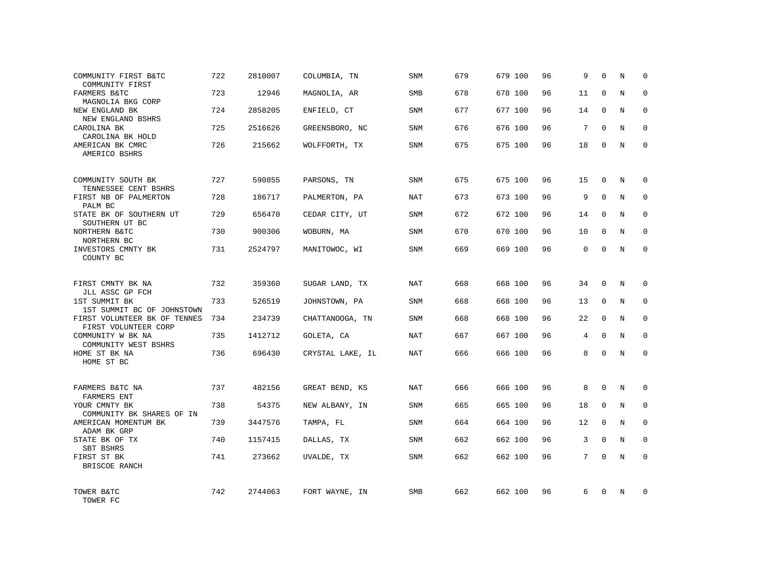| | | | | | | | | | | | | |
|---|---|---|---|---|---|---|---|---|---|---|---|---|
| COMMUNITY FIRST B&TC<br>COMMUNITY FIRST | 722 | 2810007 | COLUMBIA, TN | SNM | 679 | 679 | 100 | 96 | 9 | 0 | N | 0 |
| FARMERS B&TC<br>MAGNOLIA BKG CORP | 723 | 12946 | MAGNOLIA, AR | SMB | 678 | 678 | 100 | 96 | 11 | 0 | N | 0 |
| NEW ENGLAND BK<br>NEW ENGLAND BSHRS | 724 | 2858205 | ENFIELD, CT | SNM | 677 | 677 | 100 | 96 | 14 | 0 | N | 0 |
| CAROLINA BK<br>CAROLINA BK HOLD | 725 | 2516626 | GREENSBORO, NC | SNM | 676 | 676 | 100 | 96 | 7 | 0 | N | 0 |
| AMERICAN BK CMRC<br>AMERICO BSHRS | 726 | 215662 | WOLFFORTH, TX | SNM | 675 | 675 | 100 | 96 | 18 | 0 | N | 0 |
| COMMUNITY SOUTH BK<br>TENNESSEE CENT BSHRS | 727 | 590855 | PARSONS, TN | SNM | 675 | 675 | 100 | 96 | 15 | 0 | N | 0 |
| FIRST NB OF PALMERTON<br>PALM BC | 728 | 186717 | PALMERTON, PA | NAT | 673 | 673 | 100 | 96 | 9 | 0 | N | 0 |
| STATE BK OF SOUTHERN UT<br>SOUTHERN UT BC | 729 | 656470 | CEDAR CITY, UT | SNM | 672 | 672 | 100 | 96 | 14 | 0 | N | 0 |
| NORTHERN B&TC<br>NORTHERN BC | 730 | 900306 | WOBURN, MA | SNM | 670 | 670 | 100 | 96 | 10 | 0 | N | 0 |
| INVESTORS CMNTY BK<br>COUNTY BC | 731 | 2524797 | MANITOWOC, WI | SNM | 669 | 669 | 100 | 96 | 0 | 0 | N | 0 |
| FIRST CMNTY BK NA<br>JLL ASSC GP FCH | 732 | 359360 | SUGAR LAND, TX | NAT | 668 | 668 | 100 | 96 | 34 | 0 | N | 0 |
| 1ST SUMMIT BK<br>1ST SUMMIT BC OF JOHNSTOWN | 733 | 526519 | JOHNSTOWN, PA | SNM | 668 | 668 | 100 | 96 | 13 | 0 | N | 0 |
| FIRST VOLUNTEER BK OF TENNES<br>FIRST VOLUNTEER CORP | 734 | 234739 | CHATTANOOGA, TN | SNM | 668 | 668 | 100 | 96 | 22 | 0 | N | 0 |
| COMMUNITY W BK NA<br>COMMUNITY WEST BSHRS | 735 | 1412712 | GOLETA, CA | NAT | 667 | 667 | 100 | 96 | 4 | 0 | N | 0 |
| HOME ST BK NA<br>HOME ST BC | 736 | 696430 | CRYSTAL LAKE, IL | NAT | 666 | 666 | 100 | 96 | 8 | 0 | N | 0 |
| FARMERS B&TC NA<br>FARMERS ENT | 737 | 482156 | GREAT BEND, KS | NAT | 666 | 666 | 100 | 96 | 8 | 0 | N | 0 |
| YOUR CMNTY BK<br>COMMUNITY BK SHARES OF IN | 738 | 54375 | NEW ALBANY, IN | SNM | 665 | 665 | 100 | 96 | 18 | 0 | N | 0 |
| AMERICAN MOMENTUM BK<br>ADAM BK GRP | 739 | 3447576 | TAMPA, FL | SNM | 664 | 664 | 100 | 96 | 12 | 0 | N | 0 |
| STATE BK OF TX<br>SBT BSHRS | 740 | 1157415 | DALLAS, TX | SNM | 662 | 662 | 100 | 96 | 3 | 0 | N | 0 |
| FIRST ST BK<br>BRISCOE RANCH | 741 | 273662 | UVALDE, TX | SNM | 662 | 662 | 100 | 96 | 7 | 0 | N | 0 |
| TOWER B&TC<br>TOWER FC | 742 | 2744063 | FORT WAYNE, IN | SMB | 662 | 662 | 100 | 96 | 6 | 0 | N | 0 |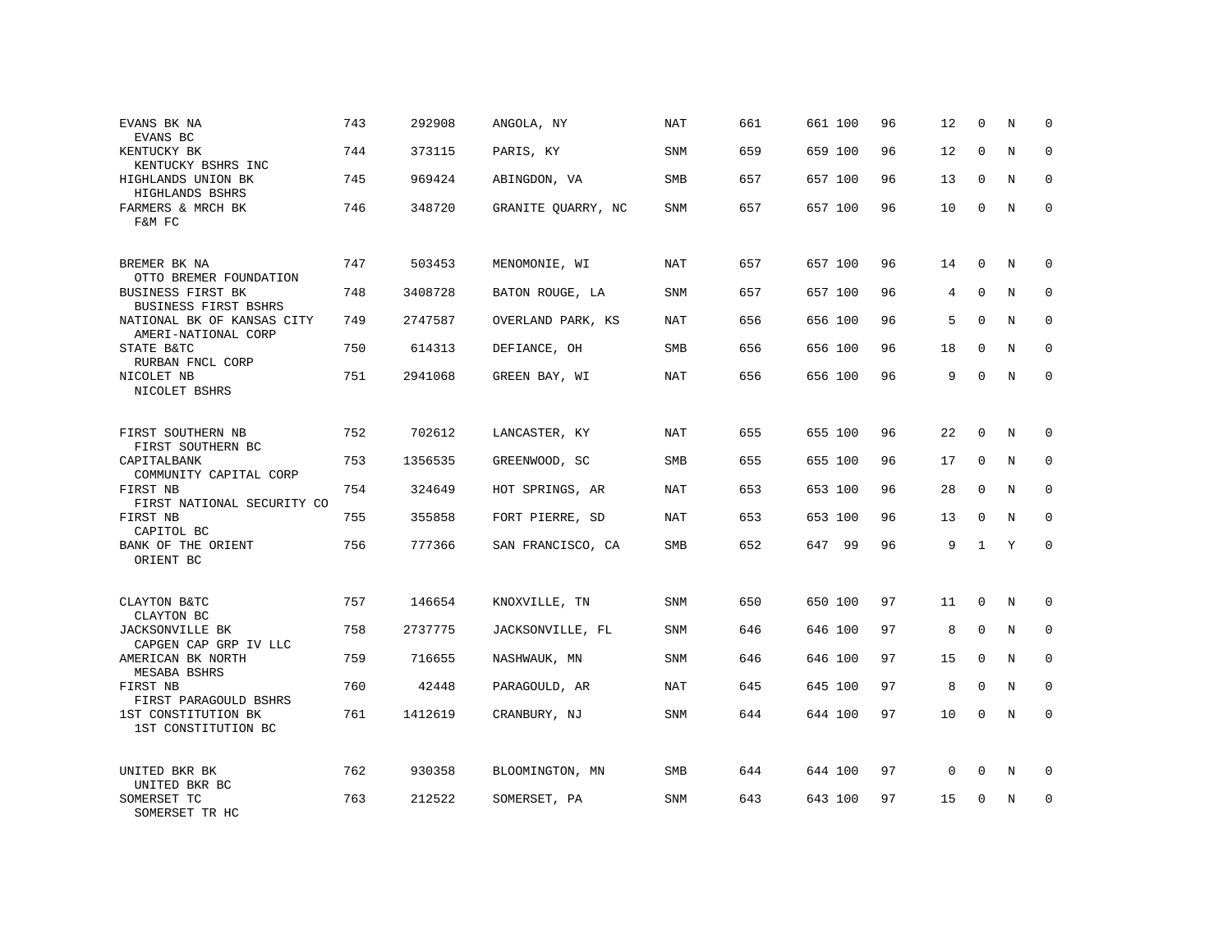| | | | | | | | | | | | | |
|---|---|---|---|---|---|---|---|---|---|---|---|---|
| EVANS BK NA<br>EVANS BC | 743 | 292908 | ANGOLA, NY | NAT | 661 | 661 | 100 | 96 | 12 | 0 | N | 0 |
| KENTUCKY BK<br>KENTUCKY BSHRS INC | 744 | 373115 | PARIS, KY | SNM | 659 | 659 | 100 | 96 | 12 | 0 | N | 0 |
| HIGHLANDS UNION BK<br>HIGHLANDS BSHRS | 745 | 969424 | ABINGDON, VA | SMB | 657 | 657 | 100 | 96 | 13 | 0 | N | 0 |
| FARMERS & MRCH BK<br>F&M FC | 746 | 348720 | GRANITE QUARRY, NC | SNM | 657 | 657 | 100 | 96 | 10 | 0 | N | 0 |
| BREMER BK NA<br>OTTO BREMER FOUNDATION | 747 | 503453 | MENOMONIE, WI | NAT | 657 | 657 | 100 | 96 | 14 | 0 | N | 0 |
| BUSINESS FIRST BK<br>BUSINESS FIRST BSHRS | 748 | 3408728 | BATON ROUGE, LA | SNM | 657 | 657 | 100 | 96 | 4 | 0 | N | 0 |
| NATIONAL BK OF KANSAS CITY<br>AMERI-NATIONAL CORP | 749 | 2747587 | OVERLAND PARK, KS | NAT | 656 | 656 | 100 | 96 | 5 | 0 | N | 0 |
| STATE B&TC<br>RURBAN FNCL CORP | 750 | 614313 | DEFIANCE, OH | SMB | 656 | 656 | 100 | 96 | 18 | 0 | N | 0 |
| NICOLET NB<br>NICOLET BSHRS | 751 | 2941068 | GREEN BAY, WI | NAT | 656 | 656 | 100 | 96 | 9 | 0 | N | 0 |
| FIRST SOUTHERN NB<br>FIRST SOUTHERN BC | 752 | 702612 | LANCASTER, KY | NAT | 655 | 655 | 100 | 96 | 22 | 0 | N | 0 |
| CAPITALBANK<br>COMMUNITY CAPITAL CORP | 753 | 1356535 | GREENWOOD, SC | SMB | 655 | 655 | 100 | 96 | 17 | 0 | N | 0 |
| FIRST NB<br>FIRST NATIONAL SECURITY CO | 754 | 324649 | HOT SPRINGS, AR | NAT | 653 | 653 | 100 | 96 | 28 | 0 | N | 0 |
| FIRST NB<br>CAPITOL BC | 755 | 355858 | FORT PIERRE, SD | NAT | 653 | 653 | 100 | 96 | 13 | 0 | N | 0 |
| BANK OF THE ORIENT<br>ORIENT BC | 756 | 777366 | SAN FRANCISCO, CA | SMB | 652 | 647 | 99 | 96 | 9 | 1 | Y | 0 |
| CLAYTON B&TC<br>CLAYTON BC | 757 | 146654 | KNOXVILLE, TN | SNM | 650 | 650 | 100 | 97 | 11 | 0 | N | 0 |
| JACKSONVILLE BK<br>CAPGEN CAP GRP IV LLC | 758 | 2737775 | JACKSONVILLE, FL | SNM | 646 | 646 | 100 | 97 | 8 | 0 | N | 0 |
| AMERICAN BK NORTH<br>MESABA BSHRS | 759 | 716655 | NASHWAUK, MN | SNM | 646 | 646 | 100 | 97 | 15 | 0 | N | 0 |
| FIRST NB<br>FIRST PARAGOULD BSHRS | 760 | 42448 | PARAGOULD, AR | NAT | 645 | 645 | 100 | 97 | 8 | 0 | N | 0 |
| 1ST CONSTITUTION BK<br>1ST CONSTITUTION BC | 761 | 1412619 | CRANBURY, NJ | SNM | 644 | 644 | 100 | 97 | 10 | 0 | N | 0 |
| UNITED BKR BK<br>UNITED BKR BC | 762 | 930358 | BLOOMINGTON, MN | SMB | 644 | 644 | 100 | 97 | 0 | 0 | N | 0 |
| SOMERSET TC<br>SOMERSET TR HC | 763 | 212522 | SOMERSET, PA | SNM | 643 | 643 | 100 | 97 | 15 | 0 | N | 0 |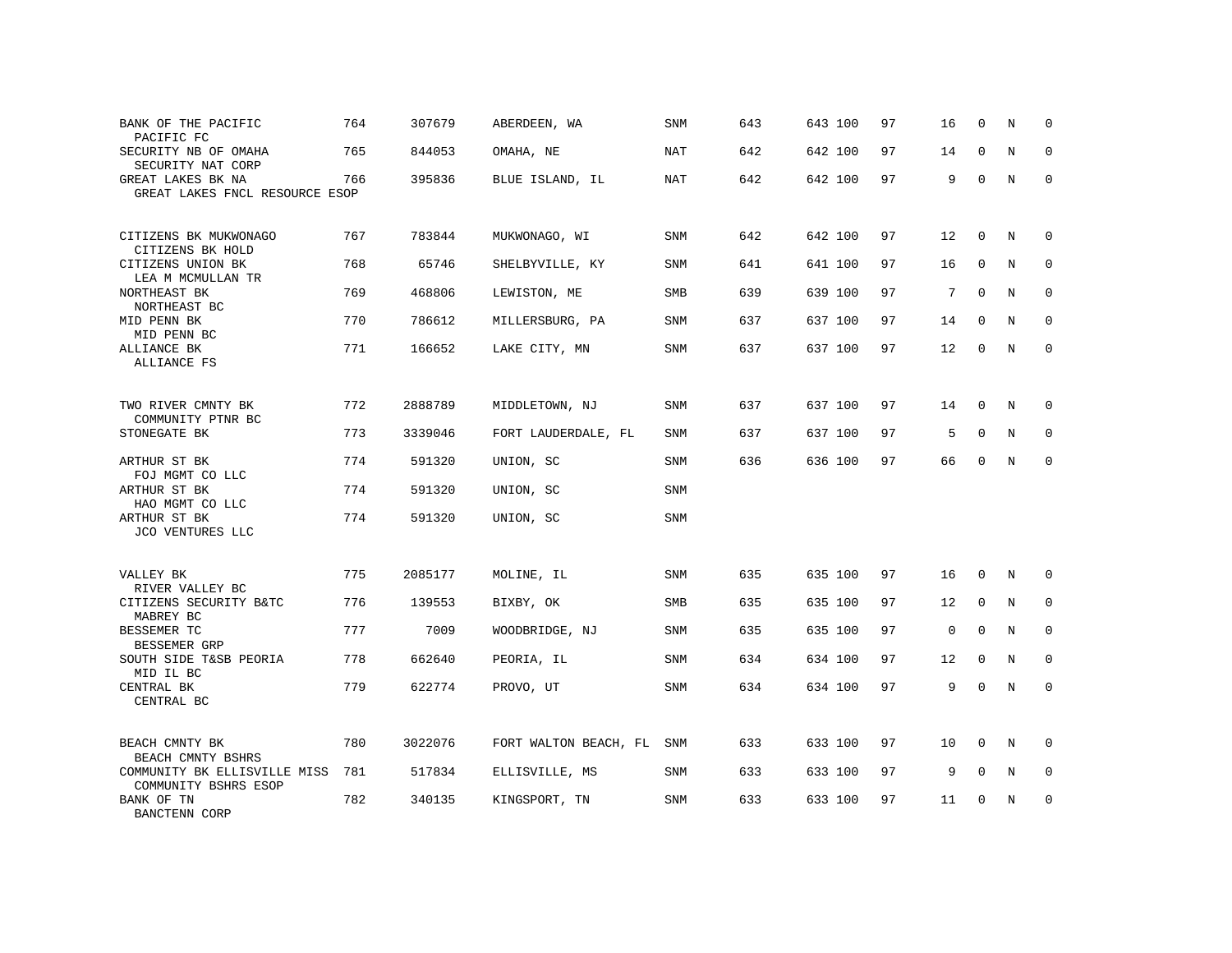| | | | | | | | | | | | | |
|---|---|---|---|---|---|---|---|---|---|---|---|---|
| BANK OF THE PACIFIC<br>PACIFIC FC | 764 | 307679 | ABERDEEN, WA | SNM | 643 | 643 | 100 | 97 | 16 | 0 | N | 0 |
| SECURITY NB OF OMAHA<br>SECURITY NAT CORP | 765 | 844053 | OMAHA, NE | NAT | 642 | 642 | 100 | 97 | 14 | 0 | N | 0 |
| GREAT LAKES BK NA<br>GREAT LAKES FNCL RESOURCE ESOP | 766 | 395836 | BLUE ISLAND, IL | NAT | 642 | 642 | 100 | 97 | 9 | 0 | N | 0 |
| CITIZENS BK MUKWONAGO<br>CITIZENS BK HOLD | 767 | 783844 | MUKWONAGO, WI | SNM | 642 | 642 | 100 | 97 | 12 | 0 | N | 0 |
| CITIZENS UNION BK<br>LEA M MCMULLAN TR | 768 | 65746 | SHELBYVILLE, KY | SNM | 641 | 641 | 100 | 97 | 16 | 0 | N | 0 |
| NORTHEAST BK<br>NORTHEAST BC | 769 | 468806 | LEWISTON, ME | SMB | 639 | 639 | 100 | 97 | 7 | 0 | N | 0 |
| MID PENN BK<br>MID PENN BC | 770 | 786612 | MILLERSBURG, PA | SNM | 637 | 637 | 100 | 97 | 14 | 0 | N | 0 |
| ALLIANCE BK<br>ALLIANCE FS | 771 | 166652 | LAKE CITY, MN | SNM | 637 | 637 | 100 | 97 | 12 | 0 | N | 0 |
| TWO RIVER CMNTY BK<br>COMMUNITY PTNR BC | 772 | 2888789 | MIDDLETOWN, NJ | SNM | 637 | 637 | 100 | 97 | 14 | 0 | N | 0 |
| STONEGATE BK | 773 | 3339046 | FORT LAUDERDALE, FL | SNM | 637 | 637 | 100 | 97 | 5 | 0 | N | 0 |
| ARTHUR ST BK<br>FOJ MGMT CO LLC | 774 | 591320 | UNION, SC | SNM | 636 | 636 | 100 | 97 | 66 | 0 | N | 0 |
| ARTHUR ST BK<br>HAO MGMT CO LLC | 774 | 591320 | UNION, SC | SNM | | | | | | | | |
| ARTHUR ST BK<br>JCO VENTURES LLC | 774 | 591320 | UNION, SC | SNM | | | | | | | | |
| VALLEY BK<br>RIVER VALLEY BC | 775 | 2085177 | MOLINE, IL | SNM | 635 | 635 | 100 | 97 | 16 | 0 | N | 0 |
| CITIZENS SECURITY B&TC<br>MABREY BC | 776 | 139553 | BIXBY, OK | SMB | 635 | 635 | 100 | 97 | 12 | 0 | N | 0 |
| BESSEMER TC<br>BESSEMER GRP | 777 | 7009 | WOODBRIDGE, NJ | SNM | 635 | 635 | 100 | 97 | 0 | 0 | N | 0 |
| SOUTH SIDE T&SB PEORIA<br>MID IL BC | 778 | 662640 | PEORIA, IL | SNM | 634 | 634 | 100 | 97 | 12 | 0 | N | 0 |
| CENTRAL BK<br>CENTRAL BC | 779 | 622774 | PROVO, UT | SNM | 634 | 634 | 100 | 97 | 9 | 0 | N | 0 |
| BEACH CMNTY BK<br>BEACH CMNTY BSHRS | 780 | 3022076 | FORT WALTON BEACH, FL | SNM | 633 | 633 | 100 | 97 | 10 | 0 | N | 0 |
| COMMUNITY BK ELLISVILLE MISS<br>COMMUNITY BSHRS ESOP | 781 | 517834 | ELLISVILLE, MS | SNM | 633 | 633 | 100 | 97 | 9 | 0 | N | 0 |
| BANK OF TN<br>BANCTENN CORP | 782 | 340135 | KINGSPORT, TN | SNM | 633 | 633 | 100 | 97 | 11 | 0 | N | 0 |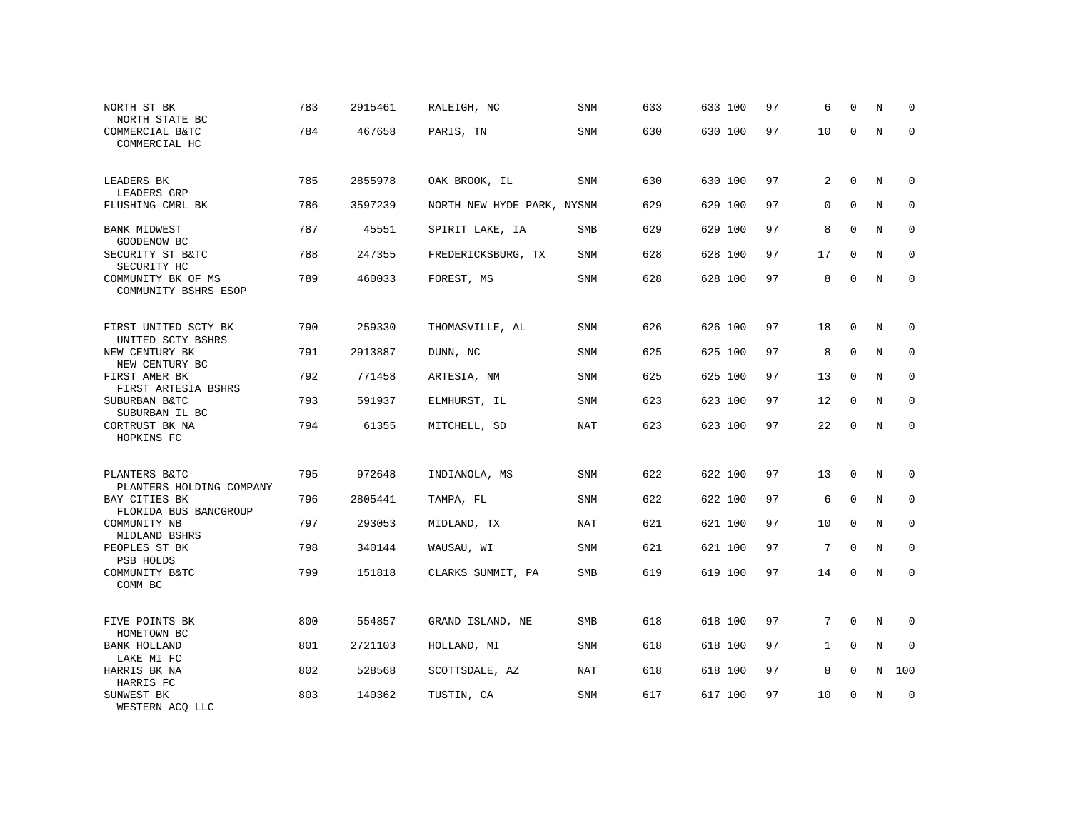| | | | | | | | | | | | | |
|---|---|---|---|---|---|---|---|---|---|---|---|---|
| NORTH ST BK<br>NORTH STATE BC | 783 | 2915461 | RALEIGH, NC | SNM | 633 | 633 | 100 | 97 | 6 | 0 | N | 0 |
| COMMERCIAL B&TC<br>COMMERCIAL HC | 784 | 467658 | PARIS, TN | SNM | 630 | 630 | 100 | 97 | 10 | 0 | N | 0 |
| LEADERS BK<br>LEADERS GRP | 785 | 2855978 | OAK BROOK, IL | SNM | 630 | 630 | 100 | 97 | 2 | 0 | N | 0 |
| FLUSHING CMRL BK | 786 | 3597239 | NORTH NEW HYDE PARK, NY | SNM | 629 | 629 | 100 | 97 | 0 | 0 | N | 0 |
| BANK MIDWEST<br>GOODENOW BC | 787 | 45551 | SPIRIT LAKE, IA | SMB | 629 | 629 | 100 | 97 | 8 | 0 | N | 0 |
| SECURITY ST B&TC<br>SECURITY HC | 788 | 247355 | FREDERICKSBURG, TX | SNM | 628 | 628 | 100 | 97 | 17 | 0 | N | 0 |
| COMMUNITY BK OF MS<br>COMMUNITY BSHRS ESOP | 789 | 460033 | FOREST, MS | SNM | 628 | 628 | 100 | 97 | 8 | 0 | N | 0 |
| FIRST UNITED SCTY BK<br>UNITED SCTY BSHRS | 790 | 259330 | THOMASVILLE, AL | SNM | 626 | 626 | 100 | 97 | 18 | 0 | N | 0 |
| NEW CENTURY BK<br>NEW CENTURY BC | 791 | 2913887 | DUNN, NC | SNM | 625 | 625 | 100 | 97 | 8 | 0 | N | 0 |
| FIRST AMER BK<br>FIRST ARTESIA BSHRS | 792 | 771458 | ARTESIA, NM | SNM | 625 | 625 | 100 | 97 | 13 | 0 | N | 0 |
| SUBURBAN B&TC<br>SUBURBAN IL BC | 793 | 591937 | ELMHURST, IL | SNM | 623 | 623 | 100 | 97 | 12 | 0 | N | 0 |
| CORTRUST BK NA<br>HOPKINS FC | 794 | 61355 | MITCHELL, SD | NAT | 623 | 623 | 100 | 97 | 22 | 0 | N | 0 |
| PLANTERS B&TC<br>PLANTERS HOLDING COMPANY | 795 | 972648 | INDIANOLA, MS | SNM | 622 | 622 | 100 | 97 | 13 | 0 | N | 0 |
| BAY CITIES BK<br>FLORIDA BUS BANCGROUP | 796 | 2805441 | TAMPA, FL | SNM | 622 | 622 | 100 | 97 | 6 | 0 | N | 0 |
| COMMUNITY NB<br>MIDLAND BSHRS | 797 | 293053 | MIDLAND, TX | NAT | 621 | 621 | 100 | 97 | 10 | 0 | N | 0 |
| PEOPLES ST BK<br>PSB HOLDS | 798 | 340144 | WAUSAU, WI | SNM | 621 | 621 | 100 | 97 | 7 | 0 | N | 0 |
| COMMUNITY B&TC<br>COMM BC | 799 | 151818 | CLARKS SUMMIT, PA | SMB | 619 | 619 | 100 | 97 | 14 | 0 | N | 0 |
| FIVE POINTS BK<br>HOMETOWN BC | 800 | 554857 | GRAND ISLAND, NE | SMB | 618 | 618 | 100 | 97 | 7 | 0 | N | 0 |
| BANK HOLLAND<br>LAKE MI FC | 801 | 2721103 | HOLLAND, MI | SNM | 618 | 618 | 100 | 97 | 1 | 0 | N | 0 |
| HARRIS BK NA<br>HARRIS FC | 802 | 528568 | SCOTTSDALE, AZ | NAT | 618 | 618 | 100 | 97 | 8 | 0 | N | 100 |
| SUNWEST BK<br>WESTERN ACQ LLC | 803 | 140362 | TUSTIN, CA | SNM | 617 | 617 | 100 | 97 | 10 | 0 | N | 0 |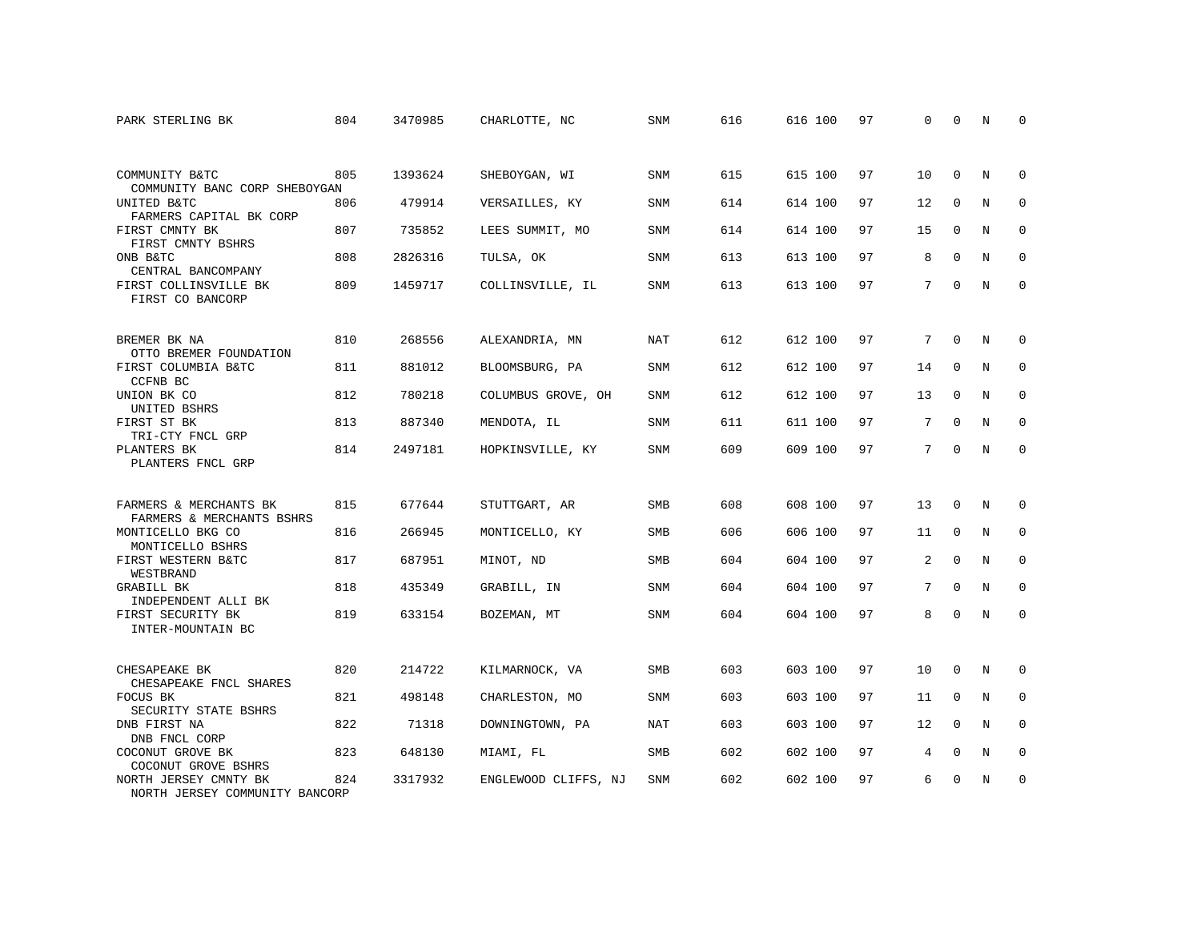| | | | | | | | | | | | | |
|---|---|---|---|---|---|---|---|---|---|---|---|---|
| PARK STERLING BK | 804 | 3470985 | CHARLOTTE, NC | SNM | 616 | 616 | 100 | 97 | 0 | 0 | N | 0 |
| COMMUNITY B&TC<br>COMMUNITY BANC CORP SHEBOYGAN | 805 | 1393624 | SHEBOYGAN, WI | SNM | 615 | 615 | 100 | 97 | 10 | 0 | N | 0 |
| UNITED B&TC<br>FARMERS CAPITAL BK CORP | 806 | 479914 | VERSAILLES, KY | SNM | 614 | 614 | 100 | 97 | 12 | 0 | N | 0 |
| FIRST CMNTY BK<br>FIRST CMNTY BSHRS | 807 | 735852 | LEES SUMMIT, MO | SNM | 614 | 614 | 100 | 97 | 15 | 0 | N | 0 |
| ONB B&TC<br>CENTRAL BANCOMPANY | 808 | 2826316 | TULSA, OK | SNM | 613 | 613 | 100 | 97 | 8 | 0 | N | 0 |
| FIRST COLLINSVILLE BK<br>FIRST CO BANCORP | 809 | 1459717 | COLLINSVILLE, IL | SNM | 613 | 613 | 100 | 97 | 7 | 0 | N | 0 |
| BREMER BK NA<br>OTTO BREMER FOUNDATION | 810 | 268556 | ALEXANDRIA, MN | NAT | 612 | 612 | 100 | 97 | 7 | 0 | N | 0 |
| FIRST COLUMBIA B&TC<br>CCFNB BC | 811 | 881012 | BLOOMSBURG, PA | SNM | 612 | 612 | 100 | 97 | 14 | 0 | N | 0 |
| UNION BK CO<br>UNITED BSHRS | 812 | 780218 | COLUMBUS GROVE, OH | SNM | 612 | 612 | 100 | 97 | 13 | 0 | N | 0 |
| FIRST ST BK<br>TRI-CTY FNCL GRP | 813 | 887340 | MENDOTA, IL | SNM | 611 | 611 | 100 | 97 | 7 | 0 | N | 0 |
| PLANTERS BK<br>PLANTERS FNCL GRP | 814 | 2497181 | HOPKINSVILLE, KY | SNM | 609 | 609 | 100 | 97 | 7 | 0 | N | 0 |
| FARMERS & MERCHANTS BK<br>FARMERS & MERCHANTS BSHRS | 815 | 677644 | STUTTGART, AR | SMB | 608 | 608 | 100 | 97 | 13 | 0 | N | 0 |
| MONTICELLO BKG CO<br>MONTICELLO BSHRS | 816 | 266945 | MONTICELLO, KY | SMB | 606 | 606 | 100 | 97 | 11 | 0 | N | 0 |
| FIRST WESTERN B&TC<br>WESTBRAND | 817 | 687951 | MINOT, ND | SMB | 604 | 604 | 100 | 97 | 2 | 0 | N | 0 |
| GRABILL BK<br>INDEPENDENT ALLI BK | 818 | 435349 | GRABILL, IN | SNM | 604 | 604 | 100 | 97 | 7 | 0 | N | 0 |
| FIRST SECURITY BK<br>INTER-MOUNTAIN BC | 819 | 633154 | BOZEMAN, MT | SNM | 604 | 604 | 100 | 97 | 8 | 0 | N | 0 |
| CHESAPEAKE BK<br>CHESAPEAKE FNCL SHARES | 820 | 214722 | KILMARNOCK, VA | SMB | 603 | 603 | 100 | 97 | 10 | 0 | N | 0 |
| FOCUS BK<br>SECURITY STATE BSHRS | 821 | 498148 | CHARLESTON, MO | SNM | 603 | 603 | 100 | 97 | 11 | 0 | N | 0 |
| DNB FIRST NA<br>DNB FNCL CORP | 822 | 71318 | DOWNINGTOWN, PA | NAT | 603 | 603 | 100 | 97 | 12 | 0 | N | 0 |
| COCONUT GROVE BK<br>COCONUT GROVE BSHRS | 823 | 648130 | MIAMI, FL | SMB | 602 | 602 | 100 | 97 | 4 | 0 | N | 0 |
| NORTH JERSEY CMNTY BK<br>NORTH JERSEY COMMUNITY BANCORP | 824 | 3317932 | ENGLEWOOD CLIFFS, NJ | SNM | 602 | 602 | 100 | 97 | 6 | 0 | N | 0 |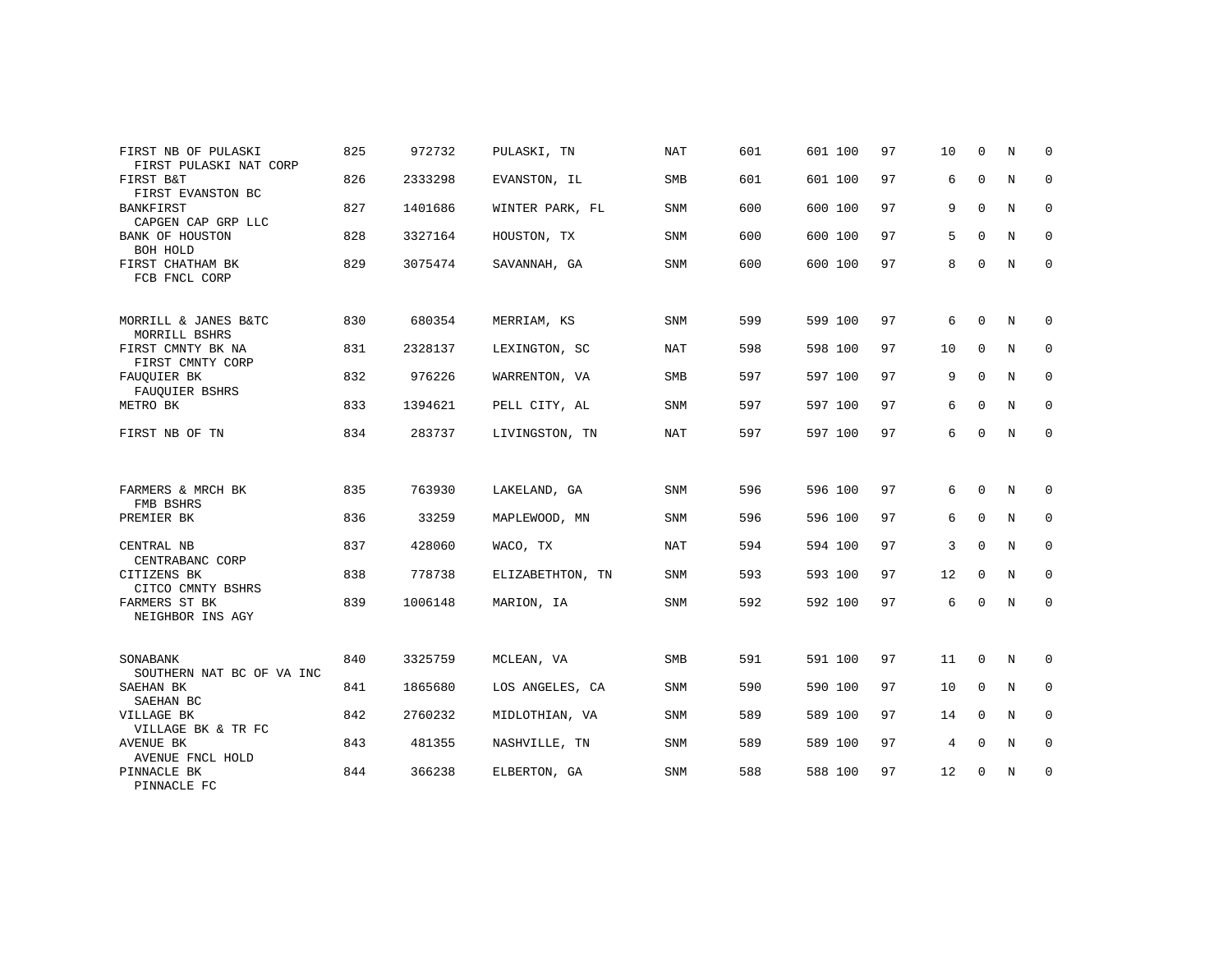| | | | | | | | | | | | | |
|---|---|---|---|---|---|---|---|---|---|---|---|---|
| FIRST NB OF PULASKI<br>FIRST PULASKI NAT CORP | 825 | 972732 | PULASKI, TN | NAT | 601 | 601 | 100 | 97 | 10 | 0 | N | 0 |
| FIRST B&T<br>FIRST EVANSTON BC | 826 | 2333298 | EVANSTON, IL | SMB | 601 | 601 | 100 | 97 | 6 | 0 | N | 0 |
| BANKFIRST<br>CAPGEN CAP GRP LLC | 827 | 1401686 | WINTER PARK, FL | SNM | 600 | 600 | 100 | 97 | 9 | 0 | N | 0 |
| BANK OF HOUSTON<br>BOH HOLD | 828 | 3327164 | HOUSTON, TX | SNM | 600 | 600 | 100 | 97 | 5 | 0 | N | 0 |
| FIRST CHATHAM BK<br>FCB FNCL CORP | 829 | 3075474 | SAVANNAH, GA | SNM | 600 | 600 | 100 | 97 | 8 | 0 | N | 0 |
| MORRILL & JANES B&TC<br>MORRILL BSHRS | 830 | 680354 | MERRIAM, KS | SNM | 599 | 599 | 100 | 97 | 6 | 0 | N | 0 |
| FIRST CMNTY BK NA<br>FIRST CMNTY CORP | 831 | 2328137 | LEXINGTON, SC | NAT | 598 | 598 | 100 | 97 | 10 | 0 | N | 0 |
| FAUQUIER BK<br>FAUQUIER BSHRS | 832 | 976226 | WARRENTON, VA | SMB | 597 | 597 | 100 | 97 | 9 | 0 | N | 0 |
| METRO BK | 833 | 1394621 | PELL CITY, AL | SNM | 597 | 597 | 100 | 97 | 6 | 0 | N | 0 |
| FIRST NB OF TN | 834 | 283737 | LIVINGSTON, TN | NAT | 597 | 597 | 100 | 97 | 6 | 0 | N | 0 |
| FARMERS & MRCH BK<br>FMB BSHRS | 835 | 763930 | LAKELAND, GA | SNM | 596 | 596 | 100 | 97 | 6 | 0 | N | 0 |
| PREMIER BK | 836 | 33259 | MAPLEWOOD, MN | SNM | 596 | 596 | 100 | 97 | 6 | 0 | N | 0 |
| CENTRAL NB<br>CENTRABANC CORP | 837 | 428060 | WACO, TX | NAT | 594 | 594 | 100 | 97 | 3 | 0 | N | 0 |
| CITIZENS BK<br>CITCO CMNTY BSHRS | 838 | 778738 | ELIZABETHTON, TN | SNM | 593 | 593 | 100 | 97 | 12 | 0 | N | 0 |
| FARMERS ST BK<br>NEIGHBOR INS AGY | 839 | 1006148 | MARION, IA | SNM | 592 | 592 | 100 | 97 | 6 | 0 | N | 0 |
| SONABANK<br>SOUTHERN NAT BC OF VA INC | 840 | 3325759 | MCLEAN, VA | SMB | 591 | 591 | 100 | 97 | 11 | 0 | N | 0 |
| SAEHAN BK<br>SAEHAN BC | 841 | 1865680 | LOS ANGELES, CA | SNM | 590 | 590 | 100 | 97 | 10 | 0 | N | 0 |
| VILLAGE BK<br>VILLAGE BK & TR FC | 842 | 2760232 | MIDLOTHIAN, VA | SNM | 589 | 589 | 100 | 97 | 14 | 0 | N | 0 |
| AVENUE BK<br>AVENUE FNCL HOLD | 843 | 481355 | NASHVILLE, TN | SNM | 589 | 589 | 100 | 97 | 4 | 0 | N | 0 |
| PINNACLE BK<br>PINNACLE FC | 844 | 366238 | ELBERTON, GA | SNM | 588 | 588 | 100 | 97 | 12 | 0 | N | 0 |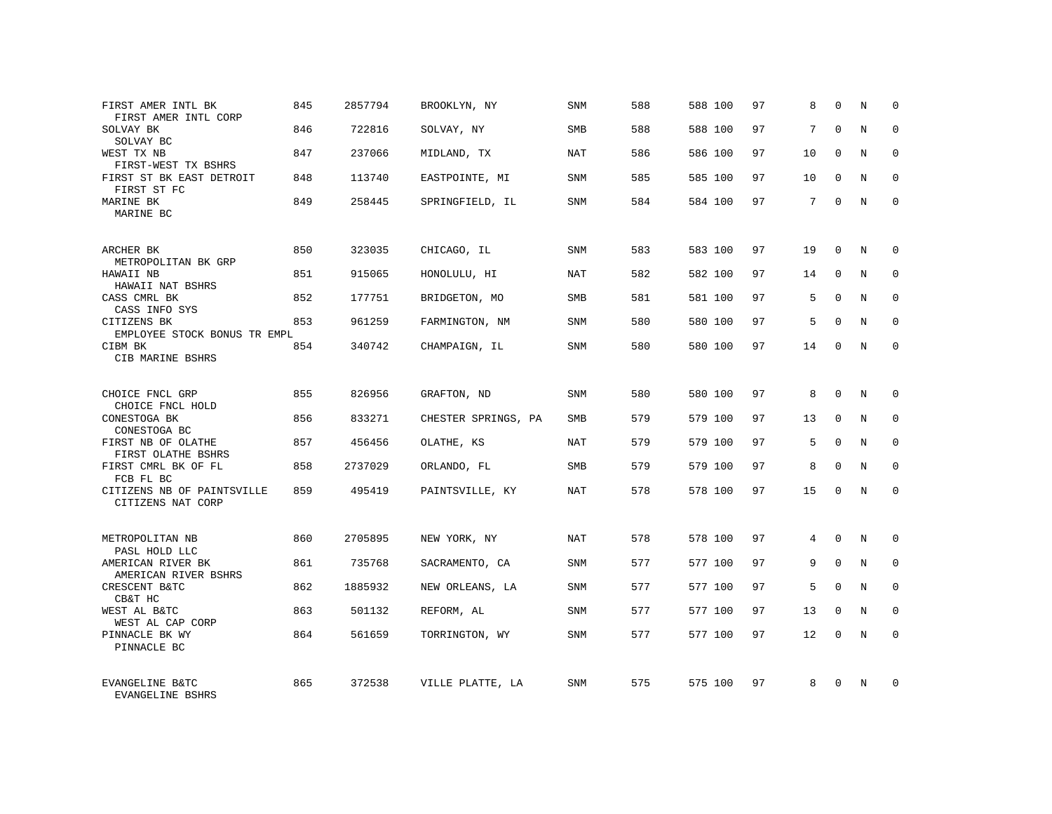| | | | | | | | | | | | | |
|---|---|---|---|---|---|---|---|---|---|---|---|---|
| FIRST AMER INTL BK<br>FIRST AMER INTL CORP | 845 | 2857794 | BROOKLYN, NY | SNM | 588 | 588 | 100 | 97 | 8 | 0 | N | 0 |
| SOLVAY BK<br>SOLVAY BC | 846 | 722816 | SOLVAY, NY | SMB | 588 | 588 | 100 | 97 | 7 | 0 | N | 0 |
| WEST TX NB<br>FIRST-WEST TX BSHRS | 847 | 237066 | MIDLAND, TX | NAT | 586 | 586 | 100 | 97 | 10 | 0 | N | 0 |
| FIRST ST BK EAST DETROIT<br>FIRST ST FC | 848 | 113740 | EASTPOINTE, MI | SNM | 585 | 585 | 100 | 97 | 10 | 0 | N | 0 |
| MARINE BK<br>MARINE BC | 849 | 258445 | SPRINGFIELD, IL | SNM | 584 | 584 | 100 | 97 | 7 | 0 | N | 0 |
| ARCHER BK<br>METROPOLITAN BK GRP | 850 | 323035 | CHICAGO, IL | SNM | 583 | 583 | 100 | 97 | 19 | 0 | N | 0 |
| HAWAII NB<br>HAWAII NAT BSHRS | 851 | 915065 | HONOLULU, HI | NAT | 582 | 582 | 100 | 97 | 14 | 0 | N | 0 |
| CASS CMRL BK<br>CASS INFO SYS | 852 | 177751 | BRIDGETON, MO | SMB | 581 | 581 | 100 | 97 | 5 | 0 | N | 0 |
| CITIZENS BK<br>EMPLOYEE STOCK BONUS TR EMPL | 853 | 961259 | FARMINGTON, NM | SNM | 580 | 580 | 100 | 97 | 5 | 0 | N | 0 |
| CIBM BK<br>CIB MARINE BSHRS | 854 | 340742 | CHAMPAIGN, IL | SNM | 580 | 580 | 100 | 97 | 14 | 0 | N | 0 |
| CHOICE FNCL GRP<br>CHOICE FNCL HOLD | 855 | 826956 | GRAFTON, ND | SNM | 580 | 580 | 100 | 97 | 8 | 0 | N | 0 |
| CONESTOGA BK<br>CONESTOGA BC | 856 | 833271 | CHESTER SPRINGS, PA | SMB | 579 | 579 | 100 | 97 | 13 | 0 | N | 0 |
| FIRST NB OF OLATHE<br>FIRST OLATHE BSHRS | 857 | 456456 | OLATHE, KS | NAT | 579 | 579 | 100 | 97 | 5 | 0 | N | 0 |
| FIRST CMRL BK OF FL<br>FCB FL BC | 858 | 2737029 | ORLANDO, FL | SMB | 579 | 579 | 100 | 97 | 8 | 0 | N | 0 |
| CITIZENS NB OF PAINTSVILLE<br>CITIZENS NAT CORP | 859 | 495419 | PAINTSVILLE, KY | NAT | 578 | 578 | 100 | 97 | 15 | 0 | N | 0 |
| METROPOLITAN NB<br>PASL HOLD LLC | 860 | 2705895 | NEW YORK, NY | NAT | 578 | 578 | 100 | 97 | 4 | 0 | N | 0 |
| AMERICAN RIVER BK<br>AMERICAN RIVER BSHRS | 861 | 735768 | SACRAMENTO, CA | SNM | 577 | 577 | 100 | 97 | 9 | 0 | N | 0 |
| CRESCENT B&TC<br>CB&T HC | 862 | 1885932 | NEW ORLEANS, LA | SNM | 577 | 577 | 100 | 97 | 5 | 0 | N | 0 |
| WEST AL B&TC<br>WEST AL CAP CORP | 863 | 501132 | REFORM, AL | SNM | 577 | 577 | 100 | 97 | 13 | 0 | N | 0 |
| PINNACLE BK WY<br>PINNACLE BC | 864 | 561659 | TORRINGTON, WY | SNM | 577 | 577 | 100 | 97 | 12 | 0 | N | 0 |
| EVANGELINE B&TC<br>EVANGELINE BSHRS | 865 | 372538 | VILLE PLATTE, LA | SNM | 575 | 575 | 100 | 97 | 8 | 0 | N | 0 |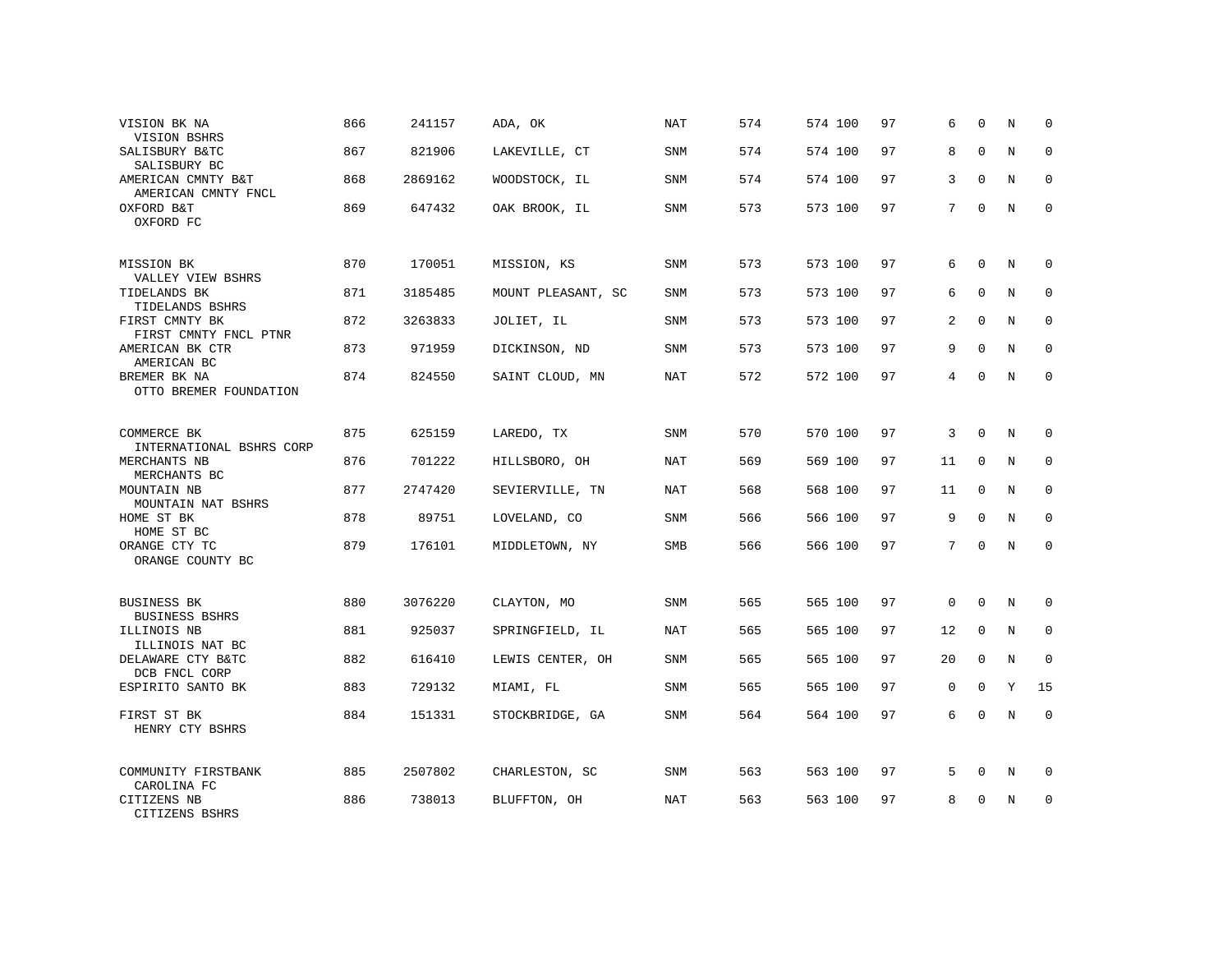| | | | | | | | | | | | | |
|---|---|---|---|---|---|---|---|---|---|---|---|---|
| VISION BK NA<br>VISION BSHRS | 866 | 241157 | ADA, OK | NAT | 574 | 574 | 100 | 97 | 6 | 0 | N | 0 |
| SALISBURY B&TC<br>SALISBURY BC | 867 | 821906 | LAKEVILLE, CT | SNM | 574 | 574 | 100 | 97 | 8 | 0 | N | 0 |
| AMERICAN CMNTY B&T<br>AMERICAN CMNTY FNCL | 868 | 2869162 | WOODSTOCK, IL | SNM | 574 | 574 | 100 | 97 | 3 | 0 | N | 0 |
| OXFORD B&T<br>OXFORD FC | 869 | 647432 | OAK BROOK, IL | SNM | 573 | 573 | 100 | 97 | 7 | 0 | N | 0 |
| MISSION BK<br>VALLEY VIEW BSHRS | 870 | 170051 | MISSION, KS | SNM | 573 | 573 | 100 | 97 | 6 | 0 | N | 0 |
| TIDELANDS BK<br>TIDELANDS BSHRS | 871 | 3185485 | MOUNT PLEASANT, SC | SNM | 573 | 573 | 100 | 97 | 6 | 0 | N | 0 |
| FIRST CMNTY BK<br>FIRST CMNTY FNCL PTNR | 872 | 3263833 | JOLIET, IL | SNM | 573 | 573 | 100 | 97 | 2 | 0 | N | 0 |
| AMERICAN BK CTR<br>AMERICAN BC | 873 | 971959 | DICKINSON, ND | SNM | 573 | 573 | 100 | 97 | 9 | 0 | N | 0 |
| BREMER BK NA<br>OTTO BREMER FOUNDATION | 874 | 824550 | SAINT CLOUD, MN | NAT | 572 | 572 | 100 | 97 | 4 | 0 | N | 0 |
| COMMERCE BK<br>INTERNATIONAL BSHRS CORP | 875 | 625159 | LAREDO, TX | SNM | 570 | 570 | 100 | 97 | 3 | 0 | N | 0 |
| MERCHANTS NB<br>MERCHANTS BC | 876 | 701222 | HILLSBORO, OH | NAT | 569 | 569 | 100 | 97 | 11 | 0 | N | 0 |
| MOUNTAIN NB<br>MOUNTAIN NAT BSHRS | 877 | 2747420 | SEVIERVILLE, TN | NAT | 568 | 568 | 100 | 97 | 11 | 0 | N | 0 |
| HOME ST BK<br>HOME ST BC | 878 | 89751 | LOVELAND, CO | SNM | 566 | 566 | 100 | 97 | 9 | 0 | N | 0 |
| ORANGE CTY TC<br>ORANGE COUNTY BC | 879 | 176101 | MIDDLETOWN, NY | SMB | 566 | 566 | 100 | 97 | 7 | 0 | N | 0 |
| BUSINESS BK<br>BUSINESS BSHRS | 880 | 3076220 | CLAYTON, MO | SNM | 565 | 565 | 100 | 97 | 0 | 0 | N | 0 |
| ILLINOIS NB<br>ILLINOIS NAT BC | 881 | 925037 | SPRINGFIELD, IL | NAT | 565 | 565 | 100 | 97 | 12 | 0 | N | 0 |
| DELAWARE CTY B&TC<br>DCB FNCL CORP | 882 | 616410 | LEWIS CENTER, OH | SNM | 565 | 565 | 100 | 97 | 20 | 0 | N | 0 |
| ESPIRITO SANTO BK | 883 | 729132 | MIAMI, FL | SNM | 565 | 565 | 100 | 97 | 0 | 0 | Y | 15 |
| FIRST ST BK<br>HENRY CTY BSHRS | 884 | 151331 | STOCKBRIDGE, GA | SNM | 564 | 564 | 100 | 97 | 6 | 0 | N | 0 |
| COMMUNITY FIRSTBANK<br>CAROLINA FC | 885 | 2507802 | CHARLESTON, SC | SNM | 563 | 563 | 100 | 97 | 5 | 0 | N | 0 |
| CITIZENS NB<br>CITIZENS BSHRS | 886 | 738013 | BLUFFTON, OH | NAT | 563 | 563 | 100 | 97 | 8 | 0 | N | 0 |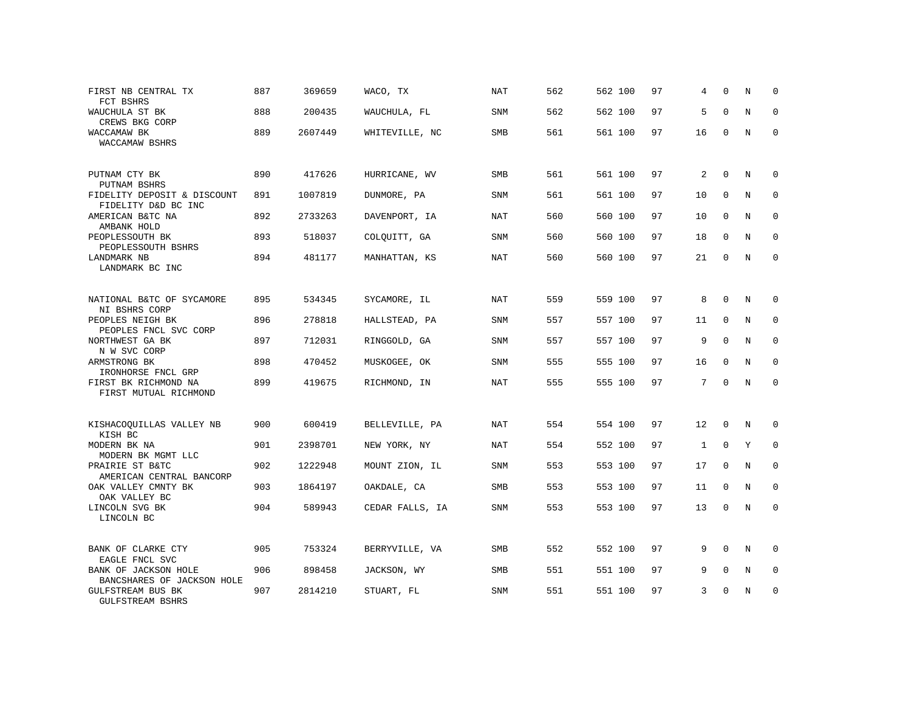| | | | | | | | | | | | | |
|---|---|---|---|---|---|---|---|---|---|---|---|---|
| FIRST NB CENTRAL TX<br>FCT BSHRS | 887 | 369659 | WACO, TX | NAT | 562 | 562 | 100 | 97 | 4 | 0 | N | 0 |
| WAUCHULA ST BK<br>CREWS BKG CORP | 888 | 200435 | WAUCHULA, FL | SNM | 562 | 562 | 100 | 97 | 5 | 0 | N | 0 |
| WACCAMAW BK<br>WACCAMAW BSHRS | 889 | 2607449 | WHITEVILLE, NC | SMB | 561 | 561 | 100 | 97 | 16 | 0 | N | 0 |
| PUTNAM CTY BK<br>PUTNAM BSHRS | 890 | 417626 | HURRICANE, WV | SMB | 561 | 561 | 100 | 97 | 2 | 0 | N | 0 |
| FIDELITY DEPOSIT & DISCOUNT<br>FIDELITY D&D BC INC | 891 | 1007819 | DUNMORE, PA | SNM | 561 | 561 | 100 | 97 | 10 | 0 | N | 0 |
| AMERICAN B&TC NA<br>AMBANK HOLD | 892 | 2733263 | DAVENPORT, IA | NAT | 560 | 560 | 100 | 97 | 10 | 0 | N | 0 |
| PEOPLESSOUTH BK<br>PEOPLESSOUTH BSHRS | 893 | 518037 | COLQUITT, GA | SNM | 560 | 560 | 100 | 97 | 18 | 0 | N | 0 |
| LANDMARK NB<br>LANDMARK BC INC | 894 | 481177 | MANHATTAN, KS | NAT | 560 | 560 | 100 | 97 | 21 | 0 | N | 0 |
| NATIONAL B&TC OF SYCAMORE<br>NI BSHRS CORP | 895 | 534345 | SYCAMORE, IL | NAT | 559 | 559 | 100 | 97 | 8 | 0 | N | 0 |
| PEOPLES NEIGH BK<br>PEOPLES FNCL SVC CORP | 896 | 278818 | HALLSTEAD, PA | SNM | 557 | 557 | 100 | 97 | 11 | 0 | N | 0 |
| NORTHWEST GA BK<br>N W SVC CORP | 897 | 712031 | RINGGOLD, GA | SNM | 557 | 557 | 100 | 97 | 9 | 0 | N | 0 |
| ARMSTRONG BK<br>IRONHORSE FNCL GRP | 898 | 470452 | MUSKOGEE, OK | SNM | 555 | 555 | 100 | 97 | 16 | 0 | N | 0 |
| FIRST BK RICHMOND NA<br>FIRST MUTUAL RICHMOND | 899 | 419675 | RICHMOND, IN | NAT | 555 | 555 | 100 | 97 | 7 | 0 | N | 0 |
| KISHACOQUILLAS VALLEY NB<br>KISH BC | 900 | 600419 | BELLEVILLE, PA | NAT | 554 | 554 | 100 | 97 | 12 | 0 | N | 0 |
| MODERN BK NA<br>MODERN BK MGMT LLC | 901 | 2398701 | NEW YORK, NY | NAT | 554 | 552 | 100 | 97 | 1 | 0 | Y | 0 |
| PRAIRIE ST B&TC<br>AMERICAN CENTRAL BANCORP | 902 | 1222948 | MOUNT ZION, IL | SNM | 553 | 553 | 100 | 97 | 17 | 0 | N | 0 |
| OAK VALLEY CMNTY BK<br>OAK VALLEY BC | 903 | 1864197 | OAKDALE, CA | SMB | 553 | 553 | 100 | 97 | 11 | 0 | N | 0 |
| LINCOLN SVG BK<br>LINCOLN BC | 904 | 589943 | CEDAR FALLS, IA | SNM | 553 | 553 | 100 | 97 | 13 | 0 | N | 0 |
| BANK OF CLARKE CTY<br>EAGLE FNCL SVC | 905 | 753324 | BERRYVILLE, VA | SMB | 552 | 552 | 100 | 97 | 9 | 0 | N | 0 |
| BANK OF JACKSON HOLE<br>BANCSHARES OF JACKSON HOLE | 906 | 898458 | JACKSON, WY | SMB | 551 | 551 | 100 | 97 | 9 | 0 | N | 0 |
| GULFSTREAM BUS BK<br>GULFSTREAM BSHRS | 907 | 2814210 | STUART, FL | SNM | 551 | 551 | 100 | 97 | 3 | 0 | N | 0 |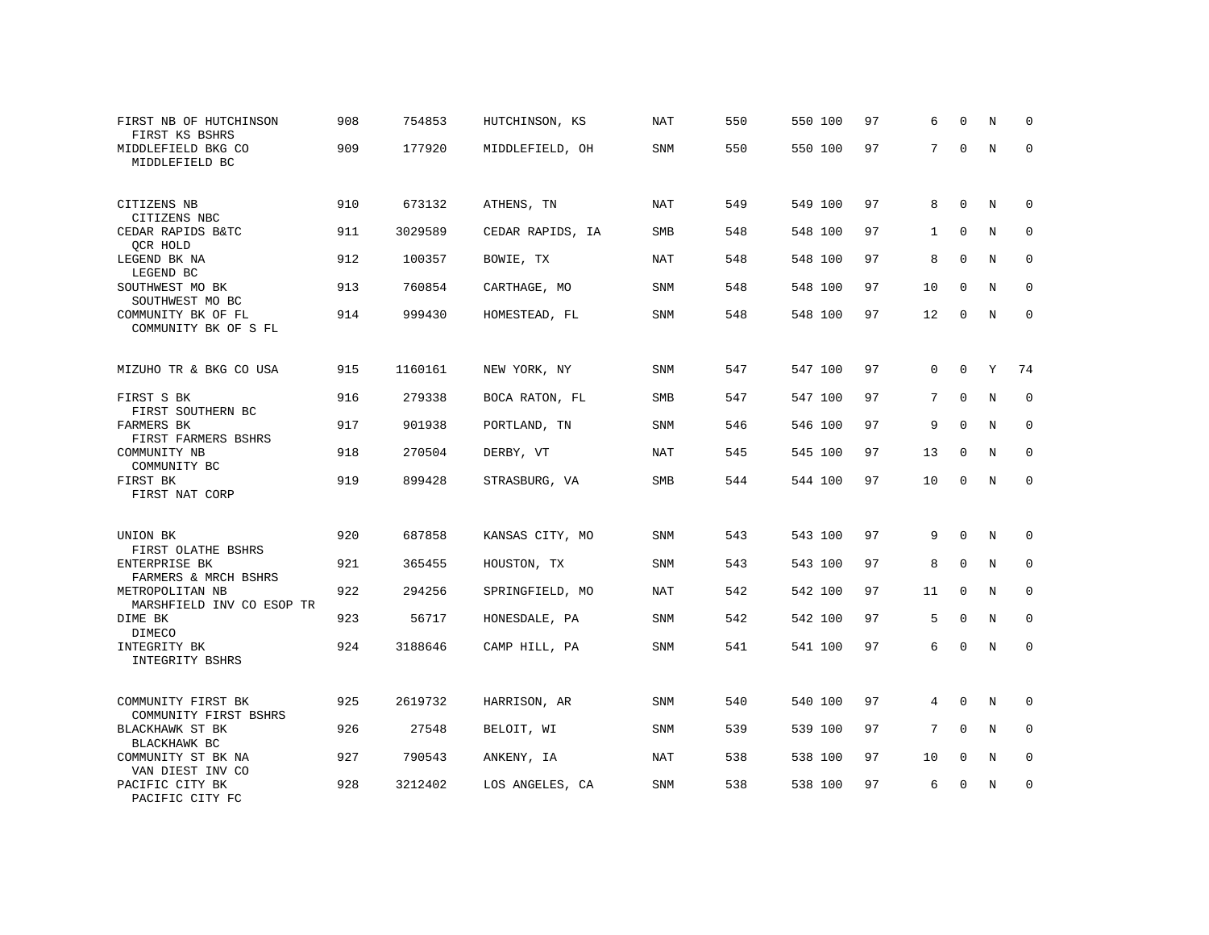| | | | | | | | | | | | | |
|---|---|---|---|---|---|---|---|---|---|---|---|---|
| FIRST NB OF HUTCHINSON<br>FIRST KS BSHRS | 908 | 754853 | HUTCHINSON, KS | NAT | 550 | 550 | 100 | 97 | 6 | 0 | N | 0 |
| MIDDLEFIELD BKG CO<br>MIDDLEFIELD BC | 909 | 177920 | MIDDLEFIELD, OH | SNM | 550 | 550 | 100 | 97 | 7 | 0 | N | 0 |
| CITIZENS NB<br>CITIZENS NBC | 910 | 673132 | ATHENS, TN | NAT | 549 | 549 | 100 | 97 | 8 | 0 | N | 0 |
| CEDAR RAPIDS B&TC<br>QCR HOLD | 911 | 3029589 | CEDAR RAPIDS, IA | SMB | 548 | 548 | 100 | 97 | 1 | 0 | N | 0 |
| LEGEND BK NA<br>LEGEND BC | 912 | 100357 | BOWIE, TX | NAT | 548 | 548 | 100 | 97 | 8 | 0 | N | 0 |
| SOUTHWEST MO BK<br>SOUTHWEST MO BC | 913 | 760854 | CARTHAGE, MO | SNM | 548 | 548 | 100 | 97 | 10 | 0 | N | 0 |
| COMMUNITY BK OF FL<br>COMMUNITY BK OF S FL | 914 | 999430 | HOMESTEAD, FL | SNM | 548 | 548 | 100 | 97 | 12 | 0 | N | 0 |
| MIZUHO TR & BKG CO USA | 915 | 1160161 | NEW YORK, NY | SNM | 547 | 547 | 100 | 97 | 0 | 0 | Y | 74 |
| FIRST S BK<br>FIRST SOUTHERN BC | 916 | 279338 | BOCA RATON, FL | SMB | 547 | 547 | 100 | 97 | 7 | 0 | N | 0 |
| FARMERS BK<br>FIRST FARMERS BSHRS | 917 | 901938 | PORTLAND, TN | SNM | 546 | 546 | 100 | 97 | 9 | 0 | N | 0 |
| COMMUNITY NB<br>COMMUNITY BC | 918 | 270504 | DERBY, VT | NAT | 545 | 545 | 100 | 97 | 13 | 0 | N | 0 |
| FIRST BK<br>FIRST NAT CORP | 919 | 899428 | STRASBURG, VA | SMB | 544 | 544 | 100 | 97 | 10 | 0 | N | 0 |
| UNION BK<br>FIRST OLATHE BSHRS | 920 | 687858 | KANSAS CITY, MO | SNM | 543 | 543 | 100 | 97 | 9 | 0 | N | 0 |
| ENTERPRISE BK<br>FARMERS & MRCH BSHRS | 921 | 365455 | HOUSTON, TX | SNM | 543 | 543 | 100 | 97 | 8 | 0 | N | 0 |
| METROPOLITAN NB<br>MARSHFIELD INV CO ESOP TR | 922 | 294256 | SPRINGFIELD, MO | NAT | 542 | 542 | 100 | 97 | 11 | 0 | N | 0 |
| DIME BK<br>DIMECO | 923 | 56717 | HONESDALE, PA | SNM | 542 | 542 | 100 | 97 | 5 | 0 | N | 0 |
| INTEGRITY BK<br>INTEGRITY BSHRS | 924 | 3188646 | CAMP HILL, PA | SNM | 541 | 541 | 100 | 97 | 6 | 0 | N | 0 |
| COMMUNITY FIRST BK<br>COMMUNITY FIRST BSHRS | 925 | 2619732 | HARRISON, AR | SNM | 540 | 540 | 100 | 97 | 4 | 0 | N | 0 |
| BLACKHAWK ST BK<br>BLACKHAWK BC | 926 | 27548 | BELOIT, WI | SNM | 539 | 539 | 100 | 97 | 7 | 0 | N | 0 |
| COMMUNITY ST BK NA<br>VAN DIEST INV CO | 927 | 790543 | ANKENY, IA | NAT | 538 | 538 | 100 | 97 | 10 | 0 | N | 0 |
| PACIFIC CITY BK<br>PACIFIC CITY FC | 928 | 3212402 | LOS ANGELES, CA | SNM | 538 | 538 | 100 | 97 | 6 | 0 | N | 0 |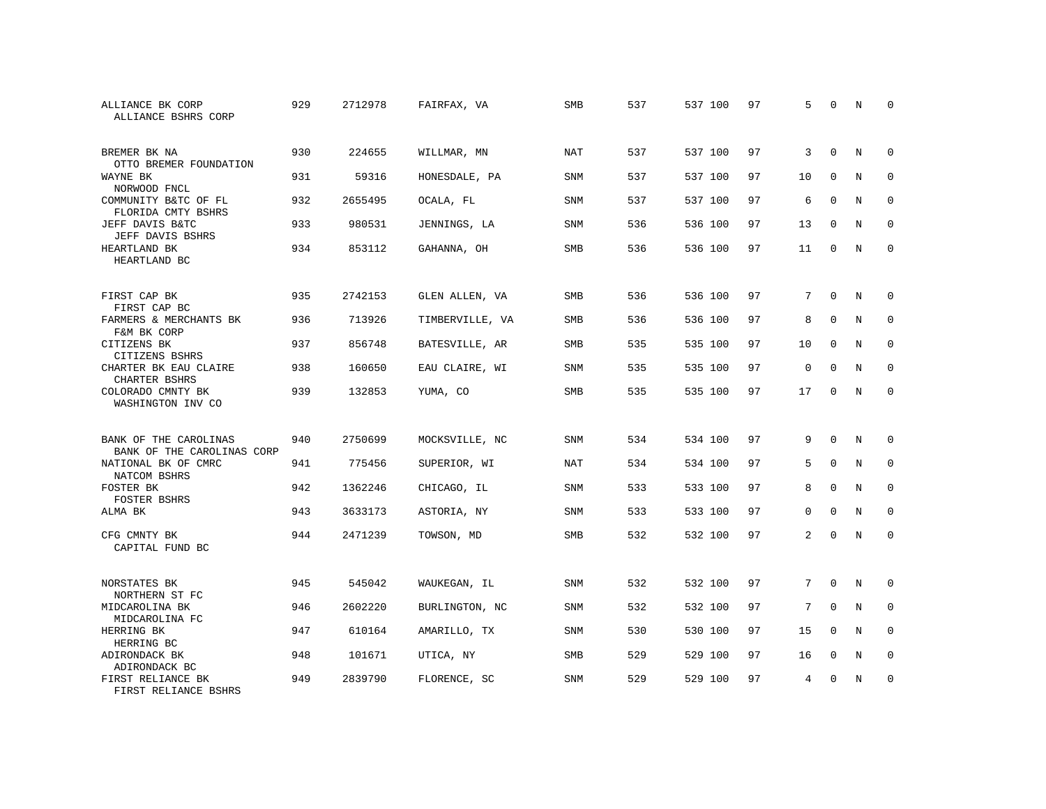| | | | | | | | | | | | | |
|---|---|---|---|---|---|---|---|---|---|---|---|---|
| ALLIANCE BK CORP<br>ALLIANCE BSHRS CORP | 929 | 2712978 | FAIRFAX, VA | SMB | 537 | 537 | 100 | 97 | 5 | 0 | N | 0 |
| BREMER BK NA<br>OTTO BREMER FOUNDATION | 930 | 224655 | WILLMAR, MN | NAT | 537 | 537 | 100 | 97 | 3 | 0 | N | 0 |
| WAYNE BK<br>NORWOOD FNCL | 931 | 59316 | HONESDALE, PA | SNM | 537 | 537 | 100 | 97 | 10 | 0 | N | 0 |
| COMMUNITY B&TC OF FL<br>FLORIDA CMTY BSHRS | 932 | 2655495 | OCALA, FL | SNM | 537 | 537 | 100 | 97 | 6 | 0 | N | 0 |
| JEFF DAVIS B&TC<br>JEFF DAVIS BSHRS | 933 | 980531 | JENNINGS, LA | SNM | 536 | 536 | 100 | 97 | 13 | 0 | N | 0 |
| HEARTLAND BK<br>HEARTLAND BC | 934 | 853112 | GAHANNA, OH | SMB | 536 | 536 | 100 | 97 | 11 | 0 | N | 0 |
| FIRST CAP BK<br>FIRST CAP BC | 935 | 2742153 | GLEN ALLEN, VA | SMB | 536 | 536 | 100 | 97 | 7 | 0 | N | 0 |
| FARMERS & MERCHANTS BK<br>F&M BK CORP | 936 | 713926 | TIMBERVILLE, VA | SMB | 536 | 536 | 100 | 97 | 8 | 0 | N | 0 |
| CITIZENS BK<br>CITIZENS BSHRS | 937 | 856748 | BATESVILLE, AR | SMB | 535 | 535 | 100 | 97 | 10 | 0 | N | 0 |
| CHARTER BK EAU CLAIRE<br>CHARTER BSHRS | 938 | 160650 | EAU CLAIRE, WI | SNM | 535 | 535 | 100 | 97 | 0 | 0 | N | 0 |
| COLORADO CMNTY BK<br>WASHINGTON INV CO | 939 | 132853 | YUMA, CO | SMB | 535 | 535 | 100 | 97 | 17 | 0 | N | 0 |
| BANK OF THE CAROLINAS<br>BANK OF THE CAROLINAS CORP | 940 | 2750699 | MOCKSVILLE, NC | SNM | 534 | 534 | 100 | 97 | 9 | 0 | N | 0 |
| NATIONAL BK OF CMRC<br>NATCOM BSHRS | 941 | 775456 | SUPERIOR, WI | NAT | 534 | 534 | 100 | 97 | 5 | 0 | N | 0 |
| FOSTER BK<br>FOSTER BSHRS | 942 | 1362246 | CHICAGO, IL | SNM | 533 | 533 | 100 | 97 | 8 | 0 | N | 0 |
| ALMA BK | 943 | 3633173 | ASTORIA, NY | SNM | 533 | 533 | 100 | 97 | 0 | 0 | N | 0 |
| CFG CMNTY BK<br>CAPITAL FUND BC | 944 | 2471239 | TOWSON, MD | SMB | 532 | 532 | 100 | 97 | 2 | 0 | N | 0 |
| NORSTATES BK<br>NORTHERN ST FC | 945 | 545042 | WAUKEGAN, IL | SNM | 532 | 532 | 100 | 97 | 7 | 0 | N | 0 |
| MIDCAROLINA BK<br>MIDCAROLINA FC | 946 | 2602220 | BURLINGTON, NC | SNM | 532 | 532 | 100 | 97 | 7 | 0 | N | 0 |
| HERRING BK<br>HERRING BC | 947 | 610164 | AMARILLO, TX | SNM | 530 | 530 | 100 | 97 | 15 | 0 | N | 0 |
| ADIRONDACK BK<br>ADIRONDACK BC | 948 | 101671 | UTICA, NY | SMB | 529 | 529 | 100 | 97 | 16 | 0 | N | 0 |
| FIRST RELIANCE BK<br>FIRST RELIANCE BSHRS | 949 | 2839790 | FLORENCE, SC | SNM | 529 | 529 | 100 | 97 | 4 | 0 | N | 0 |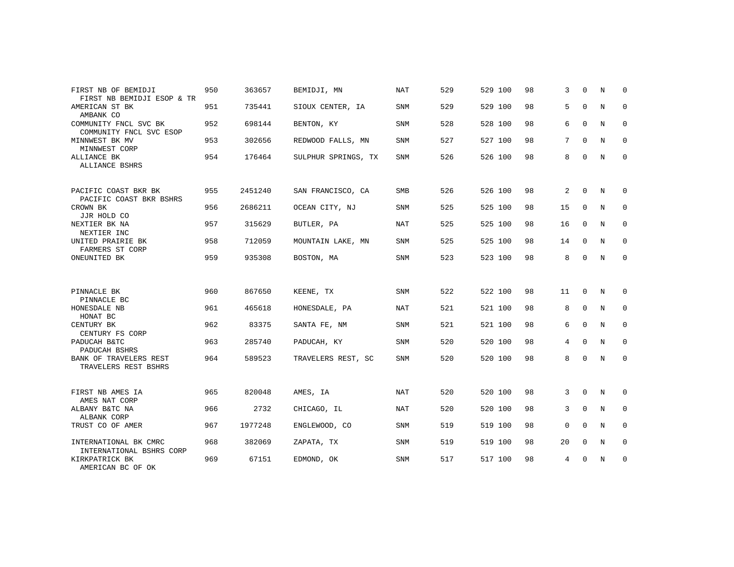| | | | | | | | | | | | | |
|---|---|---|---|---|---|---|---|---|---|---|---|---|
| FIRST NB OF BEMIDJI<br>FIRST NB BEMIDJI ESOP & TR | 950 | 363657 | BEMIDJI, MN | NAT | 529 | 529 | 100 | 98 | 3 | 0 | N | 0 |
| AMERICAN ST BK<br>AMBANK CO | 951 | 735441 | SIOUX CENTER, IA | SNM | 529 | 529 | 100 | 98 | 5 | 0 | N | 0 |
| COMMUNITY FNCL SVC BK<br>COMMUNITY FNCL SVC ESOP | 952 | 698144 | BENTON, KY | SNM | 528 | 528 | 100 | 98 | 6 | 0 | N | 0 |
| MINNWEST BK MV<br>MINNWEST CORP | 953 | 302656 | REDWOOD FALLS, MN | SNM | 527 | 527 | 100 | 98 | 7 | 0 | N | 0 |
| ALLIANCE BK<br>ALLIANCE BSHRS | 954 | 176464 | SULPHUR SPRINGS, TX | SNM | 526 | 526 | 100 | 98 | 8 | 0 | N | 0 |
| PACIFIC COAST BKR BK<br>PACIFIC COAST BKR BSHRS | 955 | 2451240 | SAN FRANCISCO, CA | SMB | 526 | 526 | 100 | 98 | 2 | 0 | N | 0 |
| CROWN BK<br>JJR HOLD CO | 956 | 2686211 | OCEAN CITY, NJ | SNM | 525 | 525 | 100 | 98 | 15 | 0 | N | 0 |
| NEXTIER BK NA<br>NEXTIER INC | 957 | 315629 | BUTLER, PA | NAT | 525 | 525 | 100 | 98 | 16 | 0 | N | 0 |
| UNITED PRAIRIE BK<br>FARMERS ST CORP | 958 | 712059 | MOUNTAIN LAKE, MN | SNM | 525 | 525 | 100 | 98 | 14 | 0 | N | 0 |
| ONEUNITED BK | 959 | 935308 | BOSTON, MA | SNM | 523 | 523 | 100 | 98 | 8 | 0 | N | 0 |
| PINNACLE BK<br>PINNACLE BC | 960 | 867650 | KEENE, TX | SNM | 522 | 522 | 100 | 98 | 11 | 0 | N | 0 |
| HONESDALE NB<br>HONAT BC | 961 | 465618 | HONESDALE, PA | NAT | 521 | 521 | 100 | 98 | 8 | 0 | N | 0 |
| CENTURY BK<br>CENTURY FS CORP | 962 | 83375 | SANTA FE, NM | SNM | 521 | 521 | 100 | 98 | 6 | 0 | N | 0 |
| PADUCAH B&TC<br>PADUCAH BSHRS | 963 | 285740 | PADUCAH, KY | SNM | 520 | 520 | 100 | 98 | 4 | 0 | N | 0 |
| BANK OF TRAVELERS REST<br>TRAVELERS REST BSHRS | 964 | 589523 | TRAVELERS REST, SC | SNM | 520 | 520 | 100 | 98 | 8 | 0 | N | 0 |
| FIRST NB AMES IA<br>AMES NAT CORP | 965 | 820048 | AMES, IA | NAT | 520 | 520 | 100 | 98 | 3 | 0 | N | 0 |
| ALBANY B&TC NA<br>ALBANK CORP | 966 | 2732 | CHICAGO, IL | NAT | 520 | 520 | 100 | 98 | 3 | 0 | N | 0 |
| TRUST CO OF AMER | 967 | 1977248 | ENGLEWOOD, CO | SNM | 519 | 519 | 100 | 98 | 0 | 0 | N | 0 |
| INTERNATIONAL BK CMRC<br>INTERNATIONAL BSHRS CORP | 968 | 382069 | ZAPATA, TX | SNM | 519 | 519 | 100 | 98 | 20 | 0 | N | 0 |
| KIRKPATRICK BK<br>AMERICAN BC OF OK | 969 | 67151 | EDMOND, OK | SNM | 517 | 517 | 100 | 98 | 4 | 0 | N | 0 |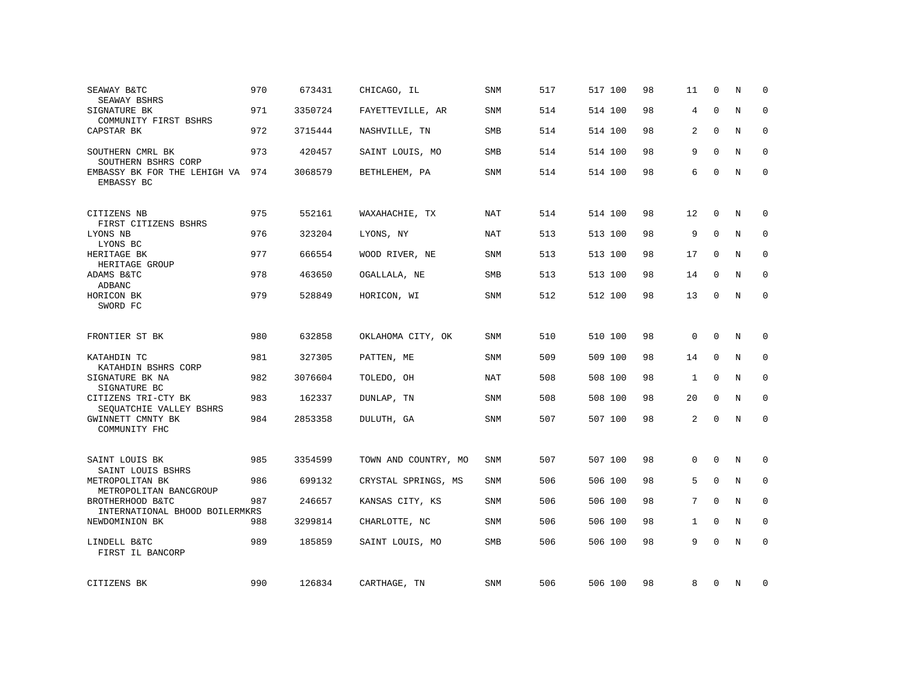| | | | | | | | | | | | |
|---|---|---|---|---|---|---|---|---|---|---|---|
| SEAWAY B&TC<br>SEAWAY BSHRS | 970 | 673431 | CHICAGO, IL | SNM | 517 | 517 100 | 98 | 11 | 0 | N | 0 |
| SIGNATURE BK<br>COMMUNITY FIRST BSHRS | 971 | 3350724 | FAYETTEVILLE, AR | SNM | 514 | 514 100 | 98 | 4 | 0 | N | 0 |
| CAPSTAR BK | 972 | 3715444 | NASHVILLE, TN | SMB | 514 | 514 100 | 98 | 2 | 0 | N | 0 |
| SOUTHERN CMRL BK<br>SOUTHERN BSHRS CORP | 973 | 420457 | SAINT LOUIS, MO | SMB | 514 | 514 100 | 98 | 9 | 0 | N | 0 |
| EMBASSY BK FOR THE LEHIGH VA<br>EMBASSY BC | 974 | 3068579 | BETHLEHEM, PA | SNM | 514 | 514 100 | 98 | 6 | 0 | N | 0 |
| CITIZENS NB<br>FIRST CITIZENS BSHRS | 975 | 552161 | WAXAHACHIE, TX | NAT | 514 | 514 100 | 98 | 12 | 0 | N | 0 |
| LYONS NB<br>LYONS BC | 976 | 323204 | LYONS, NY | NAT | 513 | 513 100 | 98 | 9 | 0 | N | 0 |
| HERITAGE BK<br>HERITAGE GROUP | 977 | 666554 | WOOD RIVER, NE | SNM | 513 | 513 100 | 98 | 17 | 0 | N | 0 |
| ADAMS B&TC<br>ADBANC | 978 | 463650 | OGALLALA, NE | SMB | 513 | 513 100 | 98 | 14 | 0 | N | 0 |
| HORICON BK<br>SWORD FC | 979 | 528849 | HORICON, WI | SNM | 512 | 512 100 | 98 | 13 | 0 | N | 0 |
| FRONTIER ST BK | 980 | 632858 | OKLAHOMA CITY, OK | SNM | 510 | 510 100 | 98 | 0 | 0 | N | 0 |
| KATAHDIN TC<br>KATAHDIN BSHRS CORP | 981 | 327305 | PATTEN, ME | SNM | 509 | 509 100 | 98 | 14 | 0 | N | 0 |
| SIGNATURE BK NA<br>SIGNATURE BC | 982 | 3076604 | TOLEDO, OH | NAT | 508 | 508 100 | 98 | 1 | 0 | N | 0 |
| CITIZENS TRI-CTY BK<br>SEQUATCHIE VALLEY BSHRS | 983 | 162337 | DUNLAP, TN | SNM | 508 | 508 100 | 98 | 20 | 0 | N | 0 |
| GWINNETT CMNTY BK<br>COMMUNITY FHC | 984 | 2853358 | DULUTH, GA | SNM | 507 | 507 100 | 98 | 2 | 0 | N | 0 |
| SAINT LOUIS BK<br>SAINT LOUIS BSHRS | 985 | 3354599 | TOWN AND COUNTRY, MO | SNM | 507 | 507 100 | 98 | 0 | 0 | N | 0 |
| METROPOLITAN BK<br>METROPOLITAN BANCGROUP | 986 | 699132 | CRYSTAL SPRINGS, MS | SNM | 506 | 506 100 | 98 | 5 | 0 | N | 0 |
| BROTHERHOOD B&TC<br>INTERNATIONAL BHOOD BOILERMKRS | 987 | 246657 | KANSAS CITY, KS | SNM | 506 | 506 100 | 98 | 7 | 0 | N | 0 |
| NEWDOMINION BK | 988 | 3299814 | CHARLOTTE, NC | SNM | 506 | 506 100 | 98 | 1 | 0 | N | 0 |
| LINDELL B&TC<br>FIRST IL BANCORP | 989 | 185859 | SAINT LOUIS, MO | SMB | 506 | 506 100 | 98 | 9 | 0 | N | 0 |
| CITIZENS BK | 990 | 126834 | CARTHAGE, TN | SNM | 506 | 506 100 | 98 | 8 | 0 | N | 0 |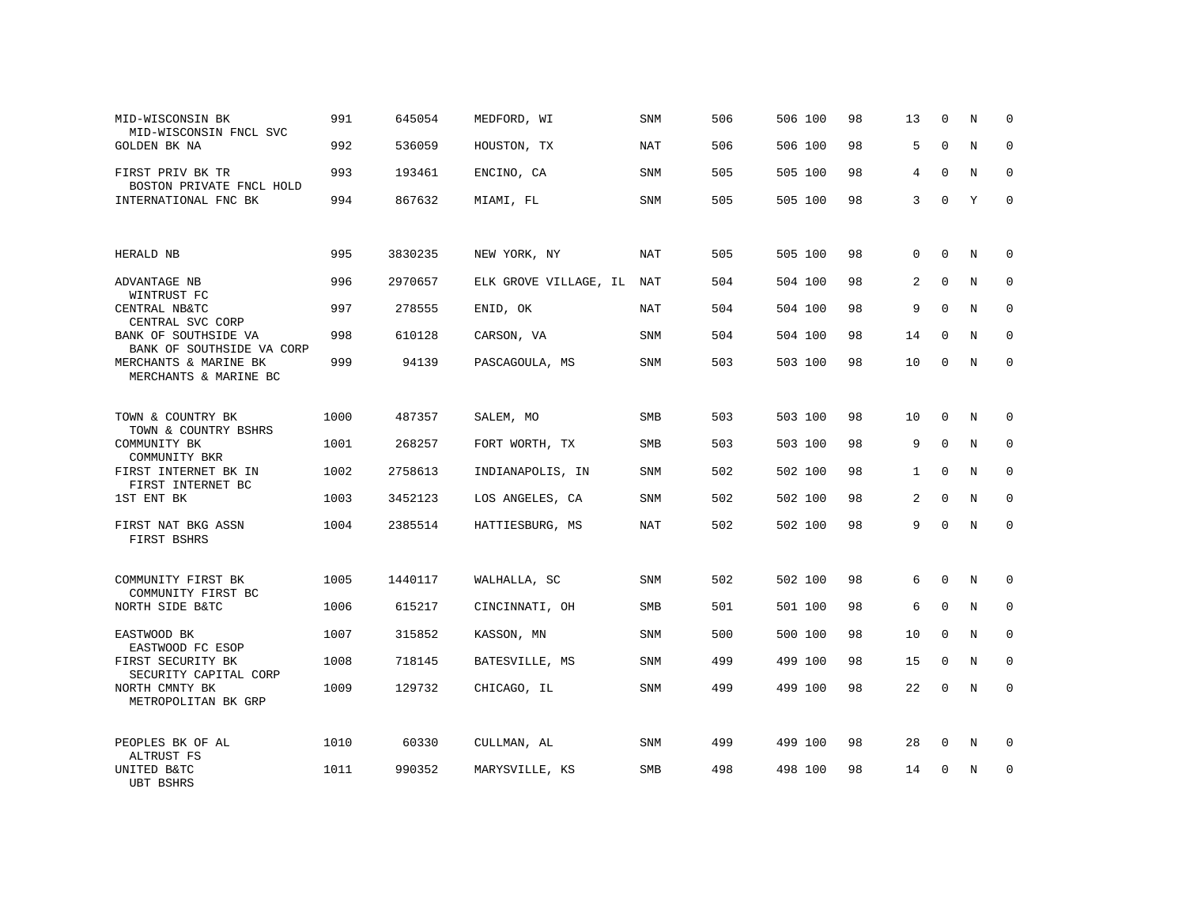| | | | | | | | | | | | | |
|---|---|---|---|---|---|---|---|---|---|---|---|---|
| MID-WISCONSIN BK<br>MID-WISCONSIN FNCL SVC | 991 | 645054 | MEDFORD, WI | SNM | 506 | 506 | 100 | 98 | 13 | 0 | N | 0 |
| GOLDEN BK NA | 992 | 536059 | HOUSTON, TX | NAT | 506 | 506 | 100 | 98 | 5 | 0 | N | 0 |
| FIRST PRIV BK TR<br>BOSTON PRIVATE FNCL HOLD | 993 | 193461 | ENCINO, CA | SNM | 505 | 505 | 100 | 98 | 4 | 0 | N | 0 |
| INTERNATIONAL FNC BK | 994 | 867632 | MIAMI, FL | SNM | 505 | 505 | 100 | 98 | 3 | 0 | Y | 0 |
| HERALD NB | 995 | 3830235 | NEW YORK, NY | NAT | 505 | 505 | 100 | 98 | 0 | 0 | N | 0 |
| ADVANTAGE NB<br>WINTRUST FC | 996 | 2970657 | ELK GROVE VILLAGE, IL | NAT | 504 | 504 | 100 | 98 | 2 | 0 | N | 0 |
| CENTRAL NB&TC<br>CENTRAL SVC CORP | 997 | 278555 | ENID, OK | NAT | 504 | 504 | 100 | 98 | 9 | 0 | N | 0 |
| BANK OF SOUTHSIDE VA<br>BANK OF SOUTHSIDE VA CORP | 998 | 610128 | CARSON, VA | SNM | 504 | 504 | 100 | 98 | 14 | 0 | N | 0 |
| MERCHANTS & MARINE BK<br>MERCHANTS & MARINE BC | 999 | 94139 | PASCAGOULA, MS | SNM | 503 | 503 | 100 | 98 | 10 | 0 | N | 0 |
| TOWN & COUNTRY BK<br>TOWN & COUNTRY BSHRS | 1000 | 487357 | SALEM, MO | SMB | 503 | 503 | 100 | 98 | 10 | 0 | N | 0 |
| COMMUNITY BK<br>COMMUNITY BKR | 1001 | 268257 | FORT WORTH, TX | SMB | 503 | 503 | 100 | 98 | 9 | 0 | N | 0 |
| FIRST INTERNET BK IN<br>FIRST INTERNET BC | 1002 | 2758613 | INDIANAPOLIS, IN | SNM | 502 | 502 | 100 | 98 | 1 | 0 | N | 0 |
| 1ST ENT BK | 1003 | 3452123 | LOS ANGELES, CA | SNM | 502 | 502 | 100 | 98 | 2 | 0 | N | 0 |
| FIRST NAT BKG ASSN<br>FIRST BSHRS | 1004 | 2385514 | HATTIESBURG, MS | NAT | 502 | 502 | 100 | 98 | 9 | 0 | N | 0 |
| COMMUNITY FIRST BK<br>COMMUNITY FIRST BC | 1005 | 1440117 | WALHALLA, SC | SNM | 502 | 502 | 100 | 98 | 6 | 0 | N | 0 |
| NORTH SIDE B&TC | 1006 | 615217 | CINCINNATI, OH | SMB | 501 | 501 | 100 | 98 | 6 | 0 | N | 0 |
| EASTWOOD BK<br>EASTWOOD FC ESOP | 1007 | 315852 | KASSON, MN | SNM | 500 | 500 | 100 | 98 | 10 | 0 | N | 0 |
| FIRST SECURITY BK<br>SECURITY CAPITAL CORP | 1008 | 718145 | BATESVILLE, MS | SNM | 499 | 499 | 100 | 98 | 15 | 0 | N | 0 |
| NORTH CMNTY BK<br>METROPOLITAN BK GRP | 1009 | 129732 | CHICAGO, IL | SNM | 499 | 499 | 100 | 98 | 22 | 0 | N | 0 |
| PEOPLES BK OF AL<br>ALTRUST FS | 1010 | 60330 | CULLMAN, AL | SNM | 499 | 499 | 100 | 98 | 28 | 0 | N | 0 |
| UNITED B&TC<br>UBT BSHRS | 1011 | 990352 | MARYSVILLE, KS | SMB | 498 | 498 | 100 | 98 | 14 | 0 | N | 0 |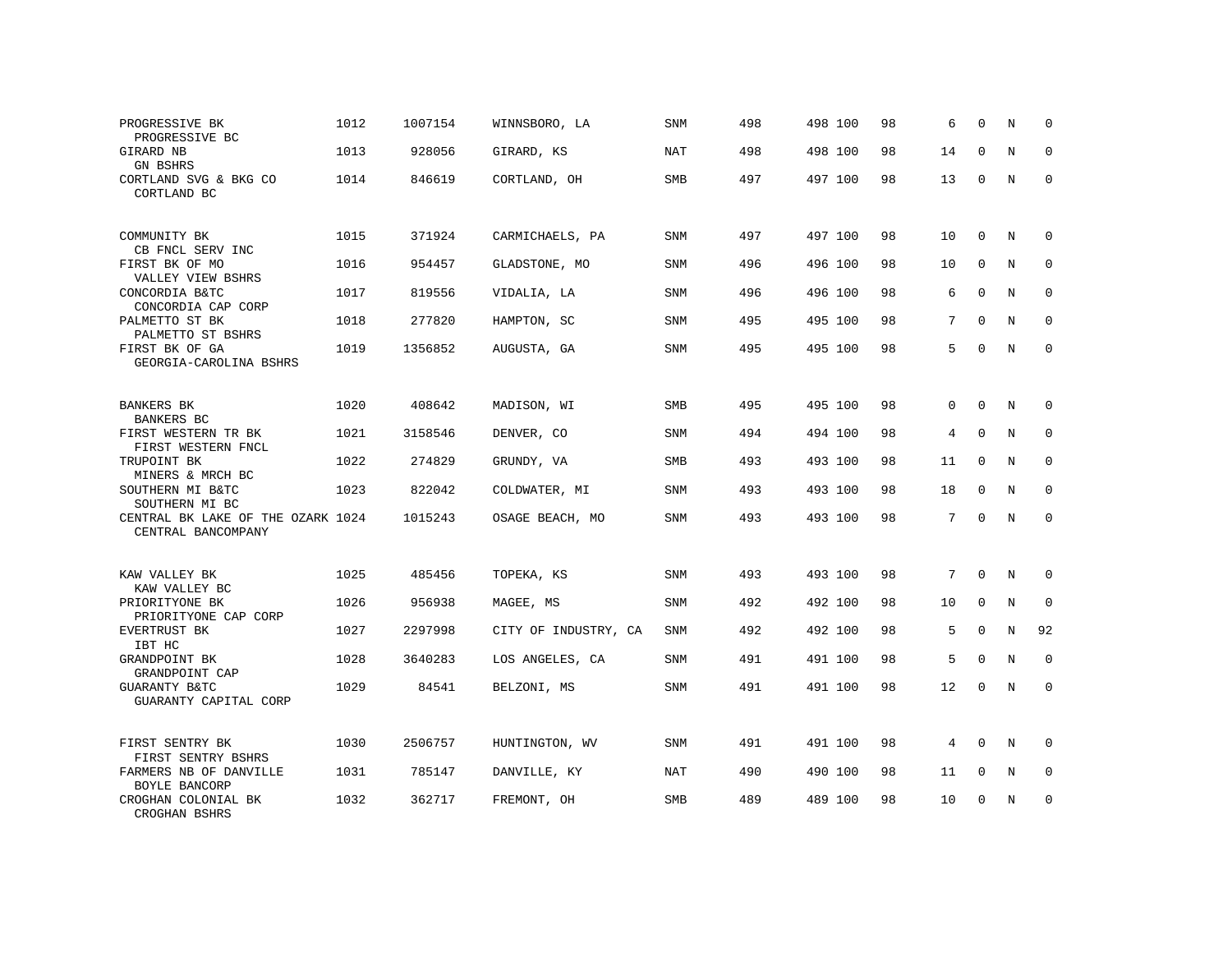| | | | | | | | | | | | | |
|---|---|---|---|---|---|---|---|---|---|---|---|---|
| PROGRESSIVE BK<br>PROGRESSIVE BC | 1012 | 1007154 | WINNSBORO, LA | SNM | 498 | 498 | 100 | 98 | 6 | 0 | N | 0 |
| GIRARD NB<br>GN BSHRS | 1013 | 928056 | GIRARD, KS | NAT | 498 | 498 | 100 | 98 | 14 | 0 | N | 0 |
| CORTLAND SVG & BKG CO<br>CORTLAND BC | 1014 | 846619 | CORTLAND, OH | SMB | 497 | 497 | 100 | 98 | 13 | 0 | N | 0 |
| COMMUNITY BK<br>CB FNCL SERV INC | 1015 | 371924 | CARMICHAELS, PA | SNM | 497 | 497 | 100 | 98 | 10 | 0 | N | 0 |
| FIRST BK OF MO<br>VALLEY VIEW BSHRS | 1016 | 954457 | GLADSTONE, MO | SNM | 496 | 496 | 100 | 98 | 10 | 0 | N | 0 |
| CONCORDIA B&TC<br>CONCORDIA CAP CORP | 1017 | 819556 | VIDALIA, LA | SNM | 496 | 496 | 100 | 98 | 6 | 0 | N | 0 |
| PALMETTO ST BK<br>PALMETTO ST BSHRS | 1018 | 277820 | HAMPTON, SC | SNM | 495 | 495 | 100 | 98 | 7 | 0 | N | 0 |
| FIRST BK OF GA<br>GEORGIA-CAROLINA BSHRS | 1019 | 1356852 | AUGUSTA, GA | SNM | 495 | 495 | 100 | 98 | 5 | 0 | N | 0 |
| BANKERS BK<br>BANKERS BC | 1020 | 408642 | MADISON, WI | SMB | 495 | 495 | 100 | 98 | 0 | 0 | N | 0 |
| FIRST WESTERN TR BK<br>FIRST WESTERN FNCL | 1021 | 3158546 | DENVER, CO | SNM | 494 | 494 | 100 | 98 | 4 | 0 | N | 0 |
| TRUPOINT BK<br>MINERS & MRCH BC | 1022 | 274829 | GRUNDY, VA | SMB | 493 | 493 | 100 | 98 | 11 | 0 | N | 0 |
| SOUTHERN MI B&TC<br>SOUTHERN MI BC | 1023 | 822042 | COLDWATER, MI | SNM | 493 | 493 | 100 | 98 | 18 | 0 | N | 0 |
| CENTRAL BK LAKE OF THE OZARK<br>CENTRAL BANCOMPANY | 1024 | 1015243 | OSAGE BEACH, MO | SNM | 493 | 493 | 100 | 98 | 7 | 0 | N | 0 |
| KAW VALLEY BK<br>KAW VALLEY BC | 1025 | 485456 | TOPEKA, KS | SNM | 493 | 493 | 100 | 98 | 7 | 0 | N | 0 |
| PRIORITYONE BK<br>PRIORITYONE CAP CORP | 1026 | 956938 | MAGEE, MS | SNM | 492 | 492 | 100 | 98 | 10 | 0 | N | 0 |
| EVERTRUST BK<br>IBT HC | 1027 | 2297998 | CITY OF INDUSTRY, CA | SNM | 492 | 492 | 100 | 98 | 5 | 0 | N | 92 |
| GRANDPOINT BK<br>GRANDPOINT CAP | 1028 | 3640283 | LOS ANGELES, CA | SNM | 491 | 491 | 100 | 98 | 5 | 0 | N | 0 |
| GUARANTY B&TC<br>GUARANTY CAPITAL CORP | 1029 | 84541 | BELZONI, MS | SNM | 491 | 491 | 100 | 98 | 12 | 0 | N | 0 |
| FIRST SENTRY BK<br>FIRST SENTRY BSHRS | 1030 | 2506757 | HUNTINGTON, WV | SNM | 491 | 491 | 100 | 98 | 4 | 0 | N | 0 |
| FARMERS NB OF DANVILLE<br>BOYLE BANCORP | 1031 | 785147 | DANVILLE, KY | NAT | 490 | 490 | 100 | 98 | 11 | 0 | N | 0 |
| CROGHAN COLONIAL BK<br>CROGHAN BSHRS | 1032 | 362717 | FREMONT, OH | SMB | 489 | 489 | 100 | 98 | 10 | 0 | N | 0 |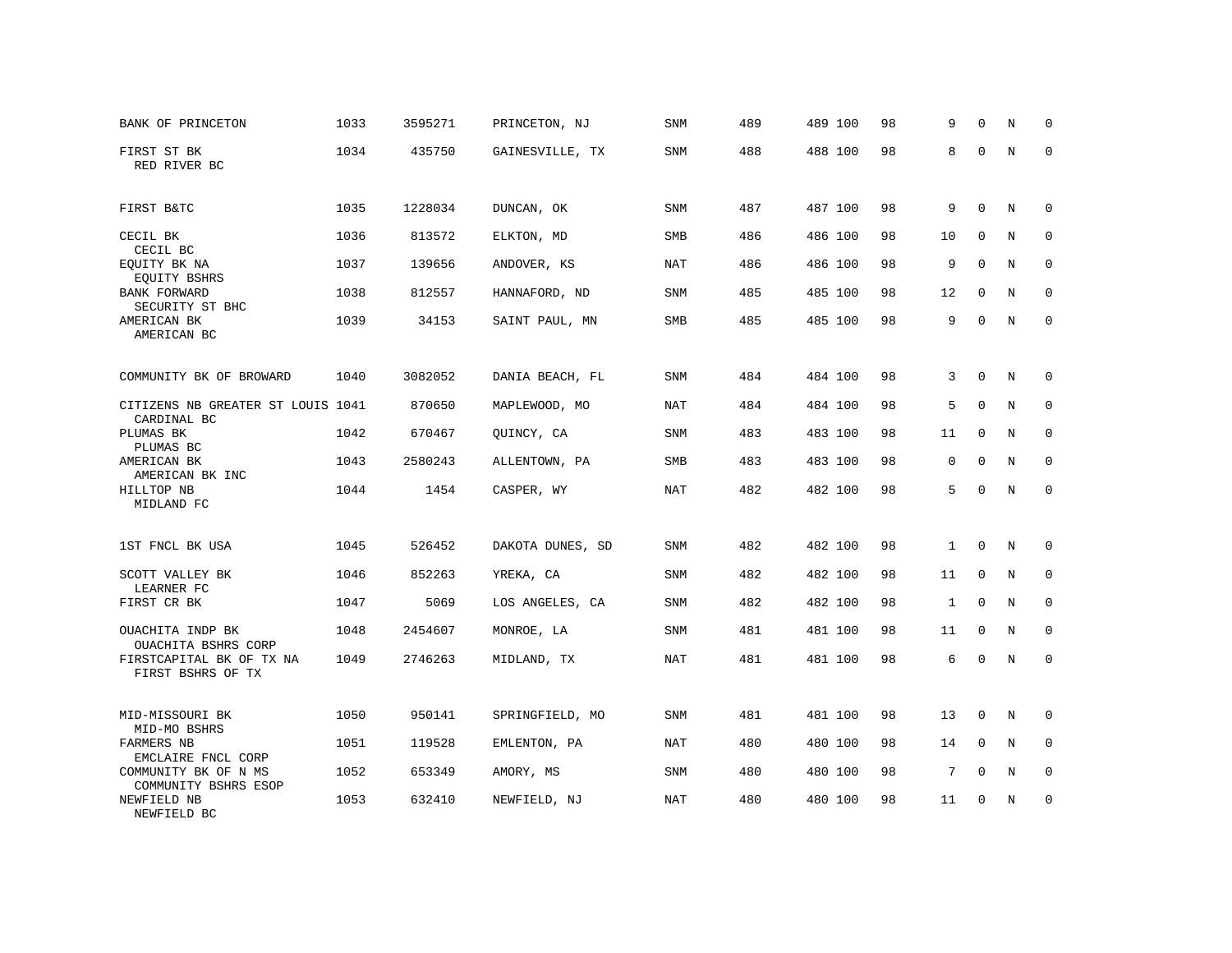| | | | | | | | | | | | | |
|---|---|---|---|---|---|---|---|---|---|---|---|---|
| BANK OF PRINCETON | 1033 | 3595271 | PRINCETON, NJ | SNM | 489 | 489 | 100 | 98 | 9 | 0 | N | 0 |
| FIRST ST BK<br>RED RIVER BC | 1034 | 435750 | GAINESVILLE, TX | SNM | 488 | 488 | 100 | 98 | 8 | 0 | N | 0 |
| FIRST B&TC | 1035 | 1228034 | DUNCAN, OK | SNM | 487 | 487 | 100 | 98 | 9 | 0 | N | 0 |
| CECIL BK<br>CECIL BC | 1036 | 813572 | ELKTON, MD | SMB | 486 | 486 | 100 | 98 | 10 | 0 | N | 0 |
| EQUITY BK NA<br>EQUITY BSHRS | 1037 | 139656 | ANDOVER, KS | NAT | 486 | 486 | 100 | 98 | 9 | 0 | N | 0 |
| BANK FORWARD<br>SECURITY ST BHC | 1038 | 812557 | HANNAFORD, ND | SNM | 485 | 485 | 100 | 98 | 12 | 0 | N | 0 |
| AMERICAN BK<br>AMERICAN BC | 1039 | 34153 | SAINT PAUL, MN | SMB | 485 | 485 | 100 | 98 | 9 | 0 | N | 0 |
| COMMUNITY BK OF BROWARD | 1040 | 3082052 | DANIA BEACH, FL | SNM | 484 | 484 | 100 | 98 | 3 | 0 | N | 0 |
| CITIZENS NB GREATER ST LOUIS<br>CARDINAL BC | 1041 | 870650 | MAPLEWOOD, MO | NAT | 484 | 484 | 100 | 98 | 5 | 0 | N | 0 |
| PLUMAS BK<br>PLUMAS BC | 1042 | 670467 | QUINCY, CA | SNM | 483 | 483 | 100 | 98 | 11 | 0 | N | 0 |
| AMERICAN BK<br>AMERICAN BK INC | 1043 | 2580243 | ALLENTOWN, PA | SMB | 483 | 483 | 100 | 98 | 0 | 0 | N | 0 |
| HILLTOP NB<br>MIDLAND FC | 1044 | 1454 | CASPER, WY | NAT | 482 | 482 | 100 | 98 | 5 | 0 | N | 0 |
| 1ST FNCL BK USA | 1045 | 526452 | DAKOTA DUNES, SD | SNM | 482 | 482 | 100 | 98 | 1 | 0 | N | 0 |
| SCOTT VALLEY BK<br>LEARNER FC | 1046 | 852263 | YREKA, CA | SNM | 482 | 482 | 100 | 98 | 11 | 0 | N | 0 |
| FIRST CR BK | 1047 | 5069 | LOS ANGELES, CA | SNM | 482 | 482 | 100 | 98 | 1 | 0 | N | 0 |
| OUACHITA INDP BK<br>OUACHITA BSHRS CORP | 1048 | 2454607 | MONROE, LA | SNM | 481 | 481 | 100 | 98 | 11 | 0 | N | 0 |
| FIRSTCAPITAL BK OF TX NA<br>FIRST BSHRS OF TX | 1049 | 2746263 | MIDLAND, TX | NAT | 481 | 481 | 100 | 98 | 6 | 0 | N | 0 |
| MID-MISSOURI BK<br>MID-MO BSHRS | 1050 | 950141 | SPRINGFIELD, MO | SNM | 481 | 481 | 100 | 98 | 13 | 0 | N | 0 |
| FARMERS NB<br>EMCLAIRE FNCL CORP | 1051 | 119528 | EMLENTON, PA | NAT | 480 | 480 | 100 | 98 | 14 | 0 | N | 0 |
| COMMUNITY BK OF N MS<br>COMMUNITY BSHRS ESOP | 1052 | 653349 | AMORY, MS | SNM | 480 | 480 | 100 | 98 | 7 | 0 | N | 0 |
| NEWFIELD NB<br>NEWFIELD BC | 1053 | 632410 | NEWFIELD, NJ | NAT | 480 | 480 | 100 | 98 | 11 | 0 | N | 0 |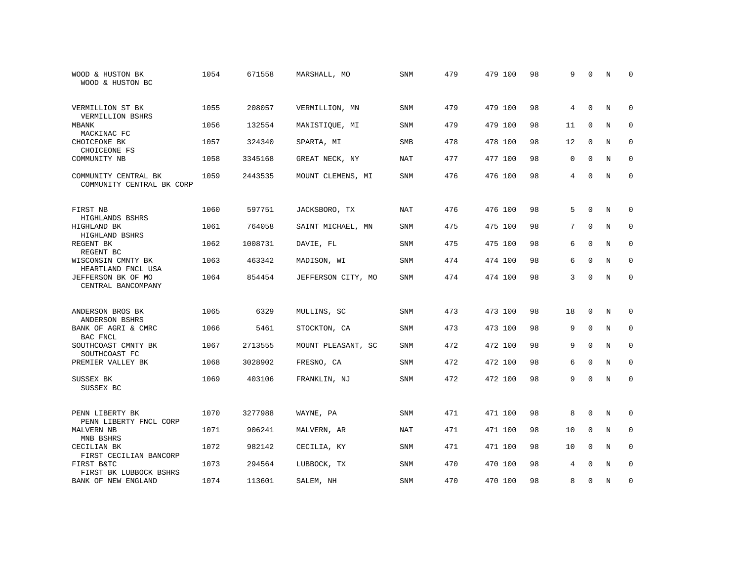| | | | | | | | | | | | | |
|---|---|---|---|---|---|---|---|---|---|---|---|---|
| WOOD & HUSTON BK<br>WOOD & HUSTON BC | 1054 | 671558 | MARSHALL, MO | SNM | 479 | 479 | 100 | 98 | 9 | 0 | N | 0 |
| VERMILLION ST BK<br>VERMILLION BSHRS | 1055 | 208057 | VERMILLION, MN | SNM | 479 | 479 | 100 | 98 | 4 | 0 | N | 0 |
| MBANK<br>MACKINAC FC | 1056 | 132554 | MANISTIQUE, MI | SNM | 479 | 479 | 100 | 98 | 11 | 0 | N | 0 |
| CHOICEONE BK<br>CHOICEONE FS | 1057 | 324340 | SPARTA, MI | SMB | 478 | 478 | 100 | 98 | 12 | 0 | N | 0 |
| COMMUNITY NB | 1058 | 3345168 | GREAT NECK, NY | NAT | 477 | 477 | 100 | 98 | 0 | 0 | N | 0 |
| COMMUNITY CENTRAL BK<br>COMMUNITY CENTRAL BK CORP | 1059 | 2443535 | MOUNT CLEMENS, MI | SNM | 476 | 476 | 100 | 98 | 4 | 0 | N | 0 |
| FIRST NB<br>HIGHLANDS BSHRS | 1060 | 597751 | JACKSBORO, TX | NAT | 476 | 476 | 100 | 98 | 5 | 0 | N | 0 |
| HIGHLAND BK<br>HIGHLAND BSHRS | 1061 | 764058 | SAINT MICHAEL, MN | SNM | 475 | 475 | 100 | 98 | 7 | 0 | N | 0 |
| REGENT BK<br>REGENT BC | 1062 | 1008731 | DAVIE, FL | SNM | 475 | 475 | 100 | 98 | 6 | 0 | N | 0 |
| WISCONSIN CMNTY BK<br>HEARTLAND FNCL USA | 1063 | 463342 | MADISON, WI | SNM | 474 | 474 | 100 | 98 | 6 | 0 | N | 0 |
| JEFFERSON BK OF MO<br>CENTRAL BANCOMPANY | 1064 | 854454 | JEFFERSON CITY, MO | SNM | 474 | 474 | 100 | 98 | 3 | 0 | N | 0 |
| ANDERSON BROS BK<br>ANDERSON BSHRS | 1065 | 6329 | MULLINS, SC | SNM | 473 | 473 | 100 | 98 | 18 | 0 | N | 0 |
| BANK OF AGRI & CMRC<br>BAC FNCL | 1066 | 5461 | STOCKTON, CA | SNM | 473 | 473 | 100 | 98 | 9 | 0 | N | 0 |
| SOUTHCOAST CMNTY BK<br>SOUTHCOAST FC | 1067 | 2713555 | MOUNT PLEASANT, SC | SNM | 472 | 472 | 100 | 98 | 9 | 0 | N | 0 |
| PREMIER VALLEY BK | 1068 | 3028902 | FRESNO, CA | SNM | 472 | 472 | 100 | 98 | 6 | 0 | N | 0 |
| SUSSEX BK<br>SUSSEX BC | 1069 | 403106 | FRANKLIN, NJ | SNM | 472 | 472 | 100 | 98 | 9 | 0 | N | 0 |
| PENN LIBERTY BK<br>PENN LIBERTY FNCL CORP | 1070 | 3277988 | WAYNE, PA | SNM | 471 | 471 | 100 | 98 | 8 | 0 | N | 0 |
| MALVERN NB<br>MNB BSHRS | 1071 | 906241 | MALVERN, AR | NAT | 471 | 471 | 100 | 98 | 10 | 0 | N | 0 |
| CECILIAN BK<br>FIRST CECILIAN BANCORP | 1072 | 982142 | CECILIA, KY | SNM | 471 | 471 | 100 | 98 | 10 | 0 | N | 0 |
| FIRST B&TC<br>FIRST BK LUBBOCK BSHRS | 1073 | 294564 | LUBBOCK, TX | SNM | 470 | 470 | 100 | 98 | 4 | 0 | N | 0 |
| BANK OF NEW ENGLAND | 1074 | 113601 | SALEM, NH | SNM | 470 | 470 | 100 | 98 | 8 | 0 | N | 0 |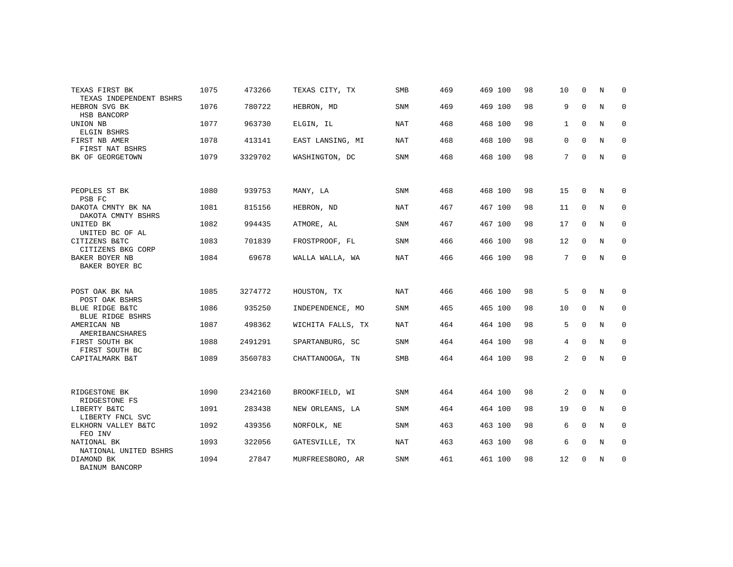| | | | | | | | | | | | | |
|---|---|---|---|---|---|---|---|---|---|---|---|---|
| TEXAS FIRST BK<br>TEXAS INDEPENDENT BSHRS | 1075 | 473266 | TEXAS CITY, TX | SMB | 469 | 469 | 100 | 98 | 10 | 0 | N | 0 |
| HEBRON SVG BK<br>HSB BANCORP | 1076 | 780722 | HEBRON, MD | SNM | 469 | 469 | 100 | 98 | 9 | 0 | N | 0 |
| UNION NB<br>ELGIN BSHRS | 1077 | 963730 | ELGIN, IL | NAT | 468 | 468 | 100 | 98 | 1 | 0 | N | 0 |
| FIRST NB AMER<br>FIRST NAT BSHRS | 1078 | 413141 | EAST LANSING, MI | NAT | 468 | 468 | 100 | 98 | 0 | 0 | N | 0 |
| BK OF GEORGETOWN | 1079 | 3329702 | WASHINGTON, DC | SNM | 468 | 468 | 100 | 98 | 7 | 0 | N | 0 |
| PEOPLES ST BK<br>PSB FC | 1080 | 939753 | MANY, LA | SNM | 468 | 468 | 100 | 98 | 15 | 0 | N | 0 |
| DAKOTA CMNTY BK NA<br>DAKOTA CMNTY BSHRS | 1081 | 815156 | HEBRON, ND | NAT | 467 | 467 | 100 | 98 | 11 | 0 | N | 0 |
| UNITED BK<br>UNITED BC OF AL | 1082 | 994435 | ATMORE, AL | SNM | 467 | 467 | 100 | 98 | 17 | 0 | N | 0 |
| CITIZENS B&TC<br>CITIZENS BKG CORP | 1083 | 701839 | FROSTPROOF, FL | SNM | 466 | 466 | 100 | 98 | 12 | 0 | N | 0 |
| BAKER BOYER NB<br>BAKER BOYER BC | 1084 | 69678 | WALLA WALLA, WA | NAT | 466 | 466 | 100 | 98 | 7 | 0 | N | 0 |
| POST OAK BK NA<br>POST OAK BSHRS | 1085 | 3274772 | HOUSTON, TX | NAT | 466 | 466 | 100 | 98 | 5 | 0 | N | 0 |
| BLUE RIDGE B&TC<br>BLUE RIDGE BSHRS | 1086 | 935250 | INDEPENDENCE, MO | SNM | 465 | 465 | 100 | 98 | 10 | 0 | N | 0 |
| AMERICAN NB<br>AMERIBANCSHARES | 1087 | 498362 | WICHITA FALLS, TX | NAT | 464 | 464 | 100 | 98 | 5 | 0 | N | 0 |
| FIRST SOUTH BK<br>FIRST SOUTH BC | 1088 | 2491291 | SPARTANBURG, SC | SNM | 464 | 464 | 100 | 98 | 4 | 0 | N | 0 |
| CAPITALMARK B&T | 1089 | 3560783 | CHATTANOOGA, TN | SMB | 464 | 464 | 100 | 98 | 2 | 0 | N | 0 |
| RIDGESTONE BK<br>RIDGESTONE FS | 1090 | 2342160 | BROOKFIELD, WI | SNM | 464 | 464 | 100 | 98 | 2 | 0 | N | 0 |
| LIBERTY B&TC<br>LIBERTY FNCL SVC | 1091 | 283438 | NEW ORLEANS, LA | SNM | 464 | 464 | 100 | 98 | 19 | 0 | N | 0 |
| ELKHORN VALLEY B&TC<br>FEO INV | 1092 | 439356 | NORFOLK, NE | SNM | 463 | 463 | 100 | 98 | 6 | 0 | N | 0 |
| NATIONAL BK<br>NATIONAL UNITED BSHRS | 1093 | 322056 | GATESVILLE, TX | NAT | 463 | 463 | 100 | 98 | 6 | 0 | N | 0 |
| DIAMOND BK<br>BAINUM BANCORP | 1094 | 27847 | MURFREESBORO, AR | SNM | 461 | 461 | 100 | 98 | 12 | 0 | N | 0 |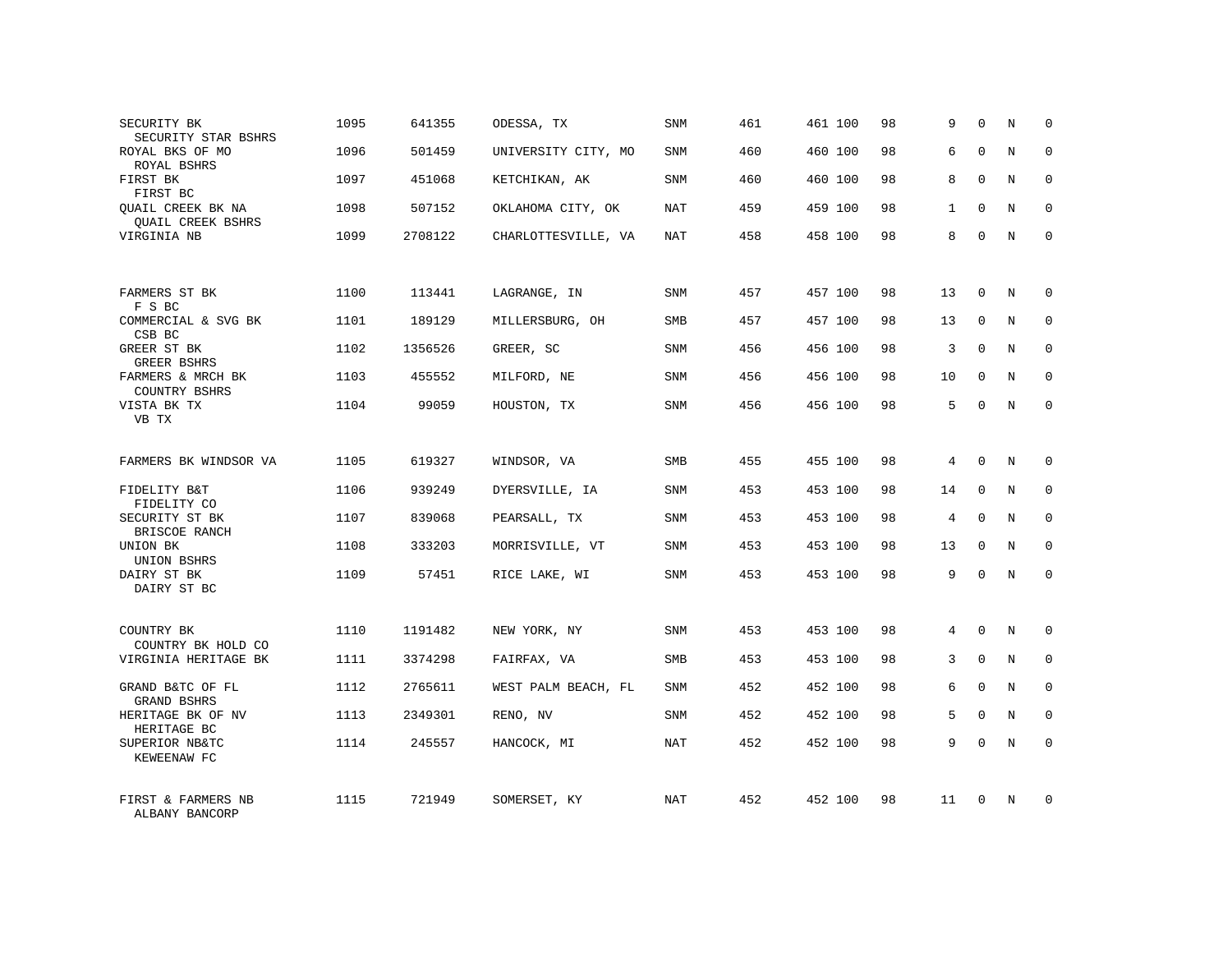| | | | | | | | | | | | | |
|---|---|---|---|---|---|---|---|---|---|---|---|---|
| SECURITY BK<br>SECURITY STAR BSHRS | 1095 | 641355 | ODESSA, TX | SNM | 461 | 461 | 100 | 98 | 9 | 0 | N | 0 |
| ROYAL BKS OF MO<br>ROYAL BSHRS | 1096 | 501459 | UNIVERSITY CITY, MO | SNM | 460 | 460 | 100 | 98 | 6 | 0 | N | 0 |
| FIRST BK<br>FIRST BC | 1097 | 451068 | KETCHIKAN, AK | SNM | 460 | 460 | 100 | 98 | 8 | 0 | N | 0 |
| QUAIL CREEK BK NA<br>QUAIL CREEK BSHRS | 1098 | 507152 | OKLAHOMA CITY, OK | NAT | 459 | 459 | 100 | 98 | 1 | 0 | N | 0 |
| VIRGINIA NB | 1099 | 2708122 | CHARLOTTESVILLE, VA | NAT | 458 | 458 | 100 | 98 | 8 | 0 | N | 0 |
| FARMERS ST BK<br>F S BC | 1100 | 113441 | LAGRANGE, IN | SNM | 457 | 457 | 100 | 98 | 13 | 0 | N | 0 |
| COMMERCIAL & SVG BK<br>CSB BC | 1101 | 189129 | MILLERSBURG, OH | SMB | 457 | 457 | 100 | 98 | 13 | 0 | N | 0 |
| GREER ST BK<br>GREER BSHRS | 1102 | 1356526 | GREER, SC | SNM | 456 | 456 | 100 | 98 | 3 | 0 | N | 0 |
| FARMERS & MRCH BK<br>COUNTRY BSHRS | 1103 | 455552 | MILFORD, NE | SNM | 456 | 456 | 100 | 98 | 10 | 0 | N | 0 |
| VISTA BK TX<br>VB TX | 1104 | 99059 | HOUSTON, TX | SNM | 456 | 456 | 100 | 98 | 5 | 0 | N | 0 |
| FARMERS BK WINDSOR VA | 1105 | 619327 | WINDSOR, VA | SMB | 455 | 455 | 100 | 98 | 4 | 0 | N | 0 |
| FIDELITY B&T<br>FIDELITY CO | 1106 | 939249 | DYERSVILLE, IA | SNM | 453 | 453 | 100 | 98 | 14 | 0 | N | 0 |
| SECURITY ST BK<br>BRISCOE RANCH | 1107 | 839068 | PEARSALL, TX | SNM | 453 | 453 | 100 | 98 | 4 | 0 | N | 0 |
| UNION BK<br>UNION BSHRS | 1108 | 333203 | MORRISVILLE, VT | SNM | 453 | 453 | 100 | 98 | 13 | 0 | N | 0 |
| DAIRY ST BK<br>DAIRY ST BC | 1109 | 57451 | RICE LAKE, WI | SNM | 453 | 453 | 100 | 98 | 9 | 0 | N | 0 |
| COUNTRY BK<br>COUNTRY BK HOLD CO | 1110 | 1191482 | NEW YORK, NY | SNM | 453 | 453 | 100 | 98 | 4 | 0 | N | 0 |
| VIRGINIA HERITAGE BK | 1111 | 3374298 | FAIRFAX, VA | SMB | 453 | 453 | 100 | 98 | 3 | 0 | N | 0 |
| GRAND B&TC OF FL<br>GRAND BSHRS | 1112 | 2765611 | WEST PALM BEACH, FL | SNM | 452 | 452 | 100 | 98 | 6 | 0 | N | 0 |
| HERITAGE BK OF NV<br>HERITAGE BC | 1113 | 2349301 | RENO, NV | SNM | 452 | 452 | 100 | 98 | 5 | 0 | N | 0 |
| SUPERIOR NB&TC<br>KEWEENAW FC | 1114 | 245557 | HANCOCK, MI | NAT | 452 | 452 | 100 | 98 | 9 | 0 | N | 0 |
| FIRST & FARMERS NB<br>ALBANY BANCORP | 1115 | 721949 | SOMERSET, KY | NAT | 452 | 452 | 100 | 98 | 11 | 0 | N | 0 |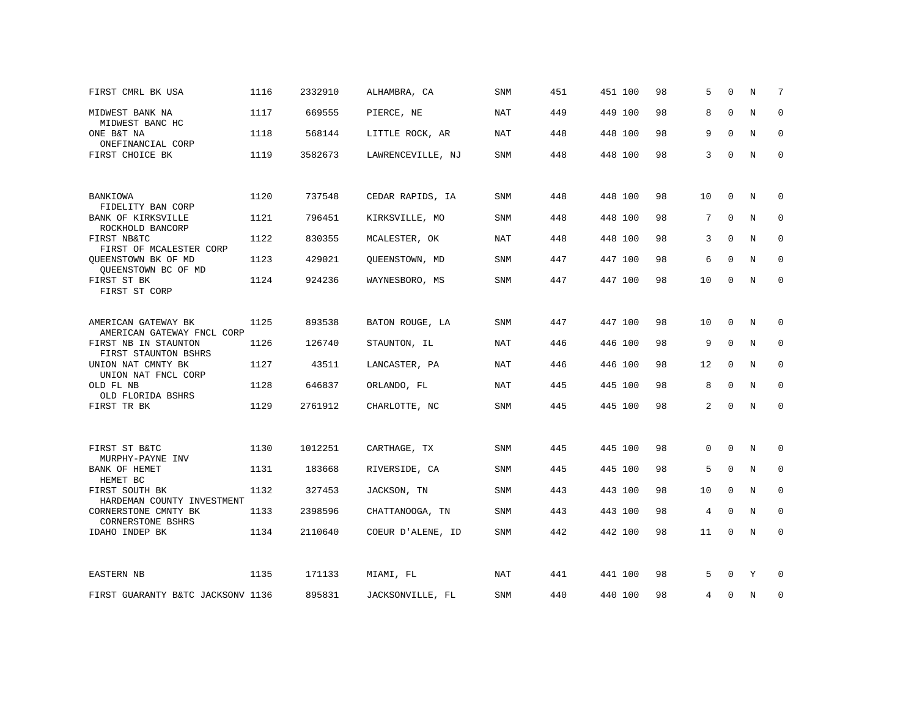| Name | Rank | ID | Location | Type | Col1 | Col2 | Col3 | Col4 | Col5 | Col6 | Col7 | Col8 |
|---|---|---|---|---|---|---|---|---|---|---|---|---|
| FIRST CMRL BK USA | 1116 | 2332910 | ALHAMBRA, CA | SNM | 451 | 451 | 100 | 98 | 5 | 0 | N | 7 |
| MIDWEST BANK NA<br>MIDWEST BANC HC | 1117 | 669555 | PIERCE, NE | NAT | 449 | 449 | 100 | 98 | 8 | 0 | N | 0 |
| ONE B&T NA<br>ONEFINANCIAL CORP | 1118 | 568144 | LITTLE ROCK, AR | NAT | 448 | 448 | 100 | 98 | 9 | 0 | N | 0 |
| FIRST CHOICE BK | 1119 | 3582673 | LAWRENCEVILLE, NJ | SNM | 448 | 448 | 100 | 98 | 3 | 0 | N | 0 |
| BANKIOWA<br>FIDELITY BAN CORP | 1120 | 737548 | CEDAR RAPIDS, IA | SNM | 448 | 448 | 100 | 98 | 10 | 0 | N | 0 |
| BANK OF KIRKSVILLE<br>ROCKHOLD BANCORP | 1121 | 796451 | KIRKSVILLE, MO | SNM | 448 | 448 | 100 | 98 | 7 | 0 | N | 0 |
| FIRST NB&TC<br>FIRST OF MCALESTER CORP | 1122 | 830355 | MCALESTER, OK | NAT | 448 | 448 | 100 | 98 | 3 | 0 | N | 0 |
| QUEENSTOWN BK OF MD<br>QUEENSTOWN BC OF MD | 1123 | 429021 | QUEENSTOWN, MD | SNM | 447 | 447 | 100 | 98 | 6 | 0 | N | 0 |
| FIRST ST BK<br>FIRST ST CORP | 1124 | 924236 | WAYNESBORO, MS | SNM | 447 | 447 | 100 | 98 | 10 | 0 | N | 0 |
| AMERICAN GATEWAY BK<br>AMERICAN GATEWAY FNCL CORP | 1125 | 893538 | BATON ROUGE, LA | SNM | 447 | 447 | 100 | 98 | 10 | 0 | N | 0 |
| FIRST NB IN STAUNTON<br>FIRST STAUNTON BSHRS | 1126 | 126740 | STAUNTON, IL | NAT | 446 | 446 | 100 | 98 | 9 | 0 | N | 0 |
| UNION NAT CMNTY BK<br>UNION NAT FNCL CORP | 1127 | 43511 | LANCASTER, PA | NAT | 446 | 446 | 100 | 98 | 12 | 0 | N | 0 |
| OLD FL NB<br>OLD FLORIDA BSHRS | 1128 | 646837 | ORLANDO, FL | NAT | 445 | 445 | 100 | 98 | 8 | 0 | N | 0 |
| FIRST TR BK | 1129 | 2761912 | CHARLOTTE, NC | SNM | 445 | 445 | 100 | 98 | 2 | 0 | N | 0 |
| FIRST ST B&TC<br>MURPHY-PAYNE INV | 1130 | 1012251 | CARTHAGE, TX | SNM | 445 | 445 | 100 | 98 | 0 | 0 | N | 0 |
| BANK OF HEMET<br>HEMET BC | 1131 | 183668 | RIVERSIDE, CA | SNM | 445 | 445 | 100 | 98 | 5 | 0 | N | 0 |
| FIRST SOUTH BK<br>HARDEMAN COUNTY INVESTMENT | 1132 | 327453 | JACKSON, TN | SNM | 443 | 443 | 100 | 98 | 10 | 0 | N | 0 |
| CORNERSTONE CMNTY BK<br>CORNERSTONE BSHRS | 1133 | 2398596 | CHATTANOOGA, TN | SNM | 443 | 443 | 100 | 98 | 4 | 0 | N | 0 |
| IDAHO INDEP BK | 1134 | 2110640 | COEUR D'ALENE, ID | SNM | 442 | 442 | 100 | 98 | 11 | 0 | N | 0 |
| EASTERN NB | 1135 | 171133 | MIAMI, FL | NAT | 441 | 441 | 100 | 98 | 5 | 0 | Y | 0 |
| FIRST GUARANTY B&TC JACKSONV | 1136 | 895831 | JACKSONVILLE, FL | SNM | 440 | 440 | 100 | 98 | 4 | 0 | N | 0 |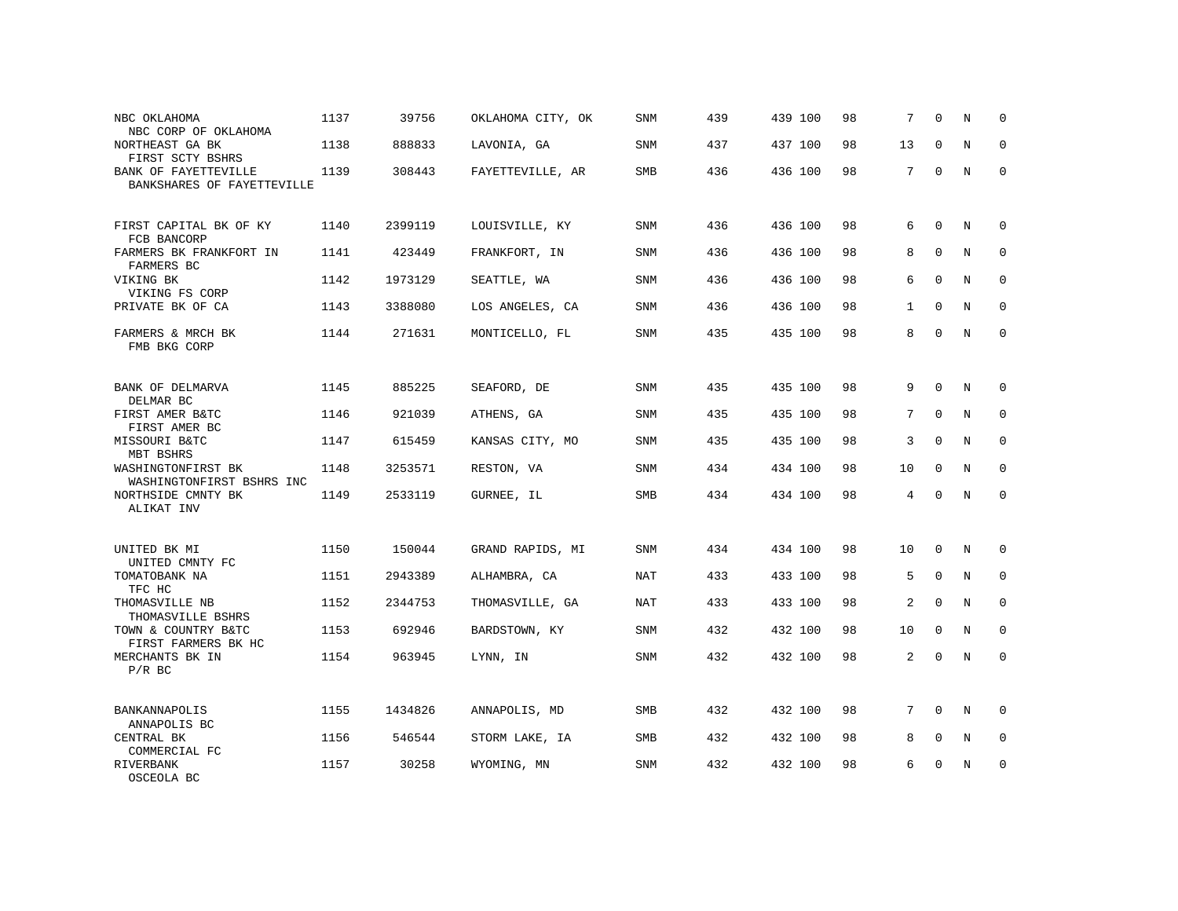| | | | | | | | | | | | |
|---|---|---|---|---|---|---|---|---|---|---|---|
| NBC OKLAHOMA<br>NBC CORP OF OKLAHOMA | 1137 | 39756 | OKLAHOMA CITY, OK | SNM | 439 | 439 100 | 98 | 7 | 0 | N | 0 |
| NORTHEAST GA BK<br>FIRST SCTY BSHRS | 1138 | 888833 | LAVONIA, GA | SNM | 437 | 437 100 | 98 | 13 | 0 | N | 0 |
| BANK OF FAYETTEVILLE<br>BANKSHARES OF FAYETTEVILLE | 1139 | 308443 | FAYETTEVILLE, AR | SMB | 436 | 436 100 | 98 | 7 | 0 | N | 0 |
| FIRST CAPITAL BK OF KY<br>FCB BANCORP | 1140 | 2399119 | LOUISVILLE, KY | SNM | 436 | 436 100 | 98 | 6 | 0 | N | 0 |
| FARMERS BK FRANKFORT IN<br>FARMERS BC | 1141 | 423449 | FRANKFORT, IN | SNM | 436 | 436 100 | 98 | 8 | 0 | N | 0 |
| VIKING BK<br>VIKING FS CORP | 1142 | 1973129 | SEATTLE, WA | SNM | 436 | 436 100 | 98 | 6 | 0 | N | 0 |
| PRIVATE BK OF CA | 1143 | 3388080 | LOS ANGELES, CA | SNM | 436 | 436 100 | 98 | 1 | 0 | N | 0 |
| FARMERS & MRCH BK<br>FMB BKG CORP | 1144 | 271631 | MONTICELLO, FL | SNM | 435 | 435 100 | 98 | 8 | 0 | N | 0 |
| BANK OF DELMARVA<br>DELMAR BC | 1145 | 885225 | SEAFORD, DE | SNM | 435 | 435 100 | 98 | 9 | 0 | N | 0 |
| FIRST AMER B&TC<br>FIRST AMER BC | 1146 | 921039 | ATHENS, GA | SNM | 435 | 435 100 | 98 | 7 | 0 | N | 0 |
| MISSOURI B&TC<br>MBT BSHRS | 1147 | 615459 | KANSAS CITY, MO | SNM | 435 | 435 100 | 98 | 3 | 0 | N | 0 |
| WASHINGTONFIRST BK<br>WASHINGTONFIRST BSHRS INC | 1148 | 3253571 | RESTON, VA | SNM | 434 | 434 100 | 98 | 10 | 0 | N | 0 |
| NORTHSIDE CMNTY BK<br>ALIKAT INV | 1149 | 2533119 | GURNEE, IL | SMB | 434 | 434 100 | 98 | 4 | 0 | N | 0 |
| UNITED BK MI<br>UNITED CMNTY FC | 1150 | 150044 | GRAND RAPIDS, MI | SNM | 434 | 434 100 | 98 | 10 | 0 | N | 0 |
| TOMATOBANK NA<br>TFC HC | 1151 | 2943389 | ALHAMBRA, CA | NAT | 433 | 433 100 | 98 | 5 | 0 | N | 0 |
| THOMASVILLE NB<br>THOMASVILLE BSHRS | 1152 | 2344753 | THOMASVILLE, GA | NAT | 433 | 433 100 | 98 | 2 | 0 | N | 0 |
| TOWN & COUNTRY B&TC<br>FIRST FARMERS BK HC | 1153 | 692946 | BARDSTOWN, KY | SNM | 432 | 432 100 | 98 | 10 | 0 | N | 0 |
| MERCHANTS BK IN<br>P/R BC | 1154 | 963945 | LYNN, IN | SNM | 432 | 432 100 | 98 | 2 | 0 | N | 0 |
| BANKANNAPOLIS<br>ANNAPOLIS BC | 1155 | 1434826 | ANNAPOLIS, MD | SMB | 432 | 432 100 | 98 | 7 | 0 | N | 0 |
| CENTRAL BK<br>COMMERCIAL FC | 1156 | 546544 | STORM LAKE, IA | SMB | 432 | 432 100 | 98 | 8 | 0 | N | 0 |
| RIVERBANK<br>OSCEOLA BC | 1157 | 30258 | WYOMING, MN | SNM | 432 | 432 100 | 98 | 6 | 0 | N | 0 |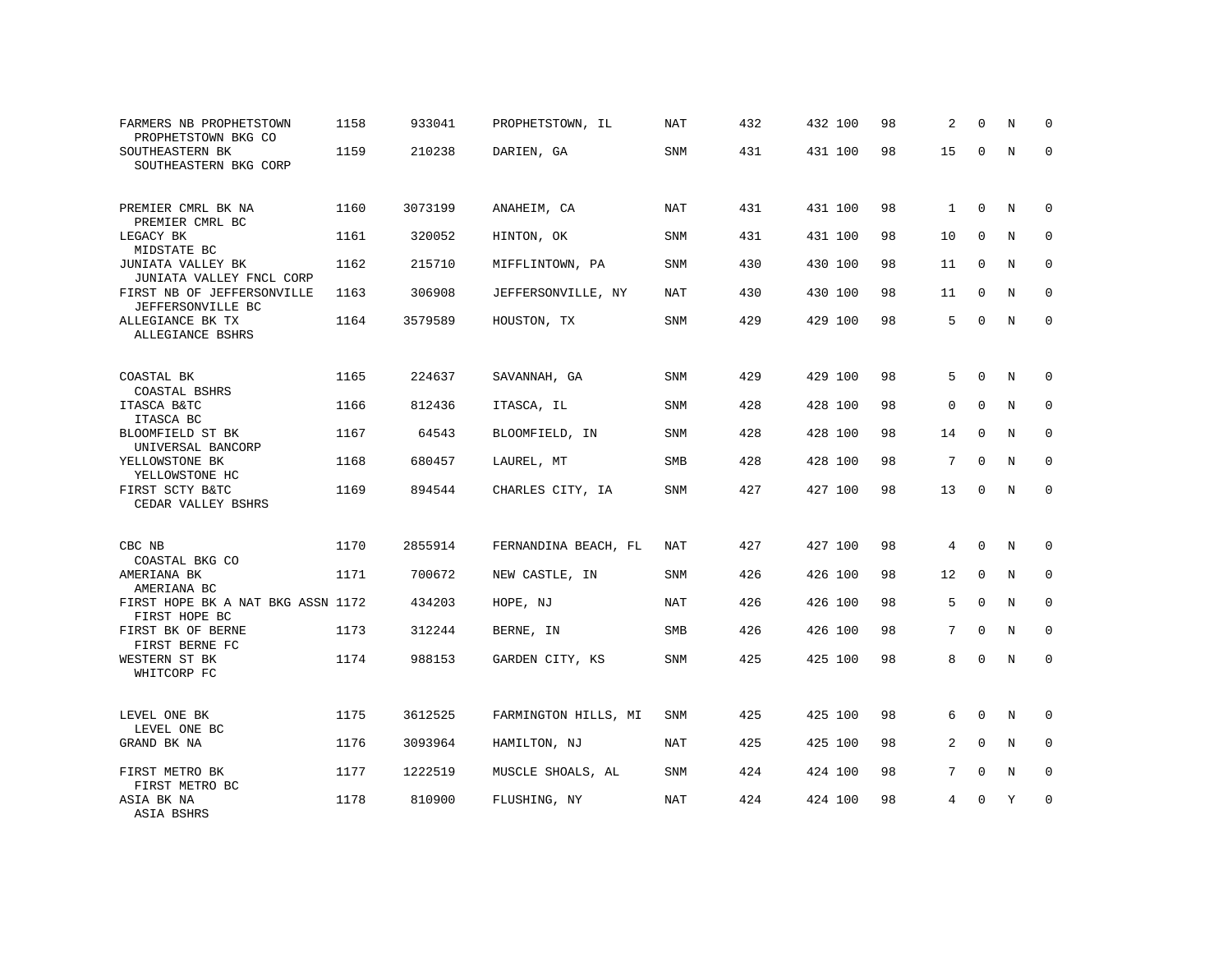| | | | | | | | | | | | | |
|---|---|---|---|---|---|---|---|---|---|---|---|---|
| FARMERS NB PROPHETSTOWN<br>PROPHETSTOWN BKG CO | 1158 | 933041 | PROPHETSTOWN, IL | NAT | 432 | 432 | 100 | 98 | 2 | 0 | N | 0 |
| SOUTHEASTERN BK<br>SOUTHEASTERN BKG CORP | 1159 | 210238 | DARIEN, GA | SNM | 431 | 431 | 100 | 98 | 15 | 0 | N | 0 |
| PREMIER CMRL BK NA<br>PREMIER CMRL BC | 1160 | 3073199 | ANAHEIM, CA | NAT | 431 | 431 | 100 | 98 | 1 | 0 | N | 0 |
| LEGACY BK<br>MIDSTATE BC | 1161 | 320052 | HINTON, OK | SNM | 431 | 431 | 100 | 98 | 10 | 0 | N | 0 |
| JUNIATA VALLEY BK<br>JUNIATA VALLEY FNCL CORP | 1162 | 215710 | MIFFLINTOWN, PA | SNM | 430 | 430 | 100 | 98 | 11 | 0 | N | 0 |
| FIRST NB OF JEFFERSONVILLE<br>JEFFERSONVILLE BC | 1163 | 306908 | JEFFERSONVILLE, NY | NAT | 430 | 430 | 100 | 98 | 11 | 0 | N | 0 |
| ALLEGIANCE BK TX<br>ALLEGIANCE BSHRS | 1164 | 3579589 | HOUSTON, TX | SNM | 429 | 429 | 100 | 98 | 5 | 0 | N | 0 |
| COASTAL BK<br>COASTAL BSHRS | 1165 | 224637 | SAVANNAH, GA | SNM | 429 | 429 | 100 | 98 | 5 | 0 | N | 0 |
| ITASCA B&TC<br>ITASCA BC | 1166 | 812436 | ITASCA, IL | SNM | 428 | 428 | 100 | 98 | 0 | 0 | N | 0 |
| BLOOMFIELD ST BK<br>UNIVERSAL BANCORP | 1167 | 64543 | BLOOMFIELD, IN | SNM | 428 | 428 | 100 | 98 | 14 | 0 | N | 0 |
| YELLOWSTONE BK<br>YELLOWSTONE HC | 1168 | 680457 | LAUREL, MT | SMB | 428 | 428 | 100 | 98 | 7 | 0 | N | 0 |
| FIRST SCTY B&TC<br>CEDAR VALLEY BSHRS | 1169 | 894544 | CHARLES CITY, IA | SNM | 427 | 427 | 100 | 98 | 13 | 0 | N | 0 |
| CBC NB<br>COASTAL BKG CO | 1170 | 2855914 | FERNANDINA BEACH, FL | NAT | 427 | 427 | 100 | 98 | 4 | 0 | N | 0 |
| AMERIANA BK<br>AMERIANA BC | 1171 | 700672 | NEW CASTLE, IN | SNM | 426 | 426 | 100 | 98 | 12 | 0 | N | 0 |
| FIRST HOPE BK A NAT BKG ASSN<br>FIRST HOPE BC | 1172 | 434203 | HOPE, NJ | NAT | 426 | 426 | 100 | 98 | 5 | 0 | N | 0 |
| FIRST BK OF BERNE<br>FIRST BERNE FC | 1173 | 312244 | BERNE, IN | SMB | 426 | 426 | 100 | 98 | 7 | 0 | N | 0 |
| WESTERN ST BK<br>WHITCORP FC | 1174 | 988153 | GARDEN CITY, KS | SNM | 425 | 425 | 100 | 98 | 8 | 0 | N | 0 |
| LEVEL ONE BK<br>LEVEL ONE BC | 1175 | 3612525 | FARMINGTON HILLS, MI | SNM | 425 | 425 | 100 | 98 | 6 | 0 | N | 0 |
| GRAND BK NA | 1176 | 3093964 | HAMILTON, NJ | NAT | 425 | 425 | 100 | 98 | 2 | 0 | N | 0 |
| FIRST METRO BK<br>FIRST METRO BC | 1177 | 1222519 | MUSCLE SHOALS, AL | SNM | 424 | 424 | 100 | 98 | 7 | 0 | N | 0 |
| ASIA BK NA<br>ASIA BSHRS | 1178 | 810900 | FLUSHING, NY | NAT | 424 | 424 | 100 | 98 | 4 | 0 | Y | 0 |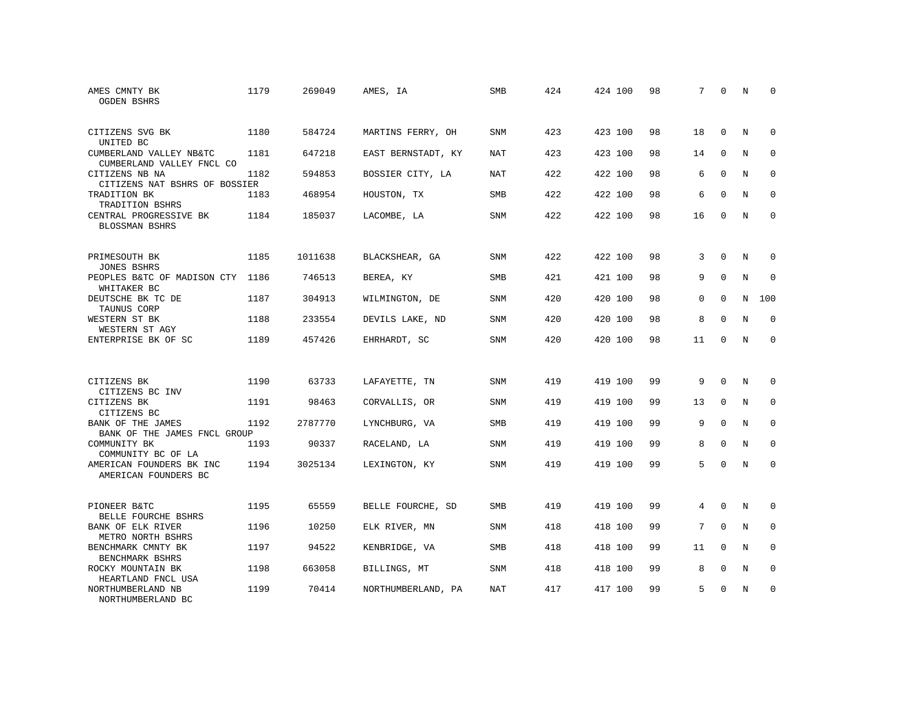| | | | | | | | | | | | | |
|---|---|---|---|---|---|---|---|---|---|---|---|---|
| AMES CMNTY BK<br>OGDEN BSHRS | 1179 | 269049 | AMES, IA | SMB | 424 | 424 | 100 | 98 | 7 | 0 | N | 0 |
| CITIZENS SVG BK<br>UNITED BC | 1180 | 584724 | MARTINS FERRY, OH | SNM | 423 | 423 | 100 | 98 | 18 | 0 | N | 0 |
| CUMBERLAND VALLEY NB&TC<br>CUMBERLAND VALLEY FNCL CO | 1181 | 647218 | EAST BERNSTADT, KY | NAT | 423 | 423 | 100 | 98 | 14 | 0 | N | 0 |
| CITIZENS NB NA<br>CITIZENS NAT BSHRS OF BOSSIER | 1182 | 594853 | BOSSIER CITY, LA | NAT | 422 | 422 | 100 | 98 | 6 | 0 | N | 0 |
| TRADITION BK<br>TRADITION BSHRS | 1183 | 468954 | HOUSTON, TX | SMB | 422 | 422 | 100 | 98 | 6 | 0 | N | 0 |
| CENTRAL PROGRESSIVE BK<br>BLOSSMAN BSHRS | 1184 | 185037 | LACOMBE, LA | SNM | 422 | 422 | 100 | 98 | 16 | 0 | N | 0 |
| PRIMESOUTH BK<br>JONES BSHRS | 1185 | 1011638 | BLACKSHEAR, GA | SNM | 422 | 422 | 100 | 98 | 3 | 0 | N | 0 |
| PEOPLES B&TC OF MADISON CTY<br>WHITAKER BC | 1186 | 746513 | BEREA, KY | SMB | 421 | 421 | 100 | 98 | 9 | 0 | N | 0 |
| DEUTSCHE BK TC DE<br>TAUNUS CORP | 1187 | 304913 | WILMINGTON, DE | SNM | 420 | 420 | 100 | 98 | 0 | 0 | N | 100 |
| WESTERN ST BK<br>WESTERN ST AGY | 1188 | 233554 | DEVILS LAKE, ND | SNM | 420 | 420 | 100 | 98 | 8 | 0 | N | 0 |
| ENTERPRISE BK OF SC | 1189 | 457426 | EHRHARDT, SC | SNM | 420 | 420 | 100 | 98 | 11 | 0 | N | 0 |
| CITIZENS BK<br>CITIZENS BC INV | 1190 | 63733 | LAFAYETTE, TN | SNM | 419 | 419 | 100 | 99 | 9 | 0 | N | 0 |
| CITIZENS BK<br>CITIZENS BC | 1191 | 98463 | CORVALLIS, OR | SNM | 419 | 419 | 100 | 99 | 13 | 0 | N | 0 |
| BANK OF THE JAMES<br>BANK OF THE JAMES FNCL GROUP | 1192 | 2787770 | LYNCHBURG, VA | SMB | 419 | 419 | 100 | 99 | 9 | 0 | N | 0 |
| COMMUNITY BK<br>COMMUNITY BC OF LA | 1193 | 90337 | RACELAND, LA | SNM | 419 | 419 | 100 | 99 | 8 | 0 | N | 0 |
| AMERICAN FOUNDERS BK INC<br>AMERICAN FOUNDERS BC | 1194 | 3025134 | LEXINGTON, KY | SNM | 419 | 419 | 100 | 99 | 5 | 0 | N | 0 |
| PIONEER B&TC<br>BELLE FOURCHE BSHRS | 1195 | 65559 | BELLE FOURCHE, SD | SMB | 419 | 419 | 100 | 99 | 4 | 0 | N | 0 |
| BANK OF ELK RIVER<br>METRO NORTH BSHRS | 1196 | 10250 | ELK RIVER, MN | SNM | 418 | 418 | 100 | 99 | 7 | 0 | N | 0 |
| BENCHMARK CMNTY BK<br>BENCHMARK BSHRS | 1197 | 94522 | KENBRIDGE, VA | SMB | 418 | 418 | 100 | 99 | 11 | 0 | N | 0 |
| ROCKY MOUNTAIN BK<br>HEARTLAND FNCL USA | 1198 | 663058 | BILLINGS, MT | SNM | 418 | 418 | 100 | 99 | 8 | 0 | N | 0 |
| NORTHUMBERLAND NB<br>NORTHUMBERLAND BC | 1199 | 70414 | NORTHUMBERLAND, PA | NAT | 417 | 417 | 100 | 99 | 5 | 0 | N | 0 |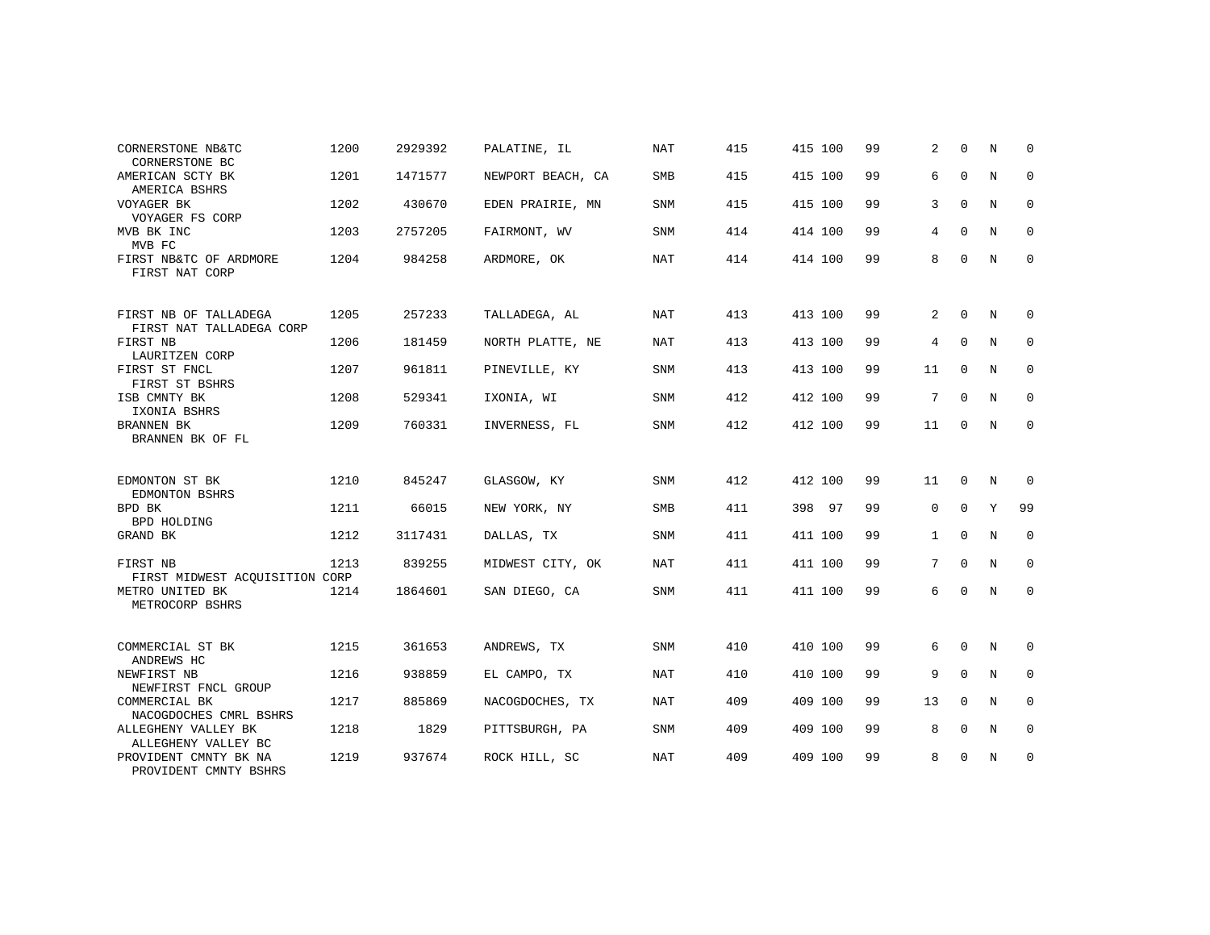| Bank / Holding Company | Rank | ID | Location | Type | | | | | | | | |
|---|---|---|---|---|---|---|---|---|---|---|---|---|
| CORNERSTONE NB&TC<br>CORNERSTONE BC | 1200 | 2929392 | PALATINE, IL | NAT | 415 | 415 | 100 | 99 | 2 | 0 | N | 0 |
| AMERICAN SCTY BK<br>AMERICA BSHRS | 1201 | 1471577 | NEWPORT BEACH, CA | SMB | 415 | 415 | 100 | 99 | 6 | 0 | N | 0 |
| VOYAGER BK<br>VOYAGER FS CORP | 1202 | 430670 | EDEN PRAIRIE, MN | SNM | 415 | 415 | 100 | 99 | 3 | 0 | N | 0 |
| MVB BK INC<br>MVB FC | 1203 | 2757205 | FAIRMONT, WV | SNM | 414 | 414 | 100 | 99 | 4 | 0 | N | 0 |
| FIRST NB&TC OF ARDMORE<br>FIRST NAT CORP | 1204 | 984258 | ARDMORE, OK | NAT | 414 | 414 | 100 | 99 | 8 | 0 | N | 0 |
| FIRST NB OF TALLADEGA<br>FIRST NAT TALLADEGA CORP | 1205 | 257233 | TALLADEGA, AL | NAT | 413 | 413 | 100 | 99 | 2 | 0 | N | 0 |
| FIRST NB<br>LAURITZEN CORP | 1206 | 181459 | NORTH PLATTE, NE | NAT | 413 | 413 | 100 | 99 | 4 | 0 | N | 0 |
| FIRST ST FNCL<br>FIRST ST BSHRS | 1207 | 961811 | PINEVILLE, KY | SNM | 413 | 413 | 100 | 99 | 11 | 0 | N | 0 |
| ISB CMNTY BK<br>IXONIA BSHRS | 1208 | 529341 | IXONIA, WI | SNM | 412 | 412 | 100 | 99 | 7 | 0 | N | 0 |
| BRANNEN BK<br>BRANNEN BK OF FL | 1209 | 760331 | INVERNESS, FL | SNM | 412 | 412 | 100 | 99 | 11 | 0 | N | 0 |
| EDMONTON ST BK<br>EDMONTON BSHRS | 1210 | 845247 | GLASGOW, KY | SNM | 412 | 412 | 100 | 99 | 11 | 0 | N | 0 |
| BPD BK<br>BPD HOLDING | 1211 | 66015 | NEW YORK, NY | SMB | 411 | 398 | 97 | 99 | 0 | 0 | Y | 99 |
| GRAND BK | 1212 | 3117431 | DALLAS, TX | SNM | 411 | 411 | 100 | 99 | 1 | 0 | N | 0 |
| FIRST NB<br>FIRST MIDWEST ACQUISITION CORP | 1213 | 839255 | MIDWEST CITY, OK | NAT | 411 | 411 | 100 | 99 | 7 | 0 | N | 0 |
| METRO UNITED BK<br>METROCORP BSHRS | 1214 | 1864601 | SAN DIEGO, CA | SNM | 411 | 411 | 100 | 99 | 6 | 0 | N | 0 |
| COMMERCIAL ST BK<br>ANDREWS HC | 1215 | 361653 | ANDREWS, TX | SNM | 410 | 410 | 100 | 99 | 6 | 0 | N | 0 |
| NEWFIRST NB<br>NEWFIRST FNCL GROUP | 1216 | 938859 | EL CAMPO, TX | NAT | 410 | 410 | 100 | 99 | 9 | 0 | N | 0 |
| COMMERCIAL BK<br>NACOGDOCHES CMRL BSHRS | 1217 | 885869 | NACOGDOCHES, TX | NAT | 409 | 409 | 100 | 99 | 13 | 0 | N | 0 |
| ALLEGHENY VALLEY BK<br>ALLEGHENY VALLEY BC | 1218 | 1829 | PITTSBURGH, PA | SNM | 409 | 409 | 100 | 99 | 8 | 0 | N | 0 |
| PROVIDENT CMNTY BK NA<br>PROVIDENT CMNTY BSHRS | 1219 | 937674 | ROCK HILL, SC | NAT | 409 | 409 | 100 | 99 | 8 | 0 | N | 0 |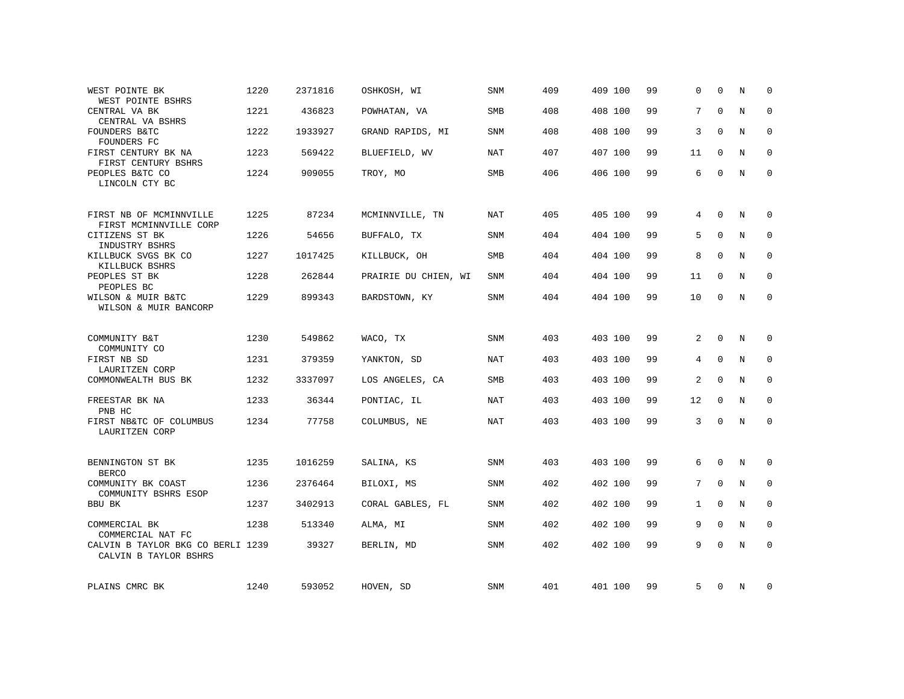| | | | | | | | | | | | | |
|---|---|---|---|---|---|---|---|---|---|---|---|---|
| WEST POINTE BK<br>WEST POINTE BSHRS | 1220 | 2371816 | OSHKOSH, WI | SNM | 409 | 409 | 100 | 99 | 0 | 0 | N | 0 |
| CENTRAL VA BK<br>CENTRAL VA BSHRS | 1221 | 436823 | POWHATAN, VA | SMB | 408 | 408 | 100 | 99 | 7 | 0 | N | 0 |
| FOUNDERS B&TC<br>FOUNDERS FC | 1222 | 1933927 | GRAND RAPIDS, MI | SNM | 408 | 408 | 100 | 99 | 3 | 0 | N | 0 |
| FIRST CENTURY BK NA<br>FIRST CENTURY BSHRS | 1223 | 569422 | BLUEFIELD, WV | NAT | 407 | 407 | 100 | 99 | 11 | 0 | N | 0 |
| PEOPLES B&TC CO<br>LINCOLN CTY BC | 1224 | 909055 | TROY, MO | SMB | 406 | 406 | 100 | 99 | 6 | 0 | N | 0 |
| FIRST NB OF MCMINNVILLE<br>FIRST MCMINNVILLE CORP | 1225 | 87234 | MCMINNVILLE, TN | NAT | 405 | 405 | 100 | 99 | 4 | 0 | N | 0 |
| CITIZENS ST BK<br>INDUSTRY BSHRS | 1226 | 54656 | BUFFALO, TX | SNM | 404 | 404 | 100 | 99 | 5 | 0 | N | 0 |
| KILLBUCK SVGS BK CO<br>KILLBUCK BSHRS | 1227 | 1017425 | KILLBUCK, OH | SMB | 404 | 404 | 100 | 99 | 8 | 0 | N | 0 |
| PEOPLES ST BK<br>PEOPLES BC | 1228 | 262844 | PRAIRIE DU CHIEN, WI | SNM | 404 | 404 | 100 | 99 | 11 | 0 | N | 0 |
| WILSON & MUIR B&TC<br>WILSON & MUIR BANCORP | 1229 | 899343 | BARDSTOWN, KY | SNM | 404 | 404 | 100 | 99 | 10 | 0 | N | 0 |
| COMMUNITY B&T<br>COMMUNITY CO | 1230 | 549862 | WACO, TX | SNM | 403 | 403 | 100 | 99 | 2 | 0 | N | 0 |
| FIRST NB SD<br>LAURITZEN CORP | 1231 | 379359 | YANKTON, SD | NAT | 403 | 403 | 100 | 99 | 4 | 0 | N | 0 |
| COMMONWEALTH BUS BK | 1232 | 3337097 | LOS ANGELES, CA | SMB | 403 | 403 | 100 | 99 | 2 | 0 | N | 0 |
| FREESTAR BK NA<br>PNB HC | 1233 | 36344 | PONTIAC, IL | NAT | 403 | 403 | 100 | 99 | 12 | 0 | N | 0 |
| FIRST NB&TC OF COLUMBUS<br>LAURITZEN CORP | 1234 | 77758 | COLUMBUS, NE | NAT | 403 | 403 | 100 | 99 | 3 | 0 | N | 0 |
| BENNINGTON ST BK<br>BERCO | 1235 | 1016259 | SALINA, KS | SNM | 403 | 403 | 100 | 99 | 6 | 0 | N | 0 |
| COMMUNITY BK COAST<br>COMMUNITY BSHRS ESOP | 1236 | 2376464 | BILOXI, MS | SNM | 402 | 402 | 100 | 99 | 7 | 0 | N | 0 |
| BBU BK | 1237 | 3402913 | CORAL GABLES, FL | SNM | 402 | 402 | 100 | 99 | 1 | 0 | N | 0 |
| COMMERCIAL BK<br>COMMERCIAL NAT FC | 1238 | 513340 | ALMA, MI | SNM | 402 | 402 | 100 | 99 | 9 | 0 | N | 0 |
| CALVIN B TAYLOR BKG CO BERLI<br>CALVIN B TAYLOR BSHRS | 1239 | 39327 | BERLIN, MD | SNM | 402 | 402 | 100 | 99 | 9 | 0 | N | 0 |
| PLAINS CMRC BK | 1240 | 593052 | HOVEN, SD | SNM | 401 | 401 | 100 | 99 | 5 | 0 | N | 0 |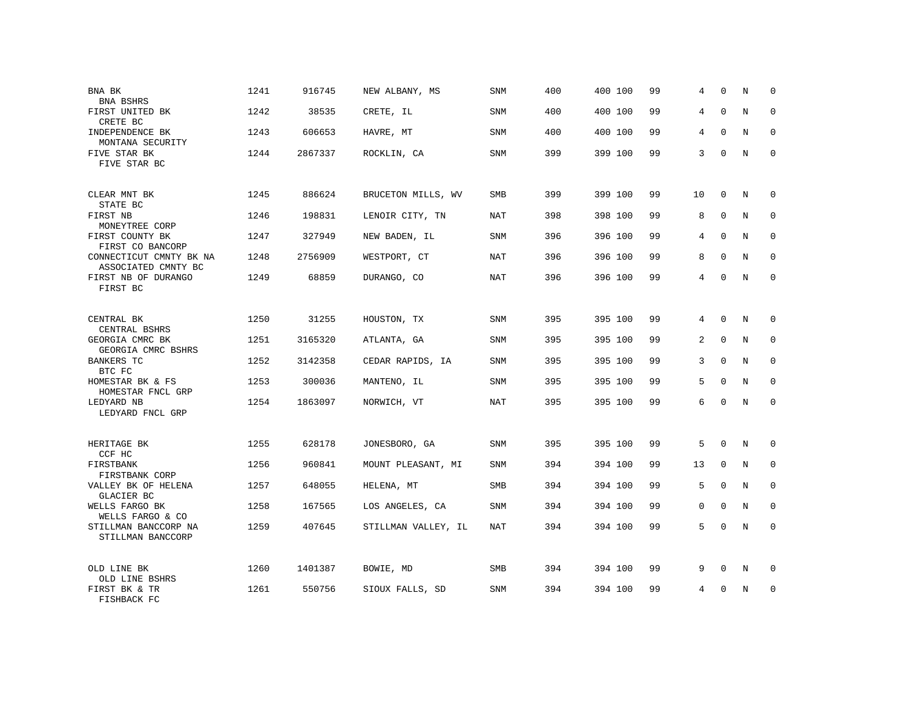| | | | | | | | | | | | | |
|---|---|---|---|---|---|---|---|---|---|---|---|---|
| BNA BK<br>BNA BSHRS | 1241 | 916745 | NEW ALBANY, MS | SNM | 400 | 400 | 100 | 99 | 4 | 0 | N | 0 |
| FIRST UNITED BK<br>CRETE BC | 1242 | 38535 | CRETE, IL | SNM | 400 | 400 | 100 | 99 | 4 | 0 | N | 0 |
| INDEPENDENCE BK<br>MONTANA SECURITY | 1243 | 606653 | HAVRE, MT | SNM | 400 | 400 | 100 | 99 | 4 | 0 | N | 0 |
| FIVE STAR BK<br>FIVE STAR BC | 1244 | 2867337 | ROCKLIN, CA | SNM | 399 | 399 | 100 | 99 | 3 | 0 | N | 0 |
| CLEAR MNT BK<br>STATE BC | 1245 | 886624 | BRUCETON MILLS, WV | SMB | 399 | 399 | 100 | 99 | 10 | 0 | N | 0 |
| FIRST NB<br>MONEYTREE CORP | 1246 | 198831 | LENOIR CITY, TN | NAT | 398 | 398 | 100 | 99 | 8 | 0 | N | 0 |
| FIRST COUNTY BK<br>FIRST CO BANCORP | 1247 | 327949 | NEW BADEN, IL | SNM | 396 | 396 | 100 | 99 | 4 | 0 | N | 0 |
| CONNECTICUT CMNTY BK NA<br>ASSOCIATED CMNTY BC | 1248 | 2756909 | WESTPORT, CT | NAT | 396 | 396 | 100 | 99 | 8 | 0 | N | 0 |
| FIRST NB OF DURANGO<br>FIRST BC | 1249 | 68859 | DURANGO, CO | NAT | 396 | 396 | 100 | 99 | 4 | 0 | N | 0 |
| CENTRAL BK<br>CENTRAL BSHRS | 1250 | 31255 | HOUSTON, TX | SNM | 395 | 395 | 100 | 99 | 4 | 0 | N | 0 |
| GEORGIA CMRC BK<br>GEORGIA CMRC BSHRS | 1251 | 3165320 | ATLANTA, GA | SNM | 395 | 395 | 100 | 99 | 2 | 0 | N | 0 |
| BANKERS TC<br>BTC FC | 1252 | 3142358 | CEDAR RAPIDS, IA | SNM | 395 | 395 | 100 | 99 | 3 | 0 | N | 0 |
| HOMESTAR BK & FS<br>HOMESTAR FNCL GRP | 1253 | 300036 | MANTENO, IL | SNM | 395 | 395 | 100 | 99 | 5 | 0 | N | 0 |
| LEDYARD NB<br>LEDYARD FNCL GRP | 1254 | 1863097 | NORWICH, VT | NAT | 395 | 395 | 100 | 99 | 6 | 0 | N | 0 |
| HERITAGE BK<br>CCF HC | 1255 | 628178 | JONESBORO, GA | SNM | 395 | 395 | 100 | 99 | 5 | 0 | N | 0 |
| FIRSTBANK<br>FIRSTBANK CORP | 1256 | 960841 | MOUNT PLEASANT, MI | SNM | 394 | 394 | 100 | 99 | 13 | 0 | N | 0 |
| VALLEY BK OF HELENA<br>GLACIER BC | 1257 | 648055 | HELENA, MT | SMB | 394 | 394 | 100 | 99 | 5 | 0 | N | 0 |
| WELLS FARGO BK<br>WELLS FARGO & CO | 1258 | 167565 | LOS ANGELES, CA | SNM | 394 | 394 | 100 | 99 | 0 | 0 | N | 0 |
| STILLMAN BANCCORP NA<br>STILLMAN BANCCORP | 1259 | 407645 | STILLMAN VALLEY, IL | NAT | 394 | 394 | 100 | 99 | 5 | 0 | N | 0 |
| OLD LINE BK<br>OLD LINE BSHRS | 1260 | 1401387 | BOWIE, MD | SMB | 394 | 394 | 100 | 99 | 9 | 0 | N | 0 |
| FIRST BK & TR<br>FISHBACK FC | 1261 | 550756 | SIOUX FALLS, SD | SNM | 394 | 394 | 100 | 99 | 4 | 0 | N | 0 |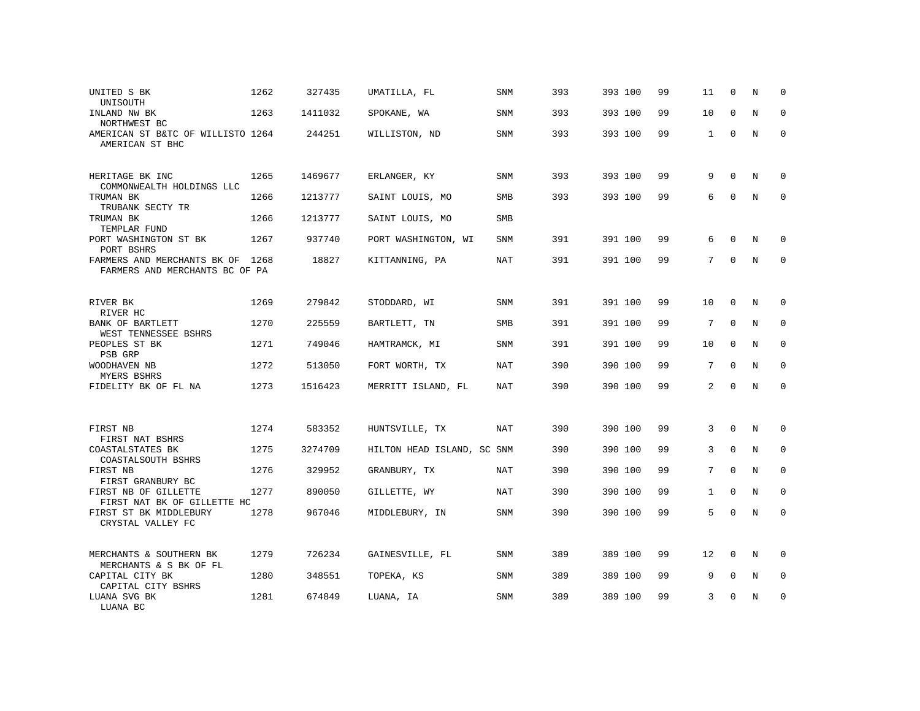| | | | | | | | | | | | | |
|---|---|---|---|---|---|---|---|---|---|---|---|---|
| UNITED S BK<br>UNISOUTH | 1262 | 327435 | UMATILLA, FL | SNM | 393 | 393 | 100 | 99 | 11 | 0 | N | 0 |
| INLAND NW BK<br>NORTHWEST BC | 1263 | 1411032 | SPOKANE, WA | SNM | 393 | 393 | 100 | 99 | 10 | 0 | N | 0 |
| AMERICAN ST B&TC OF WILLISTO<br>AMERICAN ST BHC | 1264 | 244251 | WILLISTON, ND | SNM | 393 | 393 | 100 | 99 | 1 | 0 | N | 0 |
| HERITAGE BK INC<br>COMMONWEALTH HOLDINGS LLC | 1265 | 1469677 | ERLANGER, KY | SNM | 393 | 393 | 100 | 99 | 9 | 0 | N | 0 |
| TRUMAN BK<br>TRUBANK SECTY TR | 1266 | 1213777 | SAINT LOUIS, MO | SMB | 393 | 393 | 100 | 99 | 6 | 0 | N | 0 |
| TRUMAN BK<br>TEMPLAR FUND | 1266 | 1213777 | SAINT LOUIS, MO | SMB | | | | | | | | |
| PORT WASHINGTON ST BK<br>PORT BSHRS | 1267 | 937740 | PORT WASHINGTON, WI | SNM | 391 | 391 | 100 | 99 | 6 | 0 | N | 0 |
| FARMERS AND MERCHANTS BK OF<br>FARMERS AND MERCHANTS BC OF PA | 1268 | 18827 | KITTANNING, PA | NAT | 391 | 391 | 100 | 99 | 7 | 0 | N | 0 |
| RIVER BK<br>RIVER HC | 1269 | 279842 | STODDARD, WI | SNM | 391 | 391 | 100 | 99 | 10 | 0 | N | 0 |
| BANK OF BARTLETT<br>WEST TENNESSEE BSHRS | 1270 | 225559 | BARTLETT, TN | SMB | 391 | 391 | 100 | 99 | 7 | 0 | N | 0 |
| PEOPLES ST BK<br>PSB GRP | 1271 | 749046 | HAMTRAMCK, MI | SNM | 391 | 391 | 100 | 99 | 10 | 0 | N | 0 |
| WOODHAVEN NB<br>MYERS BSHRS | 1272 | 513050 | FORT WORTH, TX | NAT | 390 | 390 | 100 | 99 | 7 | 0 | N | 0 |
| FIDELITY BK OF FL NA | 1273 | 1516423 | MERRITT ISLAND, FL | NAT | 390 | 390 | 100 | 99 | 2 | 0 | N | 0 |
| FIRST NB<br>FIRST NAT BSHRS | 1274 | 583352 | HUNTSVILLE, TX | NAT | 390 | 390 | 100 | 99 | 3 | 0 | N | 0 |
| COASTALSTATES BK<br>COASTALSOUTH BSHRS | 1275 | 3274709 | HILTON HEAD ISLAND, SC | SNM | 390 | 390 | 100 | 99 | 3 | 0 | N | 0 |
| FIRST NB<br>FIRST GRANBURY BC | 1276 | 329952 | GRANBURY, TX | NAT | 390 | 390 | 100 | 99 | 7 | 0 | N | 0 |
| FIRST NB OF GILLETTE<br>FIRST NAT BK OF GILLETTE HC | 1277 | 890050 | GILLETTE, WY | NAT | 390 | 390 | 100 | 99 | 1 | 0 | N | 0 |
| FIRST ST BK MIDDLEBURY<br>CRYSTAL VALLEY FC | 1278 | 967046 | MIDDLEBURY, IN | SNM | 390 | 390 | 100 | 99 | 5 | 0 | N | 0 |
| MERCHANTS & SOUTHERN BK<br>MERCHANTS & S BK OF FL | 1279 | 726234 | GAINESVILLE, FL | SNM | 389 | 389 | 100 | 99 | 12 | 0 | N | 0 |
| CAPITAL CITY BK<br>CAPITAL CITY BSHRS | 1280 | 348551 | TOPEKA, KS | SNM | 389 | 389 | 100 | 99 | 9 | 0 | N | 0 |
| LUANA SVG BK<br>LUANA BC | 1281 | 674849 | LUANA, IA | SNM | 389 | 389 | 100 | 99 | 3 | 0 | N | 0 |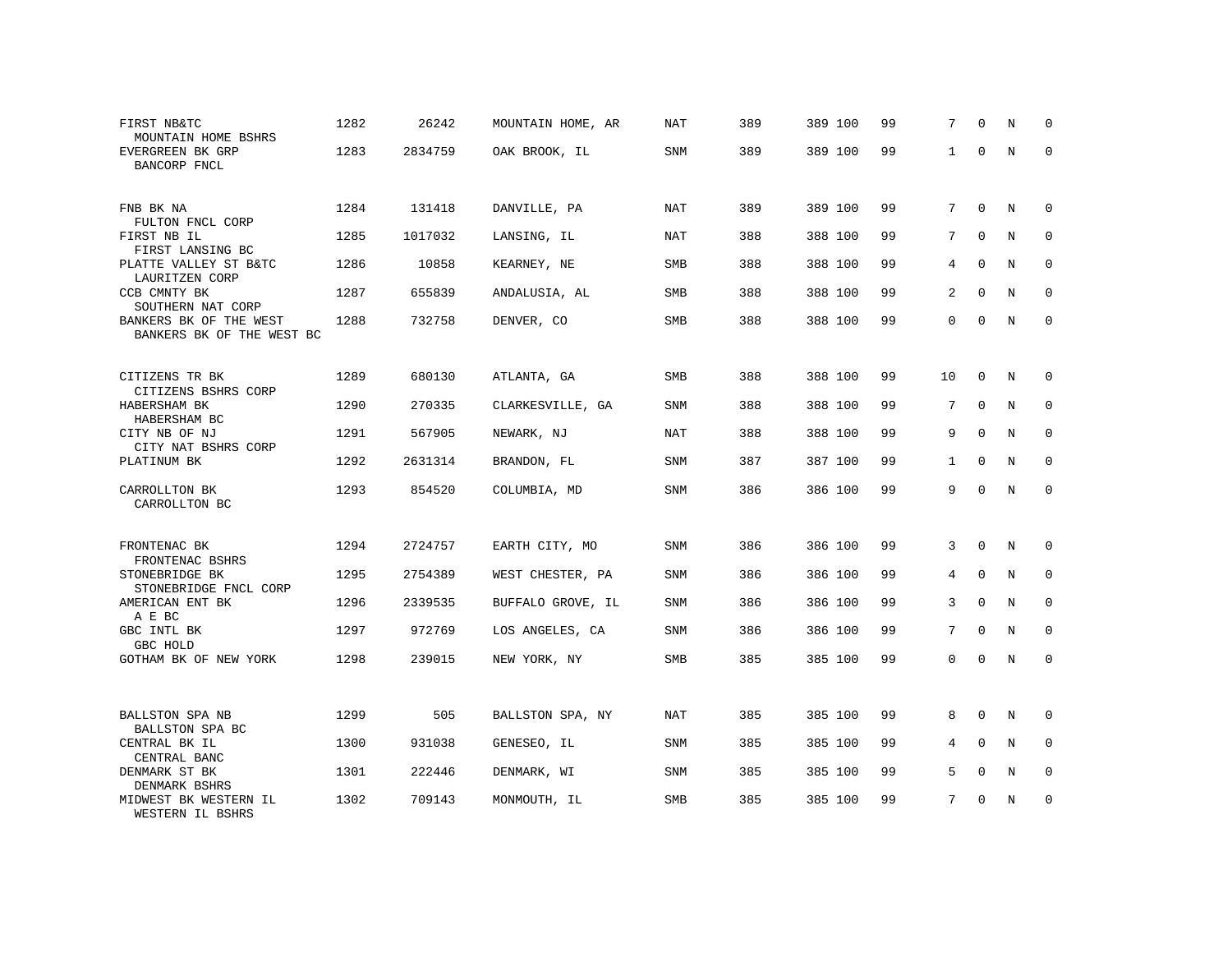| | | | | | | | | | | | | |
|---|---|---|---|---|---|---|---|---|---|---|---|---|
| FIRST NB&TC<br>MOUNTAIN HOME BSHRS | 1282 | 26242 | MOUNTAIN HOME, AR | NAT | 389 | 389 | 100 | 99 | 7 | 0 | N | 0 |
| EVERGREEN BK GRP<br>BANCORP FNCL | 1283 | 2834759 | OAK BROOK, IL | SNM | 389 | 389 | 100 | 99 | 1 | 0 | N | 0 |
| FNB BK NA<br>FULTON FNCL CORP | 1284 | 131418 | DANVILLE, PA | NAT | 389 | 389 | 100 | 99 | 7 | 0 | N | 0 |
| FIRST NB IL<br>FIRST LANSING BC | 1285 | 1017032 | LANSING, IL | NAT | 388 | 388 | 100 | 99 | 7 | 0 | N | 0 |
| PLATTE VALLEY ST B&TC<br>LAURITZEN CORP | 1286 | 10858 | KEARNEY, NE | SMB | 388 | 388 | 100 | 99 | 4 | 0 | N | 0 |
| CCB CMNTY BK<br>SOUTHERN NAT CORP | 1287 | 655839 | ANDALUSIA, AL | SMB | 388 | 388 | 100 | 99 | 2 | 0 | N | 0 |
| BANKERS BK OF THE WEST<br>BANKERS BK OF THE WEST BC | 1288 | 732758 | DENVER, CO | SMB | 388 | 388 | 100 | 99 | 0 | 0 | N | 0 |
| CITIZENS TR BK<br>CITIZENS BSHRS CORP | 1289 | 680130 | ATLANTA, GA | SMB | 388 | 388 | 100 | 99 | 10 | 0 | N | 0 |
| HABERSHAM BK<br>HABERSHAM BC | 1290 | 270335 | CLARKESVILLE, GA | SNM | 388 | 388 | 100 | 99 | 7 | 0 | N | 0 |
| CITY NB OF NJ<br>CITY NAT BSHRS CORP | 1291 | 567905 | NEWARK, NJ | NAT | 388 | 388 | 100 | 99 | 9 | 0 | N | 0 |
| PLATINUM BK | 1292 | 2631314 | BRANDON, FL | SNM | 387 | 387 | 100 | 99 | 1 | 0 | N | 0 |
| CARROLLTON BK<br>CARROLLTON BC | 1293 | 854520 | COLUMBIA, MD | SNM | 386 | 386 | 100 | 99 | 9 | 0 | N | 0 |
| FRONTENAC BK<br>FRONTENAC BSHRS | 1294 | 2724757 | EARTH CITY, MO | SNM | 386 | 386 | 100 | 99 | 3 | 0 | N | 0 |
| STONEBRIDGE BK<br>STONEBRIDGE FNCL CORP | 1295 | 2754389 | WEST CHESTER, PA | SNM | 386 | 386 | 100 | 99 | 4 | 0 | N | 0 |
| AMERICAN ENT BK<br>A E BC | 1296 | 2339535 | BUFFALO GROVE, IL | SNM | 386 | 386 | 100 | 99 | 3 | 0 | N | 0 |
| GBC INTL BK<br>GBC HOLD | 1297 | 972769 | LOS ANGELES, CA | SNM | 386 | 386 | 100 | 99 | 7 | 0 | N | 0 |
| GOTHAM BK OF NEW YORK | 1298 | 239015 | NEW YORK, NY | SMB | 385 | 385 | 100 | 99 | 0 | 0 | N | 0 |
| BALLSTON SPA NB<br>BALLSTON SPA BC | 1299 | 505 | BALLSTON SPA, NY | NAT | 385 | 385 | 100 | 99 | 8 | 0 | N | 0 |
| CENTRAL BK IL<br>CENTRAL BANC | 1300 | 931038 | GENESEO, IL | SNM | 385 | 385 | 100 | 99 | 4 | 0 | N | 0 |
| DENMARK ST BK<br>DENMARK BSHRS | 1301 | 222446 | DENMARK, WI | SNM | 385 | 385 | 100 | 99 | 5 | 0 | N | 0 |
| MIDWEST BK WESTERN IL<br>WESTERN IL BSHRS | 1302 | 709143 | MONMOUTH, IL | SMB | 385 | 385 | 100 | 99 | 7 | 0 | N | 0 |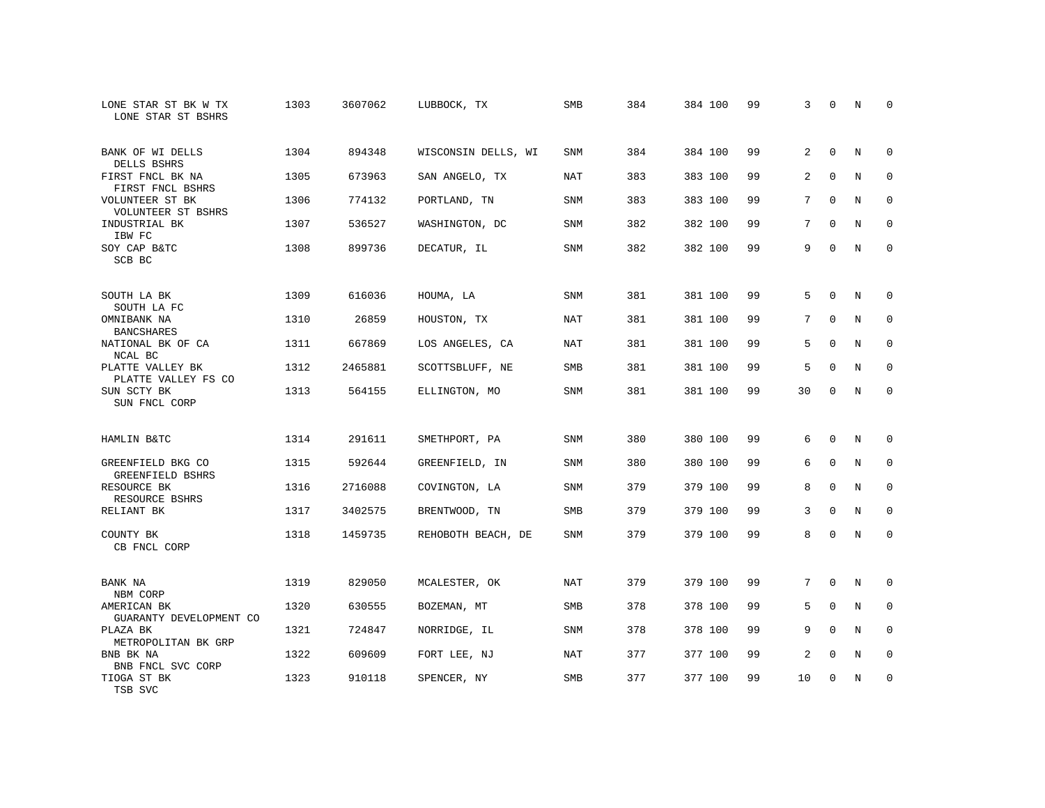| | | | | | | | | | | | | |
|---|---|---|---|---|---|---|---|---|---|---|---|---|
| LONE STAR ST BK W TX<br>LONE STAR ST BSHRS | 1303 | 3607062 | LUBBOCK, TX | SMB | 384 | 384 | 100 | 99 | 3 | 0 | N | 0 |
| BANK OF WI DELLS<br>DELLS BSHRS | 1304 | 894348 | WISCONSIN DELLS, WI | SNM | 384 | 384 | 100 | 99 | 2 | 0 | N | 0 |
| FIRST FNCL BK NA<br>FIRST FNCL BSHRS | 1305 | 673963 | SAN ANGELO, TX | NAT | 383 | 383 | 100 | 99 | 2 | 0 | N | 0 |
| VOLUNTEER ST BK<br>VOLUNTEER ST BSHRS | 1306 | 774132 | PORTLAND, TN | SNM | 383 | 383 | 100 | 99 | 7 | 0 | N | 0 |
| INDUSTRIAL BK<br>IBW FC | 1307 | 536527 | WASHINGTON, DC | SNM | 382 | 382 | 100 | 99 | 7 | 0 | N | 0 |
| SOY CAP B&TC<br>SCB BC | 1308 | 899736 | DECATUR, IL | SNM | 382 | 382 | 100 | 99 | 9 | 0 | N | 0 |
| SOUTH LA BK<br>SOUTH LA FC | 1309 | 616036 | HOUMA, LA | SNM | 381 | 381 | 100 | 99 | 5 | 0 | N | 0 |
| OMNIBANK NA<br>BANCSHARES | 1310 | 26859 | HOUSTON, TX | NAT | 381 | 381 | 100 | 99 | 7 | 0 | N | 0 |
| NATIONAL BK OF CA<br>NCAL BC | 1311 | 667869 | LOS ANGELES, CA | NAT | 381 | 381 | 100 | 99 | 5 | 0 | N | 0 |
| PLATTE VALLEY BK<br>PLATTE VALLEY FS CO | 1312 | 2465881 | SCOTTSBLUFF, NE | SMB | 381 | 381 | 100 | 99 | 5 | 0 | N | 0 |
| SUN SCTY BK<br>SUN FNCL CORP | 1313 | 564155 | ELLINGTON, MO | SNM | 381 | 381 | 100 | 99 | 30 | 0 | N | 0 |
| HAMLIN B&TC | 1314 | 291611 | SMETHPORT, PA | SNM | 380 | 380 | 100 | 99 | 6 | 0 | N | 0 |
| GREENFIELD BKG CO<br>GREENFIELD BSHRS | 1315 | 592644 | GREENFIELD, IN | SNM | 380 | 380 | 100 | 99 | 6 | 0 | N | 0 |
| RESOURCE BK<br>RESOURCE BSHRS | 1316 | 2716088 | COVINGTON, LA | SNM | 379 | 379 | 100 | 99 | 8 | 0 | N | 0 |
| RELIANT BK | 1317 | 3402575 | BRENTWOOD, TN | SMB | 379 | 379 | 100 | 99 | 3 | 0 | N | 0 |
| COUNTY BK<br>CB FNCL CORP | 1318 | 1459735 | REHOBOTH BEACH, DE | SNM | 379 | 379 | 100 | 99 | 8 | 0 | N | 0 |
| BANK NA<br>NBM CORP | 1319 | 829050 | MCALESTER, OK | NAT | 379 | 379 | 100 | 99 | 7 | 0 | N | 0 |
| AMERICAN BK<br>GUARANTY DEVELOPMENT CO | 1320 | 630555 | BOZEMAN, MT | SMB | 378 | 378 | 100 | 99 | 5 | 0 | N | 0 |
| PLAZA BK<br>METROPOLITAN BK GRP | 1321 | 724847 | NORRIDGE, IL | SNM | 378 | 378 | 100 | 99 | 9 | 0 | N | 0 |
| BNB BK NA<br>BNB FNCL SVC CORP | 1322 | 609609 | FORT LEE, NJ | NAT | 377 | 377 | 100 | 99 | 2 | 0 | N | 0 |
| TIOGA ST BK<br>TSB SVC | 1323 | 910118 | SPENCER, NY | SMB | 377 | 377 | 100 | 99 | 10 | 0 | N | 0 |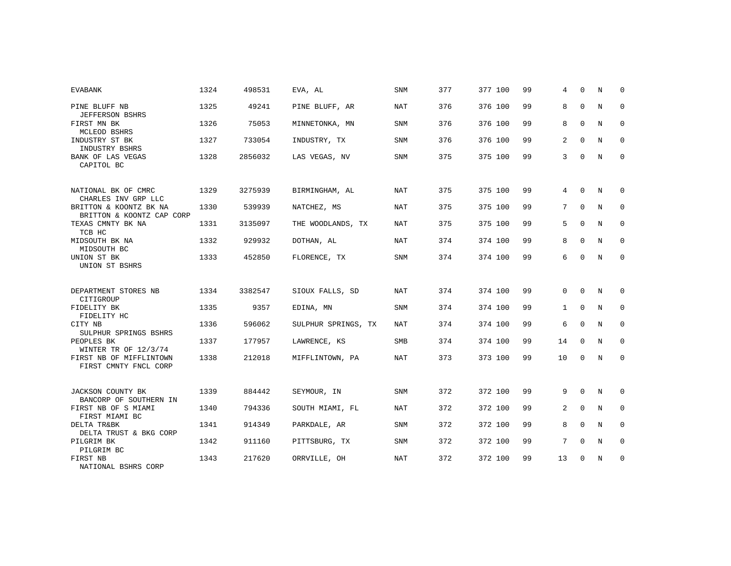| | | | | | | | | | | | | |
|---|---|---|---|---|---|---|---|---|---|---|---|---|
| EVABANK | 1324 | 498531 | EVA, AL | SNM | 377 | 377 | 100 | 99 | 4 | 0 | N | 0 |
| PINE BLUFF NB<br>JEFFERSON BSHRS | 1325 | 49241 | PINE BLUFF, AR | NAT | 376 | 376 | 100 | 99 | 8 | 0 | N | 0 |
| FIRST MN BK<br>MCLEOD BSHRS | 1326 | 75053 | MINNETONKA, MN | SNM | 376 | 376 | 100 | 99 | 8 | 0 | N | 0 |
| INDUSTRY ST BK<br>INDUSTRY BSHRS | 1327 | 733054 | INDUSTRY, TX | SNM | 376 | 376 | 100 | 99 | 2 | 0 | N | 0 |
| BANK OF LAS VEGAS<br>CAPITOL BC | 1328 | 2856032 | LAS VEGAS, NV | SNM | 375 | 375 | 100 | 99 | 3 | 0 | N | 0 |
| NATIONAL BK OF CMRC<br>CHARLES INV GRP LLC | 1329 | 3275939 | BIRMINGHAM, AL | NAT | 375 | 375 | 100 | 99 | 4 | 0 | N | 0 |
| BRITTON & KOONTZ BK NA<br>BRITTON & KOONTZ CAP CORP | 1330 | 539939 | NATCHEZ, MS | NAT | 375 | 375 | 100 | 99 | 7 | 0 | N | 0 |
| TEXAS CMNTY BK NA<br>TCB HC | 1331 | 3135097 | THE WOODLANDS, TX | NAT | 375 | 375 | 100 | 99 | 5 | 0 | N | 0 |
| MIDSOUTH BK NA<br>MIDSOUTH BC | 1332 | 929932 | DOTHAN, AL | NAT | 374 | 374 | 100 | 99 | 8 | 0 | N | 0 |
| UNION ST BK<br>UNION ST BSHRS | 1333 | 452850 | FLORENCE, TX | SNM | 374 | 374 | 100 | 99 | 6 | 0 | N | 0 |
| DEPARTMENT STORES NB<br>CITIGROUP | 1334 | 3382547 | SIOUX FALLS, SD | NAT | 374 | 374 | 100 | 99 | 0 | 0 | N | 0 |
| FIDELITY BK<br>FIDELITY HC | 1335 | 9357 | EDINA, MN | SNM | 374 | 374 | 100 | 99 | 1 | 0 | N | 0 |
| CITY NB<br>SULPHUR SPRINGS BSHRS | 1336 | 596062 | SULPHUR SPRINGS, TX | NAT | 374 | 374 | 100 | 99 | 6 | 0 | N | 0 |
| PEOPLES BK<br>WINTER TR OF 12/3/74 | 1337 | 177957 | LAWRENCE, KS | SMB | 374 | 374 | 100 | 99 | 14 | 0 | N | 0 |
| FIRST NB OF MIFFLINTOWN<br>FIRST CMNTY FNCL CORP | 1338 | 212018 | MIFFLINTOWN, PA | NAT | 373 | 373 | 100 | 99 | 10 | 0 | N | 0 |
| JACKSON COUNTY BK<br>BANCORP OF SOUTHERN IN | 1339 | 884442 | SEYMOUR, IN | SNM | 372 | 372 | 100 | 99 | 9 | 0 | N | 0 |
| FIRST NB OF S MIAMI<br>FIRST MIAMI BC | 1340 | 794336 | SOUTH MIAMI, FL | NAT | 372 | 372 | 100 | 99 | 2 | 0 | N | 0 |
| DELTA TR&BK<br>DELTA TRUST & BKG CORP | 1341 | 914349 | PARKDALE, AR | SNM | 372 | 372 | 100 | 99 | 8 | 0 | N | 0 |
| PILGRIM BK<br>PILGRIM BC | 1342 | 911160 | PITTSBURG, TX | SNM | 372 | 372 | 100 | 99 | 7 | 0 | N | 0 |
| FIRST NB<br>NATIONAL BSHRS CORP | 1343 | 217620 | ORRVILLE, OH | NAT | 372 | 372 | 100 | 99 | 13 | 0 | N | 0 |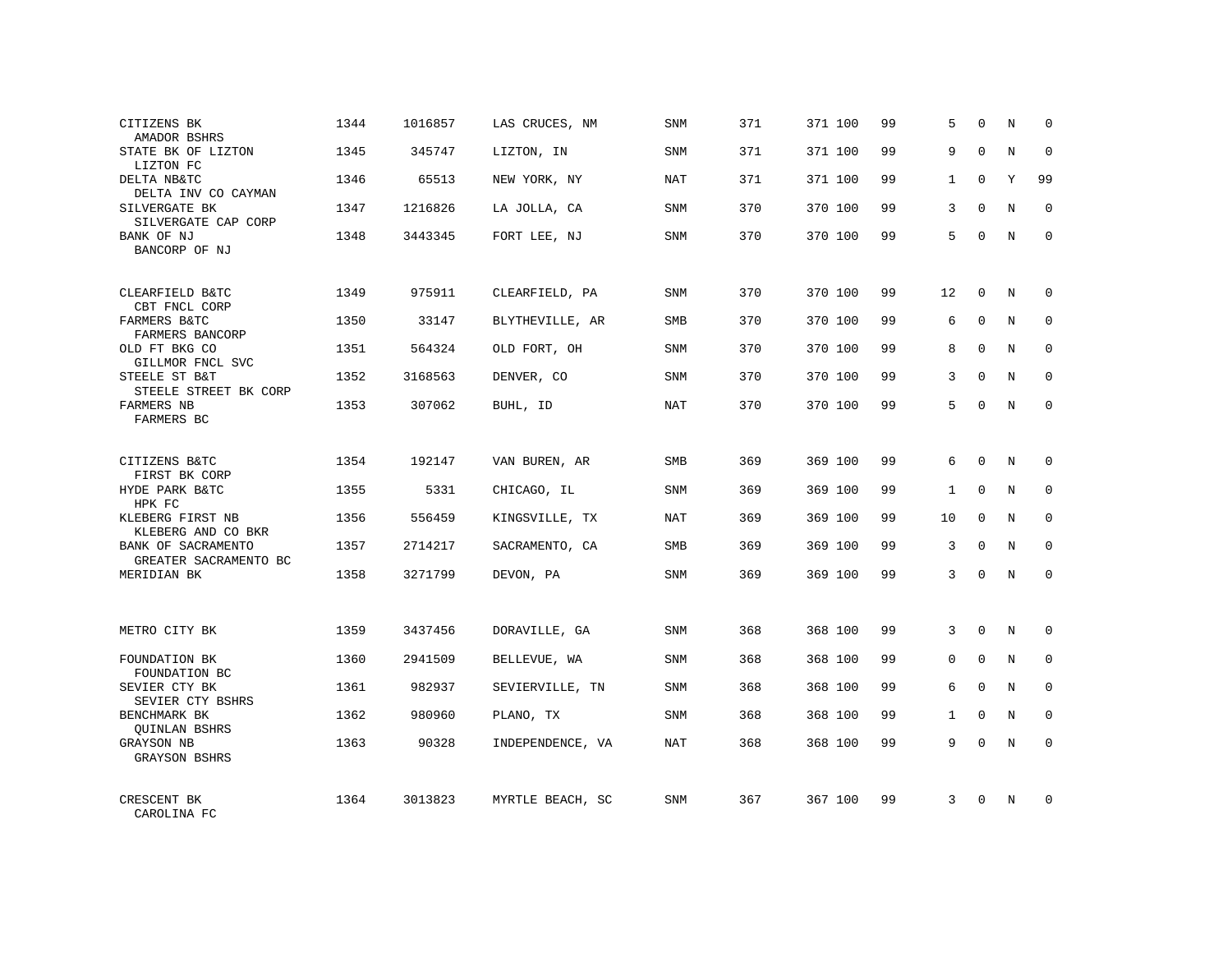| | | | | | | | | | | | |
|---|---|---|---|---|---|---|---|---|---|---|---|
| CITIZENS BK<br>AMADOR BSHRS | 1344 | 1016857 | LAS CRUCES, NM | SNM | 371 | 371 100 | 99 | 5 | 0 | N | 0 |
| STATE BK OF LIZTON<br>LIZTON FC | 1345 | 345747 | LIZTON, IN | SNM | 371 | 371 100 | 99 | 9 | 0 | N | 0 |
| DELTA NB&TC<br>DELTA INV CO CAYMAN | 1346 | 65513 | NEW YORK, NY | NAT | 371 | 371 100 | 99 | 1 | 0 | Y | 99 |
| SILVERGATE BK<br>SILVERGATE CAP CORP | 1347 | 1216826 | LA JOLLA, CA | SNM | 370 | 370 100 | 99 | 3 | 0 | N | 0 |
| BANK OF NJ<br>BANCORP OF NJ | 1348 | 3443345 | FORT LEE, NJ | SNM | 370 | 370 100 | 99 | 5 | 0 | N | 0 |
| CLEARFIELD B&TC<br>CBT FNCL CORP | 1349 | 975911 | CLEARFIELD, PA | SNM | 370 | 370 100 | 99 | 12 | 0 | N | 0 |
| FARMERS B&TC<br>FARMERS BANCORP | 1350 | 33147 | BLYTHEVILLE, AR | SMB | 370 | 370 100 | 99 | 6 | 0 | N | 0 |
| OLD FT BKG CO<br>GILLMOR FNCL SVC | 1351 | 564324 | OLD FORT, OH | SNM | 370 | 370 100 | 99 | 8 | 0 | N | 0 |
| STEELE ST B&T<br>STEELE STREET BK CORP | 1352 | 3168563 | DENVER, CO | SNM | 370 | 370 100 | 99 | 3 | 0 | N | 0 |
| FARMERS NB<br>FARMERS BC | 1353 | 307062 | BUHL, ID | NAT | 370 | 370 100 | 99 | 5 | 0 | N | 0 |
| CITIZENS B&TC<br>FIRST BK CORP | 1354 | 192147 | VAN BUREN, AR | SMB | 369 | 369 100 | 99 | 6 | 0 | N | 0 |
| HYDE PARK B&TC<br>HPK FC | 1355 | 5331 | CHICAGO, IL | SNM | 369 | 369 100 | 99 | 1 | 0 | N | 0 |
| KLEBERG FIRST NB<br>KLEBERG AND CO BKR | 1356 | 556459 | KINGSVILLE, TX | NAT | 369 | 369 100 | 99 | 10 | 0 | N | 0 |
| BANK OF SACRAMENTO<br>GREATER SACRAMENTO BC | 1357 | 2714217 | SACRAMENTO, CA | SMB | 369 | 369 100 | 99 | 3 | 0 | N | 0 |
| MERIDIAN BK | 1358 | 3271799 | DEVON, PA | SNM | 369 | 369 100 | 99 | 3 | 0 | N | 0 |
| METRO CITY BK | 1359 | 3437456 | DORAVILLE, GA | SNM | 368 | 368 100 | 99 | 3 | 0 | N | 0 |
| FOUNDATION BK<br>FOUNDATION BC | 1360 | 2941509 | BELLEVUE, WA | SNM | 368 | 368 100 | 99 | 0 | 0 | N | 0 |
| SEVIER CTY BK<br>SEVIER CTY BSHRS | 1361 | 982937 | SEVIERVILLE, TN | SNM | 368 | 368 100 | 99 | 6 | 0 | N | 0 |
| BENCHMARK BK<br>QUINLAN BSHRS | 1362 | 980960 | PLANO, TX | SNM | 368 | 368 100 | 99 | 1 | 0 | N | 0 |
| GRAYSON NB<br>GRAYSON BSHRS | 1363 | 90328 | INDEPENDENCE, VA | NAT | 368 | 368 100 | 99 | 9 | 0 | N | 0 |
| CRESCENT BK<br>CAROLINA FC | 1364 | 3013823 | MYRTLE BEACH, SC | SNM | 367 | 367 100 | 99 | 3 | 0 | N | 0 |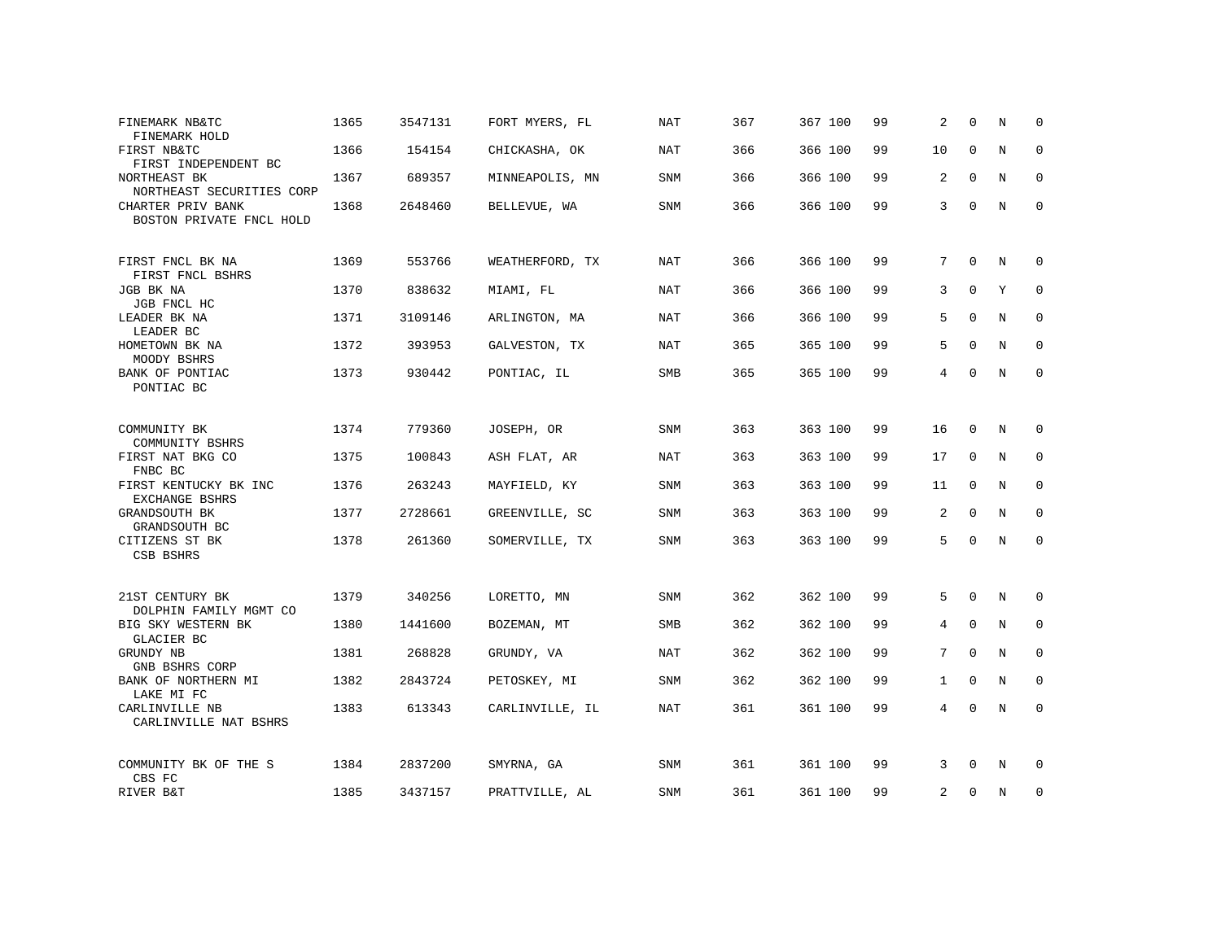| | | | | | | | | | | | | |
|---|---|---|---|---|---|---|---|---|---|---|---|---|
| FINEMARK NB&TC<br>FINEMARK HOLD | 1365 | 3547131 | FORT MYERS, FL | NAT | 367 | 367 | 100 | 99 | 2 | 0 | N | 0 |
| FIRST NB&TC<br>FIRST INDEPENDENT BC | 1366 | 154154 | CHICKASHA, OK | NAT | 366 | 366 | 100 | 99 | 10 | 0 | N | 0 |
| NORTHEAST BK<br>NORTHEAST SECURITIES CORP | 1367 | 689357 | MINNEAPOLIS, MN | SNM | 366 | 366 | 100 | 99 | 2 | 0 | N | 0 |
| CHARTER PRIV BANK<br>BOSTON PRIVATE FNCL HOLD | 1368 | 2648460 | BELLEVUE, WA | SNM | 366 | 366 | 100 | 99 | 3 | 0 | N | 0 |
| FIRST FNCL BK NA<br>FIRST FNCL BSHRS | 1369 | 553766 | WEATHERFORD, TX | NAT | 366 | 366 | 100 | 99 | 7 | 0 | N | 0 |
| JGB BK NA<br>JGB FNCL HC | 1370 | 838632 | MIAMI, FL | NAT | 366 | 366 | 100 | 99 | 3 | 0 | Y | 0 |
| LEADER BK NA<br>LEADER BC | 1371 | 3109146 | ARLINGTON, MA | NAT | 366 | 366 | 100 | 99 | 5 | 0 | N | 0 |
| HOMETOWN BK NA<br>MOODY BSHRS | 1372 | 393953 | GALVESTON, TX | NAT | 365 | 365 | 100 | 99 | 5 | 0 | N | 0 |
| BANK OF PONTIAC<br>PONTIAC BC | 1373 | 930442 | PONTIAC, IL | SMB | 365 | 365 | 100 | 99 | 4 | 0 | N | 0 |
| COMMUNITY BK<br>COMMUNITY BSHRS | 1374 | 779360 | JOSEPH, OR | SNM | 363 | 363 | 100 | 99 | 16 | 0 | N | 0 |
| FIRST NAT BKG CO<br>FNBC BC | 1375 | 100843 | ASH FLAT, AR | NAT | 363 | 363 | 100 | 99 | 17 | 0 | N | 0 |
| FIRST KENTUCKY BK INC<br>EXCHANGE BSHRS | 1376 | 263243 | MAYFIELD, KY | SNM | 363 | 363 | 100 | 99 | 11 | 0 | N | 0 |
| GRANDSOUTH BK<br>GRANDSOUTH BC | 1377 | 2728661 | GREENVILLE, SC | SNM | 363 | 363 | 100 | 99 | 2 | 0 | N | 0 |
| CITIZENS ST BK<br>CSB BSHRS | 1378 | 261360 | SOMERVILLE, TX | SNM | 363 | 363 | 100 | 99 | 5 | 0 | N | 0 |
| 21ST CENTURY BK<br>DOLPHIN FAMILY MGMT CO | 1379 | 340256 | LORETTO, MN | SNM | 362 | 362 | 100 | 99 | 5 | 0 | N | 0 |
| BIG SKY WESTERN BK<br>GLACIER BC | 1380 | 1441600 | BOZEMAN, MT | SMB | 362 | 362 | 100 | 99 | 4 | 0 | N | 0 |
| GRUNDY NB<br>GNB BSHRS CORP | 1381 | 268828 | GRUNDY, VA | NAT | 362 | 362 | 100 | 99 | 7 | 0 | N | 0 |
| BANK OF NORTHERN MI<br>LAKE MI FC | 1382 | 2843724 | PETOSKEY, MI | SNM | 362 | 362 | 100 | 99 | 1 | 0 | N | 0 |
| CARLINVILLE NB<br>CARLINVILLE NAT BSHRS | 1383 | 613343 | CARLINVILLE, IL | NAT | 361 | 361 | 100 | 99 | 4 | 0 | N | 0 |
| COMMUNITY BK OF THE S<br>CBS FC | 1384 | 2837200 | SMYRNA, GA | SNM | 361 | 361 | 100 | 99 | 3 | 0 | N | 0 |
| RIVER B&T | 1385 | 3437157 | PRATTVILLE, AL | SNM | 361 | 361 | 100 | 99 | 2 | 0 | N | 0 |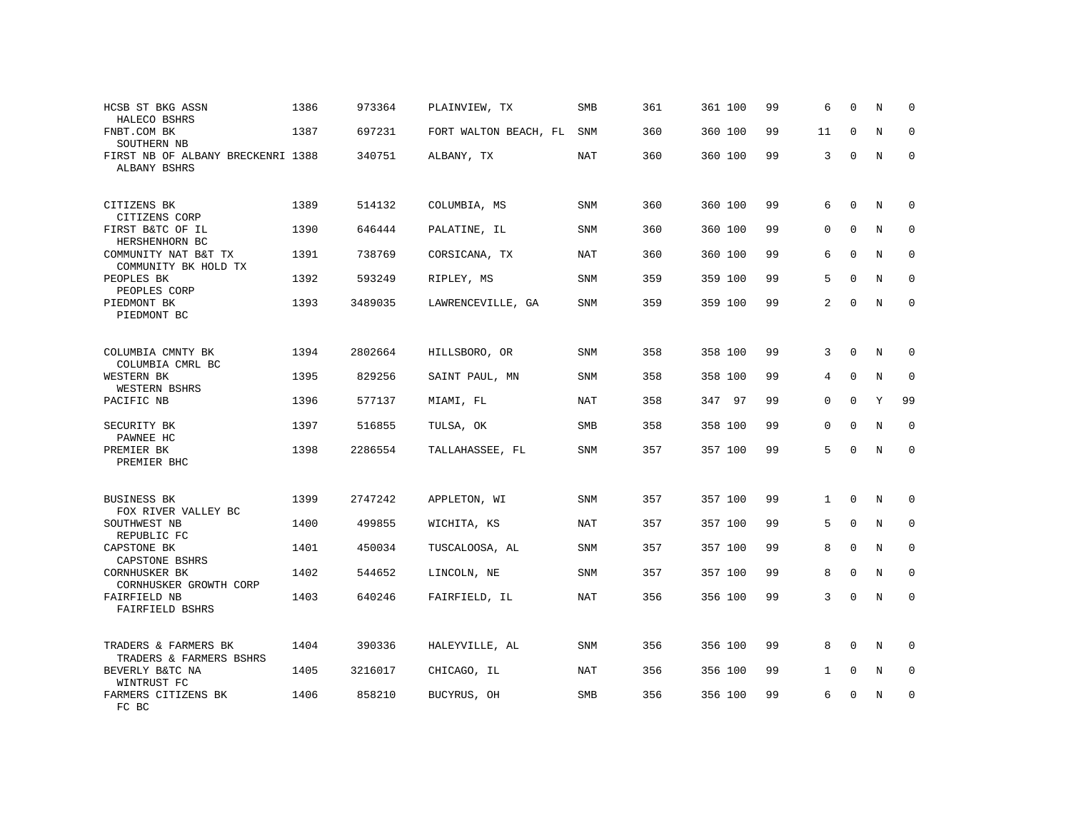| | | | | | | | | | | | | | |
|---|---|---|---|---|---|---|---|---|---|---|---|---|---|
| HCSB ST BKG ASSN<br>HALECO BSHRS | 1386 | 973364 | PLAINVIEW, TX | SMB | 361 | 361 | 100 | 99 | 6 | 0 | N | 0 |
| FNBT.COM BK<br>SOUTHERN NB | 1387 | 697231 | FORT WALTON BEACH, FL | SNM | 360 | 360 | 100 | 99 | 11 | 0 | N | 0 |
| FIRST NB OF ALBANY BRECKENRI<br>ALBANY BSHRS | 1388 | 340751 | ALBANY, TX | NAT | 360 | 360 | 100 | 99 | 3 | 0 | N | 0 |
| CITIZENS BK<br>CITIZENS CORP | 1389 | 514132 | COLUMBIA, MS | SNM | 360 | 360 | 100 | 99 | 6 | 0 | N | 0 |
| FIRST B&TC OF IL<br>HERSHENHORN BC | 1390 | 646444 | PALATINE, IL | SNM | 360 | 360 | 100 | 99 | 0 | 0 | N | 0 |
| COMMUNITY NAT B&T TX<br>COMMUNITY BK HOLD TX | 1391 | 738769 | CORSICANA, TX | NAT | 360 | 360 | 100 | 99 | 6 | 0 | N | 0 |
| PEOPLES BK<br>PEOPLES CORP | 1392 | 593249 | RIPLEY, MS | SNM | 359 | 359 | 100 | 99 | 5 | 0 | N | 0 |
| PIEDMONT BK<br>PIEDMONT BC | 1393 | 3489035 | LAWRENCEVILLE, GA | SNM | 359 | 359 | 100 | 99 | 2 | 0 | N | 0 |
| COLUMBIA CMNTY BK<br>COLUMBIA CMRL BC | 1394 | 2802664 | HILLSBORO, OR | SNM | 358 | 358 | 100 | 99 | 3 | 0 | N | 0 |
| WESTERN BK<br>WESTERN BSHRS | 1395 | 829256 | SAINT PAUL, MN | SNM | 358 | 358 | 100 | 99 | 4 | 0 | N | 0 |
| PACIFIC NB | 1396 | 577137 | MIAMI, FL | NAT | 358 | 347 | 97 | 99 | 0 | 0 | Y | 99 |
| SECURITY BK<br>PAWNEE HC | 1397 | 516855 | TULSA, OK | SMB | 358 | 358 | 100 | 99 | 0 | 0 | N | 0 |
| PREMIER BK<br>PREMIER BHC | 1398 | 2286554 | TALLAHASSEE, FL | SNM | 357 | 357 | 100 | 99 | 5 | 0 | N | 0 |
| BUSINESS BK<br>FOX RIVER VALLEY BC | 1399 | 2747242 | APPLETON, WI | SNM | 357 | 357 | 100 | 99 | 1 | 0 | N | 0 |
| SOUTHWEST NB<br>REPUBLIC FC | 1400 | 499855 | WICHITA, KS | NAT | 357 | 357 | 100 | 99 | 5 | 0 | N | 0 |
| CAPSTONE BK<br>CAPSTONE BSHRS | 1401 | 450034 | TUSCALOOSA, AL | SNM | 357 | 357 | 100 | 99 | 8 | 0 | N | 0 |
| CORNHUSKER BK<br>CORNHUSKER GROWTH CORP | 1402 | 544652 | LINCOLN, NE | SNM | 357 | 357 | 100 | 99 | 8 | 0 | N | 0 |
| FAIRFIELD NB<br>FAIRFIELD BSHRS | 1403 | 640246 | FAIRFIELD, IL | NAT | 356 | 356 | 100 | 99 | 3 | 0 | N | 0 |
| TRADERS & FARMERS BK<br>TRADERS & FARMERS BSHRS | 1404 | 390336 | HALEYVILLE, AL | SNM | 356 | 356 | 100 | 99 | 8 | 0 | N | 0 |
| BEVERLY B&TC NA<br>WINTRUST FC | 1405 | 3216017 | CHICAGO, IL | NAT | 356 | 356 | 100 | 99 | 1 | 0 | N | 0 |
| FARMERS CITIZENS BK<br>FC BC | 1406 | 858210 | BUCYRUS, OH | SMB | 356 | 356 | 100 | 99 | 6 | 0 | N | 0 |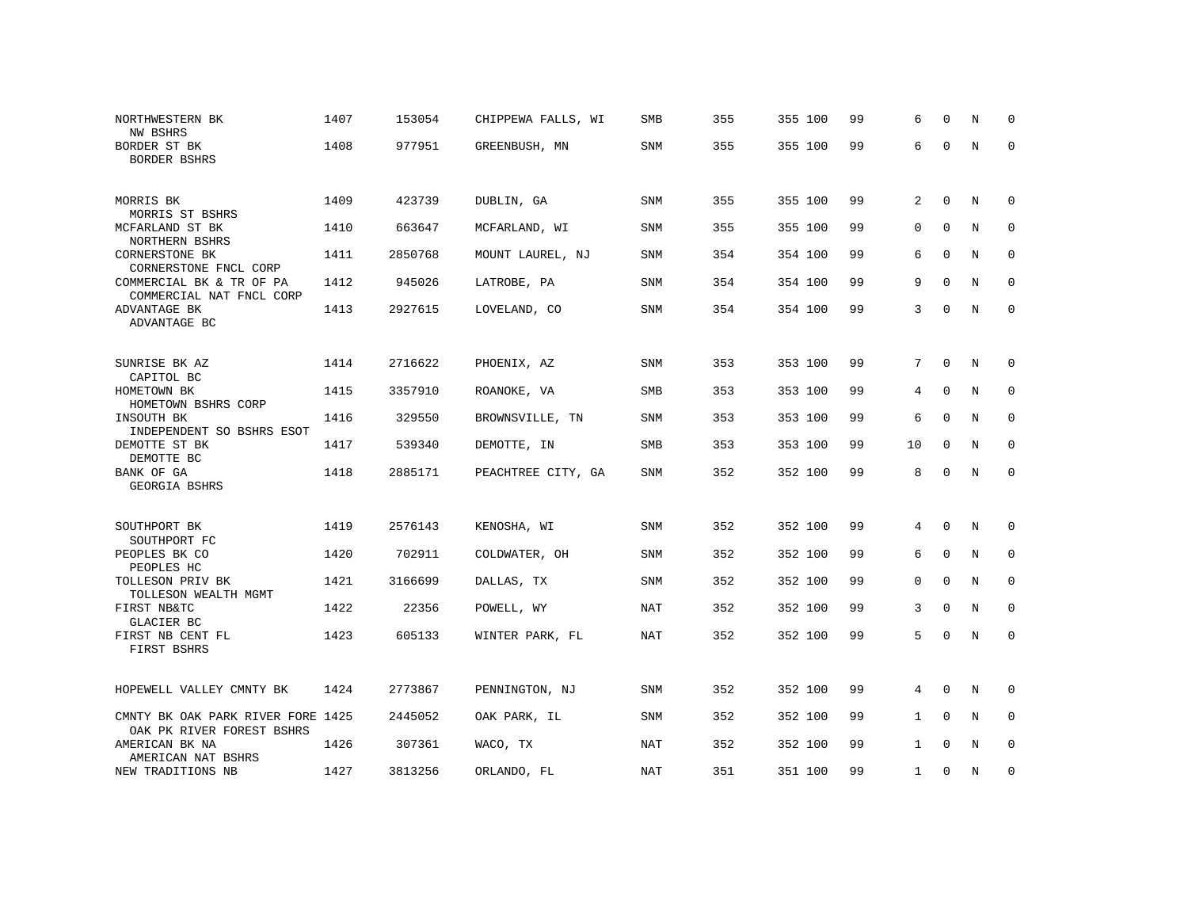| | | | | | | | | | | | | |
|---|---|---|---|---|---|---|---|---|---|---|---|---|
| NORTHWESTERN BK<br>NW BSHRS | 1407 | 153054 | CHIPPEWA FALLS, WI | SMB | 355 | 355 | 100 | 99 | 6 | 0 | N | 0 |
| BORDER ST BK<br>BORDER BSHRS | 1408 | 977951 | GREENBUSH, MN | SNM | 355 | 355 | 100 | 99 | 6 | 0 | N | 0 |
| MORRIS BK<br>MORRIS ST BSHRS | 1409 | 423739 | DUBLIN, GA | SNM | 355 | 355 | 100 | 99 | 2 | 0 | N | 0 |
| MCFARLAND ST BK<br>NORTHERN BSHRS | 1410 | 663647 | MCFARLAND, WI | SNM | 355 | 355 | 100 | 99 | 0 | 0 | N | 0 |
| CORNERSTONE BK<br>CORNERSTONE FNCL CORP | 1411 | 2850768 | MOUNT LAUREL, NJ | SNM | 354 | 354 | 100 | 99 | 6 | 0 | N | 0 |
| COMMERCIAL BK & TR OF PA<br>COMMERCIAL NAT FNCL CORP | 1412 | 945026 | LATROBE, PA | SNM | 354 | 354 | 100 | 99 | 9 | 0 | N | 0 |
| ADVANTAGE BK<br>ADVANTAGE BC | 1413 | 2927615 | LOVELAND, CO | SNM | 354 | 354 | 100 | 99 | 3 | 0 | N | 0 |
| SUNRISE BK AZ<br>CAPITOL BC | 1414 | 2716622 | PHOENIX, AZ | SNM | 353 | 353 | 100 | 99 | 7 | 0 | N | 0 |
| HOMETOWN BK<br>HOMETOWN BSHRS CORP | 1415 | 3357910 | ROANOKE, VA | SMB | 353 | 353 | 100 | 99 | 4 | 0 | N | 0 |
| INSOUTH BK<br>INDEPENDENT SO BSHRS ESOT | 1416 | 329550 | BROWNSVILLE, TN | SNM | 353 | 353 | 100 | 99 | 6 | 0 | N | 0 |
| DEMOTTE ST BK<br>DEMOTTE BC | 1417 | 539340 | DEMOTTE, IN | SMB | 353 | 353 | 100 | 99 | 10 | 0 | N | 0 |
| BANK OF GA<br>GEORGIA BSHRS | 1418 | 2885171 | PEACHTREE CITY, GA | SNM | 352 | 352 | 100 | 99 | 8 | 0 | N | 0 |
| SOUTHPORT BK<br>SOUTHPORT FC | 1419 | 2576143 | KENOSHA, WI | SNM | 352 | 352 | 100 | 99 | 4 | 0 | N | 0 |
| PEOPLES BK CO<br>PEOPLES HC | 1420 | 702911 | COLDWATER, OH | SNM | 352 | 352 | 100 | 99 | 6 | 0 | N | 0 |
| TOLLESON PRIV BK<br>TOLLESON WEALTH MGMT | 1421 | 3166699 | DALLAS, TX | SNM | 352 | 352 | 100 | 99 | 0 | 0 | N | 0 |
| FIRST NB&TC<br>GLACIER BC | 1422 | 22356 | POWELL, WY | NAT | 352 | 352 | 100 | 99 | 3 | 0 | N | 0 |
| FIRST NB CENT FL<br>FIRST BSHRS | 1423 | 605133 | WINTER PARK, FL | NAT | 352 | 352 | 100 | 99 | 5 | 0 | N | 0 |
| HOPEWELL VALLEY CMNTY BK | 1424 | 2773867 | PENNINGTON, NJ | SNM | 352 | 352 | 100 | 99 | 4 | 0 | N | 0 |
| CMNTY BK OAK PARK RIVER FORE<br>OAK PK RIVER FOREST BSHRS | 1425 | 2445052 | OAK PARK, IL | SNM | 352 | 352 | 100 | 99 | 1 | 0 | N | 0 |
| AMERICAN BK NA<br>AMERICAN NAT BSHRS | 1426 | 307361 | WACO, TX | NAT | 352 | 352 | 100 | 99 | 1 | 0 | N | 0 |
| NEW TRADITIONS NB | 1427 | 3813256 | ORLANDO, FL | NAT | 351 | 351 | 100 | 99 | 1 | 0 | N | 0 |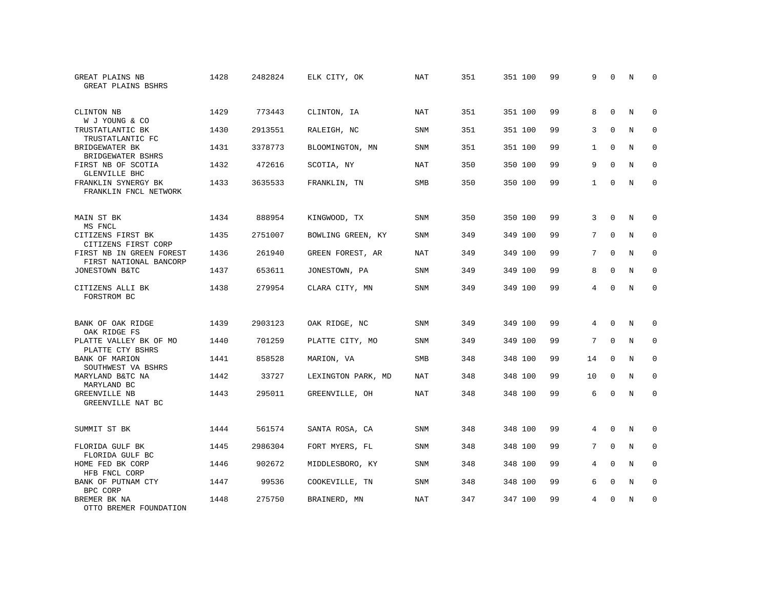| | | | | | | | | | | | |
|---|---|---|---|---|---|---|---|---|---|---|---|
| GREAT PLAINS NB<br>GREAT PLAINS BSHRS | 1428 | 2482824 | ELK CITY, OK | NAT | 351 | 351 100 | 99 | 9 | 0 | N | 0 |
| CLINTON NB<br>W J YOUNG & CO | 1429 | 773443 | CLINTON, IA | NAT | 351 | 351 100 | 99 | 8 | 0 | N | 0 |
| TRUSTATLANTIC BK<br>TRUSTATLANTIC FC | 1430 | 2913551 | RALEIGH, NC | SNM | 351 | 351 100 | 99 | 3 | 0 | N | 0 |
| BRIDGEWATER BK<br>BRIDGEWATER BSHRS | 1431 | 3378773 | BLOOMINGTON, MN | SNM | 351 | 351 100 | 99 | 1 | 0 | N | 0 |
| FIRST NB OF SCOTIA<br>GLENVILLE BHC | 1432 | 472616 | SCOTIA, NY | NAT | 350 | 350 100 | 99 | 9 | 0 | N | 0 |
| FRANKLIN SYNERGY BK<br>FRANKLIN FNCL NETWORK | 1433 | 3635533 | FRANKLIN, TN | SMB | 350 | 350 100 | 99 | 1 | 0 | N | 0 |
| MAIN ST BK<br>MS FNCL | 1434 | 888954 | KINGWOOD, TX | SNM | 350 | 350 100 | 99 | 3 | 0 | N | 0 |
| CITIZENS FIRST BK<br>CITIZENS FIRST CORP | 1435 | 2751007 | BOWLING GREEN, KY | SNM | 349 | 349 100 | 99 | 7 | 0 | N | 0 |
| FIRST NB IN GREEN FOREST<br>FIRST NATIONAL BANCORP | 1436 | 261940 | GREEN FOREST, AR | NAT | 349 | 349 100 | 99 | 7 | 0 | N | 0 |
| JONESTOWN B&TC | 1437 | 653611 | JONESTOWN, PA | SNM | 349 | 349 100 | 99 | 8 | 0 | N | 0 |
| CITIZENS ALLI BK<br>FORSTROM BC | 1438 | 279954 | CLARA CITY, MN | SNM | 349 | 349 100 | 99 | 4 | 0 | N | 0 |
| BANK OF OAK RIDGE<br>OAK RIDGE FS | 1439 | 2903123 | OAK RIDGE, NC | SNM | 349 | 349 100 | 99 | 4 | 0 | N | 0 |
| PLATTE VALLEY BK OF MO<br>PLATTE CTY BSHRS | 1440 | 701259 | PLATTE CITY, MO | SNM | 349 | 349 100 | 99 | 7 | 0 | N | 0 |
| BANK OF MARION<br>SOUTHWEST VA BSHRS | 1441 | 858528 | MARION, VA | SMB | 348 | 348 100 | 99 | 14 | 0 | N | 0 |
| MARYLAND B&TC NA<br>MARYLAND BC | 1442 | 33727 | LEXINGTON PARK, MD | NAT | 348 | 348 100 | 99 | 10 | 0 | N | 0 |
| GREENVILLE NB<br>GREENVILLE NAT BC | 1443 | 295011 | GREENVILLE, OH | NAT | 348 | 348 100 | 99 | 6 | 0 | N | 0 |
| SUMMIT ST BK | 1444 | 561574 | SANTA ROSA, CA | SNM | 348 | 348 100 | 99 | 4 | 0 | N | 0 |
| FLORIDA GULF BK<br>FLORIDA GULF BC | 1445 | 2986304 | FORT MYERS, FL | SNM | 348 | 348 100 | 99 | 7 | 0 | N | 0 |
| HOME FED BK CORP<br>HFB FNCL CORP | 1446 | 902672 | MIDDLESBORO, KY | SNM | 348 | 348 100 | 99 | 4 | 0 | N | 0 |
| BANK OF PUTNAM CTY<br>BPC CORP | 1447 | 99536 | COOKEVILLE, TN | SNM | 348 | 348 100 | 99 | 6 | 0 | N | 0 |
| BREMER BK NA<br>OTTO BREMER FOUNDATION | 1448 | 275750 | BRAINERD, MN | NAT | 347 | 347 100 | 99 | 4 | 0 | N | 0 |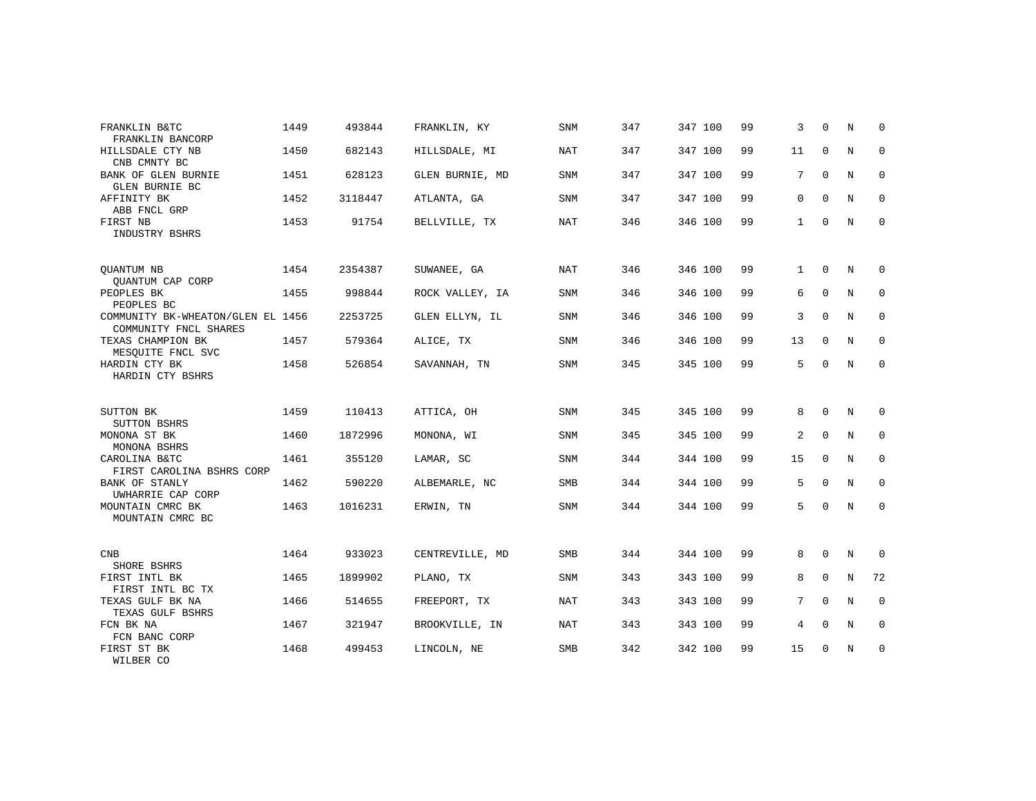| | | | | | | | | | | | | |
|---|---|---|---|---|---|---|---|---|---|---|---|---|
| FRANKLIN B&TC<br>FRANKLIN BANCORP | 1449 | 493844 | FRANKLIN, KY | SNM | 347 | 347 | 100 | 99 | 3 | 0 | N | 0 |
| HILLSDALE CTY NB<br>CNB CMNTY BC | 1450 | 682143 | HILLSDALE, MI | NAT | 347 | 347 | 100 | 99 | 11 | 0 | N | 0 |
| BANK OF GLEN BURNIE<br>GLEN BURNIE BC | 1451 | 628123 | GLEN BURNIE, MD | SNM | 347 | 347 | 100 | 99 | 7 | 0 | N | 0 |
| AFFINITY BK<br>ABB FNCL GRP | 1452 | 3118447 | ATLANTA, GA | SNM | 347 | 347 | 100 | 99 | 0 | 0 | N | 0 |
| FIRST NB<br>INDUSTRY BSHRS | 1453 | 91754 | BELLVILLE, TX | NAT | 346 | 346 | 100 | 99 | 1 | 0 | N | 0 |
| QUANTUM NB<br>QUANTUM CAP CORP | 1454 | 2354387 | SUWANEE, GA | NAT | 346 | 346 | 100 | 99 | 1 | 0 | N | 0 |
| PEOPLES BK<br>PEOPLES BC | 1455 | 998844 | ROCK VALLEY, IA | SNM | 346 | 346 | 100 | 99 | 6 | 0 | N | 0 |
| COMMUNITY BK-WHEATON/GLEN EL<br>COMMUNITY FNCL SHARES | 1456 | 2253725 | GLEN ELLYN, IL | SNM | 346 | 346 | 100 | 99 | 3 | 0 | N | 0 |
| TEXAS CHAMPION BK<br>MESQUITE FNCL SVC | 1457 | 579364 | ALICE, TX | SNM | 346 | 346 | 100 | 99 | 13 | 0 | N | 0 |
| HARDIN CTY BK<br>HARDIN CTY BSHRS | 1458 | 526854 | SAVANNAH, TN | SNM | 345 | 345 | 100 | 99 | 5 | 0 | N | 0 |
| SUTTON BK<br>SUTTON BSHRS | 1459 | 110413 | ATTICA, OH | SNM | 345 | 345 | 100 | 99 | 8 | 0 | N | 0 |
| MONONA ST BK<br>MONONA BSHRS | 1460 | 1872996 | MONONA, WI | SNM | 345 | 345 | 100 | 99 | 2 | 0 | N | 0 |
| CAROLINA B&TC<br>FIRST CAROLINA BSHRS CORP | 1461 | 355120 | LAMAR, SC | SNM | 344 | 344 | 100 | 99 | 15 | 0 | N | 0 |
| BANK OF STANLY<br>UWHARRIE CAP CORP | 1462 | 590220 | ALBEMARLE, NC | SMB | 344 | 344 | 100 | 99 | 5 | 0 | N | 0 |
| MOUNTAIN CMRC BK<br>MOUNTAIN CMRC BC | 1463 | 1016231 | ERWIN, TN | SNM | 344 | 344 | 100 | 99 | 5 | 0 | N | 0 |
| CNB<br>SHORE BSHRS | 1464 | 933023 | CENTREVILLE, MD | SMB | 344 | 344 | 100 | 99 | 8 | 0 | N | 0 |
| FIRST INTL BK<br>FIRST INTL BC TX | 1465 | 1899902 | PLANO, TX | SNM | 343 | 343 | 100 | 99 | 8 | 0 | N | 72 |
| TEXAS GULF BK NA<br>TEXAS GULF BSHRS | 1466 | 514655 | FREEPORT, TX | NAT | 343 | 343 | 100 | 99 | 7 | 0 | N | 0 |
| FCN BK NA<br>FCN BANC CORP | 1467 | 321947 | BROOKVILLE, IN | NAT | 343 | 343 | 100 | 99 | 4 | 0 | N | 0 |
| FIRST ST BK<br>WILBER CO | 1468 | 499453 | LINCOLN, NE | SMB | 342 | 342 | 100 | 99 | 15 | 0 | N | 0 |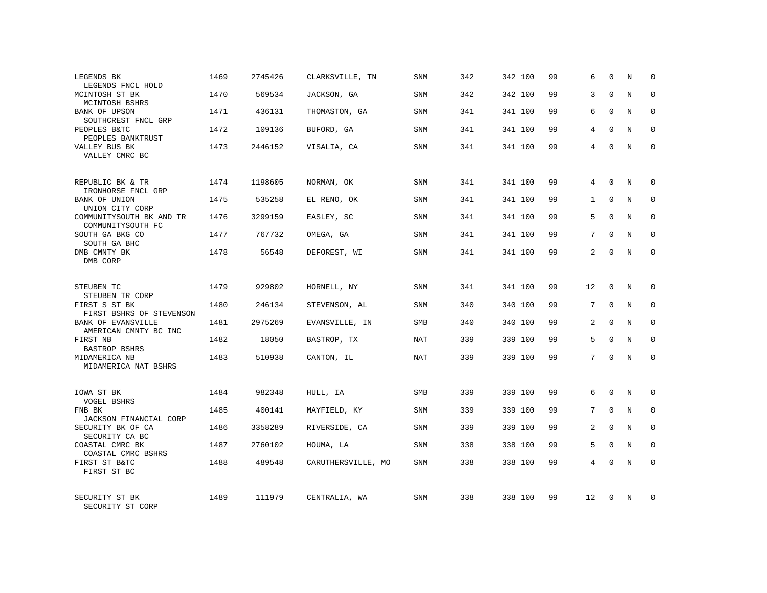| | | | | | | | | | | | |
|---|---|---|---|---|---|---|---|---|---|---|---|
| LEGENDS BK<br>LEGENDS FNCL HOLD | 1469 | 2745426 | CLARKSVILLE, TN | SNM | 342 | 342 100 | 99 | 6 | 0 | N | 0 |
| MCINTOSH ST BK<br>MCINTOSH BSHRS | 1470 | 569534 | JACKSON, GA | SNM | 342 | 342 100 | 99 | 3 | 0 | N | 0 |
| BANK OF UPSON<br>SOUTHCREST FNCL GRP | 1471 | 436131 | THOMASTON, GA | SNM | 341 | 341 100 | 99 | 6 | 0 | N | 0 |
| PEOPLES B&TC<br>PEOPLES BANKTRUST | 1472 | 109136 | BUFORD, GA | SNM | 341 | 341 100 | 99 | 4 | 0 | N | 0 |
| VALLEY BUS BK<br>VALLEY CMRC BC | 1473 | 2446152 | VISALIA, CA | SNM | 341 | 341 100 | 99 | 4 | 0 | N | 0 |
| REPUBLIC BK & TR<br>IRONHORSE FNCL GRP | 1474 | 1198605 | NORMAN, OK | SNM | 341 | 341 100 | 99 | 4 | 0 | N | 0 |
| BANK OF UNION<br>UNION CITY CORP | 1475 | 535258 | EL RENO, OK | SNM | 341 | 341 100 | 99 | 1 | 0 | N | 0 |
| COMMUNITYSOUTH BK AND TR<br>COMMUNITYSOUTH FC | 1476 | 3299159 | EASLEY, SC | SNM | 341 | 341 100 | 99 | 5 | 0 | N | 0 |
| SOUTH GA BKG CO<br>SOUTH GA BHC | 1477 | 767732 | OMEGA, GA | SNM | 341 | 341 100 | 99 | 7 | 0 | N | 0 |
| DMB CMNTY BK<br>DMB CORP | 1478 | 56548 | DEFOREST, WI | SNM | 341 | 341 100 | 99 | 2 | 0 | N | 0 |
| STEUBEN TC<br>STEUBEN TR CORP | 1479 | 929802 | HORNELL, NY | SNM | 341 | 341 100 | 99 | 12 | 0 | N | 0 |
| FIRST S ST BK<br>FIRST BSHRS OF STEVENSON | 1480 | 246134 | STEVENSON, AL | SNM | 340 | 340 100 | 99 | 7 | 0 | N | 0 |
| BANK OF EVANSVILLE<br>AMERICAN CMNTY BC INC | 1481 | 2975269 | EVANSVILLE, IN | SMB | 340 | 340 100 | 99 | 2 | 0 | N | 0 |
| FIRST NB<br>BASTROP BSHRS | 1482 | 18050 | BASTROP, TX | NAT | 339 | 339 100 | 99 | 5 | 0 | N | 0 |
| MIDAMERICA NB<br>MIDAMERICA NAT BSHRS | 1483 | 510938 | CANTON, IL | NAT | 339 | 339 100 | 99 | 7 | 0 | N | 0 |
| IOWA ST BK<br>VOGEL BSHRS | 1484 | 982348 | HULL, IA | SMB | 339 | 339 100 | 99 | 6 | 0 | N | 0 |
| FNB BK<br>JACKSON FINANCIAL CORP | 1485 | 400141 | MAYFIELD, KY | SNM | 339 | 339 100 | 99 | 7 | 0 | N | 0 |
| SECURITY BK OF CA<br>SECURITY CA BC | 1486 | 3358289 | RIVERSIDE, CA | SNM | 339 | 339 100 | 99 | 2 | 0 | N | 0 |
| COASTAL CMRC BK<br>COASTAL CMRC BSHRS | 1487 | 2760102 | HOUMA, LA | SNM | 338 | 338 100 | 99 | 5 | 0 | N | 0 |
| FIRST ST B&TC<br>FIRST ST BC | 1488 | 489548 | CARUTHERSVILLE, MO | SNM | 338 | 338 100 | 99 | 4 | 0 | N | 0 |
| SECURITY ST BK<br>SECURITY ST CORP | 1489 | 111979 | CENTRALIA, WA | SNM | 338 | 338 100 | 99 | 12 | 0 | N | 0 |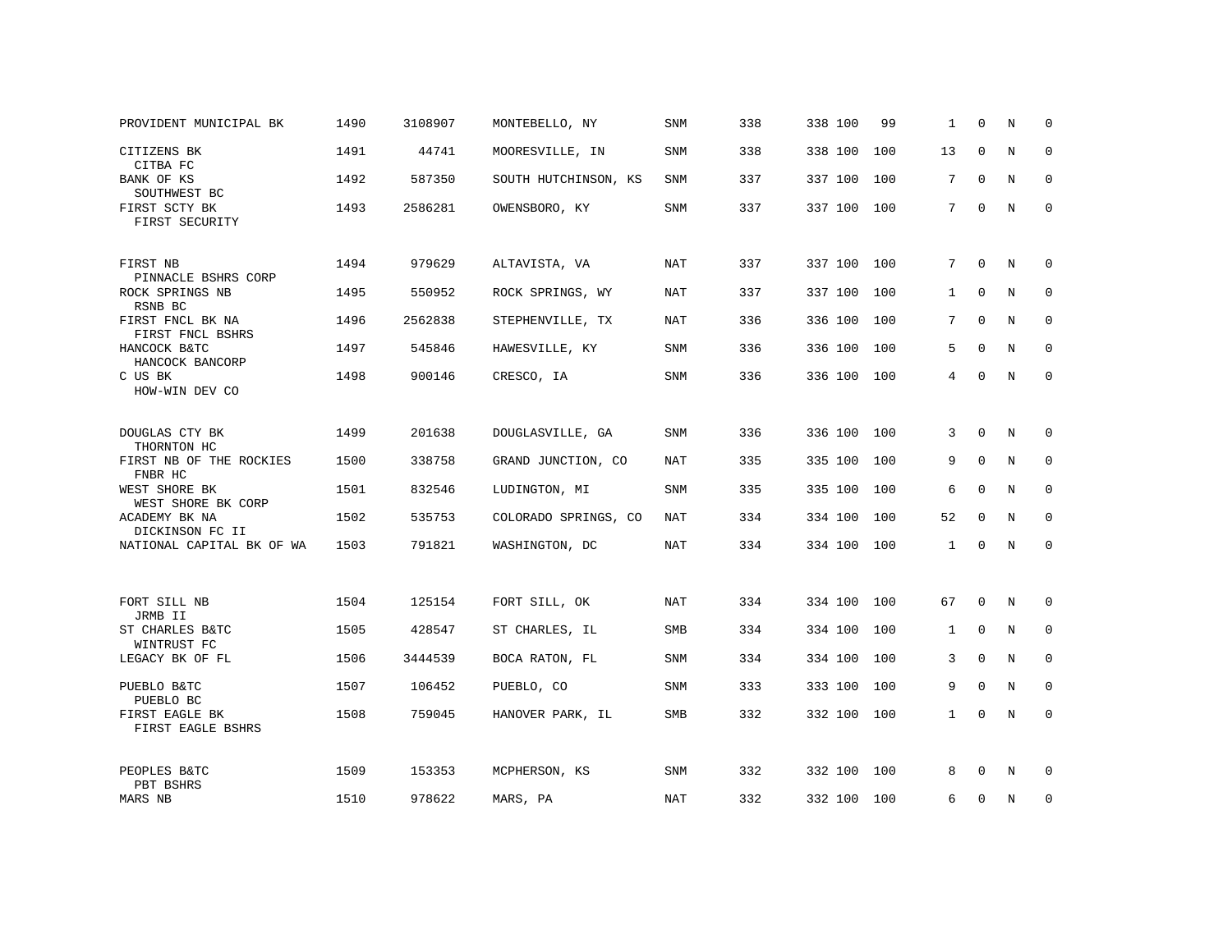| | | | | | | | | | | | | |
|---|---|---|---|---|---|---|---|---|---|---|---|---|
| PROVIDENT MUNICIPAL BK | 1490 | 3108907 | MONTEBELLO, NY | SNM | 338 | 338 | 100 | 99 | 1 | 0 | N | 0 |
| CITIZENS BK<br>CITBA FC | 1491 | 44741 | MOORESVILLE, IN | SNM | 338 | 338 | 100 | 100 | 13 | 0 | N | 0 |
| BANK OF KS<br>SOUTHWEST BC | 1492 | 587350 | SOUTH HUTCHINSON, KS | SNM | 337 | 337 | 100 | 100 | 7 | 0 | N | 0 |
| FIRST SCTY BK<br>FIRST SECURITY | 1493 | 2586281 | OWENSBORO, KY | SNM | 337 | 337 | 100 | 100 | 7 | 0 | N | 0 |
| FIRST NB<br>PINNACLE BSHRS CORP | 1494 | 979629 | ALTAVISTA, VA | NAT | 337 | 337 | 100 | 100 | 7 | 0 | N | 0 |
| ROCK SPRINGS NB<br>RSNB BC | 1495 | 550952 | ROCK SPRINGS, WY | NAT | 337 | 337 | 100 | 100 | 1 | 0 | N | 0 |
| FIRST FNCL BK NA<br>FIRST FNCL BSHRS | 1496 | 2562838 | STEPHENVILLE, TX | NAT | 336 | 336 | 100 | 100 | 7 | 0 | N | 0 |
| HANCOCK B&TC<br>HANCOCK BANCORP | 1497 | 545846 | HAWESVILLE, KY | SNM | 336 | 336 | 100 | 100 | 5 | 0 | N | 0 |
| C US BK<br>HOW-WIN DEV CO | 1498 | 900146 | CRESCO, IA | SNM | 336 | 336 | 100 | 100 | 4 | 0 | N | 0 |
| DOUGLAS CTY BK<br>THORNTON HC | 1499 | 201638 | DOUGLASVILLE, GA | SNM | 336 | 336 | 100 | 100 | 3 | 0 | N | 0 |
| FIRST NB OF THE ROCKIES<br>FNBR HC | 1500 | 338758 | GRAND JUNCTION, CO | NAT | 335 | 335 | 100 | 100 | 9 | 0 | N | 0 |
| WEST SHORE BK<br>WEST SHORE BK CORP | 1501 | 832546 | LUDINGTON, MI | SNM | 335 | 335 | 100 | 100 | 6 | 0 | N | 0 |
| ACADEMY BK NA<br>DICKINSON FC II | 1502 | 535753 | COLORADO SPRINGS, CO | NAT | 334 | 334 | 100 | 100 | 52 | 0 | N | 0 |
| NATIONAL CAPITAL BK OF WA | 1503 | 791821 | WASHINGTON, DC | NAT | 334 | 334 | 100 | 100 | 1 | 0 | N | 0 |
| FORT SILL NB<br>JRMB II | 1504 | 125154 | FORT SILL, OK | NAT | 334 | 334 | 100 | 100 | 67 | 0 | N | 0 |
| ST CHARLES B&TC<br>WINTRUST FC | 1505 | 428547 | ST CHARLES, IL | SMB | 334 | 334 | 100 | 100 | 1 | 0 | N | 0 |
| LEGACY BK OF FL | 1506 | 3444539 | BOCA RATON, FL | SNM | 334 | 334 | 100 | 100 | 3 | 0 | N | 0 |
| PUEBLO B&TC<br>PUEBLO BC | 1507 | 106452 | PUEBLO, CO | SNM | 333 | 333 | 100 | 100 | 9 | 0 | N | 0 |
| FIRST EAGLE BK<br>FIRST EAGLE BSHRS | 1508 | 759045 | HANOVER PARK, IL | SMB | 332 | 332 | 100 | 100 | 1 | 0 | N | 0 |
| PEOPLES B&TC<br>PBT BSHRS | 1509 | 153353 | MCPHERSON, KS | SNM | 332 | 332 | 100 | 100 | 8 | 0 | N | 0 |
| MARS NB | 1510 | 978622 | MARS, PA | NAT | 332 | 332 | 100 | 100 | 6 | 0 | N | 0 |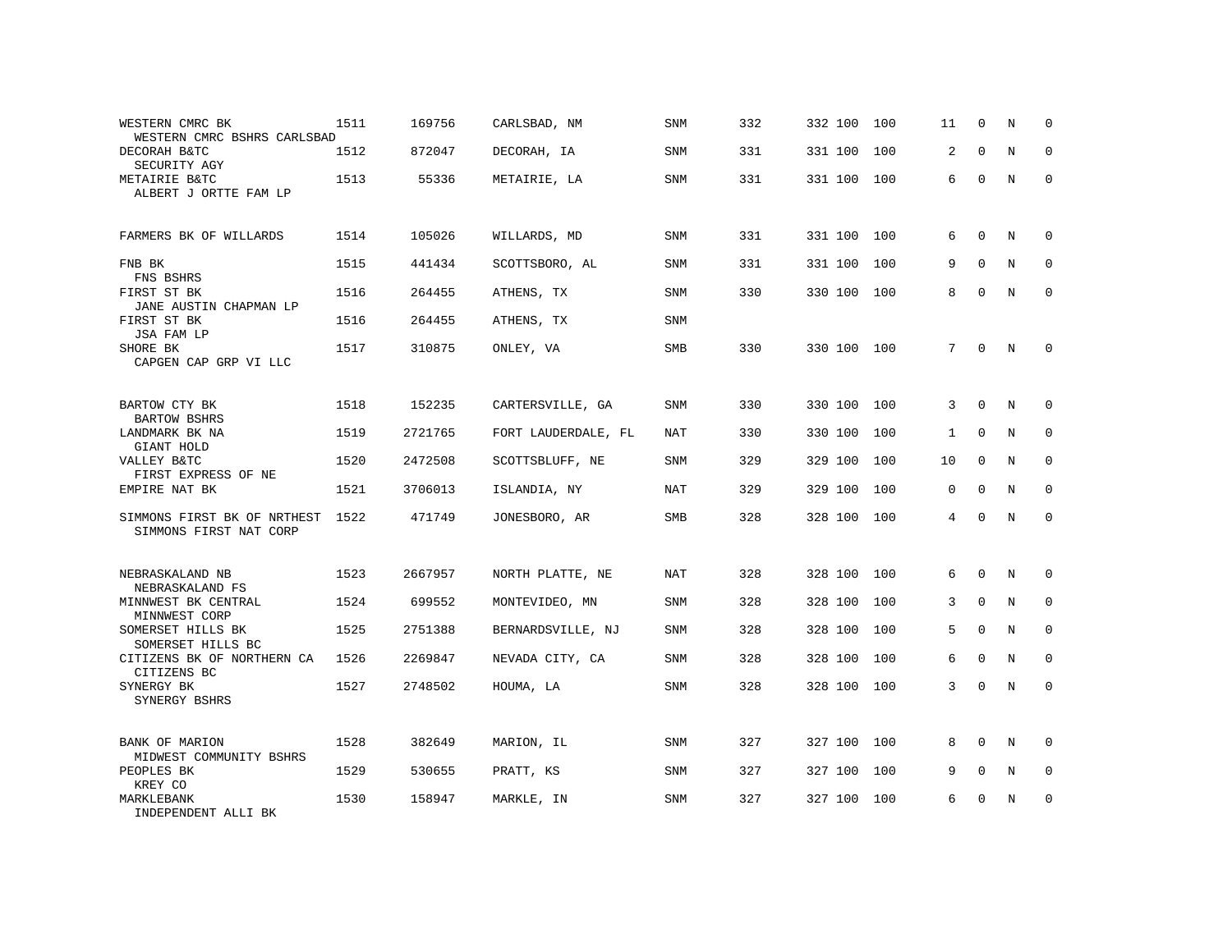| | | | | | | | | | | | | |
|---|---|---|---|---|---|---|---|---|---|---|---|---|
| WESTERN CMRC BK<br>WESTERN CMRC BSHRS CARLSBAD | 1511 | 169756 | CARLSBAD, NM | SNM | 332 | 332 | 100 | 100 | 11 | 0 | N | 0 |
| DECORAH B&TC<br>SECURITY AGY | 1512 | 872047 | DECORAH, IA | SNM | 331 | 331 | 100 | 100 | 2 | 0 | N | 0 |
| METAIRIE B&TC<br>ALBERT J ORTTE FAM LP | 1513 | 55336 | METAIRIE, LA | SNM | 331 | 331 | 100 | 100 | 6 | 0 | N | 0 |
| FARMERS BK OF WILLARDS | 1514 | 105026 | WILLARDS, MD | SNM | 331 | 331 | 100 | 100 | 6 | 0 | N | 0 |
| FNB BK<br>FNS BSHRS | 1515 | 441434 | SCOTTSBORO, AL | SNM | 331 | 331 | 100 | 100 | 9 | 0 | N | 0 |
| FIRST ST BK<br>JANE AUSTIN CHAPMAN LP | 1516 | 264455 | ATHENS, TX | SNM | 330 | 330 | 100 | 100 | 8 | 0 | N | 0 |
| FIRST ST BK<br>JSA FAM LP | 1516 | 264455 | ATHENS, TX | SNM | | | | | | | | |
| SHORE BK<br>CAPGEN CAP GRP VI LLC | 1517 | 310875 | ONLEY, VA | SMB | 330 | 330 | 100 | 100 | 7 | 0 | N | 0 |
| BARTOW CTY BK<br>BARTOW BSHRS | 1518 | 152235 | CARTERSVILLE, GA | SNM | 330 | 330 | 100 | 100 | 3 | 0 | N | 0 |
| LANDMARK BK NA<br>GIANT HOLD | 1519 | 2721765 | FORT LAUDERDALE, FL | NAT | 330 | 330 | 100 | 100 | 1 | 0 | N | 0 |
| VALLEY B&TC<br>FIRST EXPRESS OF NE | 1520 | 2472508 | SCOTTSBLUFF, NE | SNM | 329 | 329 | 100 | 100 | 10 | 0 | N | 0 |
| EMPIRE NAT BK | 1521 | 3706013 | ISLANDIA, NY | NAT | 329 | 329 | 100 | 100 | 0 | 0 | N | 0 |
| SIMMONS FIRST BK OF NRTHEST<br>SIMMONS FIRST NAT CORP | 1522 | 471749 | JONESBORO, AR | SMB | 328 | 328 | 100 | 100 | 4 | 0 | N | 0 |
| NEBRASKALAND NB<br>NEBRASKALAND FS | 1523 | 2667957 | NORTH PLATTE, NE | NAT | 328 | 328 | 100 | 100 | 6 | 0 | N | 0 |
| MINNWEST BK CENTRAL<br>MINNWEST CORP | 1524 | 699552 | MONTEVIDEO, MN | SNM | 328 | 328 | 100 | 100 | 3 | 0 | N | 0 |
| SOMERSET HILLS BK<br>SOMERSET HILLS BC | 1525 | 2751388 | BERNARDSVILLE, NJ | SNM | 328 | 328 | 100 | 100 | 5 | 0 | N | 0 |
| CITIZENS BK OF NORTHERN CA<br>CITIZENS BC | 1526 | 2269847 | NEVADA CITY, CA | SNM | 328 | 328 | 100 | 100 | 6 | 0 | N | 0 |
| SYNERGY BK<br>SYNERGY BSHRS | 1527 | 2748502 | HOUMA, LA | SNM | 328 | 328 | 100 | 100 | 3 | 0 | N | 0 |
| BANK OF MARION<br>MIDWEST COMMUNITY BSHRS | 1528 | 382649 | MARION, IL | SNM | 327 | 327 | 100 | 100 | 8 | 0 | N | 0 |
| PEOPLES BK<br>KREY CO | 1529 | 530655 | PRATT, KS | SNM | 327 | 327 | 100 | 100 | 9 | 0 | N | 0 |
| MARKLEBANK<br>INDEPENDENT ALLI BK | 1530 | 158947 | MARKLE, IN | SNM | 327 | 327 | 100 | 100 | 6 | 0 | N | 0 |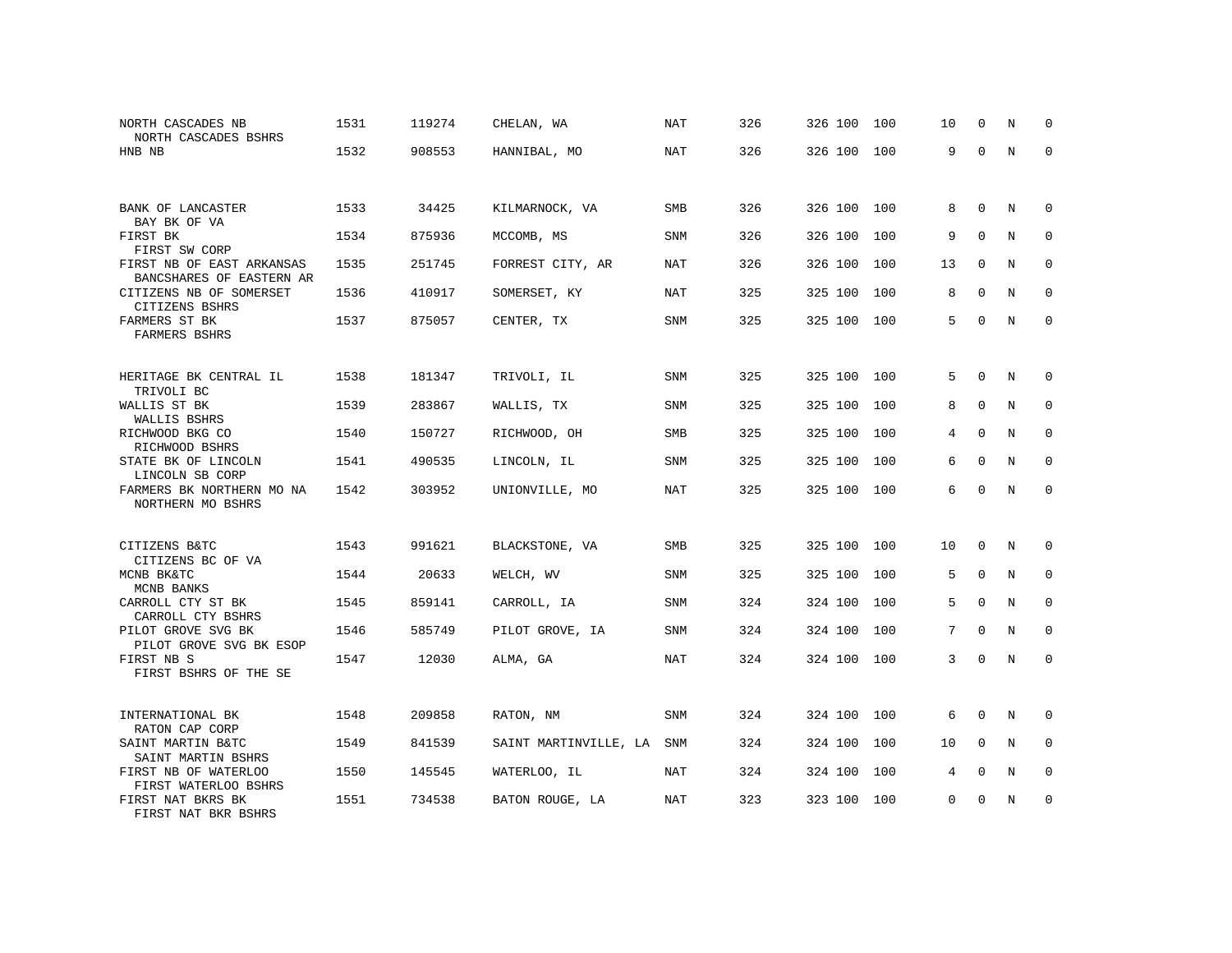| | | | | | | | | | | | | |
|---|---|---|---|---|---|---|---|---|---|---|---|---|
| NORTH CASCADES NB<br>NORTH CASCADES BSHRS | 1531 | 119274 | CHELAN, WA | NAT | 326 | 326 | 100 | 100 | 10 | 0 | N | 0 |
| HNB NB | 1532 | 908553 | HANNIBAL, MO | NAT | 326 | 326 | 100 | 100 | 9 | 0 | N | 0 |
| BANK OF LANCASTER<br>BAY BK OF VA | 1533 | 34425 | KILMARNOCK, VA | SMB | 326 | 326 | 100 | 100 | 8 | 0 | N | 0 |
| FIRST BK<br>FIRST SW CORP | 1534 | 875936 | MCCOMB, MS | SNM | 326 | 326 | 100 | 100 | 9 | 0 | N | 0 |
| FIRST NB OF EAST ARKANSAS<br>BANCSHARES OF EASTERN AR | 1535 | 251745 | FORREST CITY, AR | NAT | 326 | 326 | 100 | 100 | 13 | 0 | N | 0 |
| CITIZENS NB OF SOMERSET<br>CITIZENS BSHRS | 1536 | 410917 | SOMERSET, KY | NAT | 325 | 325 | 100 | 100 | 8 | 0 | N | 0 |
| FARMERS ST BK<br>FARMERS BSHRS | 1537 | 875057 | CENTER, TX | SNM | 325 | 325 | 100 | 100 | 5 | 0 | N | 0 |
| HERITAGE BK CENTRAL IL<br>TRIVOLI BC | 1538 | 181347 | TRIVOLI, IL | SNM | 325 | 325 | 100 | 100 | 5 | 0 | N | 0 |
| WALLIS ST BK<br>WALLIS BSHRS | 1539 | 283867 | WALLIS, TX | SNM | 325 | 325 | 100 | 100 | 8 | 0 | N | 0 |
| RICHWOOD BKG CO<br>RICHWOOD BSHRS | 1540 | 150727 | RICHWOOD, OH | SMB | 325 | 325 | 100 | 100 | 4 | 0 | N | 0 |
| STATE BK OF LINCOLN<br>LINCOLN SB CORP | 1541 | 490535 | LINCOLN, IL | SNM | 325 | 325 | 100 | 100 | 6 | 0 | N | 0 |
| FARMERS BK NORTHERN MO NA<br>NORTHERN MO BSHRS | 1542 | 303952 | UNIONVILLE, MO | NAT | 325 | 325 | 100 | 100 | 6 | 0 | N | 0 |
| CITIZENS B&TC<br>CITIZENS BC OF VA | 1543 | 991621 | BLACKSTONE, VA | SMB | 325 | 325 | 100 | 100 | 10 | 0 | N | 0 |
| MCNB BK&TC<br>MCNB BANKS | 1544 | 20633 | WELCH, WV | SNM | 325 | 325 | 100 | 100 | 5 | 0 | N | 0 |
| CARROLL CTY ST BK<br>CARROLL CTY BSHRS | 1545 | 859141 | CARROLL, IA | SNM | 324 | 324 | 100 | 100 | 5 | 0 | N | 0 |
| PILOT GROVE SVG BK<br>PILOT GROVE SVG BK ESOP | 1546 | 585749 | PILOT GROVE, IA | SNM | 324 | 324 | 100 | 100 | 7 | 0 | N | 0 |
| FIRST NB S<br>FIRST BSHRS OF THE SE | 1547 | 12030 | ALMA, GA | NAT | 324 | 324 | 100 | 100 | 3 | 0 | N | 0 |
| INTERNATIONAL BK<br>RATON CAP CORP | 1548 | 209858 | RATON, NM | SNM | 324 | 324 | 100 | 100 | 6 | 0 | N | 0 |
| SAINT MARTIN B&TC<br>SAINT MARTIN BSHRS | 1549 | 841539 | SAINT MARTINVILLE, LA | SNM | 324 | 324 | 100 | 100 | 10 | 0 | N | 0 |
| FIRST NB OF WATERLOO<br>FIRST WATERLOO BSHRS | 1550 | 145545 | WATERLOO, IL | NAT | 324 | 324 | 100 | 100 | 4 | 0 | N | 0 |
| FIRST NAT BKRS BK<br>FIRST NAT BKR BSHRS | 1551 | 734538 | BATON ROUGE, LA | NAT | 323 | 323 | 100 | 100 | 0 | 0 | N | 0 |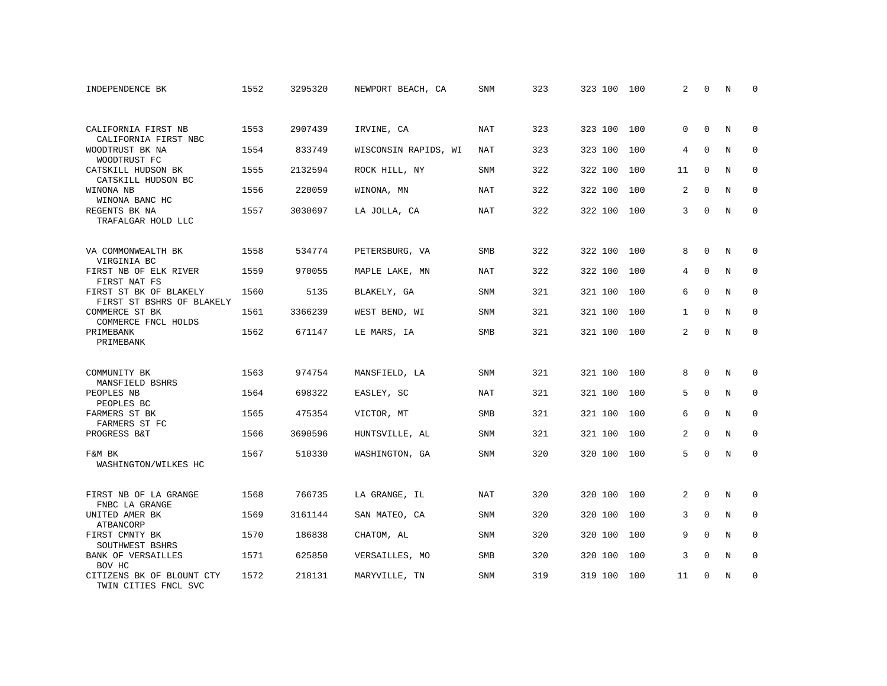| | | | | | | | | | | | | |
|---|---|---|---|---|---|---|---|---|---|---|---|---|
| INDEPENDENCE BK | 1552 | 3295320 | NEWPORT BEACH, CA | SNM | 323 | 323 | 100 | 100 | 2 | 0 | N | 0 |
| CALIFORNIA FIRST NB<br>CALIFORNIA FIRST NBC | 1553 | 2907439 | IRVINE, CA | NAT | 323 | 323 | 100 | 100 | 0 | 0 | N | 0 |
| WOODTRUST BK NA<br>WOODTRUST FC | 1554 | 833749 | WISCONSIN RAPIDS, WI | NAT | 323 | 323 | 100 | 100 | 4 | 0 | N | 0 |
| CATSKILL HUDSON BK<br>CATSKILL HUDSON BC | 1555 | 2132594 | ROCK HILL, NY | SNM | 322 | 322 | 100 | 100 | 11 | 0 | N | 0 |
| WINONA NB<br>WINONA BANC HC | 1556 | 220059 | WINONA, MN | NAT | 322 | 322 | 100 | 100 | 2 | 0 | N | 0 |
| REGENTS BK NA<br>TRAFALGAR HOLD LLC | 1557 | 3030697 | LA JOLLA, CA | NAT | 322 | 322 | 100 | 100 | 3 | 0 | N | 0 |
| VA COMMONWEALTH BK<br>VIRGINIA BC | 1558 | 534774 | PETERSBURG, VA | SMB | 322 | 322 | 100 | 100 | 8 | 0 | N | 0 |
| FIRST NB OF ELK RIVER<br>FIRST NAT FS | 1559 | 970055 | MAPLE LAKE, MN | NAT | 322 | 322 | 100 | 100 | 4 | 0 | N | 0 |
| FIRST ST BK OF BLAKELY<br>FIRST ST BSHRS OF BLAKELY | 1560 | 5135 | BLAKELY, GA | SNM | 321 | 321 | 100 | 100 | 6 | 0 | N | 0 |
| COMMERCE ST BK<br>COMMERCE FNCL HOLDS | 1561 | 3366239 | WEST BEND, WI | SNM | 321 | 321 | 100 | 100 | 1 | 0 | N | 0 |
| PRIMEBANK<br>PRIMEBANK | 1562 | 671147 | LE MARS, IA | SMB | 321 | 321 | 100 | 100 | 2 | 0 | N | 0 |
| COMMUNITY BK<br>MANSFIELD BSHRS | 1563 | 974754 | MANSFIELD, LA | SNM | 321 | 321 | 100 | 100 | 8 | 0 | N | 0 |
| PEOPLES NB<br>PEOPLES BC | 1564 | 698322 | EASLEY, SC | NAT | 321 | 321 | 100 | 100 | 5 | 0 | N | 0 |
| FARMERS ST BK<br>FARMERS ST FC | 1565 | 475354 | VICTOR, MT | SMB | 321 | 321 | 100 | 100 | 6 | 0 | N | 0 |
| PROGRESS B&T | 1566 | 3690596 | HUNTSVILLE, AL | SNM | 321 | 321 | 100 | 100 | 2 | 0 | N | 0 |
| F&M BK<br>WASHINGTON/WILKES HC | 1567 | 510330 | WASHINGTON, GA | SNM | 320 | 320 | 100 | 100 | 5 | 0 | N | 0 |
| FIRST NB OF LA GRANGE<br>FNBC LA GRANGE | 1568 | 766735 | LA GRANGE, IL | NAT | 320 | 320 | 100 | 100 | 2 | 0 | N | 0 |
| UNITED AMER BK<br>ATBANCORP | 1569 | 3161144 | SAN MATEO, CA | SNM | 320 | 320 | 100 | 100 | 3 | 0 | N | 0 |
| FIRST CMNTY BK<br>SOUTHWEST BSHRS | 1570 | 186838 | CHATOM, AL | SNM | 320 | 320 | 100 | 100 | 9 | 0 | N | 0 |
| BANK OF VERSAILLES<br>BOV HC | 1571 | 625850 | VERSAILLES, MO | SMB | 320 | 320 | 100 | 100 | 3 | 0 | N | 0 |
| CITIZENS BK OF BLOUNT CTY<br>TWIN CITIES FNCL SVC | 1572 | 218131 | MARYVILLE, TN | SNM | 319 | 319 | 100 | 100 | 11 | 0 | N | 0 |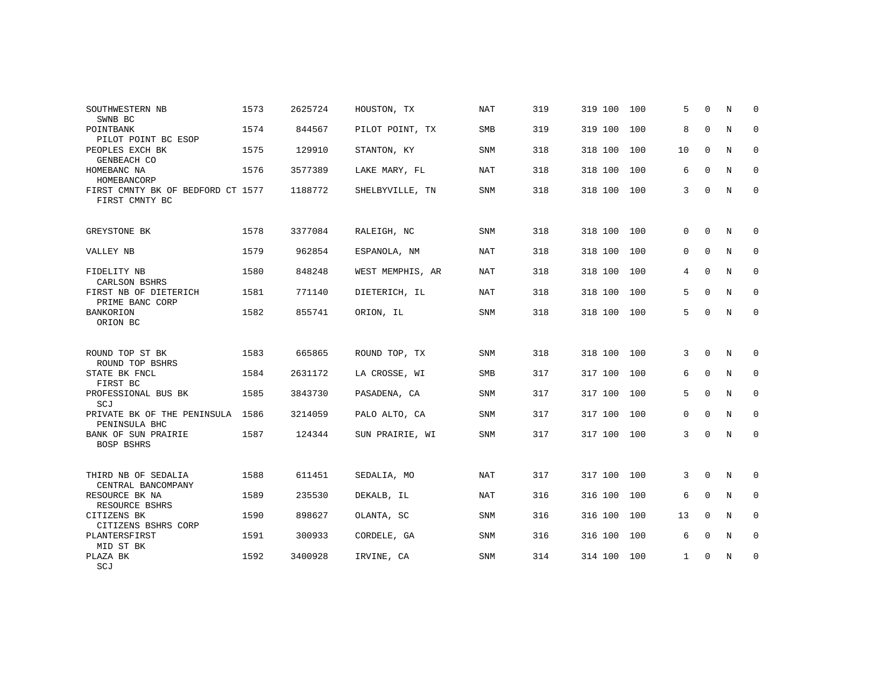| | | | | | | | | | | | | |
|---|---|---|---|---|---|---|---|---|---|---|---|---|
| SOUTHWESTERN NB<br>SWNB BC | 1573 | 2625724 | HOUSTON, TX | NAT | 319 | 319 | 100 | 100 | 5 | 0 | N | 0 |
| POINTBANK<br>PILOT POINT BC ESOP | 1574 | 844567 | PILOT POINT, TX | SMB | 319 | 319 | 100 | 100 | 8 | 0 | N | 0 |
| PEOPLES EXCH BK<br>GENBEACH CO | 1575 | 129910 | STANTON, KY | SNM | 318 | 318 | 100 | 100 | 10 | 0 | N | 0 |
| HOMEBANC NA<br>HOMEBANCORP | 1576 | 3577389 | LAKE MARY, FL | NAT | 318 | 318 | 100 | 100 | 6 | 0 | N | 0 |
| FIRST CMNTY BK OF BEDFORD CT<br>FIRST CMNTY BC | 1577 | 1188772 | SHELBYVILLE, TN | SNM | 318 | 318 | 100 | 100 | 3 | 0 | N | 0 |
| GREYSTONE BK | 1578 | 3377084 | RALEIGH, NC | SNM | 318 | 318 | 100 | 100 | 0 | 0 | N | 0 |
| VALLEY NB | 1579 | 962854 | ESPANOLA, NM | NAT | 318 | 318 | 100 | 100 | 0 | 0 | N | 0 |
| FIDELITY NB<br>CARLSON BSHRS | 1580 | 848248 | WEST MEMPHIS, AR | NAT | 318 | 318 | 100 | 100 | 4 | 0 | N | 0 |
| FIRST NB OF DIETERICH<br>PRIME BANC CORP | 1581 | 771140 | DIETERICH, IL | NAT | 318 | 318 | 100 | 100 | 5 | 0 | N | 0 |
| BANKORION<br>ORION BC | 1582 | 855741 | ORION, IL | SNM | 318 | 318 | 100 | 100 | 5 | 0 | N | 0 |
| ROUND TOP ST BK<br>ROUND TOP BSHRS | 1583 | 665865 | ROUND TOP, TX | SNM | 318 | 318 | 100 | 100 | 3 | 0 | N | 0 |
| STATE BK FNCL<br>FIRST BC | 1584 | 2631172 | LA CROSSE, WI | SMB | 317 | 317 | 100 | 100 | 6 | 0 | N | 0 |
| PROFESSIONAL BUS BK<br>SCJ | 1585 | 3843730 | PASADENA, CA | SNM | 317 | 317 | 100 | 100 | 5 | 0 | N | 0 |
| PRIVATE BK OF THE PENINSULA<br>PENINSULA BHC | 1586 | 3214059 | PALO ALTO, CA | SNM | 317 | 317 | 100 | 100 | 0 | 0 | N | 0 |
| BANK OF SUN PRAIRIE<br>BOSP BSHRS | 1587 | 124344 | SUN PRAIRIE, WI | SNM | 317 | 317 | 100 | 100 | 3 | 0 | N | 0 |
| THIRD NB OF SEDALIA<br>CENTRAL BANCOMPANY | 1588 | 611451 | SEDALIA, MO | NAT | 317 | 317 | 100 | 100 | 3 | 0 | N | 0 |
| RESOURCE BK NA<br>RESOURCE BSHRS | 1589 | 235530 | DEKALB, IL | NAT | 316 | 316 | 100 | 100 | 6 | 0 | N | 0 |
| CITIZENS BK<br>CITIZENS BSHRS CORP | 1590 | 898627 | OLANTA, SC | SNM | 316 | 316 | 100 | 100 | 13 | 0 | N | 0 |
| PLANTERSFIRST<br>MID ST BK | 1591 | 300933 | CORDELE, GA | SNM | 316 | 316 | 100 | 100 | 6 | 0 | N | 0 |
| PLAZA BK<br>SCJ | 1592 | 3400928 | IRVINE, CA | SNM | 314 | 314 | 100 | 100 | 1 | 0 | N | 0 |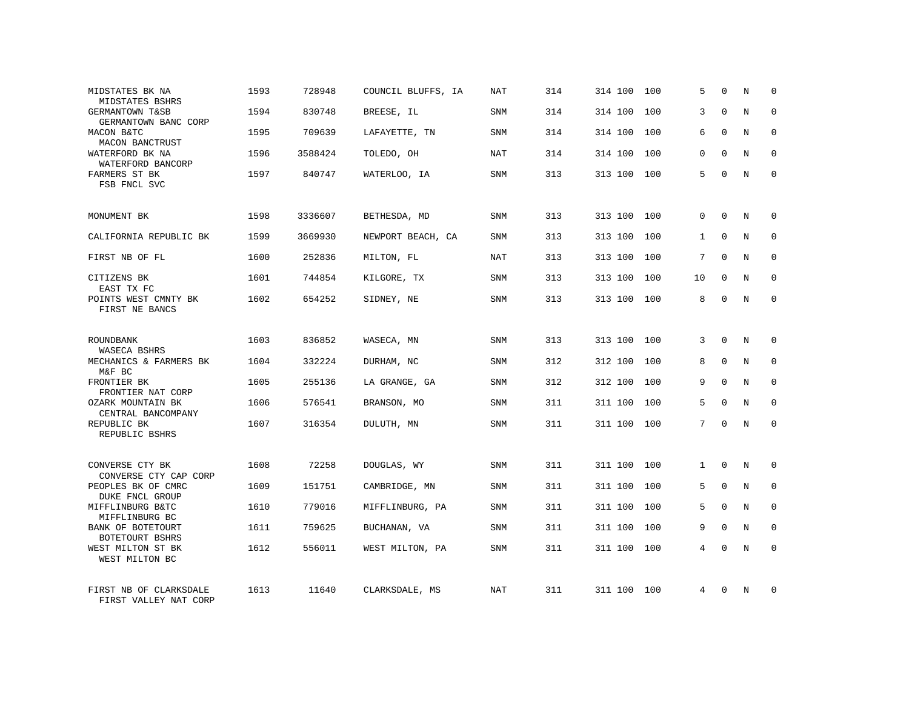| | | | | | | | | | | | | |
|---|---|---|---|---|---|---|---|---|---|---|---|---|
| MIDSTATES BK NA<br>MIDSTATES BSHRS | 1593 | 728948 | COUNCIL BLUFFS, IA | NAT | 314 | 314 | 100 | 100 | 5 | 0 | N | 0 |
| GERMANTOWN T&SB<br>GERMANTOWN BANC CORP | 1594 | 830748 | BREESE, IL | SNM | 314 | 314 | 100 | 100 | 3 | 0 | N | 0 |
| MACON B&TC<br>MACON BANCTRUST | 1595 | 709639 | LAFAYETTE, TN | SNM | 314 | 314 | 100 | 100 | 6 | 0 | N | 0 |
| WATERFORD BK NA<br>WATERFORD BANCORP | 1596 | 3588424 | TOLEDO, OH | NAT | 314 | 314 | 100 | 100 | 0 | 0 | N | 0 |
| FARMERS ST BK<br>FSB FNCL SVC | 1597 | 840747 | WATERLOO, IA | SNM | 313 | 313 | 100 | 100 | 5 | 0 | N | 0 |
| MONUMENT BK | 1598 | 3336607 | BETHESDA, MD | SNM | 313 | 313 | 100 | 100 | 0 | 0 | N | 0 |
| CALIFORNIA REPUBLIC BK | 1599 | 3669930 | NEWPORT BEACH, CA | SNM | 313 | 313 | 100 | 100 | 1 | 0 | N | 0 |
| FIRST NB OF FL | 1600 | 252836 | MILTON, FL | NAT | 313 | 313 | 100 | 100 | 7 | 0 | N | 0 |
| CITIZENS BK<br>EAST TX FC | 1601 | 744854 | KILGORE, TX | SNM | 313 | 313 | 100 | 100 | 10 | 0 | N | 0 |
| POINTS WEST CMNTY BK<br>FIRST NE BANCS | 1602 | 654252 | SIDNEY, NE | SNM | 313 | 313 | 100 | 100 | 8 | 0 | N | 0 |
| ROUNDBANK<br>WASECA BSHRS | 1603 | 836852 | WASECA, MN | SNM | 313 | 313 | 100 | 100 | 3 | 0 | N | 0 |
| MECHANICS & FARMERS BK<br>M&F BC | 1604 | 332224 | DURHAM, NC | SNM | 312 | 312 | 100 | 100 | 8 | 0 | N | 0 |
| FRONTIER BK<br>FRONTIER NAT CORP | 1605 | 255136 | LA GRANGE, GA | SNM | 312 | 312 | 100 | 100 | 9 | 0 | N | 0 |
| OZARK MOUNTAIN BK<br>CENTRAL BANCOMPANY | 1606 | 576541 | BRANSON, MO | SNM | 311 | 311 | 100 | 100 | 5 | 0 | N | 0 |
| REPUBLIC BK<br>REPUBLIC BSHRS | 1607 | 316354 | DULUTH, MN | SNM | 311 | 311 | 100 | 100 | 7 | 0 | N | 0 |
| CONVERSE CTY BK<br>CONVERSE CTY CAP CORP | 1608 | 72258 | DOUGLAS, WY | SNM | 311 | 311 | 100 | 100 | 1 | 0 | N | 0 |
| PEOPLES BK OF CMRC<br>DUKE FNCL GROUP | 1609 | 151751 | CAMBRIDGE, MN | SNM | 311 | 311 | 100 | 100 | 5 | 0 | N | 0 |
| MIFFLINBURG B&TC<br>MIFFLINBURG BC | 1610 | 779016 | MIFFLINBURG, PA | SNM | 311 | 311 | 100 | 100 | 5 | 0 | N | 0 |
| BANK OF BOTETOURT<br>BOTETOURT BSHRS | 1611 | 759625 | BUCHANAN, VA | SNM | 311 | 311 | 100 | 100 | 9 | 0 | N | 0 |
| WEST MILTON ST BK<br>WEST MILTON BC | 1612 | 556011 | WEST MILTON, PA | SNM | 311 | 311 | 100 | 100 | 4 | 0 | N | 0 |
| FIRST NB OF CLARKSDALE<br>FIRST VALLEY NAT CORP | 1613 | 11640 | CLARKSDALE, MS | NAT | 311 | 311 | 100 | 100 | 4 | 0 | N | 0 |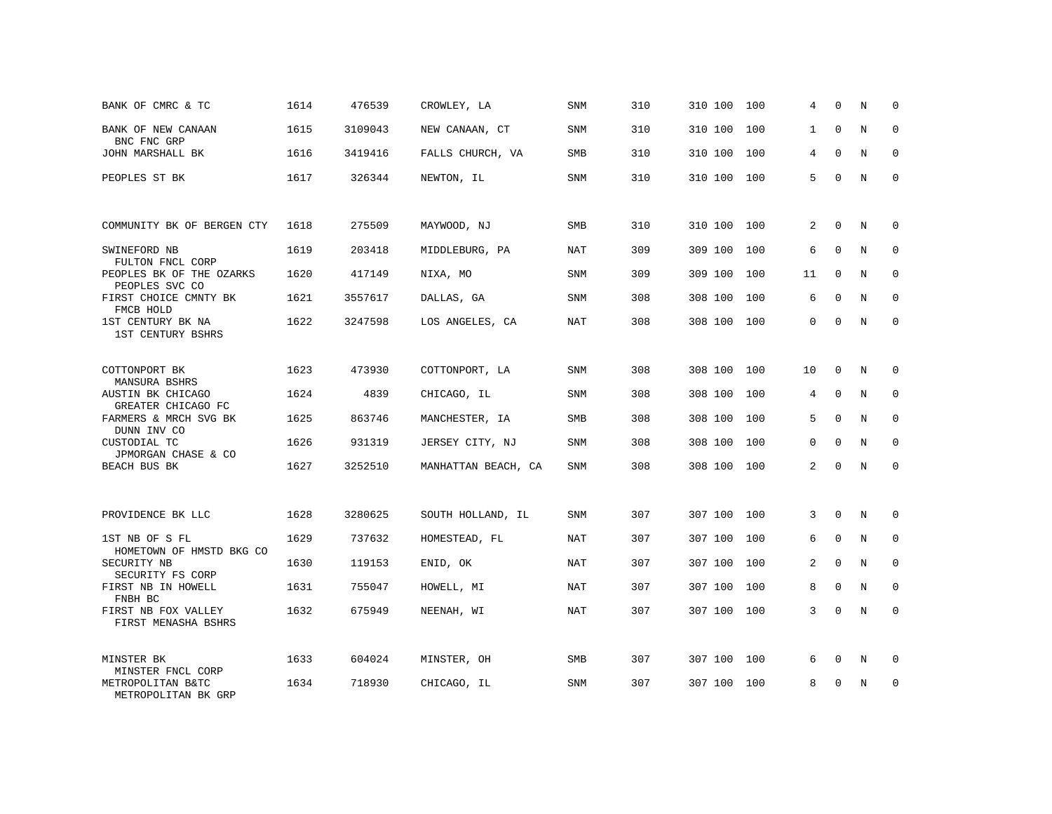| | | | | | | | | | | | | |
|---|---|---|---|---|---|---|---|---|---|---|---|---|
| BANK OF CMRC & TC | 1614 | 476539 | CROWLEY, LA | SNM | 310 | 310 | 100 | 100 | 4 | 0 | N | 0 |
| BANK OF NEW CANAAN<br>BNC FNC GRP | 1615 | 3109043 | NEW CANAAN, CT | SNM | 310 | 310 | 100 | 100 | 1 | 0 | N | 0 |
| JOHN MARSHALL BK | 1616 | 3419416 | FALLS CHURCH, VA | SMB | 310 | 310 | 100 | 100 | 4 | 0 | N | 0 |
| PEOPLES ST BK | 1617 | 326344 | NEWTON, IL | SNM | 310 | 310 | 100 | 100 | 5 | 0 | N | 0 |
| COMMUNITY BK OF BERGEN CTY | 1618 | 275509 | MAYWOOD, NJ | SMB | 310 | 310 | 100 | 100 | 2 | 0 | N | 0 |
| SWINEFORD NB<br>FULTON FNCL CORP | 1619 | 203418 | MIDDLEBURG, PA | NAT | 309 | 309 | 100 | 100 | 6 | 0 | N | 0 |
| PEOPLES BK OF THE OZARKS<br>PEOPLES SVC CO | 1620 | 417149 | NIXA, MO | SNM | 309 | 309 | 100 | 100 | 11 | 0 | N | 0 |
| FIRST CHOICE CMNTY BK<br>FMCB HOLD | 1621 | 3557617 | DALLAS, GA | SNM | 308 | 308 | 100 | 100 | 6 | 0 | N | 0 |
| 1ST CENTURY BK NA<br>1ST CENTURY BSHRS | 1622 | 3247598 | LOS ANGELES, CA | NAT | 308 | 308 | 100 | 100 | 0 | 0 | N | 0 |
| COTTONPORT BK<br>MANSURA BSHRS | 1623 | 473930 | COTTONPORT, LA | SNM | 308 | 308 | 100 | 100 | 10 | 0 | N | 0 |
| AUSTIN BK CHICAGO<br>GREATER CHICAGO FC | 1624 | 4839 | CHICAGO, IL | SNM | 308 | 308 | 100 | 100 | 4 | 0 | N | 0 |
| FARMERS & MRCH SVG BK<br>DUNN INV CO | 1625 | 863746 | MANCHESTER, IA | SMB | 308 | 308 | 100 | 100 | 5 | 0 | N | 0 |
| CUSTODIAL TC<br>JPMORGAN CHASE & CO | 1626 | 931319 | JERSEY CITY, NJ | SNM | 308 | 308 | 100 | 100 | 0 | 0 | N | 0 |
| BEACH BUS BK | 1627 | 3252510 | MANHATTAN BEACH, CA | SNM | 308 | 308 | 100 | 100 | 2 | 0 | N | 0 |
| PROVIDENCE BK LLC | 1628 | 3280625 | SOUTH HOLLAND, IL | SNM | 307 | 307 | 100 | 100 | 3 | 0 | N | 0 |
| 1ST NB OF S FL<br>HOMETOWN OF HMSTD BKG CO | 1629 | 737632 | HOMESTEAD, FL | NAT | 307 | 307 | 100 | 100 | 6 | 0 | N | 0 |
| SECURITY NB<br>SECURITY FS CORP | 1630 | 119153 | ENID, OK | NAT | 307 | 307 | 100 | 100 | 2 | 0 | N | 0 |
| FIRST NB IN HOWELL<br>FNBH BC | 1631 | 755047 | HOWELL, MI | NAT | 307 | 307 | 100 | 100 | 8 | 0 | N | 0 |
| FIRST NB FOX VALLEY<br>FIRST MENASHA BSHRS | 1632 | 675949 | NEENAH, WI | NAT | 307 | 307 | 100 | 100 | 3 | 0 | N | 0 |
| MINSTER BK<br>MINSTER FNCL CORP | 1633 | 604024 | MINSTER, OH | SMB | 307 | 307 | 100 | 100 | 6 | 0 | N | 0 |
| METROPOLITAN B&TC<br>METROPOLITAN BK GRP | 1634 | 718930 | CHICAGO, IL | SNM | 307 | 307 | 100 | 100 | 8 | 0 | N | 0 |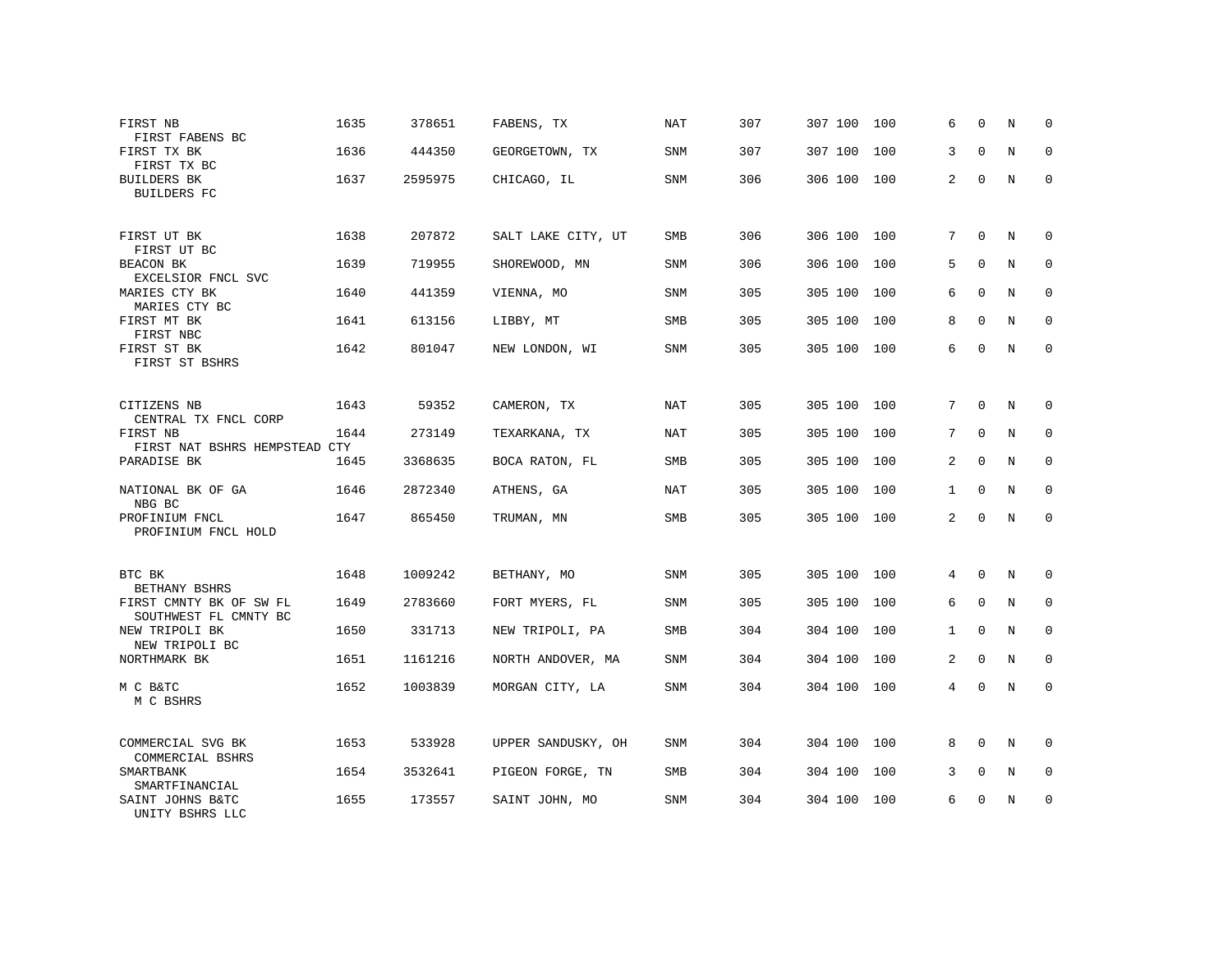| | | | | | | | | | | | | |
|---|---|---|---|---|---|---|---|---|---|---|---|---|
| FIRST NB<br>FIRST FABENS BC | 1635 | 378651 | FABENS, TX | NAT | 307 | 307 | 100 | 100 | 6 | 0 | N | 0 |
| FIRST TX BK<br>FIRST TX BC | 1636 | 444350 | GEORGETOWN, TX | SNM | 307 | 307 | 100 | 100 | 3 | 0 | N | 0 |
| BUILDERS BK<br>BUILDERS FC | 1637 | 2595975 | CHICAGO, IL | SNM | 306 | 306 | 100 | 100 | 2 | 0 | N | 0 |
| FIRST UT BK<br>FIRST UT BC | 1638 | 207872 | SALT LAKE CITY, UT | SMB | 306 | 306 | 100 | 100 | 7 | 0 | N | 0 |
| BEACON BK<br>EXCELSIOR FNCL SVC | 1639 | 719955 | SHOREWOOD, MN | SNM | 306 | 306 | 100 | 100 | 5 | 0 | N | 0 |
| MARIES CTY BK<br>MARIES CTY BC | 1640 | 441359 | VIENNA, MO | SNM | 305 | 305 | 100 | 100 | 6 | 0 | N | 0 |
| FIRST MT BK<br>FIRST NBC | 1641 | 613156 | LIBBY, MT | SMB | 305 | 305 | 100 | 100 | 8 | 0 | N | 0 |
| FIRST ST BK<br>FIRST ST BSHRS | 1642 | 801047 | NEW LONDON, WI | SNM | 305 | 305 | 100 | 100 | 6 | 0 | N | 0 |
| CITIZENS NB<br>CENTRAL TX FNCL CORP | 1643 | 59352 | CAMERON, TX | NAT | 305 | 305 | 100 | 100 | 7 | 0 | N | 0 |
| FIRST NB<br>FIRST NAT BSHRS HEMPSTEAD CTY | 1644 | 273149 | TEXARKANA, TX | NAT | 305 | 305 | 100 | 100 | 7 | 0 | N | 0 |
| PARADISE BK | 1645 | 3368635 | BOCA RATON, FL | SMB | 305 | 305 | 100 | 100 | 2 | 0 | N | 0 |
| NATIONAL BK OF GA<br>NBG BC | 1646 | 2872340 | ATHENS, GA | NAT | 305 | 305 | 100 | 100 | 1 | 0 | N | 0 |
| PROFINIUM FNCL<br>PROFINIUM FNCL HOLD | 1647 | 865450 | TRUMAN, MN | SMB | 305 | 305 | 100 | 100 | 2 | 0 | N | 0 |
| BTC BK<br>BETHANY BSHRS | 1648 | 1009242 | BETHANY, MO | SNM | 305 | 305 | 100 | 100 | 4 | 0 | N | 0 |
| FIRST CMNTY BK OF SW FL<br>SOUTHWEST FL CMNTY BC | 1649 | 2783660 | FORT MYERS, FL | SNM | 305 | 305 | 100 | 100 | 6 | 0 | N | 0 |
| NEW TRIPOLI BK<br>NEW TRIPOLI BC | 1650 | 331713 | NEW TRIPOLI, PA | SMB | 304 | 304 | 100 | 100 | 1 | 0 | N | 0 |
| NORTHMARK BK | 1651 | 1161216 | NORTH ANDOVER, MA | SNM | 304 | 304 | 100 | 100 | 2 | 0 | N | 0 |
| M C B&TC<br>M C BSHRS | 1652 | 1003839 | MORGAN CITY, LA | SNM | 304 | 304 | 100 | 100 | 4 | 0 | N | 0 |
| COMMERCIAL SVG BK<br>COMMERCIAL BSHRS | 1653 | 533928 | UPPER SANDUSKY, OH | SNM | 304 | 304 | 100 | 100 | 8 | 0 | N | 0 |
| SMARTBANK<br>SMARTFINANCIAL | 1654 | 3532641 | PIGEON FORGE, TN | SMB | 304 | 304 | 100 | 100 | 3 | 0 | N | 0 |
| SAINT JOHNS B&TC<br>UNITY BSHRS LLC | 1655 | 173557 | SAINT JOHN, MO | SNM | 304 | 304 | 100 | 100 | 6 | 0 | N | 0 |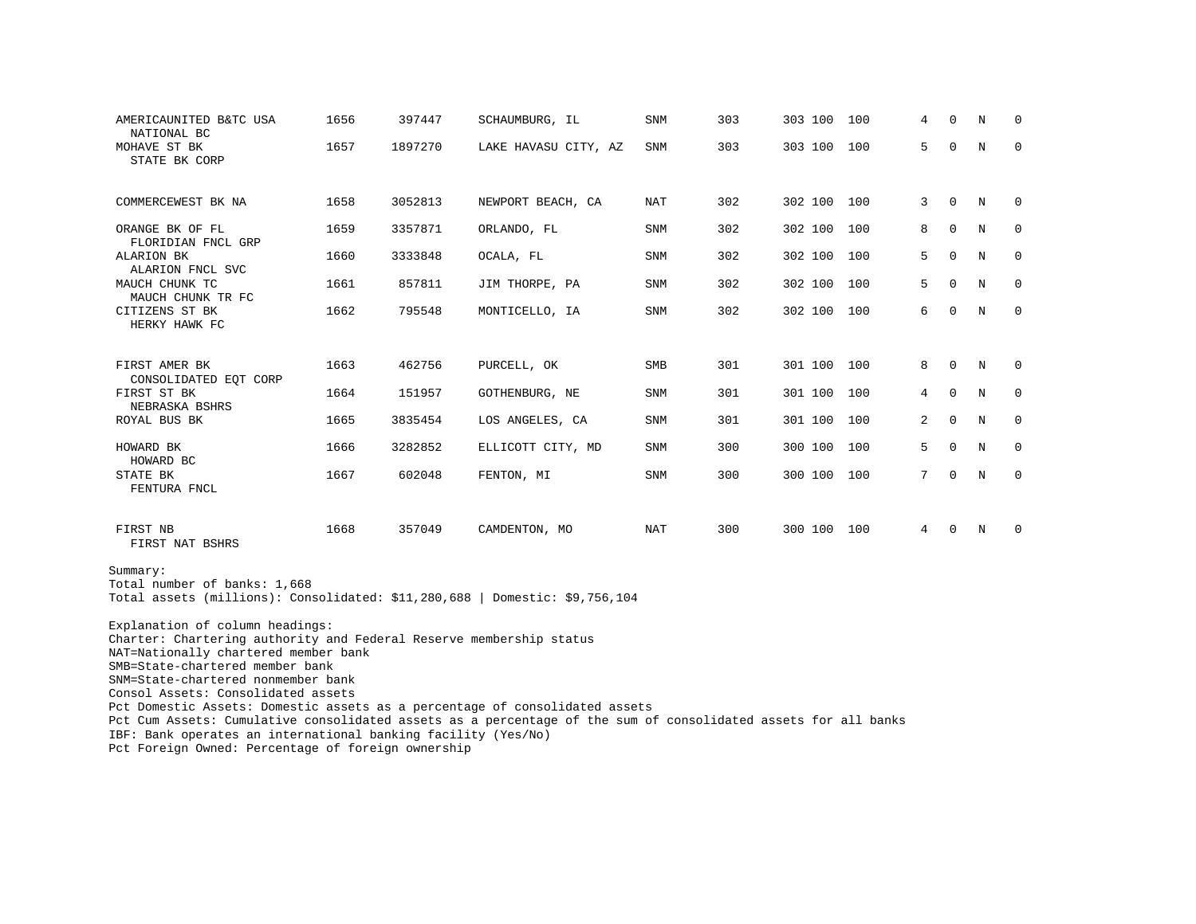| | | | | | | | | | | | |
|---|---|---|---|---|---|---|---|---|---|---|---|
| AMERICAUNITED B&TC USA<br>NATIONAL BC | 1656 | 397447 | SCHAUMBURG, IL | SNM | 303 | 303 | 100 | 100 | 4 | 0 | N | 0 |
| MOHAVE ST BK<br>STATE BK CORP | 1657 | 1897270 | LAKE HAVASU CITY, AZ | SNM | 303 | 303 | 100 | 100 | 5 | 0 | N | 0 |
| COMMERCEWEST BK NA | 1658 | 3052813 | NEWPORT BEACH, CA | NAT | 302 | 302 | 100 | 100 | 3 | 0 | N | 0 |
| ORANGE BK OF FL<br>FLORIDIAN FNCL GRP | 1659 | 3357871 | ORLANDO, FL | SNM | 302 | 302 | 100 | 100 | 8 | 0 | N | 0 |
| ALARION BK<br>ALARION FNCL SVC | 1660 | 3333848 | OCALA, FL | SNM | 302 | 302 | 100 | 100 | 5 | 0 | N | 0 |
| MAUCH CHUNK TC<br>MAUCH CHUNK TR FC | 1661 | 857811 | JIM THORPE, PA | SNM | 302 | 302 | 100 | 100 | 5 | 0 | N | 0 |
| CITIZENS ST BK<br>HERKY HAWK FC | 1662 | 795548 | MONTICELLO, IA | SNM | 302 | 302 | 100 | 100 | 6 | 0 | N | 0 |
| FIRST AMER BK<br>CONSOLIDATED EQT CORP | 1663 | 462756 | PURCELL, OK | SMB | 301 | 301 | 100 | 100 | 8 | 0 | N | 0 |
| FIRST ST BK<br>NEBRASKA BSHRS | 1664 | 151957 | GOTHENBURG, NE | SNM | 301 | 301 | 100 | 100 | 4 | 0 | N | 0 |
| ROYAL BUS BK | 1665 | 3835454 | LOS ANGELES, CA | SNM | 301 | 301 | 100 | 100 | 2 | 0 | N | 0 |
| HOWARD BK<br>HOWARD BC | 1666 | 3282852 | ELLICOTT CITY, MD | SNM | 300 | 300 | 100 | 100 | 5 | 0 | N | 0 |
| STATE BK<br>FENTURA FNCL | 1667 | 602048 | FENTON, MI | SNM | 300 | 300 | 100 | 100 | 7 | 0 | N | 0 |
| FIRST NB<br>FIRST NAT BSHRS | 1668 | 357049 | CAMDENTON, MO | NAT | 300 | 300 | 100 | 100 | 4 | 0 | N | 0 |

Summary:
Total number of banks: 1,668
Total assets (millions): Consolidated: $11,280,688 | Domestic: $9,756,104

Explanation of column headings:
Charter: Chartering authority and Federal Reserve membership status
NAT=Nationally chartered member bank
SMB=State-chartered member bank
SNM=State-chartered nonmember bank
Consol Assets: Consolidated assets
Pct Domestic Assets: Domestic assets as a percentage of consolidated assets
Pct Cum Assets: Cumulative consolidated assets as a percentage of the sum of consolidated assets for all banks
IBF: Bank operates an international banking facility (Yes/No)
Pct Foreign Owned: Percentage of foreign ownership